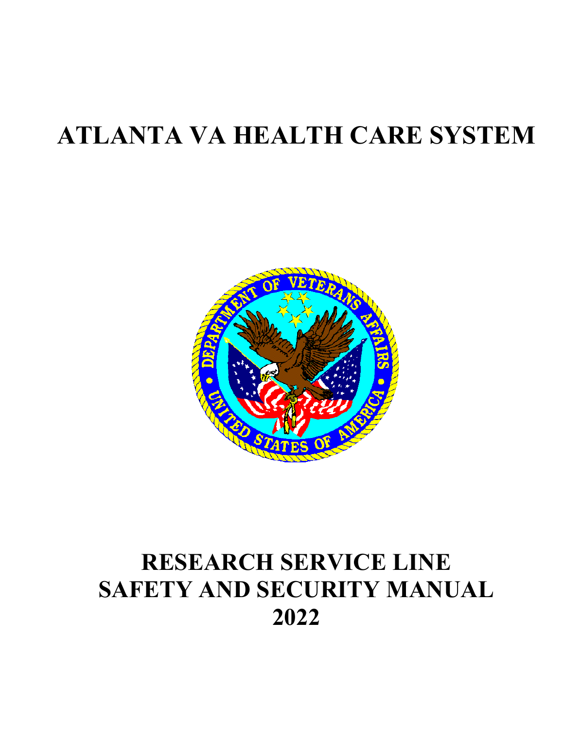# ATLANTA VA HEALTH CARE SYSTEM

# RESEARCH SERVICE LINE SAFETY AND SECURITY MANUAL 2022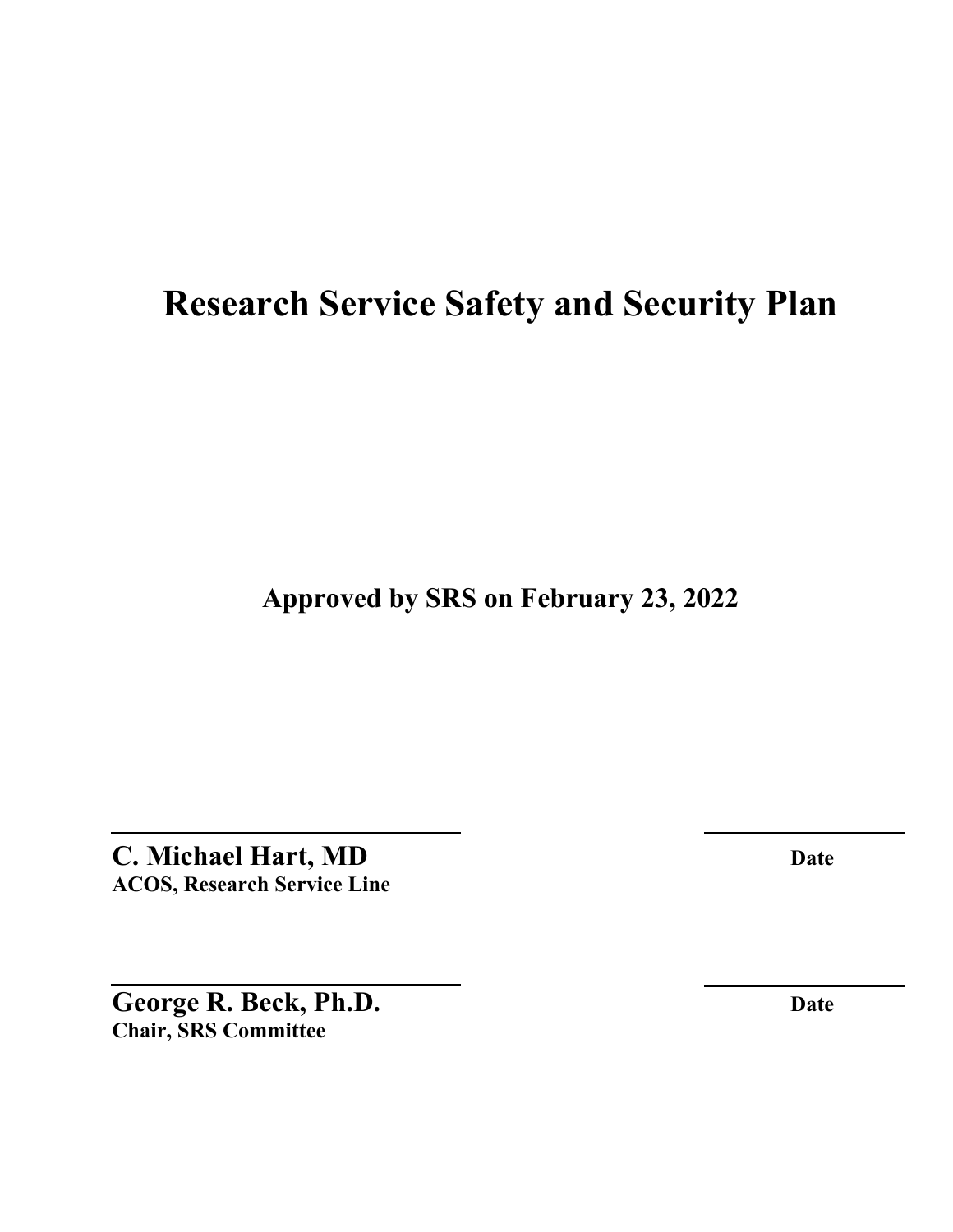# Research Service Safety and Security Plan

**Approved by SRS on February 23, 2022**

**C. Michael Hart, MD** _______________ **Date**
**ACOS, Research Service Line**

**George R. Beck, Ph.D.** _______________ **Date**
**Chair, SRS Committee**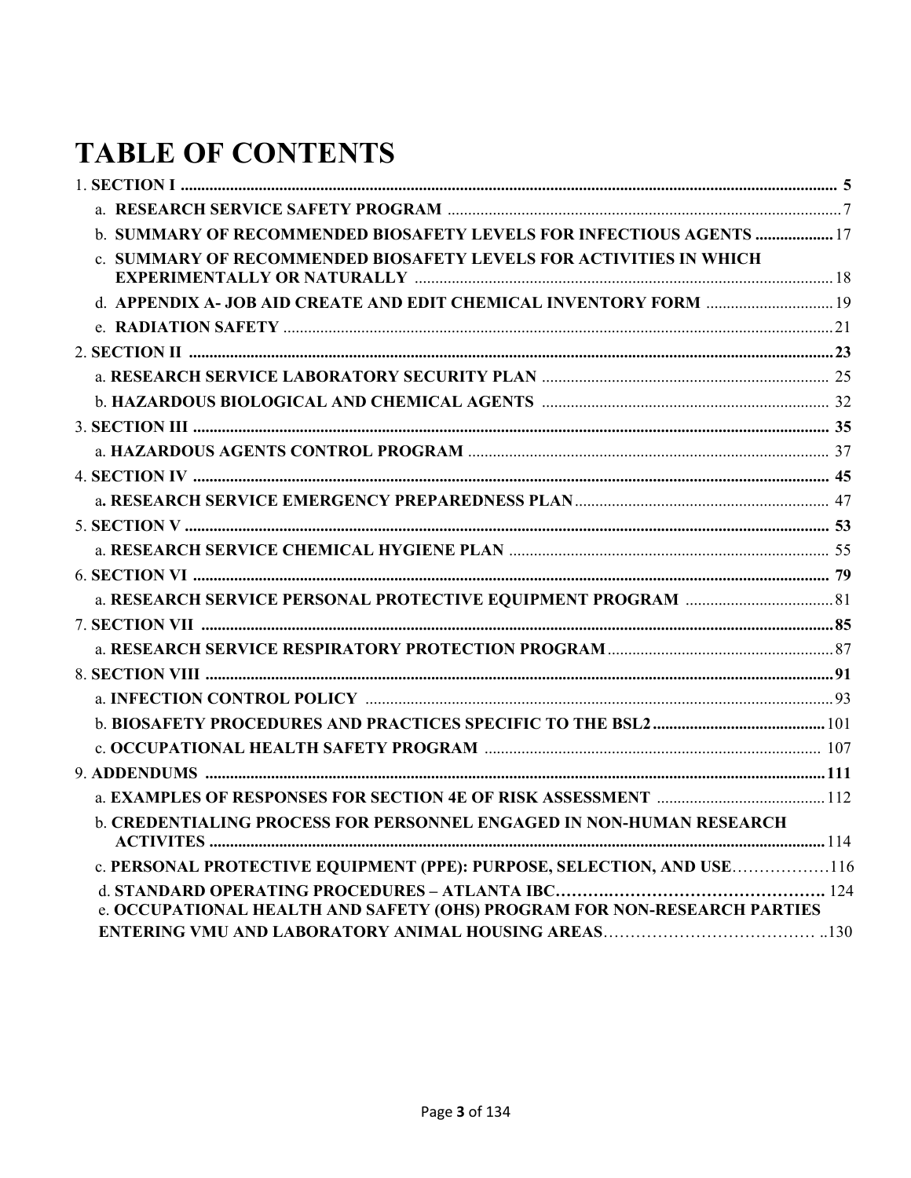# TABLE OF CONTENTS

1. **SECTION I** ........................................................................................................ **5**
   a. **RESEARCH SERVICE SAFETY PROGRAM** ........................................................................ 7
   b. **SUMMARY OF RECOMMENDED BIOSAFETY LEVELS FOR INFECTIOUS AGENTS** ................... 17
   c. **SUMMARY OF RECOMMENDED BIOSAFETY LEVELS FOR ACTIVITIES IN WHICH EXPERIMENTALLY OR NATURALLY** ........................................................................ 18
   d. **APPENDIX A- JOB AID CREATE AND EDIT CHEMICAL INVENTORY FORM** .............................. 19
   e. **RADIATION SAFETY** ........................................................................................ 21
2. **SECTION II** ........................................................................................................ **23**
   a. **RESEARCH SERVICE LABORATORY SECURITY PLAN** ..................................................... 25
   b. **HAZARDOUS BIOLOGICAL AND CHEMICAL AGENTS** ........................................................ 32
3. **SECTION III** ........................................................................................................ **35**
   a. **HAZARDOUS AGENTS CONTROL PROGRAM** ................................................................... 37
4. **SECTION IV** ........................................................................................................ **45**
   a**. RESEARCH SERVICE EMERGENCY PREPAREDNESS PLAN** .................................................. 47
5. **SECTION V** ........................................................................................................ **53**
   a. **RESEARCH SERVICE CHEMICAL HYGIENE PLAN** ........................................................... 55
6. **SECTION VI** ........................................................................................................ **79**
   a. **RESEARCH SERVICE PERSONAL PROTECTIVE EQUIPMENT PROGRAM** .................................... 81
7. **SECTION VII** ........................................................................................................ **85**
   a. **RESEARCH SERVICE RESPIRATORY PROTECTION PROGRAM** ............................................... 87
8. **SECTION VIII** ........................................................................................................ **91**
   a. **INFECTION CONTROL POLICY** ................................................................................ 93
   b. **BIOSAFETY PROCEDURES AND PRACTICES SPECIFIC TO THE BSL2** ....................................... 101
   c. **OCCUPATIONAL HEALTH SAFETY PROGRAM** ................................................................. 107
9. **ADDENDUMS** ........................................................................................................ **111**
   a. **EXAMPLES OF RESPONSES FOR SECTION 4E OF RISK ASSESSMENT** ........................................ 112
   b. **CREDENTIALING PROCESS FOR PERSONNEL ENGAGED IN NON-HUMAN RESEARCH ACTIVITES** ........... 114
   c. **PERSONAL PROTECTIVE EQUIPMENT (PPE): PURPOSE, SELECTION, AND USE** ........................... 116
   d. **STANDARD OPERATING PROCEDURES – ATLANTA IBC** ........................................................ 124
   e. **OCCUPATIONAL HEALTH AND SAFETY (OHS) PROGRAM FOR NON-RESEARCH PARTIES ENTERING VMU AND LABORATORY ANIMAL HOUSING AREAS** .................................................. 130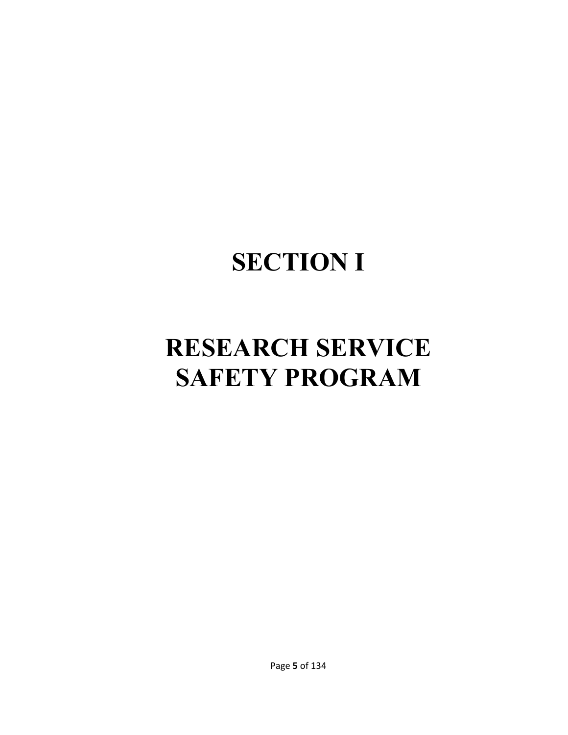# SECTION I

# RESEARCH SERVICE SAFETY PROGRAM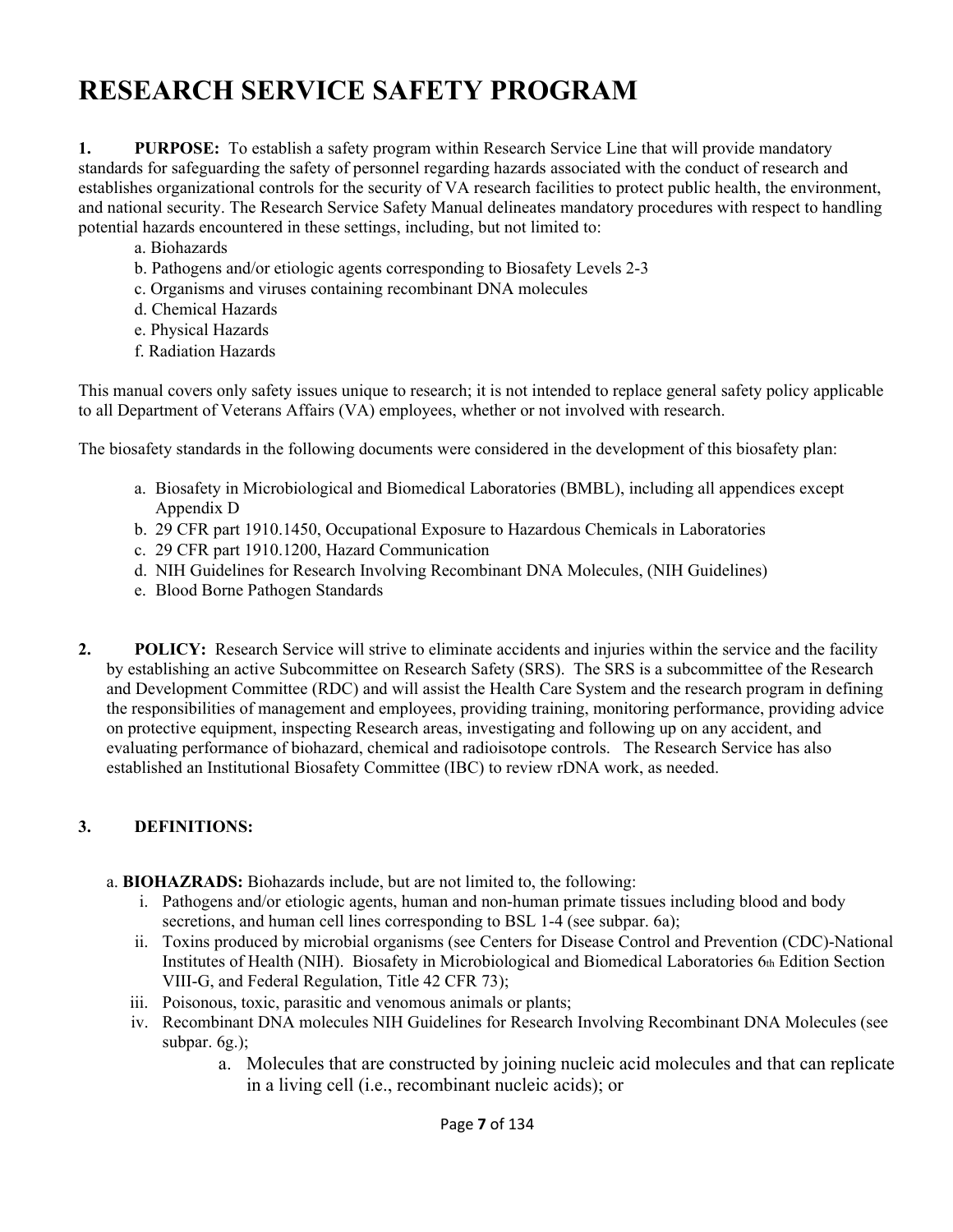# RESEARCH SERVICE SAFETY PROGRAM

**1. PURPOSE:** To establish a safety program within Research Service Line that will provide mandatory standards for safeguarding the safety of personnel regarding hazards associated with the conduct of research and establishes organizational controls for the security of VA research facilities to protect public health, the environment, and national security. The Research Service Safety Manual delineates mandatory procedures with respect to handling potential hazards encountered in these settings, including, but not limited to:

a. Biohazards
b. Pathogens and/or etiologic agents corresponding to Biosafety Levels 2-3
c. Organisms and viruses containing recombinant DNA molecules
d. Chemical Hazards
e. Physical Hazards
f. Radiation Hazards

This manual covers only safety issues unique to research; it is not intended to replace general safety policy applicable to all Department of Veterans Affairs (VA) employees, whether or not involved with research.

The biosafety standards in the following documents were considered in the development of this biosafety plan:

a. Biosafety in Microbiological and Biomedical Laboratories (BMBL), including all appendices except Appendix D
b. 29 CFR part 1910.1450, Occupational Exposure to Hazardous Chemicals in Laboratories
c. 29 CFR part 1910.1200, Hazard Communication
d. NIH Guidelines for Research Involving Recombinant DNA Molecules, (NIH Guidelines)
e. Blood Borne Pathogen Standards

**2. POLICY:** Research Service will strive to eliminate accidents and injuries within the service and the facility by establishing an active Subcommittee on Research Safety (SRS). The SRS is a subcommittee of the Research and Development Committee (RDC) and will assist the Health Care System and the research program in defining the responsibilities of management and employees, providing training, monitoring performance, providing advice on protective equipment, inspecting Research areas, investigating and following up on any accident, and evaluating performance of biohazard, chemical and radioisotope controls. The Research Service has also established an Institutional Biosafety Committee (IBC) to review rDNA work, as needed.

**3. DEFINITIONS:**

a. **BIOHAZRADS:** Biohazards include, but are not limited to, the following:

i. Pathogens and/or etiologic agents, human and non-human primate tissues including blood and body secretions, and human cell lines corresponding to BSL 1-4 (see subpar. 6a);
ii. Toxins produced by microbial organisms (see Centers for Disease Control and Prevention (CDC)-National Institutes of Health (NIH). Biosafety in Microbiological and Biomedical Laboratories 6th Edition Section VIII-G, and Federal Regulation, Title 42 CFR 73);
iii. Poisonous, toxic, parasitic and venomous animals or plants;
iv. Recombinant DNA molecules NIH Guidelines for Research Involving Recombinant DNA Molecules (see subpar. 6g.);
   a. Molecules that are constructed by joining nucleic acid molecules and that can replicate in a living cell (i.e., recombinant nucleic acids); or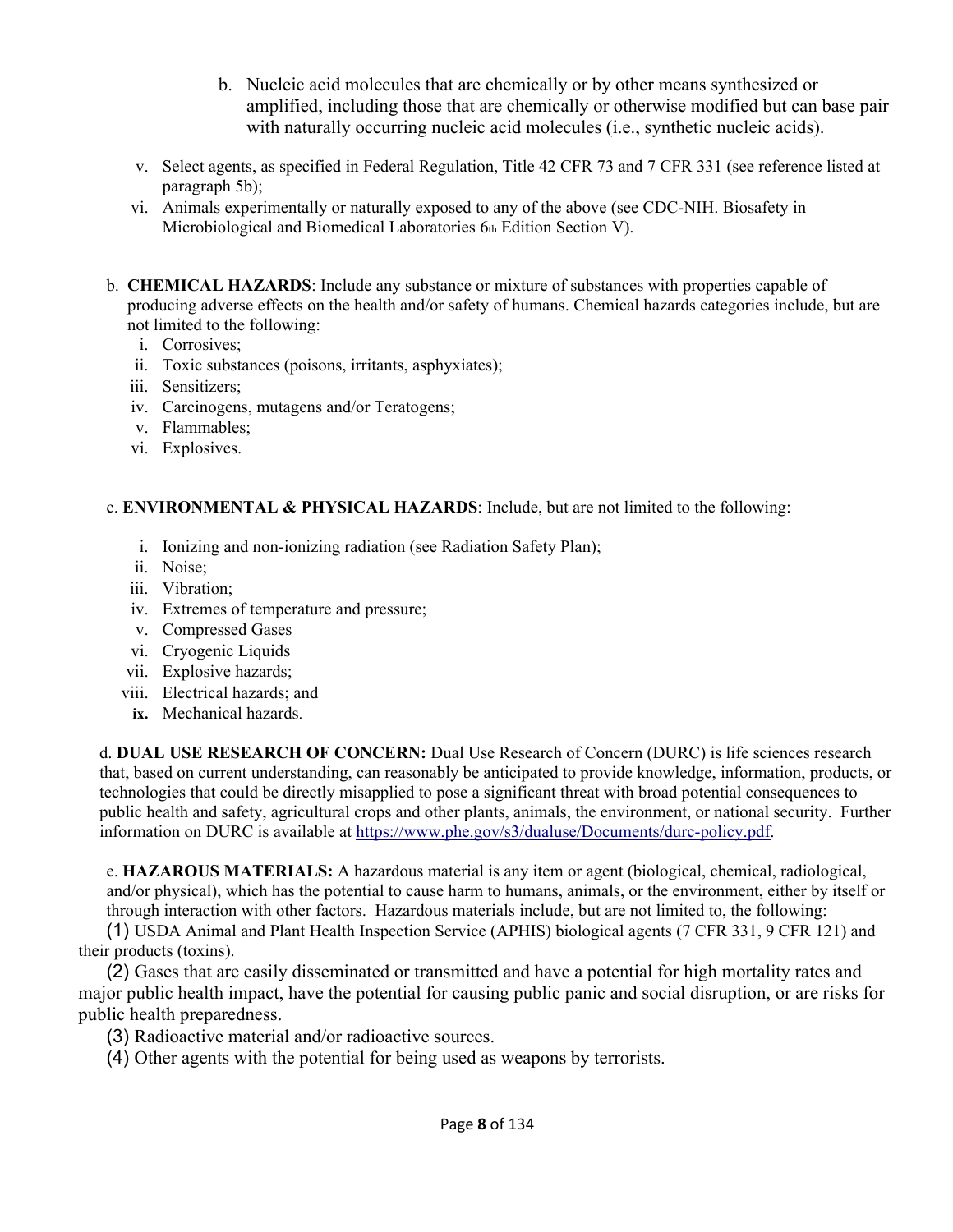b. Nucleic acid molecules that are chemically or by other means synthesized or amplified, including those that are chemically or otherwise modified but can base pair with naturally occurring nucleic acid molecules (i.e., synthetic nucleic acids).

v. Select agents, as specified in Federal Regulation, Title 42 CFR 73 and 7 CFR 331 (see reference listed at paragraph 5b);

vi. Animals experimentally or naturally exposed to any of the above (see CDC-NIH. Biosafety in Microbiological and Biomedical Laboratories 6th Edition Section V).

b. **CHEMICAL HAZARDS**: Include any substance or mixture of substances with properties capable of producing adverse effects on the health and/or safety of humans. Chemical hazards categories include, but are not limited to the following:

i. Corrosives;
ii. Toxic substances (poisons, irritants, asphyxiates);
iii. Sensitizers;
iv. Carcinogens, mutagens and/or Teratogens;
v. Flammables;
vi. Explosives.

c. **ENVIRONMENTAL & PHYSICAL HAZARDS**: Include, but are not limited to the following:

i. Ionizing and non-ionizing radiation (see Radiation Safety Plan);
ii. Noise;
iii. Vibration;
iv. Extremes of temperature and pressure;
v. Compressed Gases
vi. Cryogenic Liquids
vii. Explosive hazards;
viii. Electrical hazards; and
**ix.** Mechanical hazards.

d. **DUAL USE RESEARCH OF CONCERN:** Dual Use Research of Concern (DURC) is life sciences research that, based on current understanding, can reasonably be anticipated to provide knowledge, information, products, or technologies that could be directly misapplied to pose a significant threat with broad potential consequences to public health and safety, agricultural crops and other plants, animals, the environment, or national security. Further information on DURC is available at https://www.phe.gov/s3/dualuse/Documents/durc-policy.pdf.

e. **HAZAROUS MATERIALS:** A hazardous material is any item or agent (biological, chemical, radiological, and/or physical), which has the potential to cause harm to humans, animals, or the environment, either by itself or through interaction with other factors. Hazardous materials include, but are not limited to, the following:

(1) USDA Animal and Plant Health Inspection Service (APHIS) biological agents (7 CFR 331, 9 CFR 121) and their products (toxins).

(2) Gases that are easily disseminated or transmitted and have a potential for high mortality rates and major public health impact, have the potential for causing public panic and social disruption, or are risks for public health preparedness.

(3) Radioactive material and/or radioactive sources.

(4) Other agents with the potential for being used as weapons by terrorists.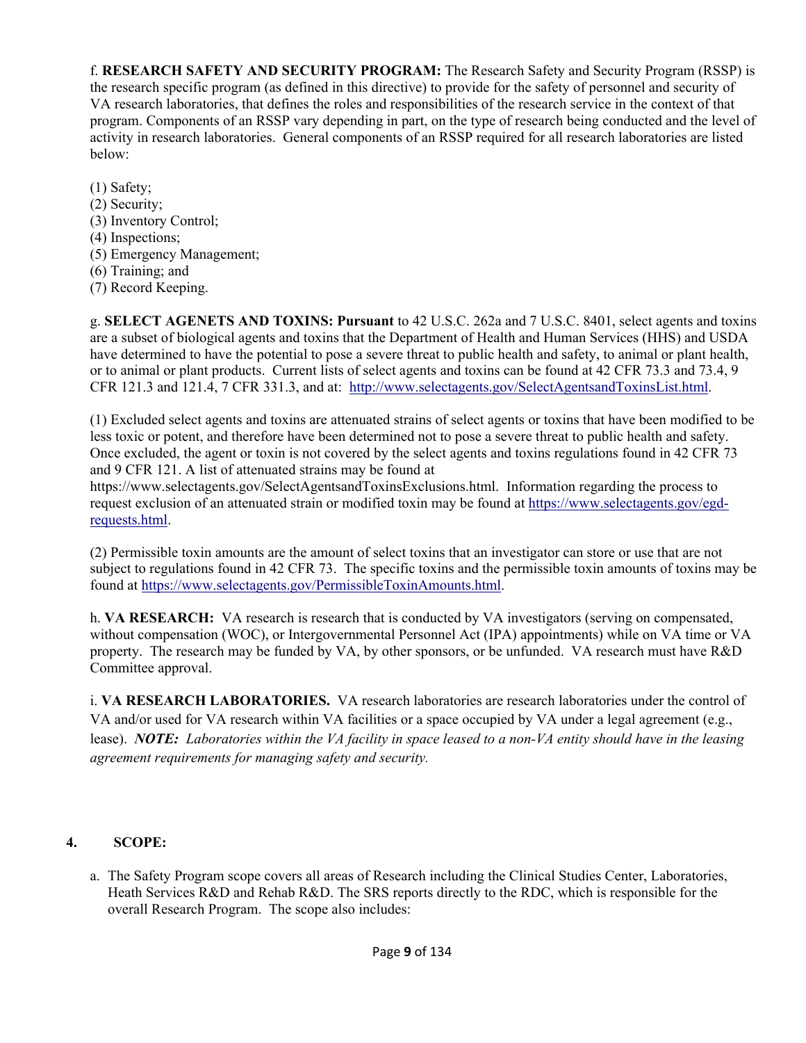f. **RESEARCH SAFETY AND SECURITY PROGRAM:** The Research Safety and Security Program (RSSP) is the research specific program (as defined in this directive) to provide for the safety of personnel and security of VA research laboratories, that defines the roles and responsibilities of the research service in the context of that program. Components of an RSSP vary depending in part, on the type of research being conducted and the level of activity in research laboratories. General components of an RSSP required for all research laboratories are listed below:

(1) Safety;
(2) Security;
(3) Inventory Control;
(4) Inspections;
(5) Emergency Management;
(6) Training; and
(7) Record Keeping.

g. **SELECT AGENETS AND TOXINS: Pursuant** to 42 U.S.C. 262a and 7 U.S.C. 8401, select agents and toxins are a subset of biological agents and toxins that the Department of Health and Human Services (HHS) and USDA have determined to have the potential to pose a severe threat to public health and safety, to animal or plant health, or to animal or plant products. Current lists of select agents and toxins can be found at 42 CFR 73.3 and 73.4, 9 CFR 121.3 and 121.4, 7 CFR 331.3, and at: http://www.selectagents.gov/SelectAgentsandToxinsList.html.

(1) Excluded select agents and toxins are attenuated strains of select agents or toxins that have been modified to be less toxic or potent, and therefore have been determined not to pose a severe threat to public health and safety. Once excluded, the agent or toxin is not covered by the select agents and toxins regulations found in 42 CFR 73 and 9 CFR 121. A list of attenuated strains may be found at https://www.selectagents.gov/SelectAgentsandToxinsExclusions.html. Information regarding the process to request exclusion of an attenuated strain or modified toxin may be found at https://www.selectagents.gov/egd-requests.html.

(2) Permissible toxin amounts are the amount of select toxins that an investigator can store or use that are not subject to regulations found in 42 CFR 73. The specific toxins and the permissible toxin amounts of toxins may be found at https://www.selectagents.gov/PermissibleToxinAmounts.html.

h. **VA RESEARCH:** VA research is research that is conducted by VA investigators (serving on compensated, without compensation (WOC), or Intergovernmental Personnel Act (IPA) appointments) while on VA time or VA property. The research may be funded by VA, by other sponsors, or be unfunded. VA research must have R&D Committee approval.

i. **VA RESEARCH LABORATORIES.** VA research laboratories are research laboratories under the control of VA and/or used for VA research within VA facilities or a space occupied by VA under a legal agreement (e.g., lease). ***NOTE:*** *Laboratories within the VA facility in space leased to a non-VA entity should have in the leasing agreement requirements for managing safety and security.*

## 4. SCOPE:

a. The Safety Program scope covers all areas of Research including the Clinical Studies Center, Laboratories, Heath Services R&D and Rehab R&D. The SRS reports directly to the RDC, which is responsible for the overall Research Program. The scope also includes: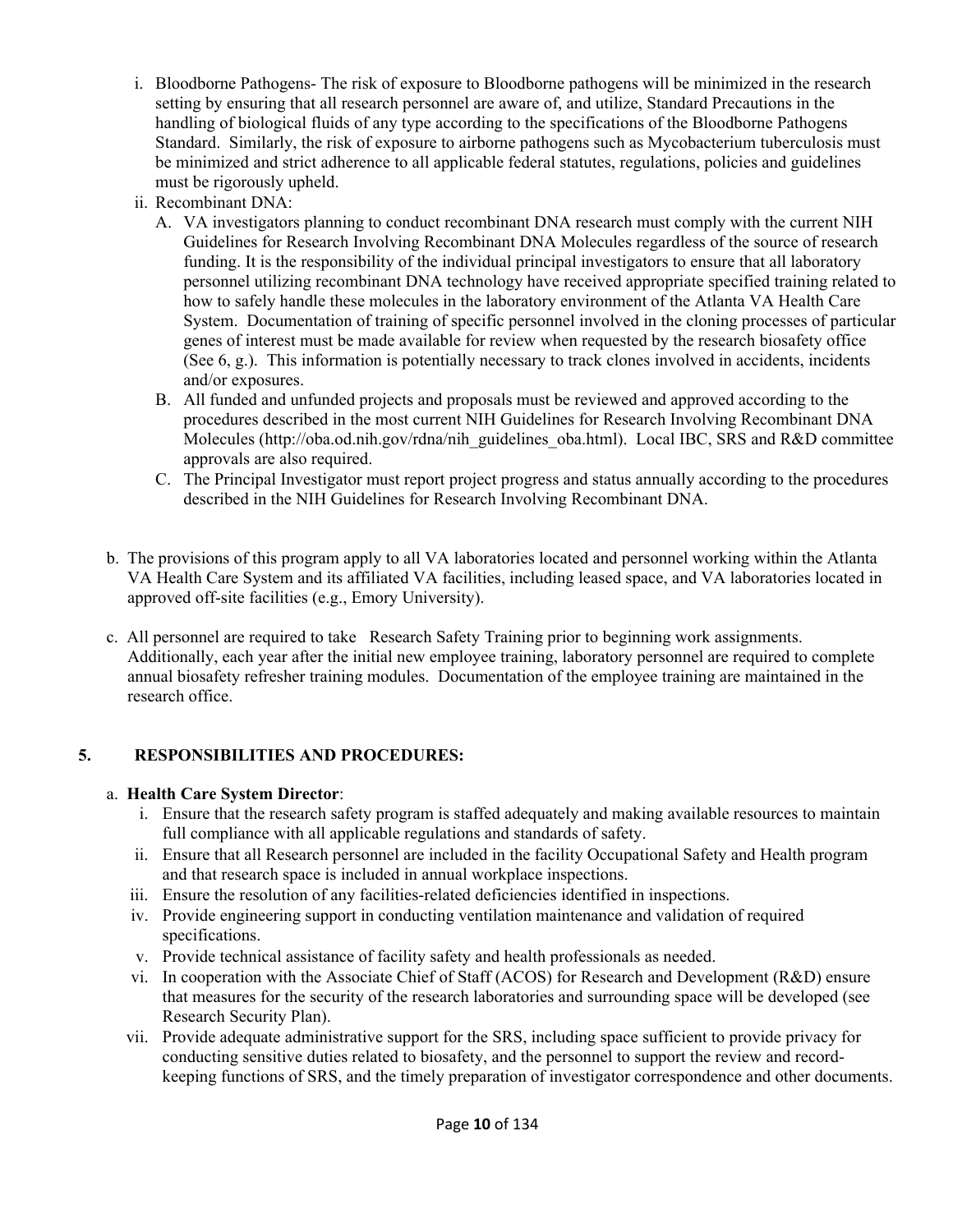i. Bloodborne Pathogens- The risk of exposure to Bloodborne pathogens will be minimized in the research setting by ensuring that all research personnel are aware of, and utilize, Standard Precautions in the handling of biological fluids of any type according to the specifications of the Bloodborne Pathogens Standard. Similarly, the risk of exposure to airborne pathogens such as Mycobacterium tuberculosis must be minimized and strict adherence to all applicable federal statutes, regulations, policies and guidelines must be rigorously upheld.

ii. Recombinant DNA:

   A. VA investigators planning to conduct recombinant DNA research must comply with the current NIH Guidelines for Research Involving Recombinant DNA Molecules regardless of the source of research funding. It is the responsibility of the individual principal investigators to ensure that all laboratory personnel utilizing recombinant DNA technology have received appropriate specified training related to how to safely handle these molecules in the laboratory environment of the Atlanta VA Health Care System. Documentation of training of specific personnel involved in the cloning processes of particular genes of interest must be made available for review when requested by the research biosafety office (See 6, g.). This information is potentially necessary to track clones involved in accidents, incidents and/or exposures.

   B. All funded and unfunded projects and proposals must be reviewed and approved according to the procedures described in the most current NIH Guidelines for Research Involving Recombinant DNA Molecules (http://oba.od.nih.gov/rdna/nih_guidelines_oba.html). Local IBC, SRS and R&D committee approvals are also required.

   C. The Principal Investigator must report project progress and status annually according to the procedures described in the NIH Guidelines for Research Involving Recombinant DNA.

b. The provisions of this program apply to all VA laboratories located and personnel working within the Atlanta VA Health Care System and its affiliated VA facilities, including leased space, and VA laboratories located in approved off-site facilities (e.g., Emory University).

c. All personnel are required to take Research Safety Training prior to beginning work assignments. Additionally, each year after the initial new employee training, laboratory personnel are required to complete annual biosafety refresher training modules. Documentation of the employee training are maintained in the research office.

## 5. RESPONSIBILITIES AND PROCEDURES:

a. **Health Care System Director**:

   i. Ensure that the research safety program is staffed adequately and making available resources to maintain full compliance with all applicable regulations and standards of safety.

   ii. Ensure that all Research personnel are included in the facility Occupational Safety and Health program and that research space is included in annual workplace inspections.

   iii. Ensure the resolution of any facilities-related deficiencies identified in inspections.

   iv. Provide engineering support in conducting ventilation maintenance and validation of required specifications.

   v. Provide technical assistance of facility safety and health professionals as needed.

   vi. In cooperation with the Associate Chief of Staff (ACOS) for Research and Development (R&D) ensure that measures for the security of the research laboratories and surrounding space will be developed (see Research Security Plan).

   vii. Provide adequate administrative support for the SRS, including space sufficient to provide privacy for conducting sensitive duties related to biosafety, and the personnel to support the review and record-keeping functions of SRS, and the timely preparation of investigator correspondence and other documents.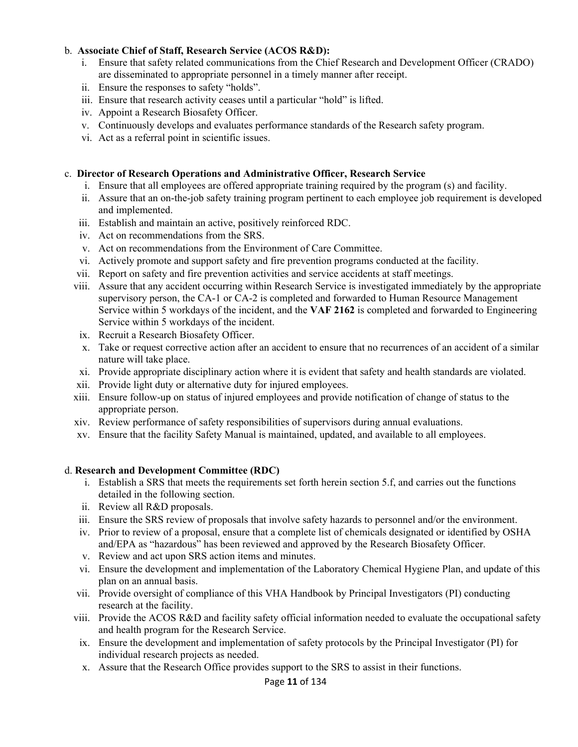b. **Associate Chief of Staff, Research Service (ACOS R&D):**

   i. Ensure that safety related communications from the Chief Research and Development Officer (CRADO) are disseminated to appropriate personnel in a timely manner after receipt.
   ii. Ensure the responses to safety "holds".
   iii. Ensure that research activity ceases until a particular "hold" is lifted.
   iv. Appoint a Research Biosafety Officer.
   v. Continuously develops and evaluates performance standards of the Research safety program.
   vi. Act as a referral point in scientific issues.

c. **Director of Research Operations and Administrative Officer, Research Service**

   i. Ensure that all employees are offered appropriate training required by the program (s) and facility.
   ii. Assure that an on-the-job safety training program pertinent to each employee job requirement is developed and implemented.
   iii. Establish and maintain an active, positively reinforced RDC.
   iv. Act on recommendations from the SRS.
   v. Act on recommendations from the Environment of Care Committee.
   vi. Actively promote and support safety and fire prevention programs conducted at the facility.
   vii. Report on safety and fire prevention activities and service accidents at staff meetings.
   viii. Assure that any accident occurring within Research Service is investigated immediately by the appropriate supervisory person, the CA-1 or CA-2 is completed and forwarded to Human Resource Management Service within 5 workdays of the incident, and the **VAF 2162** is completed and forwarded to Engineering Service within 5 workdays of the incident.
   ix. Recruit a Research Biosafety Officer.
   x. Take or request corrective action after an accident to ensure that no recurrences of an accident of a similar nature will take place.
   xi. Provide appropriate disciplinary action where it is evident that safety and health standards are violated.
   xii. Provide light duty or alternative duty for injured employees.
   xiii. Ensure follow-up on status of injured employees and provide notification of change of status to the appropriate person.
   xiv. Review performance of safety responsibilities of supervisors during annual evaluations.
   xv. Ensure that the facility Safety Manual is maintained, updated, and available to all employees.

d. **Research and Development Committee (RDC)**

   i. Establish a SRS that meets the requirements set forth herein section 5.f, and carries out the functions detailed in the following section.
   ii. Review all R&D proposals.
   iii. Ensure the SRS review of proposals that involve safety hazards to personnel and/or the environment.
   iv. Prior to review of a proposal, ensure that a complete list of chemicals designated or identified by OSHA and/EPA as "hazardous" has been reviewed and approved by the Research Biosafety Officer.
   v. Review and act upon SRS action items and minutes.
   vi. Ensure the development and implementation of the Laboratory Chemical Hygiene Plan, and update of this plan on an annual basis.
   vii. Provide oversight of compliance of this VHA Handbook by Principal Investigators (PI) conducting research at the facility.
   viii. Provide the ACOS R&D and facility safety official information needed to evaluate the occupational safety and health program for the Research Service.
   ix. Ensure the development and implementation of safety protocols by the Principal Investigator (PI) for individual research projects as needed.
   x. Assure that the Research Office provides support to the SRS to assist in their functions.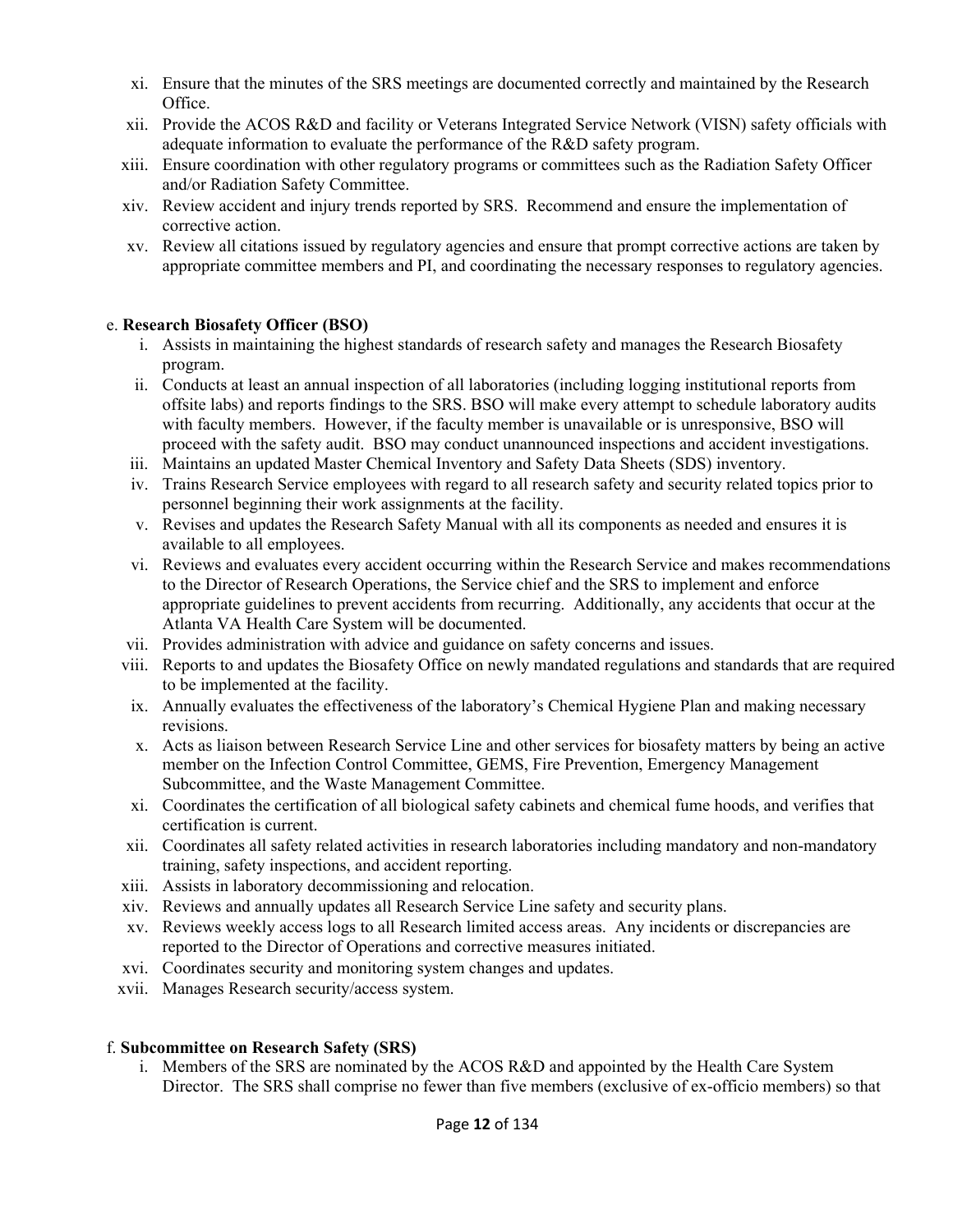xi. Ensure that the minutes of the SRS meetings are documented correctly and maintained by the Research Office.
xii. Provide the ACOS R&D and facility or Veterans Integrated Service Network (VISN) safety officials with adequate information to evaluate the performance of the R&D safety program.
xiii. Ensure coordination with other regulatory programs or committees such as the Radiation Safety Officer and/or Radiation Safety Committee.
xiv. Review accident and injury trends reported by SRS. Recommend and ensure the implementation of corrective action.
xv. Review all citations issued by regulatory agencies and ensure that prompt corrective actions are taken by appropriate committee members and PI, and coordinating the necessary responses to regulatory agencies.

e. **Research Biosafety Officer (BSO)**

i. Assists in maintaining the highest standards of research safety and manages the Research Biosafety program.
ii. Conducts at least an annual inspection of all laboratories (including logging institutional reports from offsite labs) and reports findings to the SRS. BSO will make every attempt to schedule laboratory audits with faculty members. However, if the faculty member is unavailable or is unresponsive, BSO will proceed with the safety audit. BSO may conduct unannounced inspections and accident investigations.
iii. Maintains an updated Master Chemical Inventory and Safety Data Sheets (SDS) inventory.
iv. Trains Research Service employees with regard to all research safety and security related topics prior to personnel beginning their work assignments at the facility.
v. Revises and updates the Research Safety Manual with all its components as needed and ensures it is available to all employees.
vi. Reviews and evaluates every accident occurring within the Research Service and makes recommendations to the Director of Research Operations, the Service chief and the SRS to implement and enforce appropriate guidelines to prevent accidents from recurring. Additionally, any accidents that occur at the Atlanta VA Health Care System will be documented.
vii. Provides administration with advice and guidance on safety concerns and issues.
viii. Reports to and updates the Biosafety Office on newly mandated regulations and standards that are required to be implemented at the facility.
ix. Annually evaluates the effectiveness of the laboratory's Chemical Hygiene Plan and making necessary revisions.
x. Acts as liaison between Research Service Line and other services for biosafety matters by being an active member on the Infection Control Committee, GEMS, Fire Prevention, Emergency Management Subcommittee, and the Waste Management Committee.
xi. Coordinates the certification of all biological safety cabinets and chemical fume hoods, and verifies that certification is current.
xii. Coordinates all safety related activities in research laboratories including mandatory and non-mandatory training, safety inspections, and accident reporting.
xiii. Assists in laboratory decommissioning and relocation.
xiv. Reviews and annually updates all Research Service Line safety and security plans.
xv. Reviews weekly access logs to all Research limited access areas. Any incidents or discrepancies are reported to the Director of Operations and corrective measures initiated.
xvi. Coordinates security and monitoring system changes and updates.
xvii. Manages Research security/access system.

f. **Subcommittee on Research Safety (SRS)**

i. Members of the SRS are nominated by the ACOS R&D and appointed by the Health Care System Director. The SRS shall comprise no fewer than five members (exclusive of ex-officio members) so that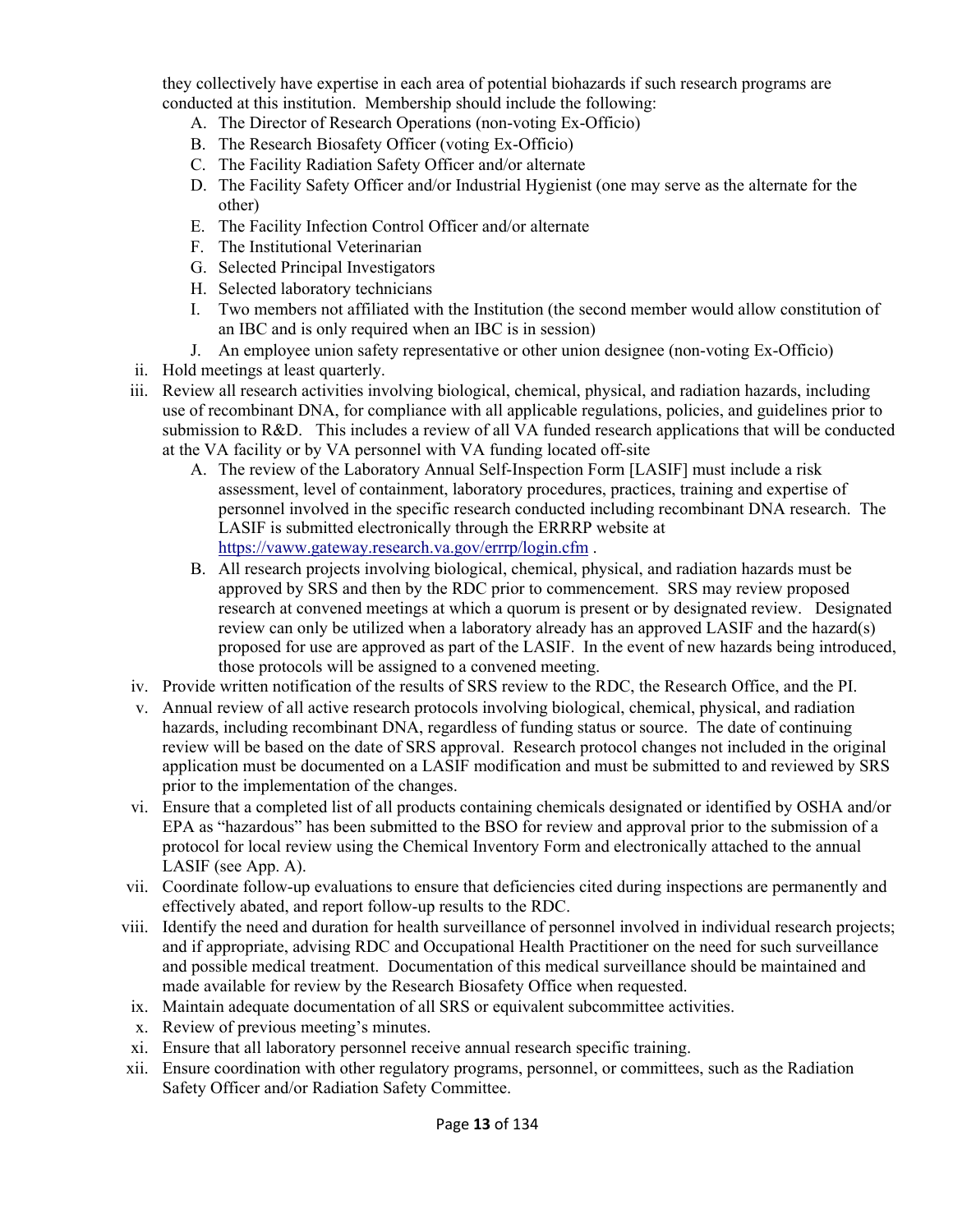they collectively have expertise in each area of potential biohazards if such research programs are conducted at this institution. Membership should include the following:

  A. The Director of Research Operations (non-voting Ex-Officio)
  B. The Research Biosafety Officer (voting Ex-Officio)
  C. The Facility Radiation Safety Officer and/or alternate
  D. The Facility Safety Officer and/or Industrial Hygienist (one may serve as the alternate for the other)
  E. The Facility Infection Control Officer and/or alternate
  F. The Institutional Veterinarian
  G. Selected Principal Investigators
  H. Selected laboratory technicians
  I. Two members not affiliated with the Institution (the second member would allow constitution of an IBC and is only required when an IBC is in session)
  J. An employee union safety representative or other union designee (non-voting Ex-Officio)

ii. Hold meetings at least quarterly.

iii. Review all research activities involving biological, chemical, physical, and radiation hazards, including use of recombinant DNA, for compliance with all applicable regulations, policies, and guidelines prior to submission to R&D. This includes a review of all VA funded research applications that will be conducted at the VA facility or by VA personnel with VA funding located off-site

  A. The review of the Laboratory Annual Self-Inspection Form [LASIF] must include a risk assessment, level of containment, laboratory procedures, practices, training and expertise of personnel involved in the specific research conducted including recombinant DNA research. The LASIF is submitted electronically through the ERRRP website at https://vaww.gateway.research.va.gov/errrp/login.cfm .
  B. All research projects involving biological, chemical, physical, and radiation hazards must be approved by SRS and then by the RDC prior to commencement. SRS may review proposed research at convened meetings at which a quorum is present or by designated review. Designated review can only be utilized when a laboratory already has an approved LASIF and the hazard(s) proposed for use are approved as part of the LASIF. In the event of new hazards being introduced, those protocols will be assigned to a convened meeting.

iv. Provide written notification of the results of SRS review to the RDC, the Research Office, and the PI.

v. Annual review of all active research protocols involving biological, chemical, physical, and radiation hazards, including recombinant DNA, regardless of funding status or source. The date of continuing review will be based on the date of SRS approval. Research protocol changes not included in the original application must be documented on a LASIF modification and must be submitted to and reviewed by SRS prior to the implementation of the changes.

vi. Ensure that a completed list of all products containing chemicals designated or identified by OSHA and/or EPA as "hazardous" has been submitted to the BSO for review and approval prior to the submission of a protocol for local review using the Chemical Inventory Form and electronically attached to the annual LASIF (see App. A).

vii. Coordinate follow-up evaluations to ensure that deficiencies cited during inspections are permanently and effectively abated, and report follow-up results to the RDC.

viii. Identify the need and duration for health surveillance of personnel involved in individual research projects; and if appropriate, advising RDC and Occupational Health Practitioner on the need for such surveillance and possible medical treatment. Documentation of this medical surveillance should be maintained and made available for review by the Research Biosafety Office when requested.

ix. Maintain adequate documentation of all SRS or equivalent subcommittee activities.

x. Review of previous meeting's minutes.

xi. Ensure that all laboratory personnel receive annual research specific training.

xii. Ensure coordination with other regulatory programs, personnel, or committees, such as the Radiation Safety Officer and/or Radiation Safety Committee.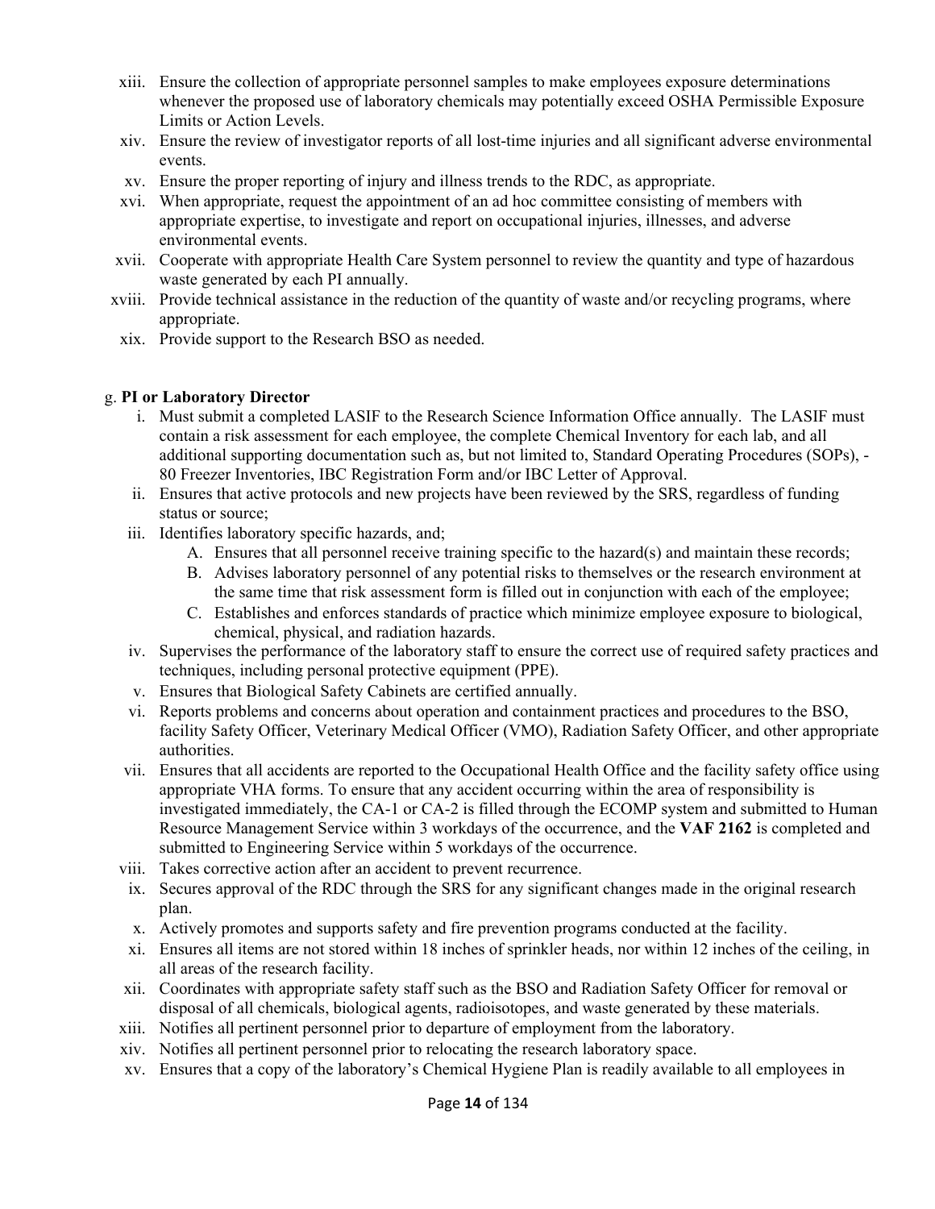xiii. Ensure the collection of appropriate personnel samples to make employees exposure determinations whenever the proposed use of laboratory chemicals may potentially exceed OSHA Permissible Exposure Limits or Action Levels.

xiv. Ensure the review of investigator reports of all lost-time injuries and all significant adverse environmental events.

xv. Ensure the proper reporting of injury and illness trends to the RDC, as appropriate.

xvi. When appropriate, request the appointment of an ad hoc committee consisting of members with appropriate expertise, to investigate and report on occupational injuries, illnesses, and adverse environmental events.

xvii. Cooperate with appropriate Health Care System personnel to review the quantity and type of hazardous waste generated by each PI annually.

xviii. Provide technical assistance in the reduction of the quantity of waste and/or recycling programs, where appropriate.

xix. Provide support to the Research BSO as needed.

g. **PI or Laboratory Director**

i. Must submit a completed LASIF to the Research Science Information Office annually. The LASIF must contain a risk assessment for each employee, the complete Chemical Inventory for each lab, and all additional supporting documentation such as, but not limited to, Standard Operating Procedures (SOPs), -80 Freezer Inventories, IBC Registration Form and/or IBC Letter of Approval.

ii. Ensures that active protocols and new projects have been reviewed by the SRS, regardless of funding status or source;

iii. Identifies laboratory specific hazards, and;

A. Ensures that all personnel receive training specific to the hazard(s) and maintain these records;

B. Advises laboratory personnel of any potential risks to themselves or the research environment at the same time that risk assessment form is filled out in conjunction with each of the employee;

C. Establishes and enforces standards of practice which minimize employee exposure to biological, chemical, physical, and radiation hazards.

iv. Supervises the performance of the laboratory staff to ensure the correct use of required safety practices and techniques, including personal protective equipment (PPE).

v. Ensures that Biological Safety Cabinets are certified annually.

vi. Reports problems and concerns about operation and containment practices and procedures to the BSO, facility Safety Officer, Veterinary Medical Officer (VMO), Radiation Safety Officer, and other appropriate authorities.

vii. Ensures that all accidents are reported to the Occupational Health Office and the facility safety office using appropriate VHA forms. To ensure that any accident occurring within the area of responsibility is investigated immediately, the CA-1 or CA-2 is filled through the ECOMP system and submitted to Human Resource Management Service within 3 workdays of the occurrence, and the **VAF 2162** is completed and submitted to Engineering Service within 5 workdays of the occurrence.

viii. Takes corrective action after an accident to prevent recurrence.

ix. Secures approval of the RDC through the SRS for any significant changes made in the original research plan.

x. Actively promotes and supports safety and fire prevention programs conducted at the facility.

xi. Ensures all items are not stored within 18 inches of sprinkler heads, nor within 12 inches of the ceiling, in all areas of the research facility.

xii. Coordinates with appropriate safety staff such as the BSO and Radiation Safety Officer for removal or disposal of all chemicals, biological agents, radioisotopes, and waste generated by these materials.

xiii. Notifies all pertinent personnel prior to departure of employment from the laboratory.

xiv. Notifies all pertinent personnel prior to relocating the research laboratory space.

xv. Ensures that a copy of the laboratory's Chemical Hygiene Plan is readily available to all employees in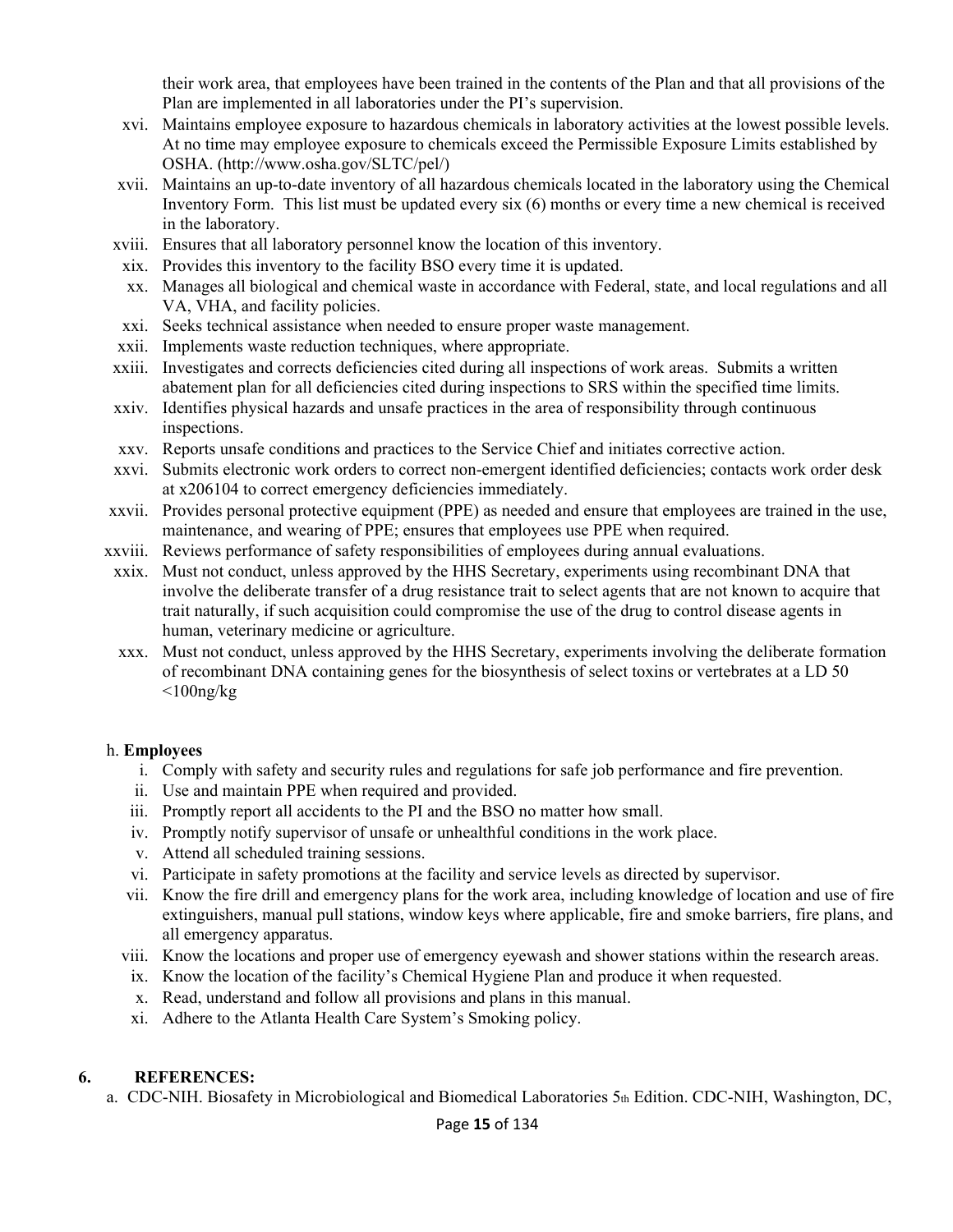their work area, that employees have been trained in the contents of the Plan and that all provisions of the Plan are implemented in all laboratories under the PI's supervision.

xvi. Maintains employee exposure to hazardous chemicals in laboratory activities at the lowest possible levels. At no time may employee exposure to chemicals exceed the Permissible Exposure Limits established by OSHA. (http://www.osha.gov/SLTC/pel/)

xvii. Maintains an up-to-date inventory of all hazardous chemicals located in the laboratory using the Chemical Inventory Form. This list must be updated every six (6) months or every time a new chemical is received in the laboratory.

xviii. Ensures that all laboratory personnel know the location of this inventory.

xix. Provides this inventory to the facility BSO every time it is updated.

xx. Manages all biological and chemical waste in accordance with Federal, state, and local regulations and all VA, VHA, and facility policies.

xxi. Seeks technical assistance when needed to ensure proper waste management.

xxii. Implements waste reduction techniques, where appropriate.

xxiii. Investigates and corrects deficiencies cited during all inspections of work areas. Submits a written abatement plan for all deficiencies cited during inspections to SRS within the specified time limits.

xxiv. Identifies physical hazards and unsafe practices in the area of responsibility through continuous inspections.

xxv. Reports unsafe conditions and practices to the Service Chief and initiates corrective action.

xxvi. Submits electronic work orders to correct non-emergent identified deficiencies; contacts work order desk at x206104 to correct emergency deficiencies immediately.

xxvii. Provides personal protective equipment (PPE) as needed and ensure that employees are trained in the use, maintenance, and wearing of PPE; ensures that employees use PPE when required.

xxviii. Reviews performance of safety responsibilities of employees during annual evaluations.

xxix. Must not conduct, unless approved by the HHS Secretary, experiments using recombinant DNA that involve the deliberate transfer of a drug resistance trait to select agents that are not known to acquire that trait naturally, if such acquisition could compromise the use of the drug to control disease agents in human, veterinary medicine or agriculture.

xxx. Must not conduct, unless approved by the HHS Secretary, experiments involving the deliberate formation of recombinant DNA containing genes for the biosynthesis of select toxins or vertebrates at a LD 50 <100ng/kg

h. **Employees**

i. Comply with safety and security rules and regulations for safe job performance and fire prevention.

ii. Use and maintain PPE when required and provided.

iii. Promptly report all accidents to the PI and the BSO no matter how small.

iv. Promptly notify supervisor of unsafe or unhealthful conditions in the work place.

v. Attend all scheduled training sessions.

vi. Participate in safety promotions at the facility and service levels as directed by supervisor.

vii. Know the fire drill and emergency plans for the work area, including knowledge of location and use of fire extinguishers, manual pull stations, window keys where applicable, fire and smoke barriers, fire plans, and all emergency apparatus.

viii. Know the locations and proper use of emergency eyewash and shower stations within the research areas.

ix. Know the location of the facility's Chemical Hygiene Plan and produce it when requested.

x. Read, understand and follow all provisions and plans in this manual.

xi. Adhere to the Atlanta Health Care System's Smoking policy.

## 6. REFERENCES:

a. CDC-NIH. Biosafety in Microbiological and Biomedical Laboratories 5th Edition. CDC-NIH, Washington, DC,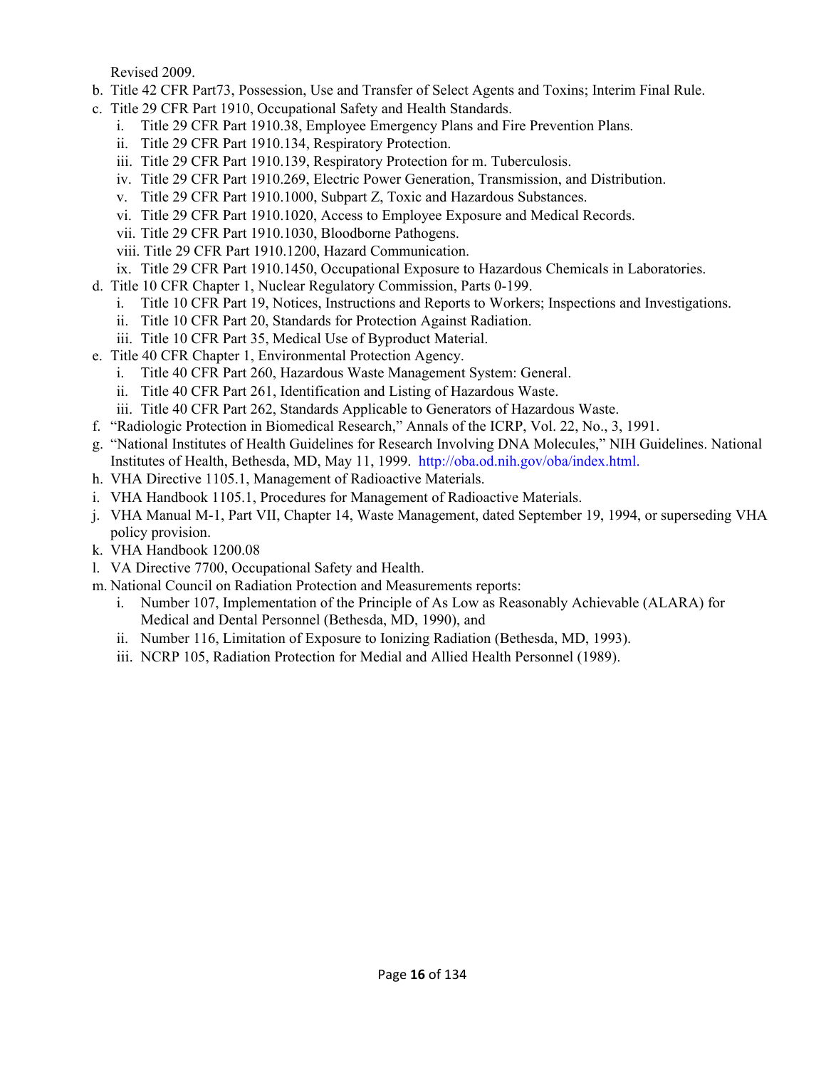Revised 2009.

b. Title 42 CFR Part73, Possession, Use and Transfer of Select Agents and Toxins; Interim Final Rule.
c. Title 29 CFR Part 1910, Occupational Safety and Health Standards.
    i. Title 29 CFR Part 1910.38, Employee Emergency Plans and Fire Prevention Plans.
    ii. Title 29 CFR Part 1910.134, Respiratory Protection.
    iii. Title 29 CFR Part 1910.139, Respiratory Protection for m. Tuberculosis.
    iv. Title 29 CFR Part 1910.269, Electric Power Generation, Transmission, and Distribution.
    v. Title 29 CFR Part 1910.1000, Subpart Z, Toxic and Hazardous Substances.
    vi. Title 29 CFR Part 1910.1020, Access to Employee Exposure and Medical Records.
    vii. Title 29 CFR Part 1910.1030, Bloodborne Pathogens.
    viii. Title 29 CFR Part 1910.1200, Hazard Communication.
    ix. Title 29 CFR Part 1910.1450, Occupational Exposure to Hazardous Chemicals in Laboratories.
d. Title 10 CFR Chapter 1, Nuclear Regulatory Commission, Parts 0-199.
    i. Title 10 CFR Part 19, Notices, Instructions and Reports to Workers; Inspections and Investigations.
    ii. Title 10 CFR Part 20, Standards for Protection Against Radiation.
    iii. Title 10 CFR Part 35, Medical Use of Byproduct Material.
e. Title 40 CFR Chapter 1, Environmental Protection Agency.
    i. Title 40 CFR Part 260, Hazardous Waste Management System: General.
    ii. Title 40 CFR Part 261, Identification and Listing of Hazardous Waste.
    iii. Title 40 CFR Part 262, Standards Applicable to Generators of Hazardous Waste.
f. "Radiologic Protection in Biomedical Research," Annals of the ICRP, Vol. 22, No., 3, 1991.
g. "National Institutes of Health Guidelines for Research Involving DNA Molecules," NIH Guidelines. National Institutes of Health, Bethesda, MD, May 11, 1999. http://oba.od.nih.gov/oba/index.html.
h. VHA Directive 1105.1, Management of Radioactive Materials.
i. VHA Handbook 1105.1, Procedures for Management of Radioactive Materials.
j. VHA Manual M-1, Part VII, Chapter 14, Waste Management, dated September 19, 1994, or superseding VHA policy provision.
k. VHA Handbook 1200.08
l. VA Directive 7700, Occupational Safety and Health.
m. National Council on Radiation Protection and Measurements reports:
    i. Number 107, Implementation of the Principle of As Low as Reasonably Achievable (ALARA) for Medical and Dental Personnel (Bethesda, MD, 1990), and
    ii. Number 116, Limitation of Exposure to Ionizing Radiation (Bethesda, MD, 1993).
    iii. NCRP 105, Radiation Protection for Medial and Allied Health Personnel (1989).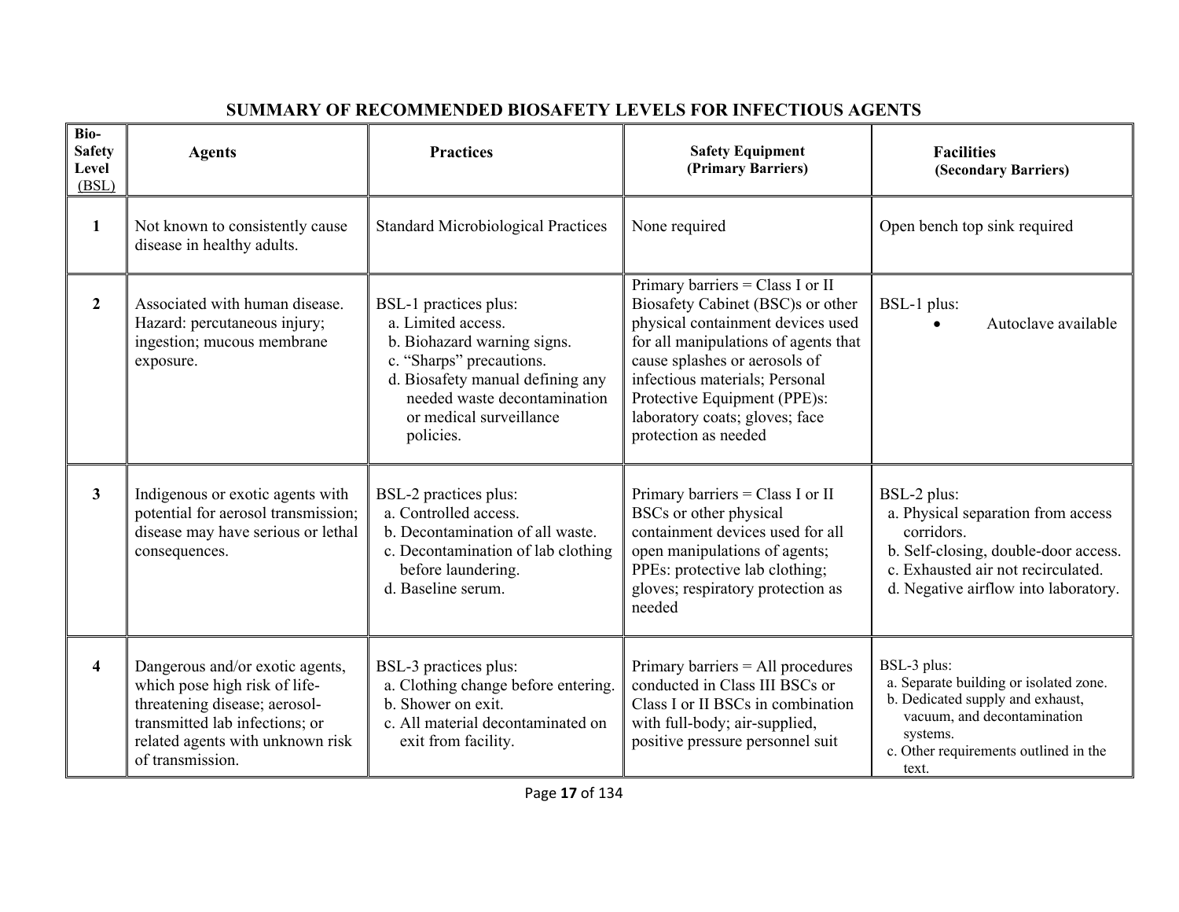## SUMMARY OF RECOMMENDED BIOSAFETY LEVELS FOR INFECTIOUS AGENTS

| Bio-Safety Level (BSL) | Agents | Practices | Safety Equipment (Primary Barriers) | Facilities (Secondary Barriers) |
|---|---|---|---|---|
| 1 | Not known to consistently cause disease in healthy adults. | Standard Microbiological Practices | None required | Open bench top sink required |
| 2 | Associated with human disease. Hazard: percutaneous injury; ingestion; mucous membrane exposure. | BSL-1 practices plus:<br>a. Limited access.<br>b. Biohazard warning signs.<br>c. "Sharps" precautions.<br>d. Biosafety manual defining any needed waste decontamination or medical surveillance policies. | Primary barriers = Class I or II Biosafety Cabinet (BSC)s or other physical containment devices used for all manipulations of agents that cause splashes or aerosols of infectious materials; Personal Protective Equipment (PPE)s: laboratory coats; gloves; face protection as needed | BSL-1 plus:<br>• Autoclave available |
| 3 | Indigenous or exotic agents with potential for aerosol transmission; disease may have serious or lethal consequences. | BSL-2 practices plus:<br>a. Controlled access.<br>b. Decontamination of all waste.<br>c. Decontamination of lab clothing before laundering.<br>d. Baseline serum. | Primary barriers = Class I or II BSCs or other physical containment devices used for all open manipulations of agents; PPEs: protective lab clothing; gloves; respiratory protection as needed | BSL-2 plus:<br>a. Physical separation from access corridors.<br>b. Self-closing, double-door access.<br>c. Exhausted air not recirculated.<br>d. Negative airflow into laboratory. |
| 4 | Dangerous and/or exotic agents, which pose high risk of life-threatening disease; aerosol-transmitted lab infections; or related agents with unknown risk of transmission. | BSL-3 practices plus:<br>a. Clothing change before entering.<br>b. Shower on exit.<br>c. All material decontaminated on exit from facility. | Primary barriers = All procedures conducted in Class III BSCs or Class I or II BSCs in combination with full-body; air-supplied, positive pressure personnel suit | BSL-3 plus:<br>a. Separate building or isolated zone.<br>b. Dedicated supply and exhaust, vacuum, and decontamination systems.<br>c. Other requirements outlined in the text. |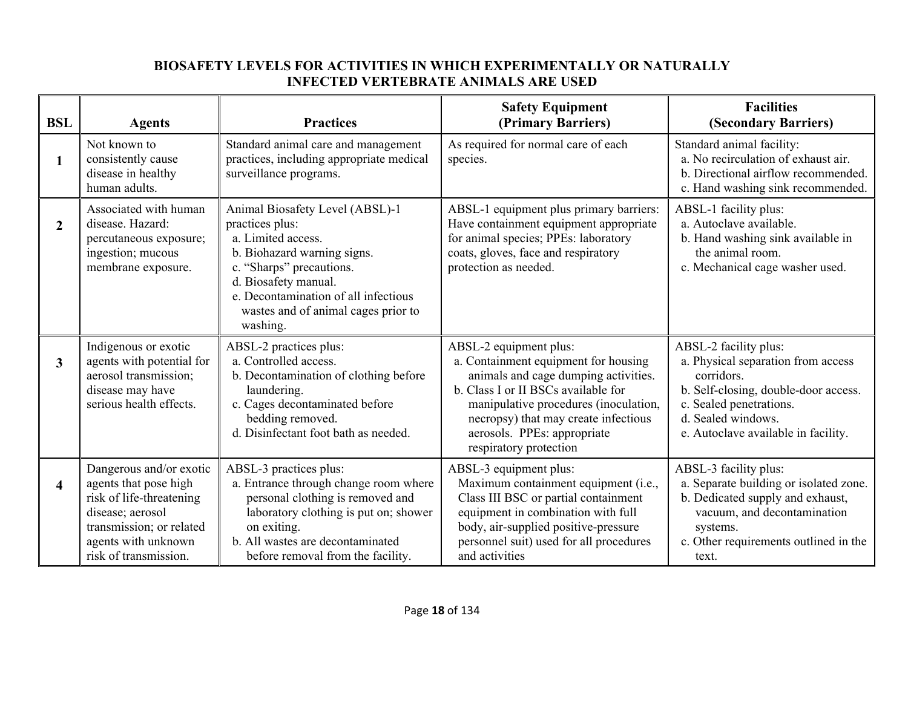## BIOSAFETY LEVELS FOR ACTIVITIES IN WHICH EXPERIMENTALLY OR NATURALLY INFECTED VERTEBRATE ANIMALS ARE USED

| BSL | Agents | Practices | Safety Equipment (Primary Barriers) | Facilities (Secondary Barriers) |
|---|---|---|---|---|
| **1** | Not known to consistently cause disease in healthy human adults. | Standard animal care and management practices, including appropriate medical surveillance programs. | As required for normal care of each species. | Standard animal facility:<br>a. No recirculation of exhaust air.<br>b. Directional airflow recommended.<br>c. Hand washing sink recommended. |
| **2** | Associated with human disease. Hazard: percutaneous exposure; ingestion; mucous membrane exposure. | Animal Biosafety Level (ABSL)-1 practices plus:<br>a. Limited access.<br>b. Biohazard warning signs.<br>c. "Sharps" precautions.<br>d. Biosafety manual.<br>e. Decontamination of all infectious wastes and of animal cages prior to washing. | ABSL-1 equipment plus primary barriers: Have containment equipment appropriate for animal species; PPEs: laboratory coats, gloves, face and respiratory protection as needed. | ABSL-1 facility plus:<br>a. Autoclave available.<br>b. Hand washing sink available in the animal room.<br>c. Mechanical cage washer used. |
| **3** | Indigenous or exotic agents with potential for aerosol transmission; disease may have serious health effects. | ABSL-2 practices plus:<br>a. Controlled access.<br>b. Decontamination of clothing before laundering.<br>c. Cages decontaminated before bedding removed.<br>d. Disinfectant foot bath as needed. | ABSL-2 equipment plus:<br>a. Containment equipment for housing animals and cage dumping activities.<br>b. Class I or II BSCs available for manipulative procedures (inoculation, necropsy) that may create infectious aerosols. PPEs: appropriate respiratory protection | ABSL-2 facility plus:<br>a. Physical separation from access corridors.<br>b. Self-closing, double-door access.<br>c. Sealed penetrations.<br>d. Sealed windows.<br>e. Autoclave available in facility. |
| **4** | Dangerous and/or exotic agents that pose high risk of life-threatening disease; aerosol transmission; or related agents with unknown risk of transmission. | ABSL-3 practices plus:<br>a. Entrance through change room where personal clothing is removed and laboratory clothing is put on; shower on exiting.<br>b. All wastes are decontaminated before removal from the facility. | ABSL-3 equipment plus:<br>Maximum containment equipment (i.e., Class III BSC or partial containment equipment in combination with full body, air-supplied positive-pressure personnel suit) used for all procedures and activities | ABSL-3 facility plus:<br>a. Separate building or isolated zone.<br>b. Dedicated supply and exhaust, vacuum, and decontamination systems.<br>c. Other requirements outlined in the text. |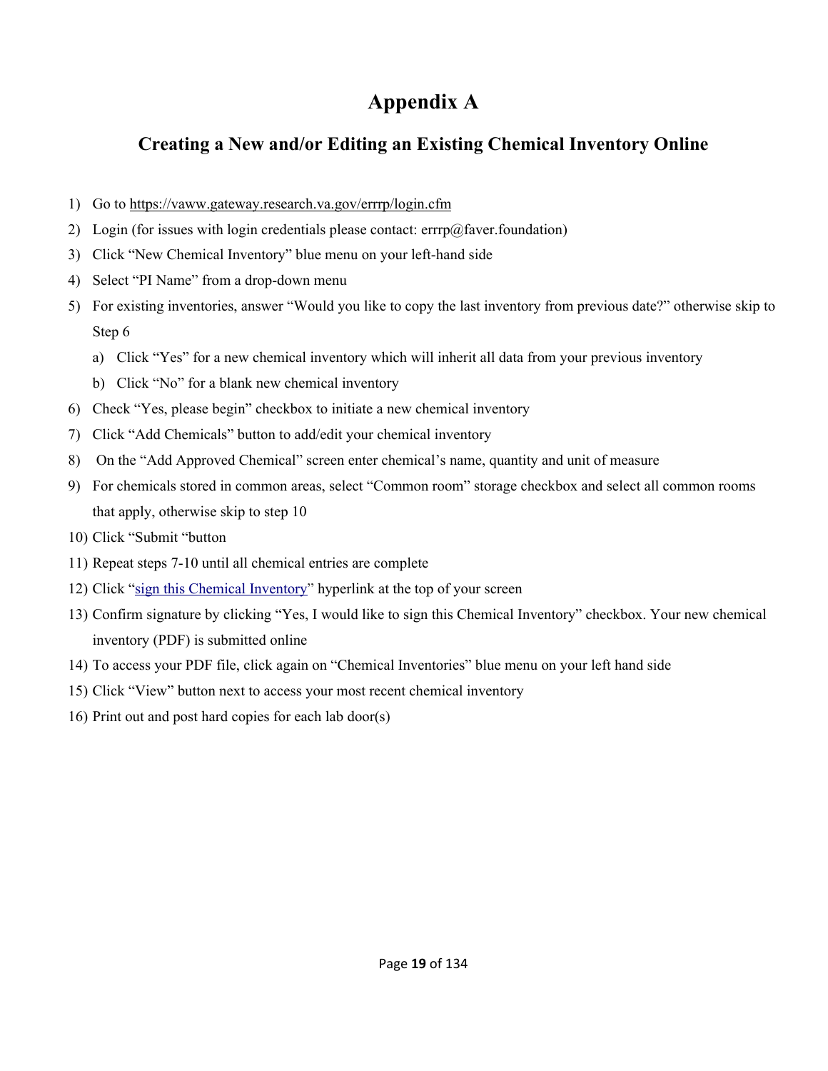# Appendix A

## Creating a New and/or Editing an Existing Chemical Inventory Online

1) Go to https://vaww.gateway.research.va.gov/errrp/login.cfm
2) Login (for issues with login credentials please contact: errrp@faver.foundation)
3) Click "New Chemical Inventory" blue menu on your left-hand side
4) Select "PI Name" from a drop-down menu
5) For existing inventories, answer "Would you like to copy the last inventory from previous date?" otherwise skip to Step 6
   a) Click "Yes" for a new chemical inventory which will inherit all data from your previous inventory
   b) Click "No" for a blank new chemical inventory
6) Check "Yes, please begin" checkbox to initiate a new chemical inventory
7) Click "Add Chemicals" button to add/edit your chemical inventory
8) On the "Add Approved Chemical" screen enter chemical's name, quantity and unit of measure
9) For chemicals stored in common areas, select "Common room" storage checkbox and select all common rooms that apply, otherwise skip to step 10
10) Click "Submit "button
11) Repeat steps 7-10 until all chemical entries are complete
12) Click "sign this Chemical Inventory" hyperlink at the top of your screen
13) Confirm signature by clicking "Yes, I would like to sign this Chemical Inventory" checkbox. Your new chemical inventory (PDF) is submitted online
14) To access your PDF file, click again on "Chemical Inventories" blue menu on your left hand side
15) Click "View" button next to access your most recent chemical inventory
16) Print out and post hard copies for each lab door(s)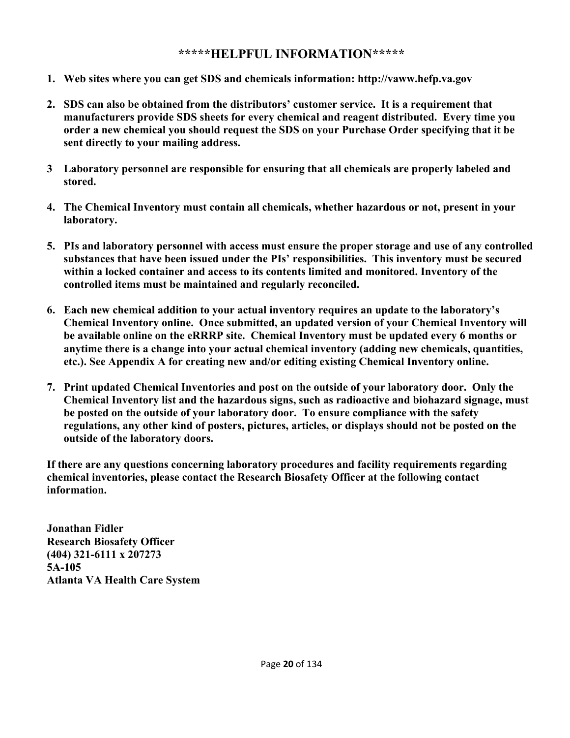## *****HELPFUL INFORMATION*****

1. **Web sites where you can get SDS and chemicals information: http://vaww.hefp.va.gov**

2. **SDS can also be obtained from the distributors' customer service. It is a requirement that manufacturers provide SDS sheets for every chemical and reagent distributed. Every time you order a new chemical you should request the SDS on your Purchase Order specifying that it be sent directly to your mailing address.**

3. **Laboratory personnel are responsible for ensuring that all chemicals are properly labeled and stored.**

4. **The Chemical Inventory must contain all chemicals, whether hazardous or not, present in your laboratory.**

5. **PIs and laboratory personnel with access must ensure the proper storage and use of any controlled substances that have been issued under the PIs' responsibilities. This inventory must be secured within a locked container and access to its contents limited and monitored. Inventory of the controlled items must be maintained and regularly reconciled.**

6. **Each new chemical addition to your actual inventory requires an update to the laboratory's Chemical Inventory online. Once submitted, an updated version of your Chemical Inventory will be available online on the eRRRP site. Chemical Inventory must be updated every 6 months or anytime there is a change into your actual chemical inventory (adding new chemicals, quantities, etc.). See Appendix A for creating new and/or editing existing Chemical Inventory online.**

7. **Print updated Chemical Inventories and post on the outside of your laboratory door. Only the Chemical Inventory list and the hazardous signs, such as radioactive and biohazard signage, must be posted on the outside of your laboratory door. To ensure compliance with the safety regulations, any other kind of posters, pictures, articles, or displays should not be posted on the outside of the laboratory doors.**

**If there are any questions concerning laboratory procedures and facility requirements regarding chemical inventories, please contact the Research Biosafety Officer at the following contact information.**

**Jonathan Fidler**
**Research Biosafety Officer**
**(404) 321-6111 x 207273**
**5A-105**
**Atlanta VA Health Care System**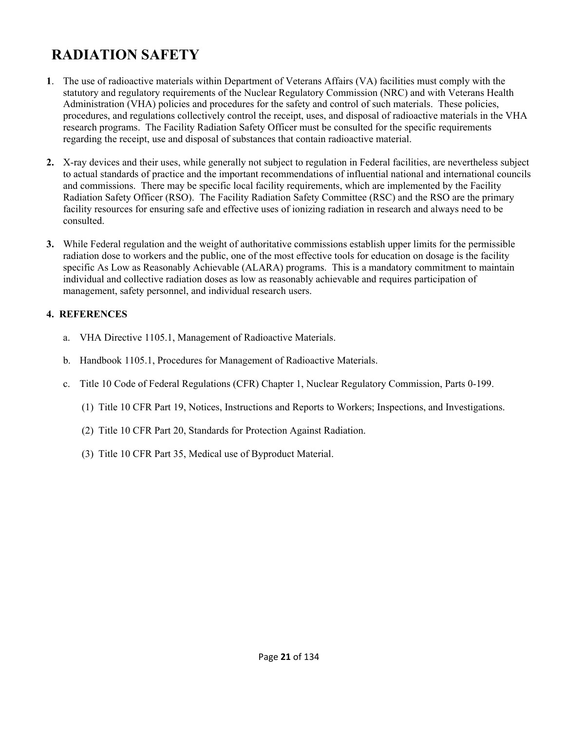# RADIATION SAFETY

**1**. The use of radioactive materials within Department of Veterans Affairs (VA) facilities must comply with the statutory and regulatory requirements of the Nuclear Regulatory Commission (NRC) and with Veterans Health Administration (VHA) policies and procedures for the safety and control of such materials. These policies, procedures, and regulations collectively control the receipt, uses, and disposal of radioactive materials in the VHA research programs. The Facility Radiation Safety Officer must be consulted for the specific requirements regarding the receipt, use and disposal of substances that contain radioactive material.

**2.** X-ray devices and their uses, while generally not subject to regulation in Federal facilities, are nevertheless subject to actual standards of practice and the important recommendations of influential national and international councils and commissions. There may be specific local facility requirements, which are implemented by the Facility Radiation Safety Officer (RSO). The Facility Radiation Safety Committee (RSC) and the RSO are the primary facility resources for ensuring safe and effective uses of ionizing radiation in research and always need to be consulted.

**3.** While Federal regulation and the weight of authoritative commissions establish upper limits for the permissible radiation dose to workers and the public, one of the most effective tools for education on dosage is the facility specific As Low as Reasonably Achievable (ALARA) programs. This is a mandatory commitment to maintain individual and collective radiation doses as low as reasonably achievable and requires participation of management, safety personnel, and individual research users.

**4. REFERENCES**

a. VHA Directive 1105.1, Management of Radioactive Materials.

b. Handbook 1105.1, Procedures for Management of Radioactive Materials.

c. Title 10 Code of Federal Regulations (CFR) Chapter 1, Nuclear Regulatory Commission, Parts 0-199.

(1) Title 10 CFR Part 19, Notices, Instructions and Reports to Workers; Inspections, and Investigations.

(2) Title 10 CFR Part 20, Standards for Protection Against Radiation.

(3) Title 10 CFR Part 35, Medical use of Byproduct Material.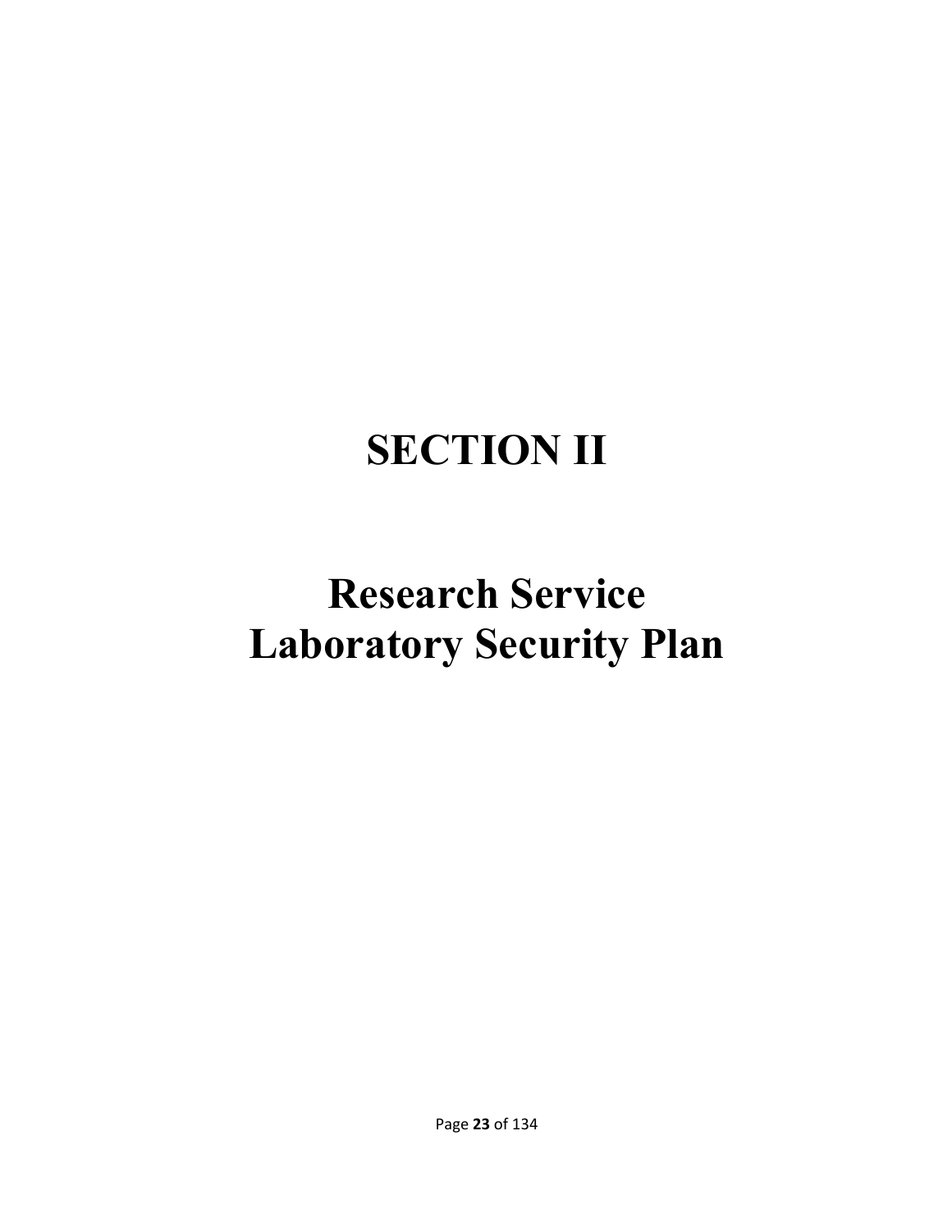# SECTION II

# Research Service Laboratory Security Plan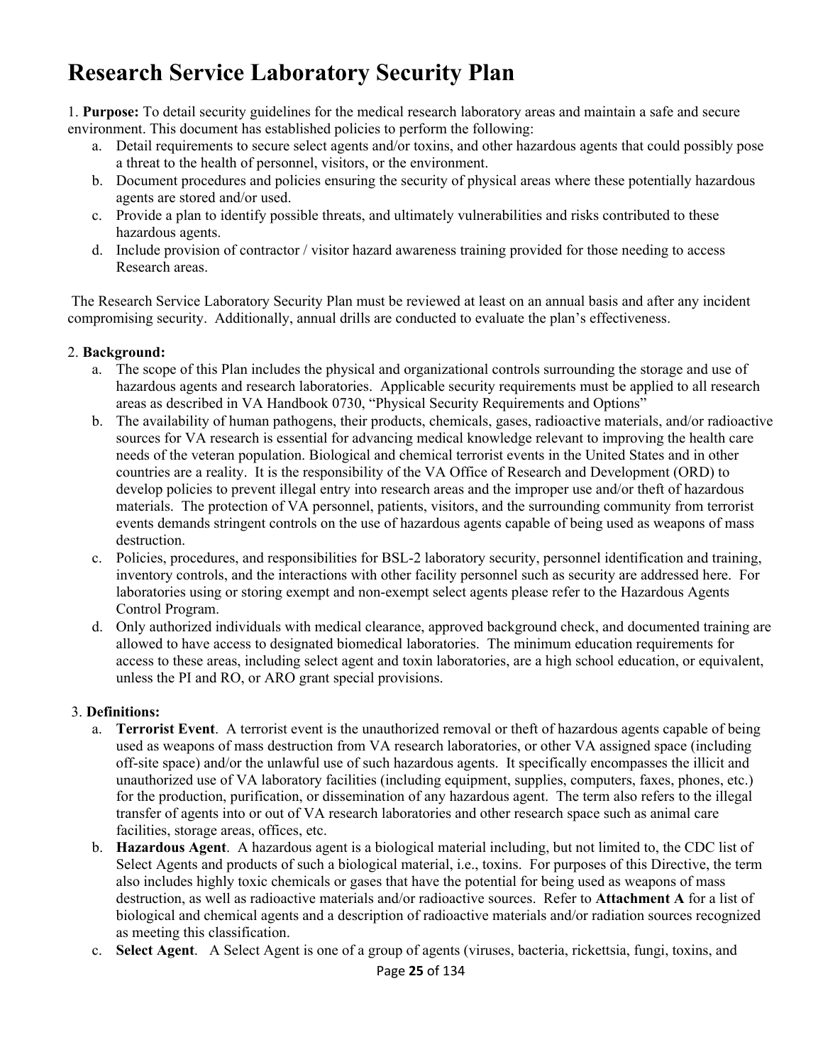# Research Service Laboratory Security Plan

1. **Purpose:** To detail security guidelines for the medical research laboratory areas and maintain a safe and secure environment. This document has established policies to perform the following:
    a. Detail requirements to secure select agents and/or toxins, and other hazardous agents that could possibly pose a threat to the health of personnel, visitors, or the environment.
    b. Document procedures and policies ensuring the security of physical areas where these potentially hazardous agents are stored and/or used.
    c. Provide a plan to identify possible threats, and ultimately vulnerabilities and risks contributed to these hazardous agents.
    d. Include provision of contractor / visitor hazard awareness training provided for those needing to access Research areas.

The Research Service Laboratory Security Plan must be reviewed at least on an annual basis and after any incident compromising security. Additionally, annual drills are conducted to evaluate the plan's effectiveness.

2. **Background:**
    a. The scope of this Plan includes the physical and organizational controls surrounding the storage and use of hazardous agents and research laboratories. Applicable security requirements must be applied to all research areas as described in VA Handbook 0730, "Physical Security Requirements and Options"
    b. The availability of human pathogens, their products, chemicals, gases, radioactive materials, and/or radioactive sources for VA research is essential for advancing medical knowledge relevant to improving the health care needs of the veteran population. Biological and chemical terrorist events in the United States and in other countries are a reality. It is the responsibility of the VA Office of Research and Development (ORD) to develop policies to prevent illegal entry into research areas and the improper use and/or theft of hazardous materials. The protection of VA personnel, patients, visitors, and the surrounding community from terrorist events demands stringent controls on the use of hazardous agents capable of being used as weapons of mass destruction.
    c. Policies, procedures, and responsibilities for BSL-2 laboratory security, personnel identification and training, inventory controls, and the interactions with other facility personnel such as security are addressed here. For laboratories using or storing exempt and non-exempt select agents please refer to the Hazardous Agents Control Program.
    d. Only authorized individuals with medical clearance, approved background check, and documented training are allowed to have access to designated biomedical laboratories. The minimum education requirements for access to these areas, including select agent and toxin laboratories, are a high school education, or equivalent, unless the PI and RO, or ARO grant special provisions.

3. **Definitions:**
    a. **Terrorist Event**. A terrorist event is the unauthorized removal or theft of hazardous agents capable of being used as weapons of mass destruction from VA research laboratories, or other VA assigned space (including off-site space) and/or the unlawful use of such hazardous agents. It specifically encompasses the illicit and unauthorized use of VA laboratory facilities (including equipment, supplies, computers, faxes, phones, etc.) for the production, purification, or dissemination of any hazardous agent. The term also refers to the illegal transfer of agents into or out of VA research laboratories and other research space such as animal care facilities, storage areas, offices, etc.
    b. **Hazardous Agent**. A hazardous agent is a biological material including, but not limited to, the CDC list of Select Agents and products of such a biological material, i.e., toxins. For purposes of this Directive, the term also includes highly toxic chemicals or gases that have the potential for being used as weapons of mass destruction, as well as radioactive materials and/or radioactive sources. Refer to **Attachment A** for a list of biological and chemical agents and a description of radioactive materials and/or radiation sources recognized as meeting this classification.
    c. **Select Agent**. A Select Agent is one of a group of agents (viruses, bacteria, rickettsia, fungi, toxins, and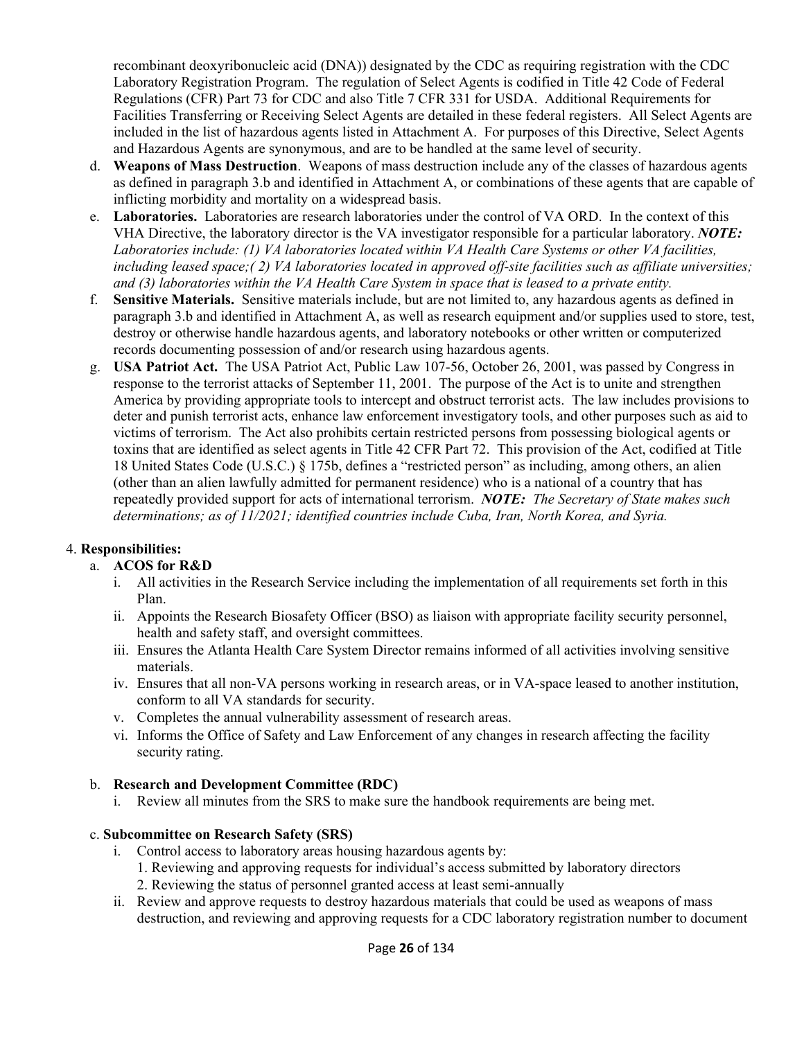recombinant deoxyribonucleic acid (DNA)) designated by the CDC as requiring registration with the CDC Laboratory Registration Program. The regulation of Select Agents is codified in Title 42 Code of Federal Regulations (CFR) Part 73 for CDC and also Title 7 CFR 331 for USDA. Additional Requirements for Facilities Transferring or Receiving Select Agents are detailed in these federal registers. All Select Agents are included in the list of hazardous agents listed in Attachment A. For purposes of this Directive, Select Agents and Hazardous Agents are synonymous, and are to be handled at the same level of security.

d. **Weapons of Mass Destruction**. Weapons of mass destruction include any of the classes of hazardous agents as defined in paragraph 3.b and identified in Attachment A, or combinations of these agents that are capable of inflicting morbidity and mortality on a widespread basis.

e. **Laboratories.** Laboratories are research laboratories under the control of VA ORD. In the context of this VHA Directive, the laboratory director is the VA investigator responsible for a particular laboratory. ***NOTE:*** *Laboratories include: (1) VA laboratories located within VA Health Care Systems or other VA facilities, including leased space;( 2) VA laboratories located in approved off-site facilities such as affiliate universities; and (3) laboratories within the VA Health Care System in space that is leased to a private entity.*

f. **Sensitive Materials.** Sensitive materials include, but are not limited to, any hazardous agents as defined in paragraph 3.b and identified in Attachment A, as well as research equipment and/or supplies used to store, test, destroy or otherwise handle hazardous agents, and laboratory notebooks or other written or computerized records documenting possession of and/or research using hazardous agents.

g. **USA Patriot Act.** The USA Patriot Act, Public Law 107-56, October 26, 2001, was passed by Congress in response to the terrorist attacks of September 11, 2001. The purpose of the Act is to unite and strengthen America by providing appropriate tools to intercept and obstruct terrorist acts. The law includes provisions to deter and punish terrorist acts, enhance law enforcement investigatory tools, and other purposes such as aid to victims of terrorism. The Act also prohibits certain restricted persons from possessing biological agents or toxins that are identified as select agents in Title 42 CFR Part 72. This provision of the Act, codified at Title 18 United States Code (U.S.C.) § 175b, defines a "restricted person" as including, among others, an alien (other than an alien lawfully admitted for permanent residence) who is a national of a country that has repeatedly provided support for acts of international terrorism. ***NOTE:*** *The Secretary of State makes such determinations; as of 11/2021; identified countries include Cuba, Iran, North Korea, and Syria.*

4. **Responsibilities:**

   a. **ACOS for R&D**
      i. All activities in the Research Service including the implementation of all requirements set forth in this Plan.
      ii. Appoints the Research Biosafety Officer (BSO) as liaison with appropriate facility security personnel, health and safety staff, and oversight committees.
      iii. Ensures the Atlanta Health Care System Director remains informed of all activities involving sensitive materials.
      iv. Ensures that all non-VA persons working in research areas, or in VA-space leased to another institution, conform to all VA standards for security.
      v. Completes the annual vulnerability assessment of research areas.
      vi. Informs the Office of Safety and Law Enforcement of any changes in research affecting the facility security rating.

   b. **Research and Development Committee (RDC)**
      i. Review all minutes from the SRS to make sure the handbook requirements are being met.

   c. **Subcommittee on Research Safety (SRS)**
      i. Control access to laboratory areas housing hazardous agents by:
         1. Reviewing and approving requests for individual's access submitted by laboratory directors
         2. Reviewing the status of personnel granted access at least semi-annually
      ii. Review and approve requests to destroy hazardous materials that could be used as weapons of mass destruction, and reviewing and approving requests for a CDC laboratory registration number to document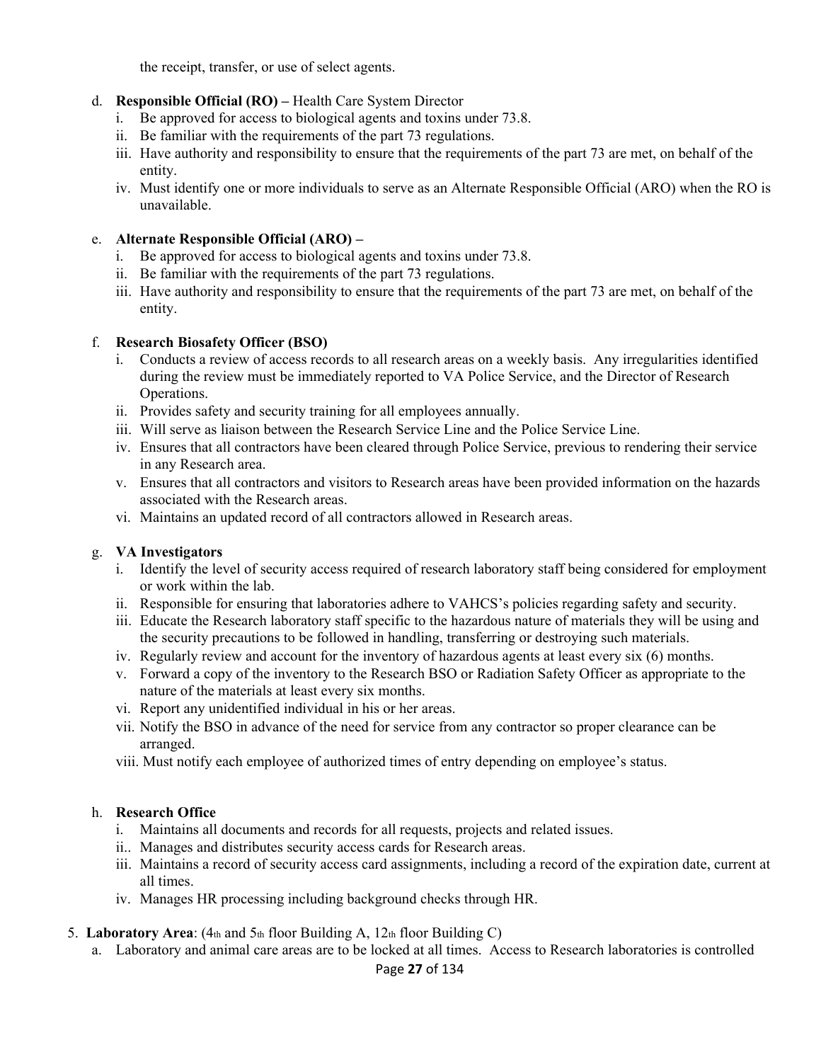the receipt, transfer, or use of select agents.

d. **Responsible Official (RO) –** Health Care System Director
   i. Be approved for access to biological agents and toxins under 73.8.
   ii. Be familiar with the requirements of the part 73 regulations.
   iii. Have authority and responsibility to ensure that the requirements of the part 73 are met, on behalf of the entity.
   iv. Must identify one or more individuals to serve as an Alternate Responsible Official (ARO) when the RO is unavailable.

e. **Alternate Responsible Official (ARO) –**
   i. Be approved for access to biological agents and toxins under 73.8.
   ii. Be familiar with the requirements of the part 73 regulations.
   iii. Have authority and responsibility to ensure that the requirements of the part 73 are met, on behalf of the entity.

f. **Research Biosafety Officer (BSO)**
   i. Conducts a review of access records to all research areas on a weekly basis. Any irregularities identified during the review must be immediately reported to VA Police Service, and the Director of Research Operations.
   ii. Provides safety and security training for all employees annually.
   iii. Will serve as liaison between the Research Service Line and the Police Service Line.
   iv. Ensures that all contractors have been cleared through Police Service, previous to rendering their service in any Research area.
   v. Ensures that all contractors and visitors to Research areas have been provided information on the hazards associated with the Research areas.
   vi. Maintains an updated record of all contractors allowed in Research areas.

g. **VA Investigators**
   i. Identify the level of security access required of research laboratory staff being considered for employment or work within the lab.
   ii. Responsible for ensuring that laboratories adhere to VAHCS's policies regarding safety and security.
   iii. Educate the Research laboratory staff specific to the hazardous nature of materials they will be using and the security precautions to be followed in handling, transferring or destroying such materials.
   iv. Regularly review and account for the inventory of hazardous agents at least every six (6) months.
   v. Forward a copy of the inventory to the Research BSO or Radiation Safety Officer as appropriate to the nature of the materials at least every six months.
   vi. Report any unidentified individual in his or her areas.
   vii. Notify the BSO in advance of the need for service from any contractor so proper clearance can be arranged.
   viii. Must notify each employee of authorized times of entry depending on employee's status.

h. **Research Office**
   i. Maintains all documents and records for all requests, projects and related issues.
   ii.. Manages and distributes security access cards for Research areas.
   iii. Maintains a record of security access card assignments, including a record of the expiration date, current at all times.
   iv. Manages HR processing including background checks through HR.

5. **Laboratory Area**: (4th and 5th floor Building A, 12th floor Building C)
   a. Laboratory and animal care areas are to be locked at all times. Access to Research laboratories is controlled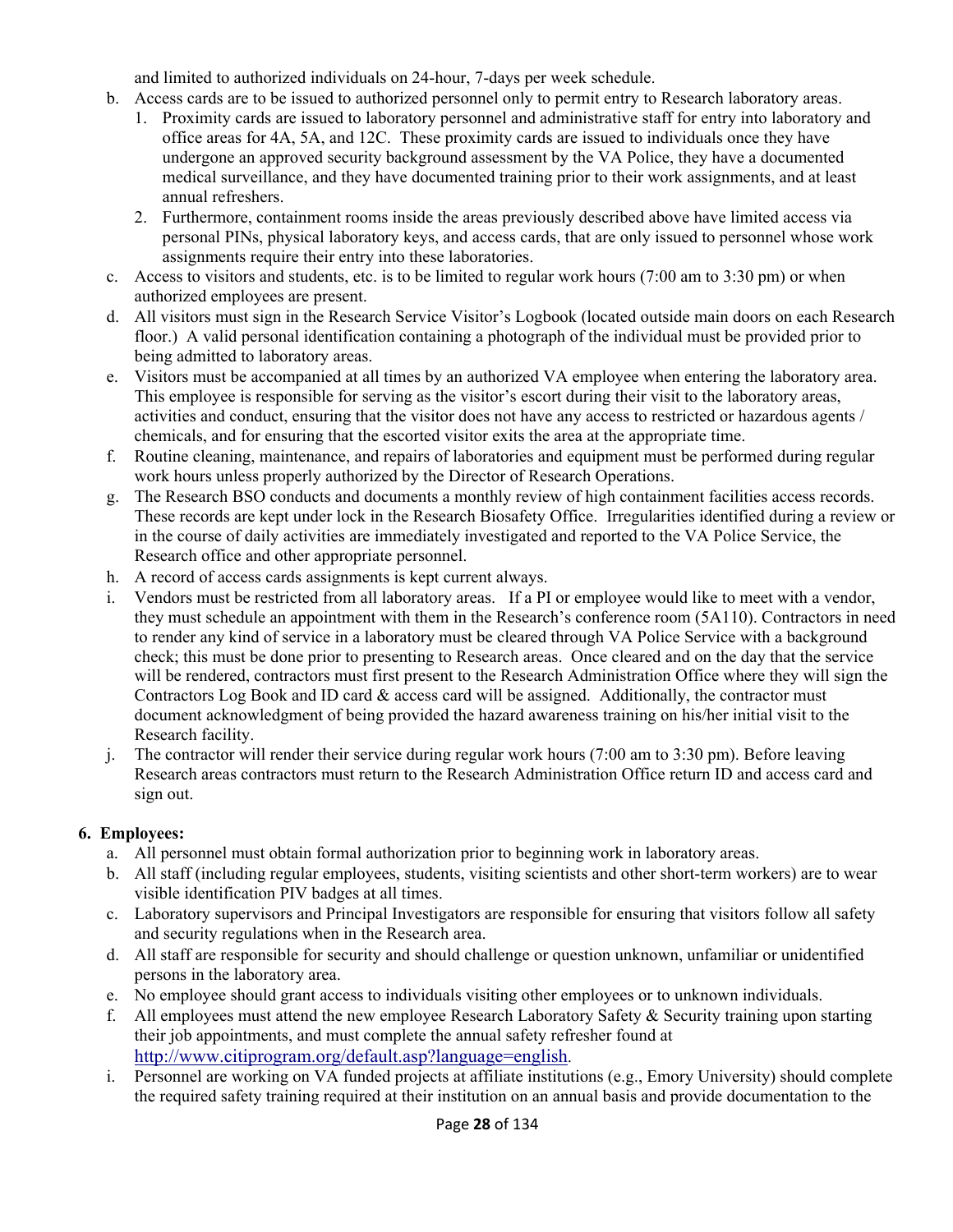and limited to authorized individuals on 24-hour, 7-days per week schedule.

b. Access cards are to be issued to authorized personnel only to permit entry to Research laboratory areas.
   1. Proximity cards are issued to laboratory personnel and administrative staff for entry into laboratory and office areas for 4A, 5A, and 12C. These proximity cards are issued to individuals once they have undergone an approved security background assessment by the VA Police, they have a documented medical surveillance, and they have documented training prior to their work assignments, and at least annual refreshers.
   2. Furthermore, containment rooms inside the areas previously described above have limited access via personal PINs, physical laboratory keys, and access cards, that are only issued to personnel whose work assignments require their entry into these laboratories.

c. Access to visitors and students, etc. is to be limited to regular work hours (7:00 am to 3:30 pm) or when authorized employees are present.

d. All visitors must sign in the Research Service Visitor's Logbook (located outside main doors on each Research floor.) A valid personal identification containing a photograph of the individual must be provided prior to being admitted to laboratory areas.

e. Visitors must be accompanied at all times by an authorized VA employee when entering the laboratory area. This employee is responsible for serving as the visitor's escort during their visit to the laboratory areas, activities and conduct, ensuring that the visitor does not have any access to restricted or hazardous agents / chemicals, and for ensuring that the escorted visitor exits the area at the appropriate time.

f. Routine cleaning, maintenance, and repairs of laboratories and equipment must be performed during regular work hours unless properly authorized by the Director of Research Operations.

g. The Research BSO conducts and documents a monthly review of high containment facilities access records. These records are kept under lock in the Research Biosafety Office. Irregularities identified during a review or in the course of daily activities are immediately investigated and reported to the VA Police Service, the Research office and other appropriate personnel.

h. A record of access cards assignments is kept current always.

i. Vendors must be restricted from all laboratory areas. If a PI or employee would like to meet with a vendor, they must schedule an appointment with them in the Research's conference room (5A110). Contractors in need to render any kind of service in a laboratory must be cleared through VA Police Service with a background check; this must be done prior to presenting to Research areas. Once cleared and on the day that the service will be rendered, contractors must first present to the Research Administration Office where they will sign the Contractors Log Book and ID card & access card will be assigned. Additionally, the contractor must document acknowledgment of being provided the hazard awareness training on his/her initial visit to the Research facility.

j. The contractor will render their service during regular work hours (7:00 am to 3:30 pm). Before leaving Research areas contractors must return to the Research Administration Office return ID and access card and sign out.

**6. Employees:**

a. All personnel must obtain formal authorization prior to beginning work in laboratory areas.

b. All staff (including regular employees, students, visiting scientists and other short-term workers) are to wear visible identification PIV badges at all times.

c. Laboratory supervisors and Principal Investigators are responsible for ensuring that visitors follow all safety and security regulations when in the Research area.

d. All staff are responsible for security and should challenge or question unknown, unfamiliar or unidentified persons in the laboratory area.

e. No employee should grant access to individuals visiting other employees or to unknown individuals.

f. All employees must attend the new employee Research Laboratory Safety & Security training upon starting their job appointments, and must complete the annual safety refresher found at http://www.citiprogram.org/default.asp?language=english.

i. Personnel are working on VA funded projects at affiliate institutions (e.g., Emory University) should complete the required safety training required at their institution on an annual basis and provide documentation to the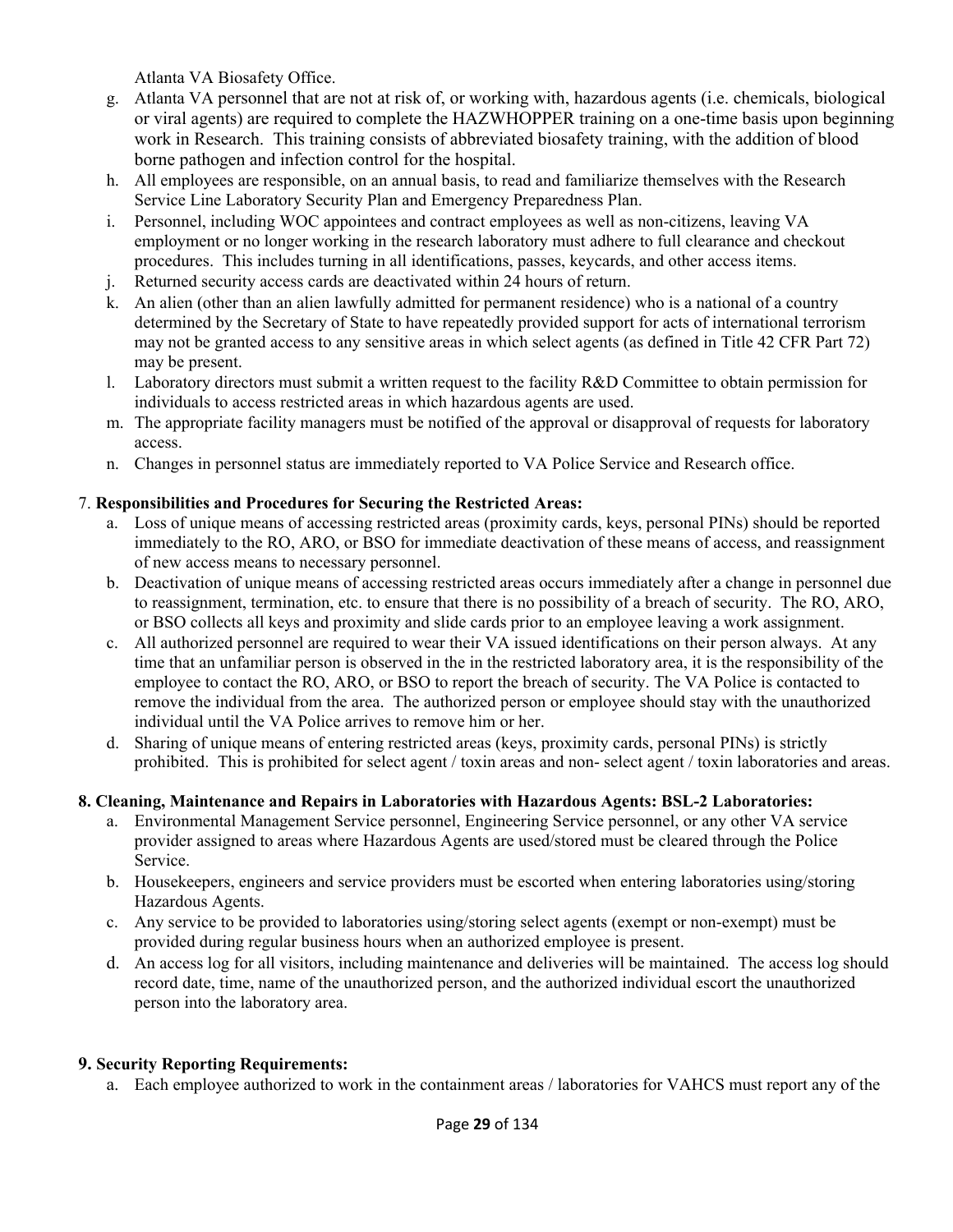Atlanta VA Biosafety Office.

g. Atlanta VA personnel that are not at risk of, or working with, hazardous agents (i.e. chemicals, biological or viral agents) are required to complete the HAZWHOPPER training on a one-time basis upon beginning work in Research. This training consists of abbreviated biosafety training, with the addition of blood borne pathogen and infection control for the hospital.
h. All employees are responsible, on an annual basis, to read and familiarize themselves with the Research Service Line Laboratory Security Plan and Emergency Preparedness Plan.
i. Personnel, including WOC appointees and contract employees as well as non-citizens, leaving VA employment or no longer working in the research laboratory must adhere to full clearance and checkout procedures. This includes turning in all identifications, passes, keycards, and other access items.
j. Returned security access cards are deactivated within 24 hours of return.
k. An alien (other than an alien lawfully admitted for permanent residence) who is a national of a country determined by the Secretary of State to have repeatedly provided support for acts of international terrorism may not be granted access to any sensitive areas in which select agents (as defined in Title 42 CFR Part 72) may be present.
l. Laboratory directors must submit a written request to the facility R&D Committee to obtain permission for individuals to access restricted areas in which hazardous agents are used.
m. The appropriate facility managers must be notified of the approval or disapproval of requests for laboratory access.
n. Changes in personnel status are immediately reported to VA Police Service and Research office.

7. **Responsibilities and Procedures for Securing the Restricted Areas:**

a. Loss of unique means of accessing restricted areas (proximity cards, keys, personal PINs) should be reported immediately to the RO, ARO, or BSO for immediate deactivation of these means of access, and reassignment of new access means to necessary personnel.
b. Deactivation of unique means of accessing restricted areas occurs immediately after a change in personnel due to reassignment, termination, etc. to ensure that there is no possibility of a breach of security. The RO, ARO, or BSO collects all keys and proximity and slide cards prior to an employee leaving a work assignment.
c. All authorized personnel are required to wear their VA issued identifications on their person always. At any time that an unfamiliar person is observed in the in the restricted laboratory area, it is the responsibility of the employee to contact the RO, ARO, or BSO to report the breach of security. The VA Police is contacted to remove the individual from the area. The authorized person or employee should stay with the unauthorized individual until the VA Police arrives to remove him or her.
d. Sharing of unique means of entering restricted areas (keys, proximity cards, personal PINs) is strictly prohibited. This is prohibited for select agent / toxin areas and non- select agent / toxin laboratories and areas.

**8. Cleaning, Maintenance and Repairs in Laboratories with Hazardous Agents: BSL-2 Laboratories:**

a. Environmental Management Service personnel, Engineering Service personnel, or any other VA service provider assigned to areas where Hazardous Agents are used/stored must be cleared through the Police Service.
b. Housekeepers, engineers and service providers must be escorted when entering laboratories using/storing Hazardous Agents.
c. Any service to be provided to laboratories using/storing select agents (exempt or non-exempt) must be provided during regular business hours when an authorized employee is present.
d. An access log for all visitors, including maintenance and deliveries will be maintained. The access log should record date, time, name of the unauthorized person, and the authorized individual escort the unauthorized person into the laboratory area.

**9. Security Reporting Requirements:**

a. Each employee authorized to work in the containment areas / laboratories for VAHCS must report any of the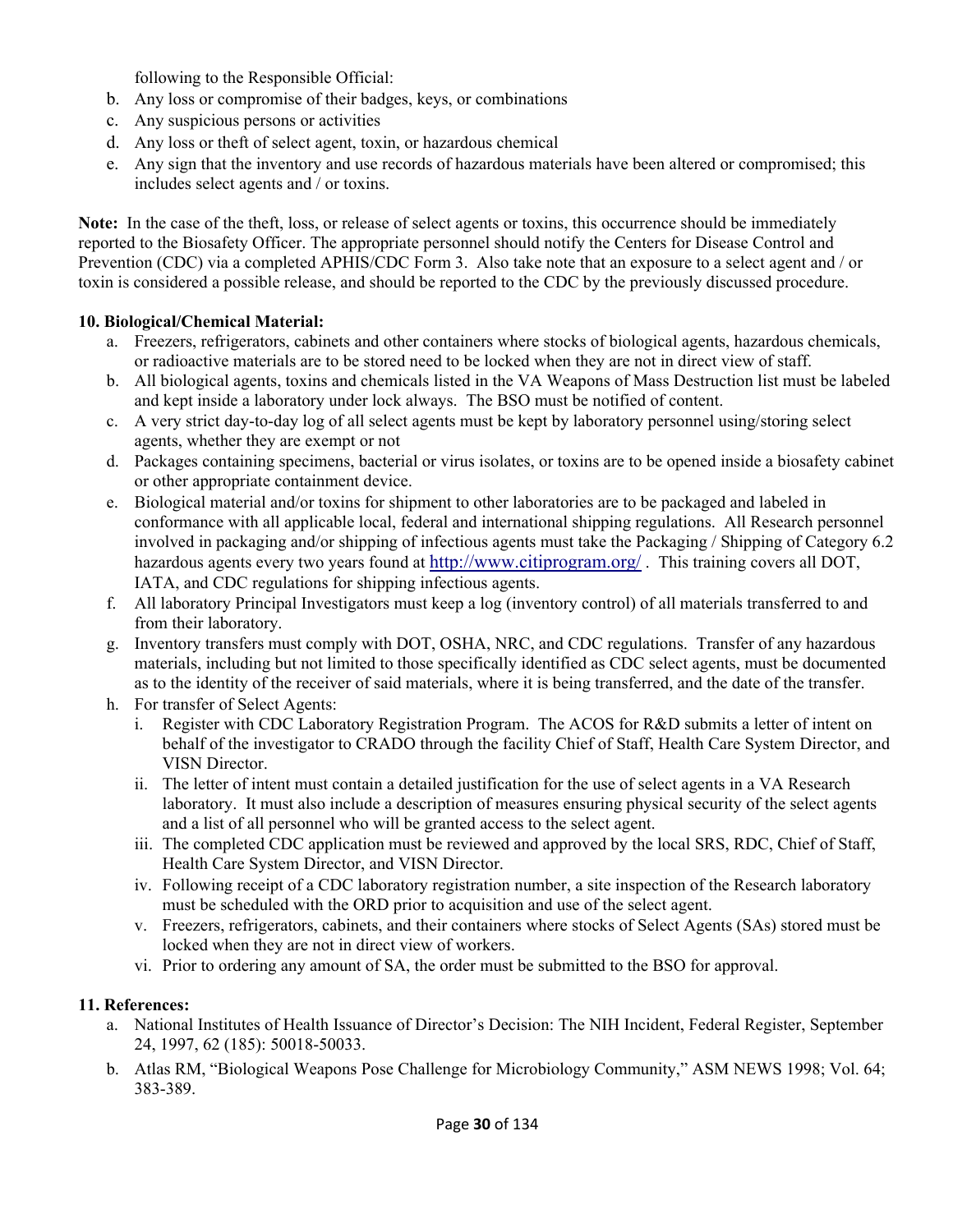following to the Responsible Official:

b. Any loss or compromise of their badges, keys, or combinations
c. Any suspicious persons or activities
d. Any loss or theft of select agent, toxin, or hazardous chemical
e. Any sign that the inventory and use records of hazardous materials have been altered or compromised; this includes select agents and / or toxins.

**Note:** In the case of the theft, loss, or release of select agents or toxins, this occurrence should be immediately reported to the Biosafety Officer. The appropriate personnel should notify the Centers for Disease Control and Prevention (CDC) via a completed APHIS/CDC Form 3. Also take note that an exposure to a select agent and / or toxin is considered a possible release, and should be reported to the CDC by the previously discussed procedure.

**10. Biological/Chemical Material:**

a. Freezers, refrigerators, cabinets and other containers where stocks of biological agents, hazardous chemicals, or radioactive materials are to be stored need to be locked when they are not in direct view of staff.
b. All biological agents, toxins and chemicals listed in the VA Weapons of Mass Destruction list must be labeled and kept inside a laboratory under lock always. The BSO must be notified of content.
c. A very strict day-to-day log of all select agents must be kept by laboratory personnel using/storing select agents, whether they are exempt or not
d. Packages containing specimens, bacterial or virus isolates, or toxins are to be opened inside a biosafety cabinet or other appropriate containment device.
e. Biological material and/or toxins for shipment to other laboratories are to be packaged and labeled in conformance with all applicable local, federal and international shipping regulations. All Research personnel involved in packaging and/or shipping of infectious agents must take the Packaging / Shipping of Category 6.2 hazardous agents every two years found at http://www.citiprogram.org/ . This training covers all DOT, IATA, and CDC regulations for shipping infectious agents.
f. All laboratory Principal Investigators must keep a log (inventory control) of all materials transferred to and from their laboratory.
g. Inventory transfers must comply with DOT, OSHA, NRC, and CDC regulations. Transfer of any hazardous materials, including but not limited to those specifically identified as CDC select agents, must be documented as to the identity of the receiver of said materials, where it is being transferred, and the date of the transfer.
h. For transfer of Select Agents:
    i. Register with CDC Laboratory Registration Program. The ACOS for R&D submits a letter of intent on behalf of the investigator to CRADO through the facility Chief of Staff, Health Care System Director, and VISN Director.
    ii. The letter of intent must contain a detailed justification for the use of select agents in a VA Research laboratory. It must also include a description of measures ensuring physical security of the select agents and a list of all personnel who will be granted access to the select agent.
    iii. The completed CDC application must be reviewed and approved by the local SRS, RDC, Chief of Staff, Health Care System Director, and VISN Director.
    iv. Following receipt of a CDC laboratory registration number, a site inspection of the Research laboratory must be scheduled with the ORD prior to acquisition and use of the select agent.
    v. Freezers, refrigerators, cabinets, and their containers where stocks of Select Agents (SAs) stored must be locked when they are not in direct view of workers.
    vi. Prior to ordering any amount of SA, the order must be submitted to the BSO for approval.

**11. References:**

a. National Institutes of Health Issuance of Director's Decision: The NIH Incident, Federal Register, September 24, 1997, 62 (185): 50018-50033.
b. Atlas RM, "Biological Weapons Pose Challenge for Microbiology Community," ASM NEWS 1998; Vol. 64; 383-389.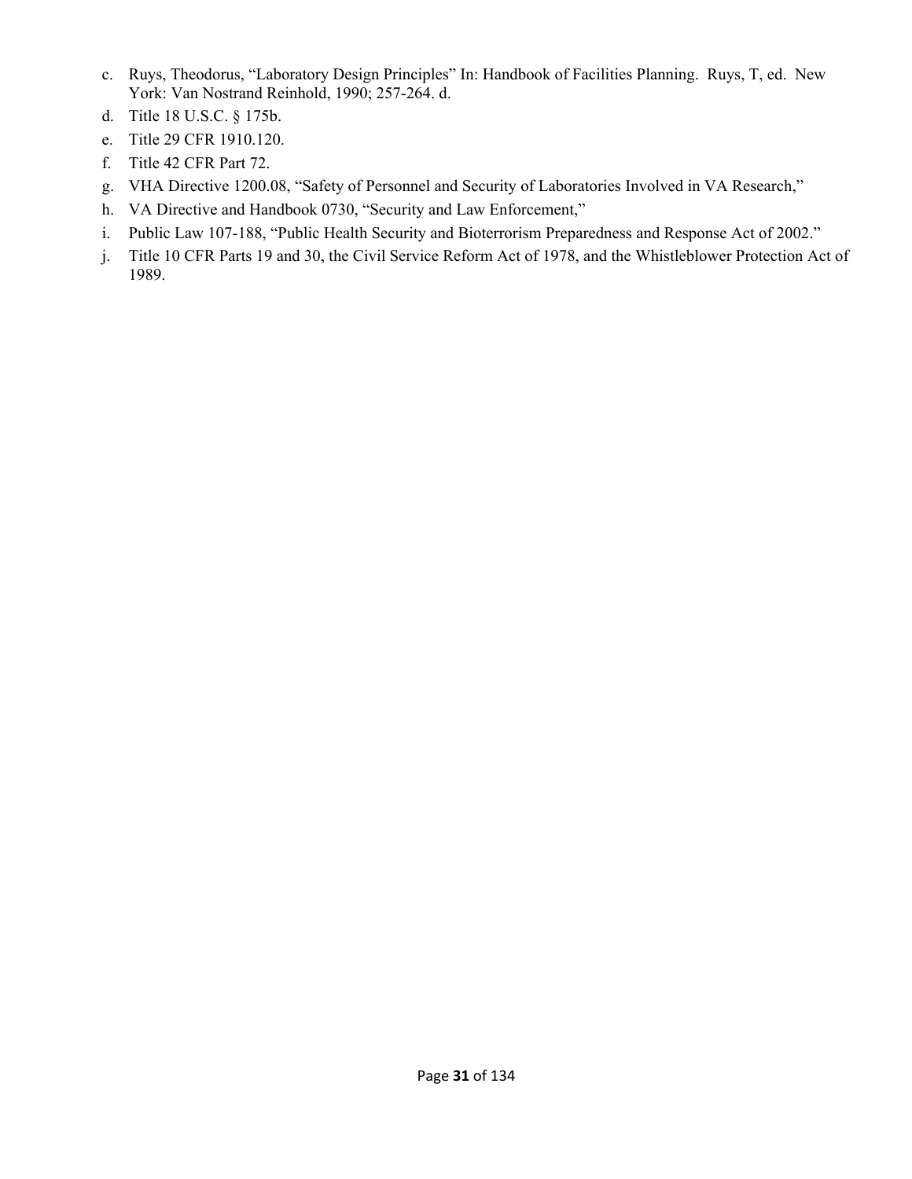c. Ruys, Theodorus, "Laboratory Design Principles" In: Handbook of Facilities Planning. Ruys, T, ed. New York: Van Nostrand Reinhold, 1990; 257-264. d.
d. Title 18 U.S.C. § 175b.
e. Title 29 CFR 1910.120.
f. Title 42 CFR Part 72.
g. VHA Directive 1200.08, "Safety of Personnel and Security of Laboratories Involved in VA Research,"
h. VA Directive and Handbook 0730, "Security and Law Enforcement,"
i. Public Law 107-188, "Public Health Security and Bioterrorism Preparedness and Response Act of 2002."
j. Title 10 CFR Parts 19 and 30, the Civil Service Reform Act of 1978, and the Whistleblower Protection Act of 1989.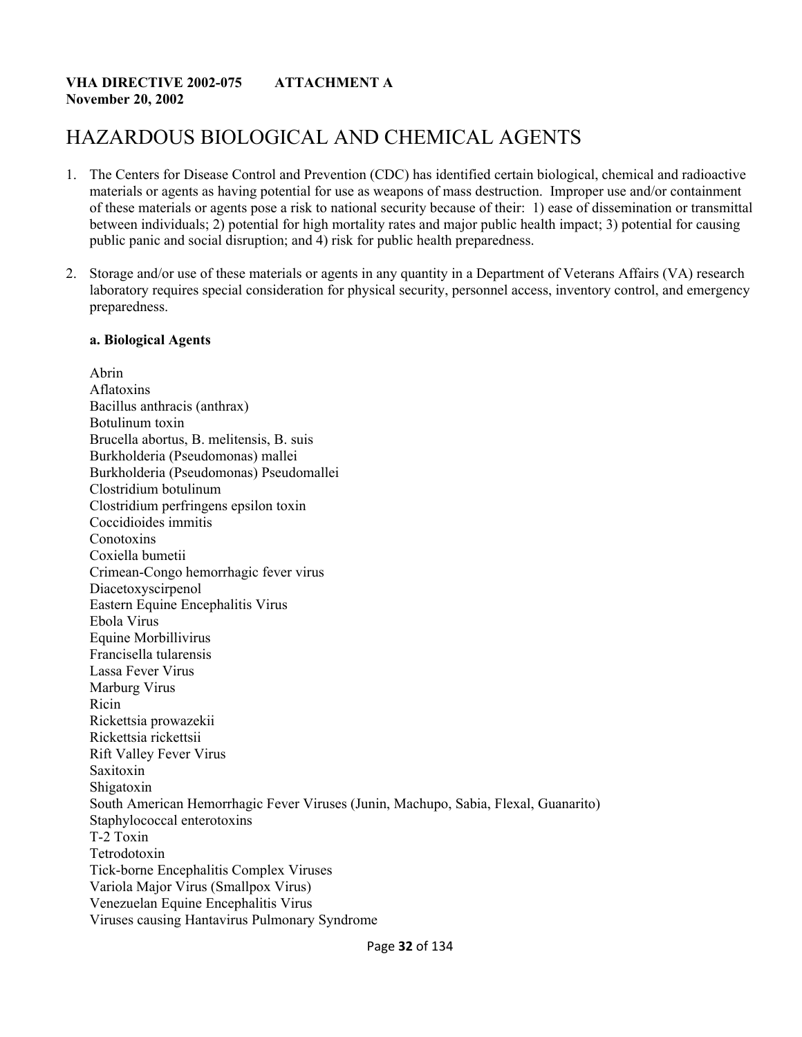**VHA DIRECTIVE 2002-075 ATTACHMENT A**
**November 20, 2002**

# HAZARDOUS BIOLOGICAL AND CHEMICAL AGENTS

1. The Centers for Disease Control and Prevention (CDC) has identified certain biological, chemical and radioactive materials or agents as having potential for use as weapons of mass destruction. Improper use and/or containment of these materials or agents pose a risk to national security because of their: 1) ease of dissemination or transmittal between individuals; 2) potential for high mortality rates and major public health impact; 3) potential for causing public panic and social disruption; and 4) risk for public health preparedness.

2. Storage and/or use of these materials or agents in any quantity in a Department of Veterans Affairs (VA) research laboratory requires special consideration for physical security, personnel access, inventory control, and emergency preparedness.

   **a. Biological Agents**

   Abrin
   Aflatoxins
   Bacillus anthracis (anthrax)
   Botulinum toxin
   Brucella abortus, B. melitensis, B. suis
   Burkholderia (Pseudomonas) mallei
   Burkholderia (Pseudomonas) Pseudomallei
   Clostridium botulinum
   Clostridium perfringens epsilon toxin
   Coccidioides immitis
   Conotoxins
   Coxiella bumetii
   Crimean-Congo hemorrhagic fever virus
   Diacetoxyscirpenol
   Eastern Equine Encephalitis Virus
   Ebola Virus
   Equine Morbillivirus
   Francisella tularensis
   Lassa Fever Virus
   Marburg Virus
   Ricin
   Rickettsia prowazekii
   Rickettsia rickettsii
   Rift Valley Fever Virus
   Saxitoxin
   Shigatoxin
   South American Hemorrhagic Fever Viruses (Junin, Machupo, Sabia, Flexal, Guanarito)
   Staphylococcal enterotoxins
   T-2 Toxin
   Tetrodotoxin
   Tick-borne Encephalitis Complex Viruses
   Variola Major Virus (Smallpox Virus)
   Venezuelan Equine Encephalitis Virus
   Viruses causing Hantavirus Pulmonary Syndrome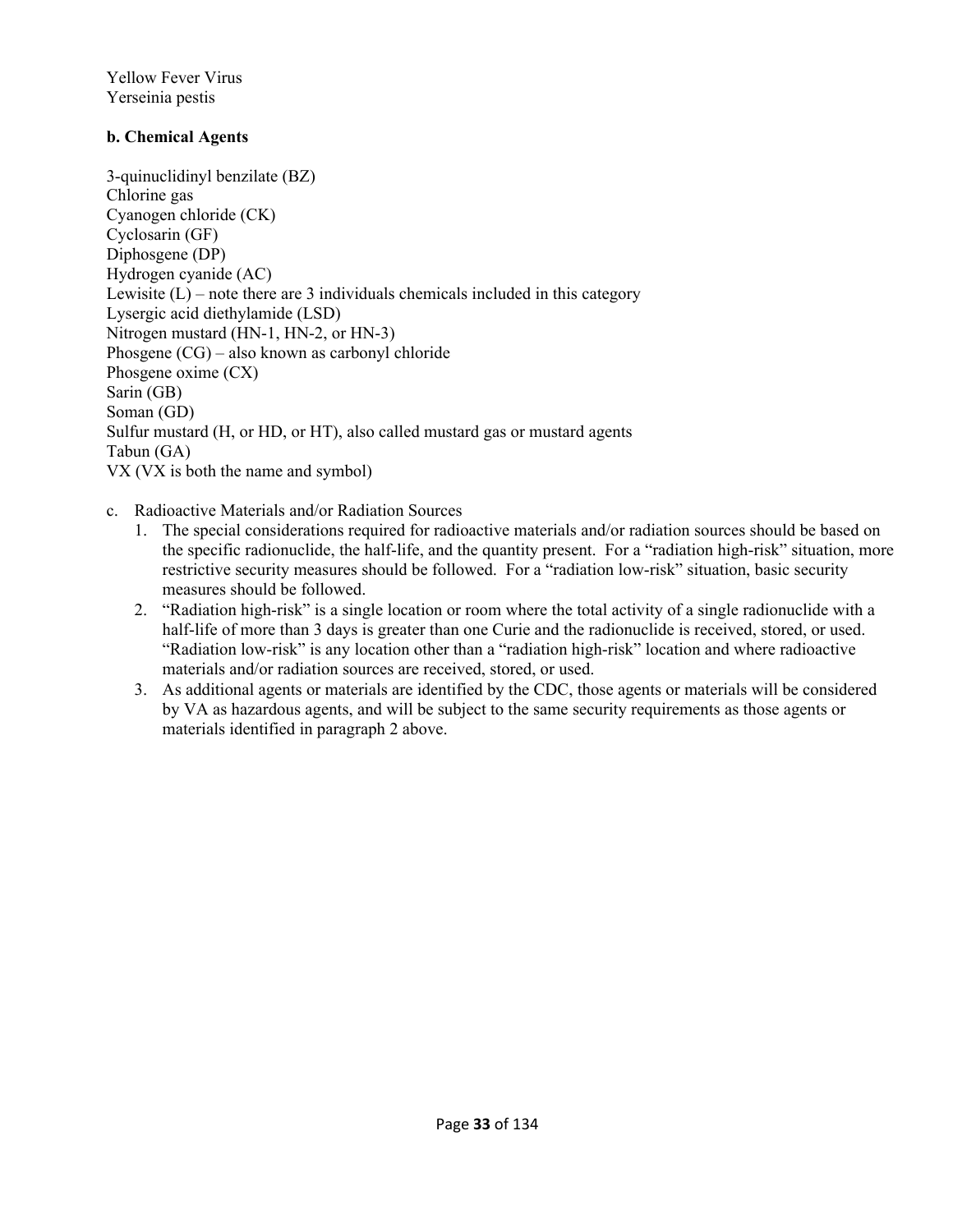Yellow Fever Virus
Yerseinia pestis

**b. Chemical Agents**

3-quinuclidinyl benzilate (BZ)
Chlorine gas
Cyanogen chloride (CK)
Cyclosarin (GF)
Diphosgene (DP)
Hydrogen cyanide (AC)
Lewisite (L) – note there are 3 individuals chemicals included in this category
Lysergic acid diethylamide (LSD)
Nitrogen mustard (HN-1, HN-2, or HN-3)
Phosgene (CG) – also known as carbonyl chloride
Phosgene oxime (CX)
Sarin (GB)
Soman (GD)
Sulfur mustard (H, or HD, or HT), also called mustard gas or mustard agents
Tabun (GA)
VX (VX is both the name and symbol)

c. Radioactive Materials and/or Radiation Sources

1. The special considerations required for radioactive materials and/or radiation sources should be based on the specific radionuclide, the half-life, and the quantity present. For a "radiation high-risk" situation, more restrictive security measures should be followed. For a "radiation low-risk" situation, basic security measures should be followed.
2. "Radiation high-risk" is a single location or room where the total activity of a single radionuclide with a half-life of more than 3 days is greater than one Curie and the radionuclide is received, stored, or used. "Radiation low-risk" is any location other than a "radiation high-risk" location and where radioactive materials and/or radiation sources are received, stored, or used.
3. As additional agents or materials are identified by the CDC, those agents or materials will be considered by VA as hazardous agents, and will be subject to the same security requirements as those agents or materials identified in paragraph 2 above.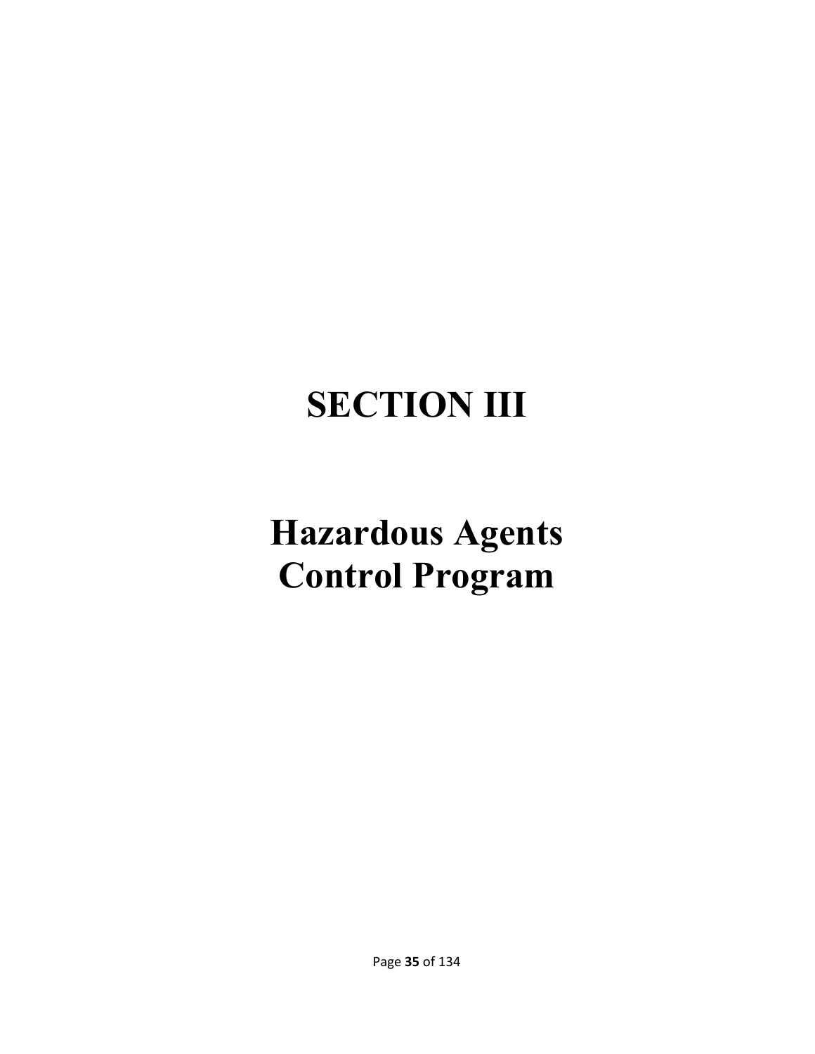# SECTION III

# Hazardous Agents Control Program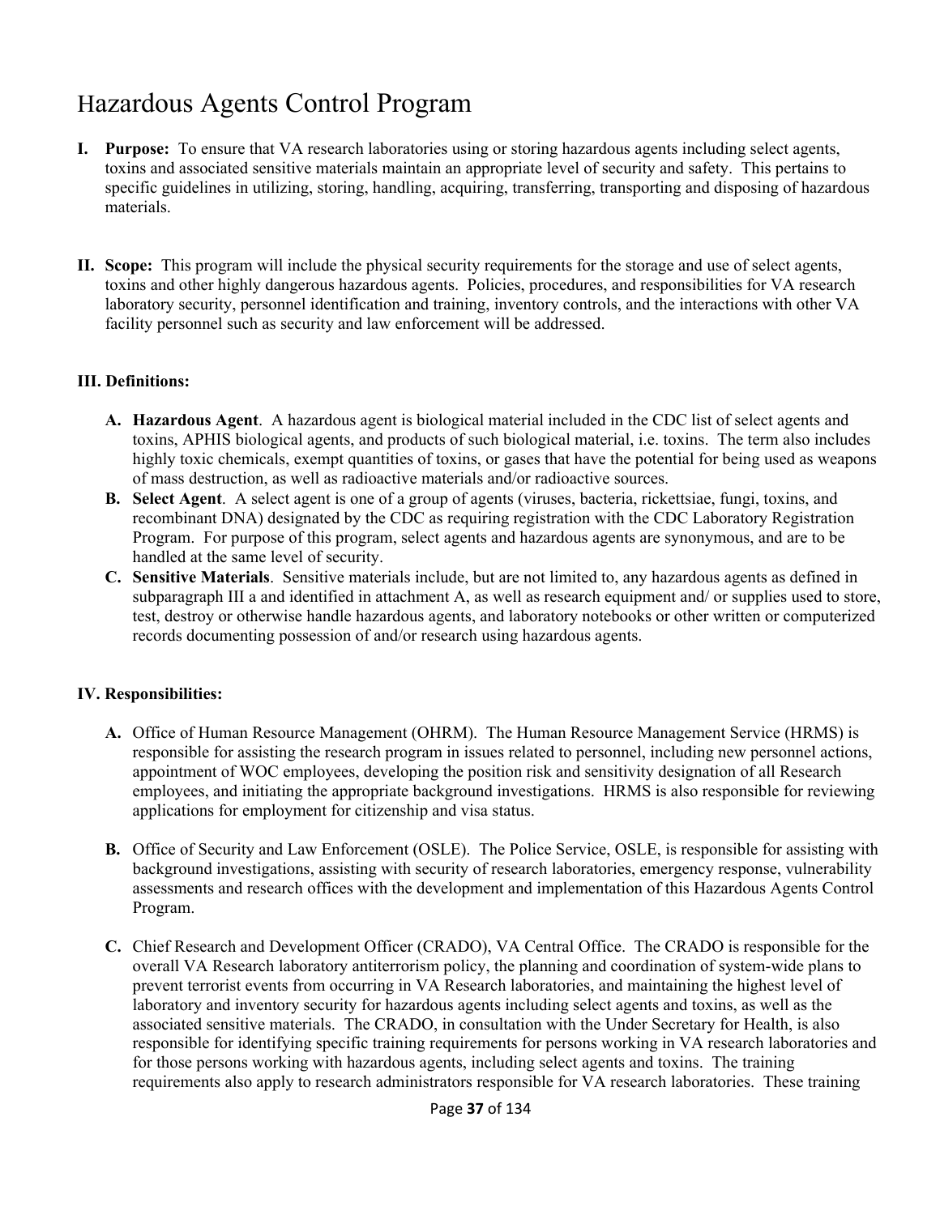# Hazardous Agents Control Program

**I. Purpose:** To ensure that VA research laboratories using or storing hazardous agents including select agents, toxins and associated sensitive materials maintain an appropriate level of security and safety. This pertains to specific guidelines in utilizing, storing, handling, acquiring, transferring, transporting and disposing of hazardous materials.

**II. Scope:** This program will include the physical security requirements for the storage and use of select agents, toxins and other highly dangerous hazardous agents. Policies, procedures, and responsibilities for VA research laboratory security, personnel identification and training, inventory controls, and the interactions with other VA facility personnel such as security and law enforcement will be addressed.

**III. Definitions:**

- **A. Hazardous Agent**. A hazardous agent is biological material included in the CDC list of select agents and toxins, APHIS biological agents, and products of such biological material, i.e. toxins. The term also includes highly toxic chemicals, exempt quantities of toxins, or gases that have the potential for being used as weapons of mass destruction, as well as radioactive materials and/or radioactive sources.
- **B. Select Agent**. A select agent is one of a group of agents (viruses, bacteria, rickettsiae, fungi, toxins, and recombinant DNA) designated by the CDC as requiring registration with the CDC Laboratory Registration Program. For purpose of this program, select agents and hazardous agents are synonymous, and are to be handled at the same level of security.
- **C. Sensitive Materials**. Sensitive materials include, but are not limited to, any hazardous agents as defined in subparagraph III a and identified in attachment A, as well as research equipment and/ or supplies used to store, test, destroy or otherwise handle hazardous agents, and laboratory notebooks or other written or computerized records documenting possession of and/or research using hazardous agents.

**IV. Responsibilities:**

- **A.** Office of Human Resource Management (OHRM). The Human Resource Management Service (HRMS) is responsible for assisting the research program in issues related to personnel, including new personnel actions, appointment of WOC employees, developing the position risk and sensitivity designation of all Research employees, and initiating the appropriate background investigations. HRMS is also responsible for reviewing applications for employment for citizenship and visa status.

- **B.** Office of Security and Law Enforcement (OSLE). The Police Service, OSLE, is responsible for assisting with background investigations, assisting with security of research laboratories, emergency response, vulnerability assessments and research offices with the development and implementation of this Hazardous Agents Control Program.

- **C.** Chief Research and Development Officer (CRADO), VA Central Office. The CRADO is responsible for the overall VA Research laboratory antiterrorism policy, the planning and coordination of system-wide plans to prevent terrorist events from occurring in VA Research laboratories, and maintaining the highest level of laboratory and inventory security for hazardous agents including select agents and toxins, as well as the associated sensitive materials. The CRADO, in consultation with the Under Secretary for Health, is also responsible for identifying specific training requirements for persons working in VA research laboratories and for those persons working with hazardous agents, including select agents and toxins. The training requirements also apply to research administrators responsible for VA research laboratories. These training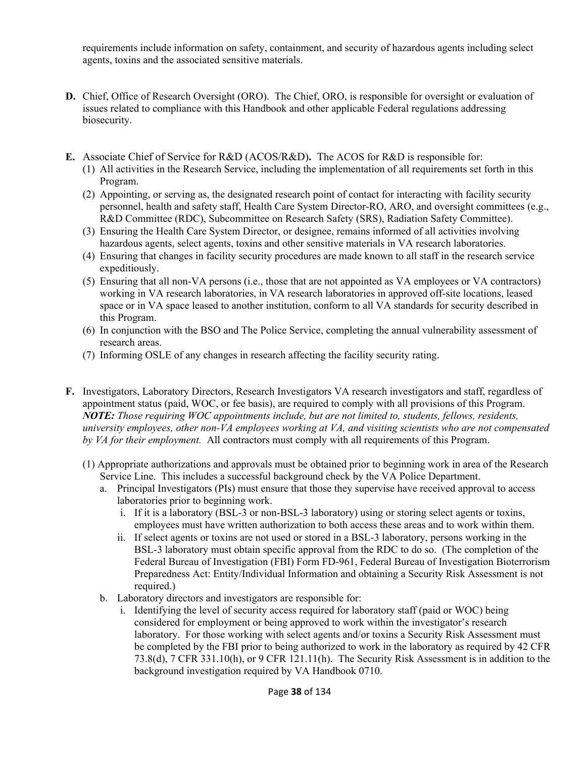requirements include information on safety, containment, and security of hazardous agents including select agents, toxins and the associated sensitive materials.

**D.** Chief, Office of Research Oversight (ORO). The Chief, ORO, is responsible for oversight or evaluation of issues related to compliance with this Handbook and other applicable Federal regulations addressing biosecurity.

**E.** Associate Chief of Service for R&D (ACOS/R&D)**.** The ACOS for R&D is responsible for:

(1) All activities in the Research Service, including the implementation of all requirements set forth in this Program.

(2) Appointing, or serving as, the designated research point of contact for interacting with facility security personnel, health and safety staff, Health Care System Director-RO, ARO, and oversight committees (e.g., R&D Committee (RDC), Subcommittee on Research Safety (SRS), Radiation Safety Committee).

(3) Ensuring the Health Care System Director, or designee, remains informed of all activities involving hazardous agents, select agents, toxins and other sensitive materials in VA research laboratories.

(4) Ensuring that changes in facility security procedures are made known to all staff in the research service expeditiously.

(5) Ensuring that all non-VA persons (i.e., those that are not appointed as VA employees or VA contractors) working in VA research laboratories, in VA research laboratories in approved off-site locations, leased space or in VA space leased to another institution, conform to all VA standards for security described in this Program.

(6) In conjunction with the BSO and The Police Service, completing the annual vulnerability assessment of research areas.

(7) Informing OSLE of any changes in research affecting the facility security rating.

**F.** Investigators, Laboratory Directors, Research Investigators VA research investigators and staff, regardless of appointment status (paid, WOC, or fee basis), are required to comply with all provisions of this Program. ***NOTE:*** *Those requiring WOC appointments include, but are not limited to, students, fellows, residents, university employees, other non-VA employees working at VA, and visiting scientists who are not compensated by VA for their employment.* All contractors must comply with all requirements of this Program.

(1) Appropriate authorizations and approvals must be obtained prior to beginning work in area of the Research Service Line. This includes a successful background check by the VA Police Department.

a. Principal Investigators (PIs) must ensure that those they supervise have received approval to access laboratories prior to beginning work.

i. If it is a laboratory (BSL-3 or non-BSL-3 laboratory) using or storing select agents or toxins, employees must have written authorization to both access these areas and to work within them.

ii. If select agents or toxins are not used or stored in a BSL-3 laboratory, persons working in the BSL-3 laboratory must obtain specific approval from the RDC to do so. (The completion of the Federal Bureau of Investigation (FBI) Form FD-961, Federal Bureau of Investigation Bioterrorism Preparedness Act: Entity/Individual Information and obtaining a Security Risk Assessment is not required.)

b. Laboratory directors and investigators are responsible for:

i. Identifying the level of security access required for laboratory staff (paid or WOC) being considered for employment or being approved to work within the investigator's research laboratory. For those working with select agents and/or toxins a Security Risk Assessment must be completed by the FBI prior to being authorized to work in the laboratory as required by 42 CFR 73.8(d), 7 CFR 331.10(h), or 9 CFR 121.11(h). The Security Risk Assessment is in addition to the background investigation required by VA Handbook 0710.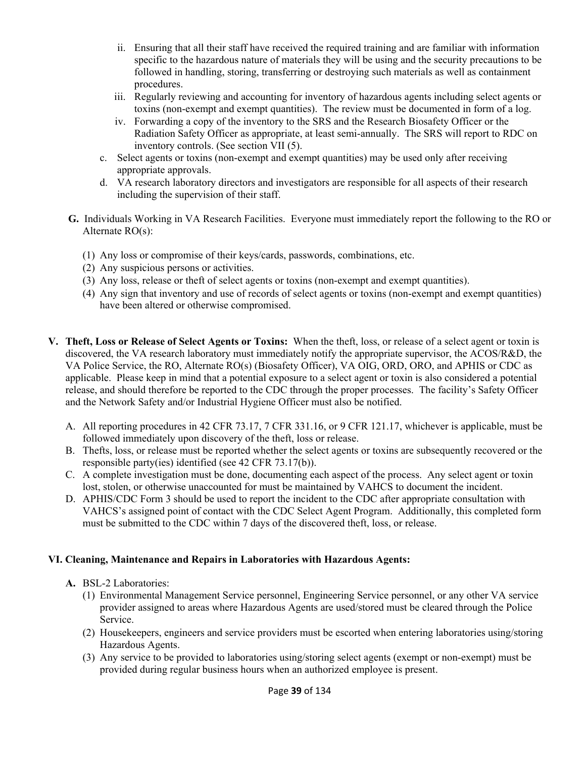ii. Ensuring that all their staff have received the required training and are familiar with information specific to the hazardous nature of materials they will be using and the security precautions to be followed in handling, storing, transferring or destroying such materials as well as containment procedures.

iii. Regularly reviewing and accounting for inventory of hazardous agents including select agents or toxins (non-exempt and exempt quantities). The review must be documented in form of a log.

iv. Forwarding a copy of the inventory to the SRS and the Research Biosafety Officer or the Radiation Safety Officer as appropriate, at least semi-annually. The SRS will report to RDC on inventory controls. (See section VII (5).

c. Select agents or toxins (non-exempt and exempt quantities) may be used only after receiving appropriate approvals.

d. VA research laboratory directors and investigators are responsible for all aspects of their research including the supervision of their staff.

**G.** Individuals Working in VA Research Facilities. Everyone must immediately report the following to the RO or Alternate RO(s):

(1) Any loss or compromise of their keys/cards, passwords, combinations, etc.
(2) Any suspicious persons or activities.
(3) Any loss, release or theft of select agents or toxins (non-exempt and exempt quantities).
(4) Any sign that inventory and use of records of select agents or toxins (non-exempt and exempt quantities) have been altered or otherwise compromised.

**V. Theft, Loss or Release of Select Agents or Toxins:** When the theft, loss, or release of a select agent or toxin is discovered, the VA research laboratory must immediately notify the appropriate supervisor, the ACOS/R&D, the VA Police Service, the RO, Alternate RO(s) (Biosafety Officer), VA OIG, ORD, ORO, and APHIS or CDC as applicable. Please keep in mind that a potential exposure to a select agent or toxin is also considered a potential release, and should therefore be reported to the CDC through the proper processes. The facility's Safety Officer and the Network Safety and/or Industrial Hygiene Officer must also be notified.

A. All reporting procedures in 42 CFR 73.17, 7 CFR 331.16, or 9 CFR 121.17, whichever is applicable, must be followed immediately upon discovery of the theft, loss or release.
B. Thefts, loss, or release must be reported whether the select agents or toxins are subsequently recovered or the responsible party(ies) identified (see 42 CFR 73.17(b)).
C. A complete investigation must be done, documenting each aspect of the process. Any select agent or toxin lost, stolen, or otherwise unaccounted for must be maintained by VAHCS to document the incident.
D. APHIS/CDC Form 3 should be used to report the incident to the CDC after appropriate consultation with VAHCS's assigned point of contact with the CDC Select Agent Program. Additionally, this completed form must be submitted to the CDC within 7 days of the discovered theft, loss, or release.

**VI. Cleaning, Maintenance and Repairs in Laboratories with Hazardous Agents:**

**A.** BSL-2 Laboratories:

(1) Environmental Management Service personnel, Engineering Service personnel, or any other VA service provider assigned to areas where Hazardous Agents are used/stored must be cleared through the Police Service.
(2) Housekeepers, engineers and service providers must be escorted when entering laboratories using/storing Hazardous Agents.
(3) Any service to be provided to laboratories using/storing select agents (exempt or non-exempt) must be provided during regular business hours when an authorized employee is present.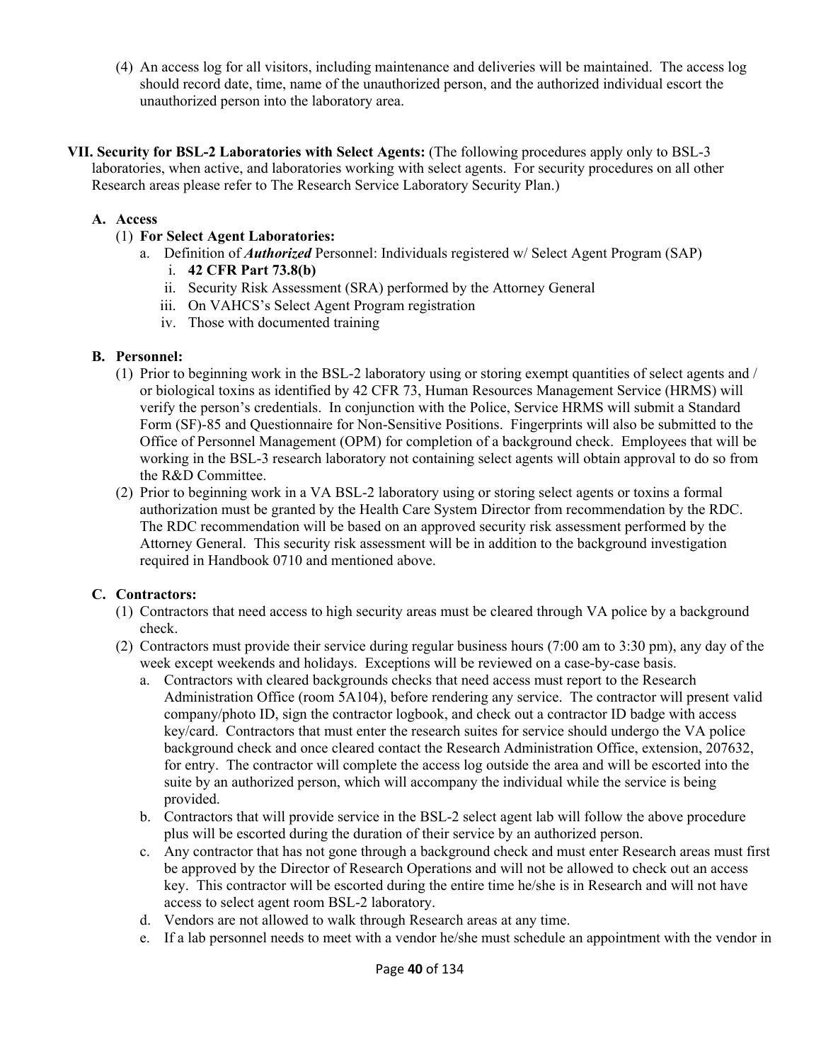(4) An access log for all visitors, including maintenance and deliveries will be maintained. The access log should record date, time, name of the unauthorized person, and the authorized individual escort the unauthorized person into the laboratory area.

**VII. Security for BSL-2 Laboratories with Select Agents:** (The following procedures apply only to BSL-3 laboratories, when active, and laboratories working with select agents. For security procedures on all other Research areas please refer to The Research Service Laboratory Security Plan.)

**A. Access**

(1) **For Select Agent Laboratories:**

a. Definition of ***Authorized*** Personnel: Individuals registered w/ Select Agent Program (SAP)

i. **42 CFR Part 73.8(b)**

ii. Security Risk Assessment (SRA) performed by the Attorney General

iii. On VAHCS's Select Agent Program registration

iv. Those with documented training

**B. Personnel:**

(1) Prior to beginning work in the BSL-2 laboratory using or storing exempt quantities of select agents and / or biological toxins as identified by 42 CFR 73, Human Resources Management Service (HRMS) will verify the person's credentials. In conjunction with the Police, Service HRMS will submit a Standard Form (SF)-85 and Questionnaire for Non-Sensitive Positions. Fingerprints will also be submitted to the Office of Personnel Management (OPM) for completion of a background check. Employees that will be working in the BSL-3 research laboratory not containing select agents will obtain approval to do so from the R&D Committee.

(2) Prior to beginning work in a VA BSL-2 laboratory using or storing select agents or toxins a formal authorization must be granted by the Health Care System Director from recommendation by the RDC. The RDC recommendation will be based on an approved security risk assessment performed by the Attorney General. This security risk assessment will be in addition to the background investigation required in Handbook 0710 and mentioned above.

**C. Contractors:**

(1) Contractors that need access to high security areas must be cleared through VA police by a background check.

(2) Contractors must provide their service during regular business hours (7:00 am to 3:30 pm), any day of the week except weekends and holidays. Exceptions will be reviewed on a case-by-case basis.

a. Contractors with cleared backgrounds checks that need access must report to the Research Administration Office (room 5A104), before rendering any service. The contractor will present valid company/photo ID, sign the contractor logbook, and check out a contractor ID badge with access key/card. Contractors that must enter the research suites for service should undergo the VA police background check and once cleared contact the Research Administration Office, extension, 207632, for entry. The contractor will complete the access log outside the area and will be escorted into the suite by an authorized person, which will accompany the individual while the service is being provided.

b. Contractors that will provide service in the BSL-2 select agent lab will follow the above procedure plus will be escorted during the duration of their service by an authorized person.

c. Any contractor that has not gone through a background check and must enter Research areas must first be approved by the Director of Research Operations and will not be allowed to check out an access key. This contractor will be escorted during the entire time he/she is in Research and will not have access to select agent room BSL-2 laboratory.

d. Vendors are not allowed to walk through Research areas at any time.

e. If a lab personnel needs to meet with a vendor he/she must schedule an appointment with the vendor in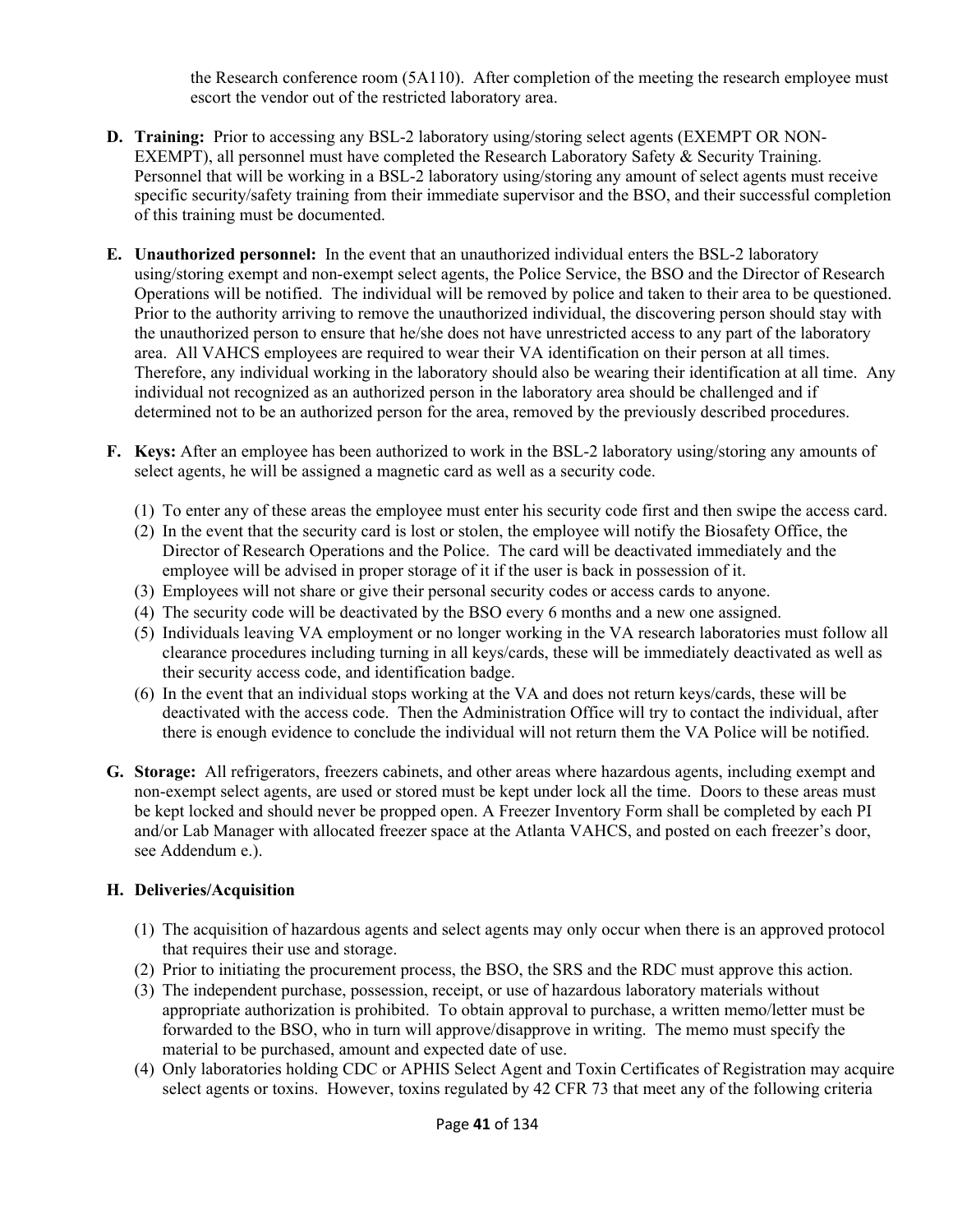the Research conference room (5A110). After completion of the meeting the research employee must escort the vendor out of the restricted laboratory area.

**D. Training:** Prior to accessing any BSL-2 laboratory using/storing select agents (EXEMPT OR NON-EXEMPT), all personnel must have completed the Research Laboratory Safety & Security Training. Personnel that will be working in a BSL-2 laboratory using/storing any amount of select agents must receive specific security/safety training from their immediate supervisor and the BSO, and their successful completion of this training must be documented.

**E. Unauthorized personnel:** In the event that an unauthorized individual enters the BSL-2 laboratory using/storing exempt and non-exempt select agents, the Police Service, the BSO and the Director of Research Operations will be notified. The individual will be removed by police and taken to their area to be questioned. Prior to the authority arriving to remove the unauthorized individual, the discovering person should stay with the unauthorized person to ensure that he/she does not have unrestricted access to any part of the laboratory area. All VAHCS employees are required to wear their VA identification on their person at all times. Therefore, any individual working in the laboratory should also be wearing their identification at all time. Any individual not recognized as an authorized person in the laboratory area should be challenged and if determined not to be an authorized person for the area, removed by the previously described procedures.

**F. Keys:** After an employee has been authorized to work in the BSL-2 laboratory using/storing any amounts of select agents, he will be assigned a magnetic card as well as a security code.

(1) To enter any of these areas the employee must enter his security code first and then swipe the access card.
(2) In the event that the security card is lost or stolen, the employee will notify the Biosafety Office, the Director of Research Operations and the Police. The card will be deactivated immediately and the employee will be advised in proper storage of it if the user is back in possession of it.
(3) Employees will not share or give their personal security codes or access cards to anyone.
(4) The security code will be deactivated by the BSO every 6 months and a new one assigned.
(5) Individuals leaving VA employment or no longer working in the VA research laboratories must follow all clearance procedures including turning in all keys/cards, these will be immediately deactivated as well as their security access code, and identification badge.
(6) In the event that an individual stops working at the VA and does not return keys/cards, these will be deactivated with the access code. Then the Administration Office will try to contact the individual, after there is enough evidence to conclude the individual will not return them the VA Police will be notified.

**G. Storage:** All refrigerators, freezers cabinets, and other areas where hazardous agents, including exempt and non-exempt select agents, are used or stored must be kept under lock all the time. Doors to these areas must be kept locked and should never be propped open. A Freezer Inventory Form shall be completed by each PI and/or Lab Manager with allocated freezer space at the Atlanta VAHCS, and posted on each freezer's door, see Addendum e.).

**H. Deliveries/Acquisition**

(1) The acquisition of hazardous agents and select agents may only occur when there is an approved protocol that requires their use and storage.
(2) Prior to initiating the procurement process, the BSO, the SRS and the RDC must approve this action.
(3) The independent purchase, possession, receipt, or use of hazardous laboratory materials without appropriate authorization is prohibited. To obtain approval to purchase, a written memo/letter must be forwarded to the BSO, who in turn will approve/disapprove in writing. The memo must specify the material to be purchased, amount and expected date of use.
(4) Only laboratories holding CDC or APHIS Select Agent and Toxin Certificates of Registration may acquire select agents or toxins. However, toxins regulated by 42 CFR 73 that meet any of the following criteria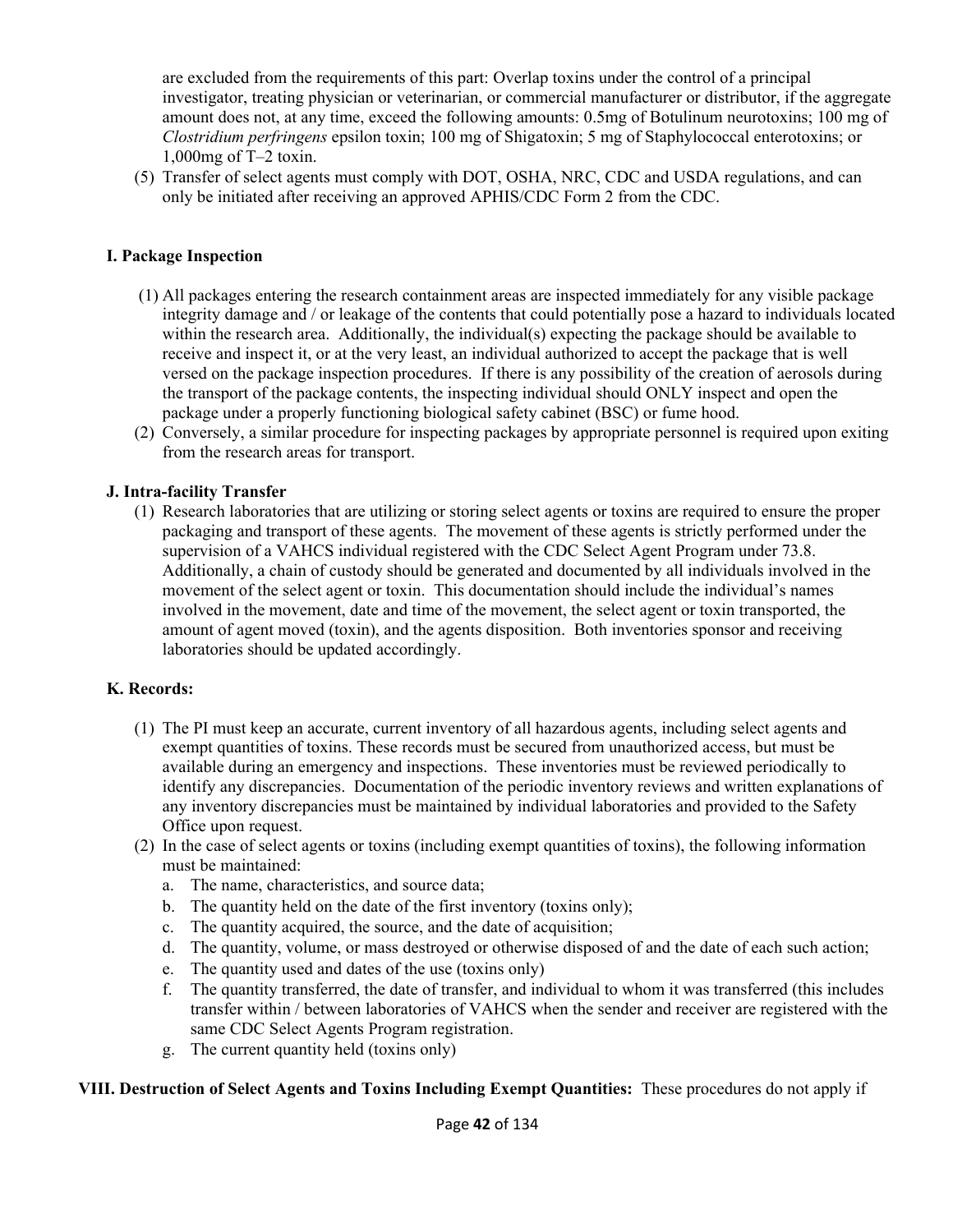are excluded from the requirements of this part: Overlap toxins under the control of a principal investigator, treating physician or veterinarian, or commercial manufacturer or distributor, if the aggregate amount does not, at any time, exceed the following amounts: 0.5mg of Botulinum neurotoxins; 100 mg of *Clostridium perfringens* epsilon toxin; 100 mg of Shigatoxin; 5 mg of Staphylococcal enterotoxins; or 1,000mg of T–2 toxin.

(5) Transfer of select agents must comply with DOT, OSHA, NRC, CDC and USDA regulations, and can only be initiated after receiving an approved APHIS/CDC Form 2 from the CDC.

**I. Package Inspection**

(1) All packages entering the research containment areas are inspected immediately for any visible package integrity damage and / or leakage of the contents that could potentially pose a hazard to individuals located within the research area. Additionally, the individual(s) expecting the package should be available to receive and inspect it, or at the very least, an individual authorized to accept the package that is well versed on the package inspection procedures. If there is any possibility of the creation of aerosols during the transport of the package contents, the inspecting individual should ONLY inspect and open the package under a properly functioning biological safety cabinet (BSC) or fume hood.

(2) Conversely, a similar procedure for inspecting packages by appropriate personnel is required upon exiting from the research areas for transport.

**J. Intra-facility Transfer**

(1) Research laboratories that are utilizing or storing select agents or toxins are required to ensure the proper packaging and transport of these agents. The movement of these agents is strictly performed under the supervision of a VAHCS individual registered with the CDC Select Agent Program under 73.8. Additionally, a chain of custody should be generated and documented by all individuals involved in the movement of the select agent or toxin. This documentation should include the individual's names involved in the movement, date and time of the movement, the select agent or toxin transported, the amount of agent moved (toxin), and the agents disposition. Both inventories sponsor and receiving laboratories should be updated accordingly.

**K. Records:**

(1) The PI must keep an accurate, current inventory of all hazardous agents, including select agents and exempt quantities of toxins. These records must be secured from unauthorized access, but must be available during an emergency and inspections. These inventories must be reviewed periodically to identify any discrepancies. Documentation of the periodic inventory reviews and written explanations of any inventory discrepancies must be maintained by individual laboratories and provided to the Safety Office upon request.

(2) In the case of select agents or toxins (including exempt quantities of toxins), the following information must be maintained:
   a. The name, characteristics, and source data;
   b. The quantity held on the date of the first inventory (toxins only);
   c. The quantity acquired, the source, and the date of acquisition;
   d. The quantity, volume, or mass destroyed or otherwise disposed of and the date of each such action;
   e. The quantity used and dates of the use (toxins only)
   f. The quantity transferred, the date of transfer, and individual to whom it was transferred (this includes transfer within / between laboratories of VAHCS when the sender and receiver are registered with the same CDC Select Agents Program registration.
   g. The current quantity held (toxins only)

**VIII. Destruction of Select Agents and Toxins Including Exempt Quantities:** These procedures do not apply if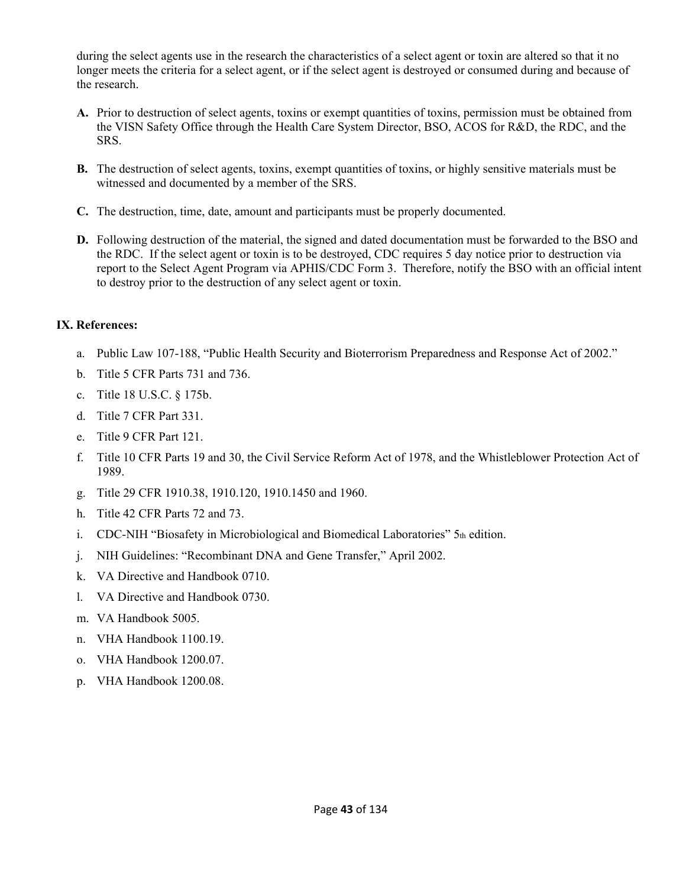during the select agents use in the research the characteristics of a select agent or toxin are altered so that it no longer meets the criteria for a select agent, or if the select agent is destroyed or consumed during and because of the research.

**A.** Prior to destruction of select agents, toxins or exempt quantities of toxins, permission must be obtained from the VISN Safety Office through the Health Care System Director, BSO, ACOS for R&D, the RDC, and the SRS.

**B.** The destruction of select agents, toxins, exempt quantities of toxins, or highly sensitive materials must be witnessed and documented by a member of the SRS.

**C.** The destruction, time, date, amount and participants must be properly documented.

**D.** Following destruction of the material, the signed and dated documentation must be forwarded to the BSO and the RDC. If the select agent or toxin is to be destroyed, CDC requires 5 day notice prior to destruction via report to the Select Agent Program via APHIS/CDC Form 3. Therefore, notify the BSO with an official intent to destroy prior to the destruction of any select agent or toxin.

## IX. References:

a. Public Law 107-188, "Public Health Security and Bioterrorism Preparedness and Response Act of 2002."

b. Title 5 CFR Parts 731 and 736.

c. Title 18 U.S.C. § 175b.

d. Title 7 CFR Part 331.

e. Title 9 CFR Part 121.

f. Title 10 CFR Parts 19 and 30, the Civil Service Reform Act of 1978, and the Whistleblower Protection Act of 1989.

g. Title 29 CFR 1910.38, 1910.120, 1910.1450 and 1960.

h. Title 42 CFR Parts 72 and 73.

i. CDC-NIH "Biosafety in Microbiological and Biomedical Laboratories" 5th edition.

j. NIH Guidelines: "Recombinant DNA and Gene Transfer," April 2002.

k. VA Directive and Handbook 0710.

l. VA Directive and Handbook 0730.

m. VA Handbook 5005.

n. VHA Handbook 1100.19.

o. VHA Handbook 1200.07.

p. VHA Handbook 1200.08.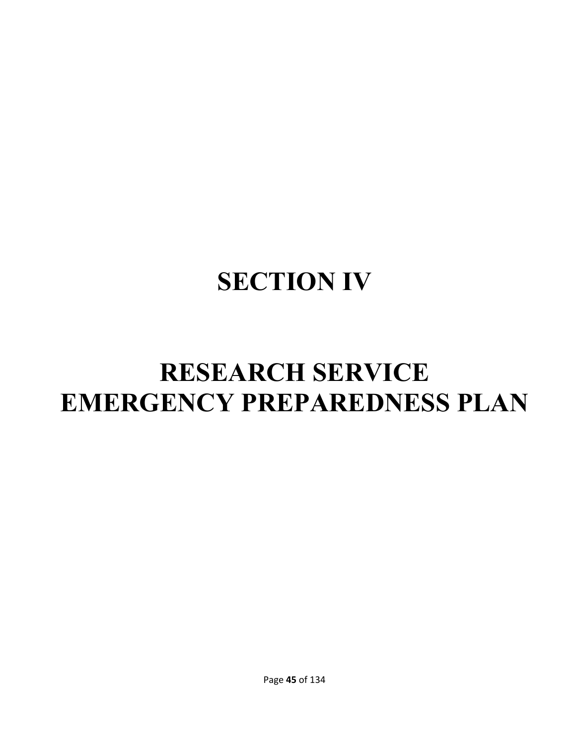# SECTION IV

# RESEARCH SERVICE EMERGENCY PREPAREDNESS PLAN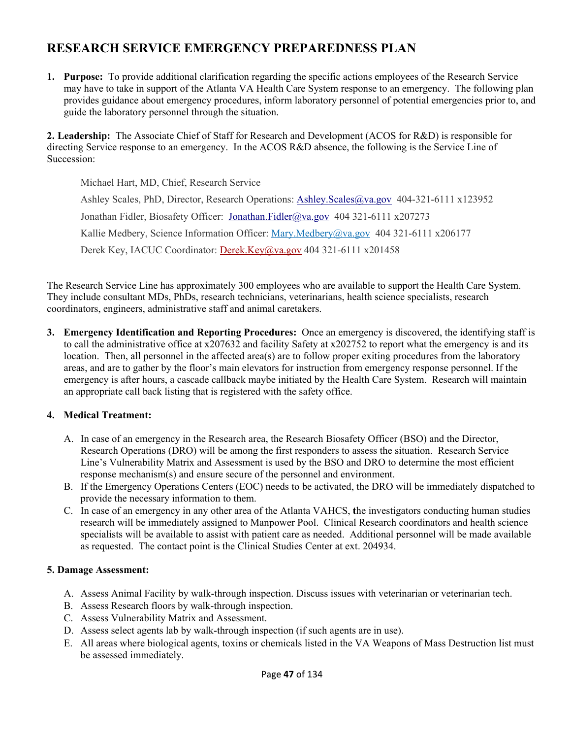# RESEARCH SERVICE EMERGENCY PREPAREDNESS PLAN

1. **Purpose:** To provide additional clarification regarding the specific actions employees of the Research Service may have to take in support of the Atlanta VA Health Care System response to an emergency. The following plan provides guidance about emergency procedures, inform laboratory personnel of potential emergencies prior to, and guide the laboratory personnel through the situation.

**2. Leadership:** The Associate Chief of Staff for Research and Development (ACOS for R&D) is responsible for directing Service response to an emergency. In the ACOS R&D absence, the following is the Service Line of Succession:

Michael Hart, MD, Chief, Research Service

Ashley Scales, PhD, Director, Research Operations: Ashley.Scales@va.gov 404-321-6111 x123952

Jonathan Fidler, Biosafety Officer: Jonathan.Fidler@va.gov 404 321-6111 x207273

Kallie Medbery, Science Information Officer: Mary.Medbery@va.gov 404 321-6111 x206177

Derek Key, IACUC Coordinator: Derek.Key@va.gov 404 321-6111 x201458

The Research Service Line has approximately 300 employees who are available to support the Health Care System. They include consultant MDs, PhDs, research technicians, veterinarians, health science specialists, research coordinators, engineers, administrative staff and animal caretakers.

3. **Emergency Identification and Reporting Procedures:** Once an emergency is discovered, the identifying staff is to call the administrative office at x207632 and facility Safety at x202752 to report what the emergency is and its location. Then, all personnel in the affected area(s) are to follow proper exiting procedures from the laboratory areas, and are to gather by the floor's main elevators for instruction from emergency response personnel. If the emergency is after hours, a cascade callback maybe initiated by the Health Care System. Research will maintain an appropriate call back listing that is registered with the safety office.

4. **Medical Treatment:**

   A. In case of an emergency in the Research area, the Research Biosafety Officer (BSO) and the Director, Research Operations (DRO) will be among the first responders to assess the situation. Research Service Line's Vulnerability Matrix and Assessment is used by the BSO and DRO to determine the most efficient response mechanism(s) and ensure secure of the personnel and environment.
   B. If the Emergency Operations Centers (EOC) needs to be activated, the DRO will be immediately dispatched to provide the necessary information to them.
   C. In case of an emergency in any other area of the Atlanta VAHCS, **t**he investigators conducting human studies research will be immediately assigned to Manpower Pool. Clinical Research coordinators and health science specialists will be available to assist with patient care as needed. Additional personnel will be made available as requested. The contact point is the Clinical Studies Center at ext. 204934.

**5. Damage Assessment:**

   A. Assess Animal Facility by walk-through inspection. Discuss issues with veterinarian or veterinarian tech.
   B. Assess Research floors by walk-through inspection.
   C. Assess Vulnerability Matrix and Assessment.
   D. Assess select agents lab by walk-through inspection (if such agents are in use).
   E. All areas where biological agents, toxins or chemicals listed in the VA Weapons of Mass Destruction list must be assessed immediately.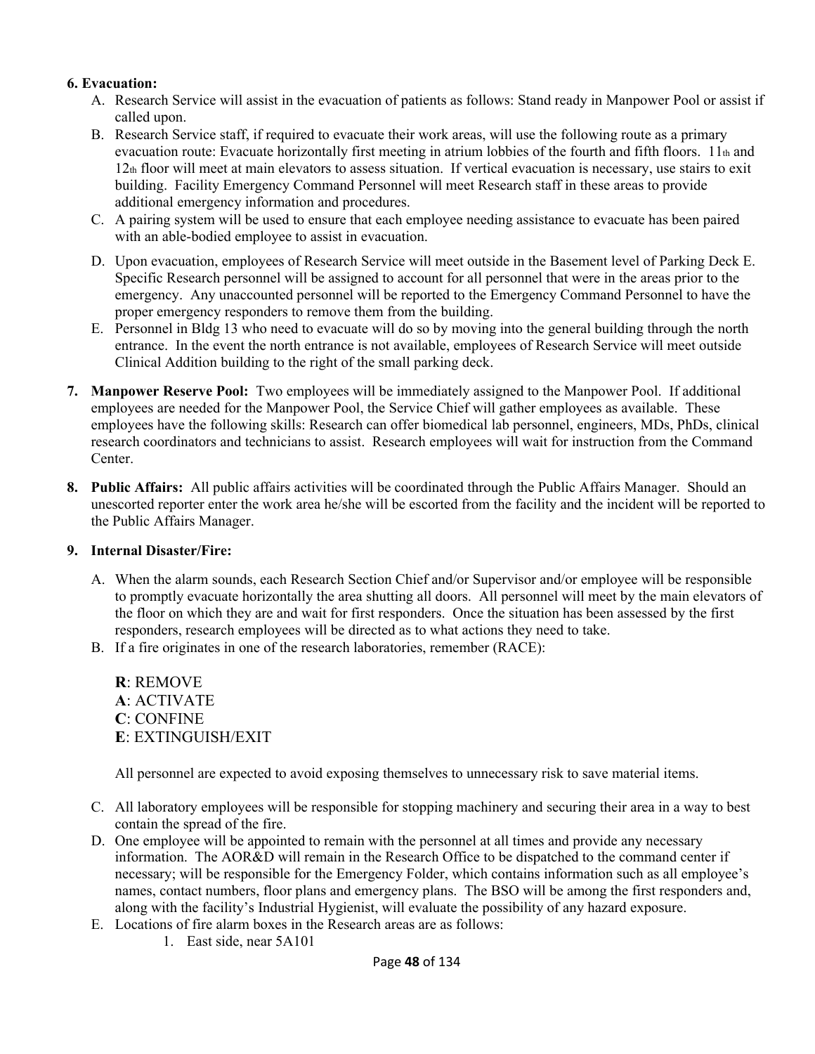**6. Evacuation:**

A. Research Service will assist in the evacuation of patients as follows: Stand ready in Manpower Pool or assist if called upon.

B. Research Service staff, if required to evacuate their work areas, will use the following route as a primary evacuation route: Evacuate horizontally first meeting in atrium lobbies of the fourth and fifth floors. 11th and 12th floor will meet at main elevators to assess situation. If vertical evacuation is necessary, use stairs to exit building. Facility Emergency Command Personnel will meet Research staff in these areas to provide additional emergency information and procedures.

C. A pairing system will be used to ensure that each employee needing assistance to evacuate has been paired with an able-bodied employee to assist in evacuation.

D. Upon evacuation, employees of Research Service will meet outside in the Basement level of Parking Deck E. Specific Research personnel will be assigned to account for all personnel that were in the areas prior to the emergency. Any unaccounted personnel will be reported to the Emergency Command Personnel to have the proper emergency responders to remove them from the building.

E. Personnel in Bldg 13 who need to evacuate will do so by moving into the general building through the north entrance. In the event the north entrance is not available, employees of Research Service will meet outside Clinical Addition building to the right of the small parking deck.

**7. Manpower Reserve Pool:** Two employees will be immediately assigned to the Manpower Pool. If additional employees are needed for the Manpower Pool, the Service Chief will gather employees as available. These employees have the following skills: Research can offer biomedical lab personnel, engineers, MDs, PhDs, clinical research coordinators and technicians to assist. Research employees will wait for instruction from the Command Center.

**8. Public Affairs:** All public affairs activities will be coordinated through the Public Affairs Manager. Should an unescorted reporter enter the work area he/she will be escorted from the facility and the incident will be reported to the Public Affairs Manager.

**9. Internal Disaster/Fire:**

A. When the alarm sounds, each Research Section Chief and/or Supervisor and/or employee will be responsible to promptly evacuate horizontally the area shutting all doors. All personnel will meet by the main elevators of the floor on which they are and wait for first responders. Once the situation has been assessed by the first responders, research employees will be directed as to what actions they need to take.

B. If a fire originates in one of the research laboratories, remember (RACE):

**R**: REMOVE
**A**: ACTIVATE
**C**: CONFINE
**E**: EXTINGUISH/EXIT

All personnel are expected to avoid exposing themselves to unnecessary risk to save material items.

C. All laboratory employees will be responsible for stopping machinery and securing their area in a way to best contain the spread of the fire.

D. One employee will be appointed to remain with the personnel at all times and provide any necessary information. The AOR&D will remain in the Research Office to be dispatched to the command center if necessary; will be responsible for the Emergency Folder, which contains information such as all employee's names, contact numbers, floor plans and emergency plans. The BSO will be among the first responders and, along with the facility's Industrial Hygienist, will evaluate the possibility of any hazard exposure.

E. Locations of fire alarm boxes in the Research areas are as follows:

1. East side, near 5A101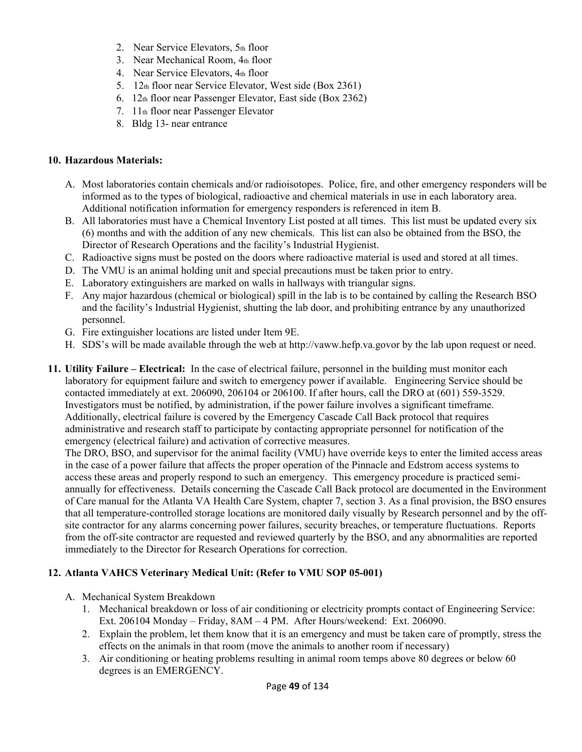2. Near Service Elevators, 5th floor
3. Near Mechanical Room, 4th floor
4. Near Service Elevators, 4th floor
5. 12th floor near Service Elevator, West side (Box 2361)
6. 12th floor near Passenger Elevator, East side (Box 2362)
7. 11th floor near Passenger Elevator
8. Bldg 13- near entrance

**10. Hazardous Materials:**

A. Most laboratories contain chemicals and/or radioisotopes. Police, fire, and other emergency responders will be informed as to the types of biological, radioactive and chemical materials in use in each laboratory area. Additional notification information for emergency responders is referenced in item B.
B. All laboratories must have a Chemical Inventory List posted at all times. This list must be updated every six (6) months and with the addition of any new chemicals. This list can also be obtained from the BSO, the Director of Research Operations and the facility's Industrial Hygienist.
C. Radioactive signs must be posted on the doors where radioactive material is used and stored at all times.
D. The VMU is an animal holding unit and special precautions must be taken prior to entry.
E. Laboratory extinguishers are marked on walls in hallways with triangular signs.
F. Any major hazardous (chemical or biological) spill in the lab is to be contained by calling the Research BSO and the facility's Industrial Hygienist, shutting the lab door, and prohibiting entrance by any unauthorized personnel.
G. Fire extinguisher locations are listed under Item 9E.
H. SDS's will be made available through the web at http://vaww.hefp.va.govor by the lab upon request or need.

**11. Utility Failure – Electrical:** In the case of electrical failure, personnel in the building must monitor each laboratory for equipment failure and switch to emergency power if available. Engineering Service should be contacted immediately at ext. 206090, 206104 or 206100. If after hours, call the DRO at (601) 559-3529. Investigators must be notified, by administration, if the power failure involves a significant timeframe. Additionally, electrical failure is covered by the Emergency Cascade Call Back protocol that requires administrative and research staff to participate by contacting appropriate personnel for notification of the emergency (electrical failure) and activation of corrective measures.
The DRO, BSO, and supervisor for the animal facility (VMU) have override keys to enter the limited access areas in the case of a power failure that affects the proper operation of the Pinnacle and Edstrom access systems to access these areas and properly respond to such an emergency. This emergency procedure is practiced semi-annually for effectiveness. Details concerning the Cascade Call Back protocol are documented in the Environment of Care manual for the Atlanta VA Health Care System, chapter 7, section 3. As a final provision, the BSO ensures that all temperature-controlled storage locations are monitored daily visually by Research personnel and by the off-site contractor for any alarms concerning power failures, security breaches, or temperature fluctuations. Reports from the off-site contractor are requested and reviewed quarterly by the BSO, and any abnormalities are reported immediately to the Director for Research Operations for correction.

**12. Atlanta VAHCS Veterinary Medical Unit: (Refer to VMU SOP 05-001)**

A. Mechanical System Breakdown
   1. Mechanical breakdown or loss of air conditioning or electricity prompts contact of Engineering Service: Ext. 206104 Monday – Friday, 8AM – 4 PM. After Hours/weekend: Ext. 206090.
   2. Explain the problem, let them know that it is an emergency and must be taken care of promptly, stress the effects on the animals in that room (move the animals to another room if necessary)
   3. Air conditioning or heating problems resulting in animal room temps above 80 degrees or below 60 degrees is an EMERGENCY.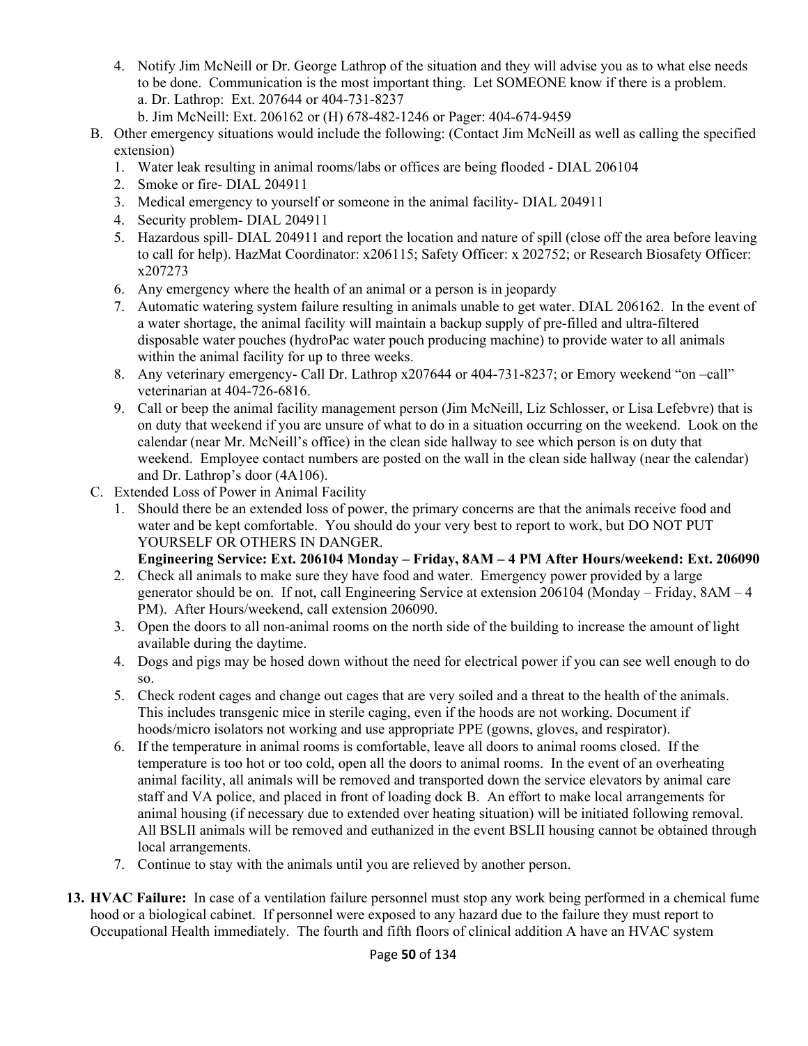4. Notify Jim McNeill or Dr. George Lathrop of the situation and they will advise you as to what else needs to be done. Communication is the most important thing. Let SOMEONE know if there is a problem.
   a. Dr. Lathrop: Ext. 207644 or 404-731-8237
   b. Jim McNeill: Ext. 206162 or (H) 678-482-1246 or Pager: 404-674-9459

B. Other emergency situations would include the following: (Contact Jim McNeill as well as calling the specified extension)
   1. Water leak resulting in animal rooms/labs or offices are being flooded - DIAL 206104
   2. Smoke or fire- DIAL 204911
   3. Medical emergency to yourself or someone in the animal facility- DIAL 204911
   4. Security problem- DIAL 204911
   5. Hazardous spill- DIAL 204911 and report the location and nature of spill (close off the area before leaving to call for help). HazMat Coordinator: x206115; Safety Officer: x 202752; or Research Biosafety Officer: x207273
   6. Any emergency where the health of an animal or a person is in jeopardy
   7. Automatic watering system failure resulting in animals unable to get water. DIAL 206162. In the event of a water shortage, the animal facility will maintain a backup supply of pre-filled and ultra-filtered disposable water pouches (hydroPac water pouch producing machine) to provide water to all animals within the animal facility for up to three weeks.
   8. Any veterinary emergency- Call Dr. Lathrop x207644 or 404-731-8237; or Emory weekend "on –call" veterinarian at 404-726-6816.
   9. Call or beep the animal facility management person (Jim McNeill, Liz Schlosser, or Lisa Lefebvre) that is on duty that weekend if you are unsure of what to do in a situation occurring on the weekend. Look on the calendar (near Mr. McNeill's office) in the clean side hallway to see which person is on duty that weekend. Employee contact numbers are posted on the wall in the clean side hallway (near the calendar) and Dr. Lathrop's door (4A106).

C. Extended Loss of Power in Animal Facility
   1. Should there be an extended loss of power, the primary concerns are that the animals receive food and water and be kept comfortable. You should do your very best to report to work, but DO NOT PUT YOURSELF OR OTHERS IN DANGER.
      **Engineering Service: Ext. 206104 Monday – Friday, 8AM – 4 PM After Hours/weekend: Ext. 206090**
   2. Check all animals to make sure they have food and water. Emergency power provided by a large generator should be on. If not, call Engineering Service at extension 206104 (Monday – Friday, 8AM – 4 PM). After Hours/weekend, call extension 206090.
   3. Open the doors to all non-animal rooms on the north side of the building to increase the amount of light available during the daytime.
   4. Dogs and pigs may be hosed down without the need for electrical power if you can see well enough to do so.
   5. Check rodent cages and change out cages that are very soiled and a threat to the health of the animals. This includes transgenic mice in sterile caging, even if the hoods are not working. Document if hoods/micro isolators not working and use appropriate PPE (gowns, gloves, and respirator).
   6. If the temperature in animal rooms is comfortable, leave all doors to animal rooms closed. If the temperature is too hot or too cold, open all the doors to animal rooms. In the event of an overheating animal facility, all animals will be removed and transported down the service elevators by animal care staff and VA police, and placed in front of loading dock B. An effort to make local arrangements for animal housing (if necessary due to extended over heating situation) will be initiated following removal. All BSLII animals will be removed and euthanized in the event BSLII housing cannot be obtained through local arrangements.
   7. Continue to stay with the animals until you are relieved by another person.

**13. HVAC Failure:** In case of a ventilation failure personnel must stop any work being performed in a chemical fume hood or a biological cabinet. If personnel were exposed to any hazard due to the failure they must report to Occupational Health immediately. The fourth and fifth floors of clinical addition A have an HVAC system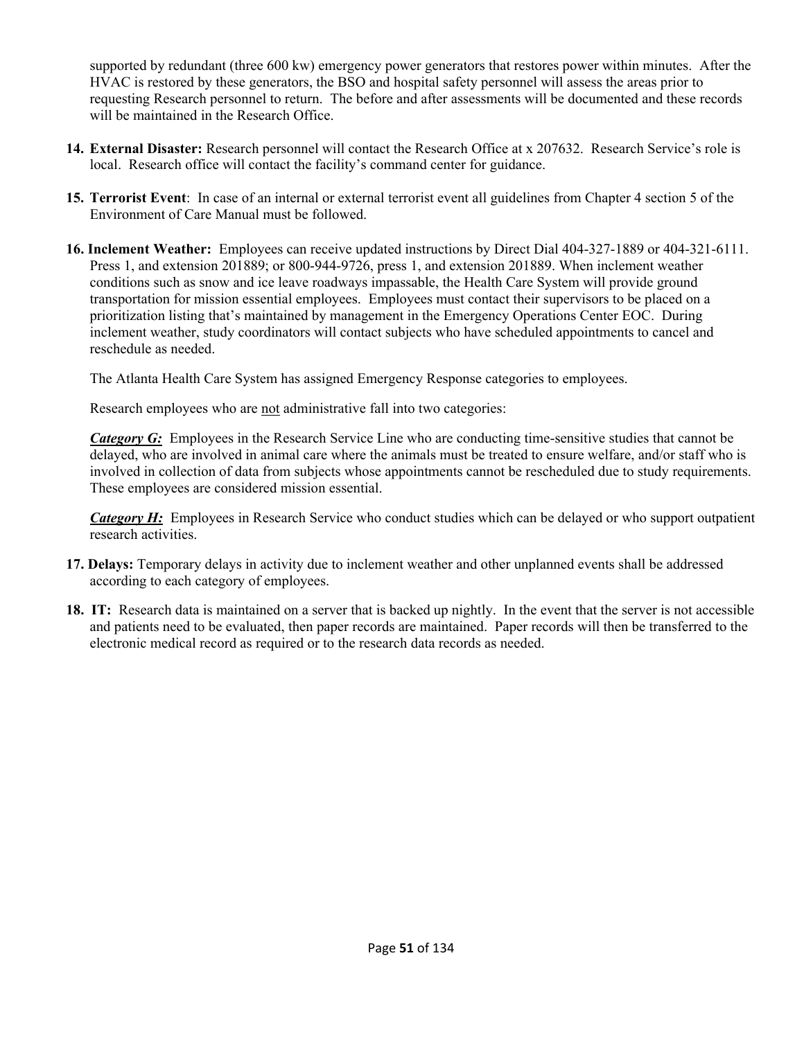supported by redundant (three 600 kw) emergency power generators that restores power within minutes. After the HVAC is restored by these generators, the BSO and hospital safety personnel will assess the areas prior to requesting Research personnel to return. The before and after assessments will be documented and these records will be maintained in the Research Office.

14. **External Disaster:** Research personnel will contact the Research Office at x 207632. Research Service's role is local. Research office will contact the facility's command center for guidance.

15. **Terrorist Event**: In case of an internal or external terrorist event all guidelines from Chapter 4 section 5 of the Environment of Care Manual must be followed.

16. **Inclement Weather:** Employees can receive updated instructions by Direct Dial 404-327-1889 or 404-321-6111. Press 1, and extension 201889; or 800-944-9726, press 1, and extension 201889. When inclement weather conditions such as snow and ice leave roadways impassable, the Health Care System will provide ground transportation for mission essential employees. Employees must contact their supervisors to be placed on a prioritization listing that's maintained by management in the Emergency Operations Center EOC. During inclement weather, study coordinators will contact subjects who have scheduled appointments to cancel and reschedule as needed.

    The Atlanta Health Care System has assigned Emergency Response categories to employees.

    Research employees who are <u>not</u> administrative fall into two categories:

    ***<u>Category G:</u>*** Employees in the Research Service Line who are conducting time-sensitive studies that cannot be delayed, who are involved in animal care where the animals must be treated to ensure welfare, and/or staff who is involved in collection of data from subjects whose appointments cannot be rescheduled due to study requirements. These employees are considered mission essential.

    ***<u>Category H:</u>*** Employees in Research Service who conduct studies which can be delayed or who support outpatient research activities.

17. **Delays:** Temporary delays in activity due to inclement weather and other unplanned events shall be addressed according to each category of employees.

18. **IT:** Research data is maintained on a server that is backed up nightly. In the event that the server is not accessible and patients need to be evaluated, then paper records are maintained. Paper records will then be transferred to the electronic medical record as required or to the research data records as needed.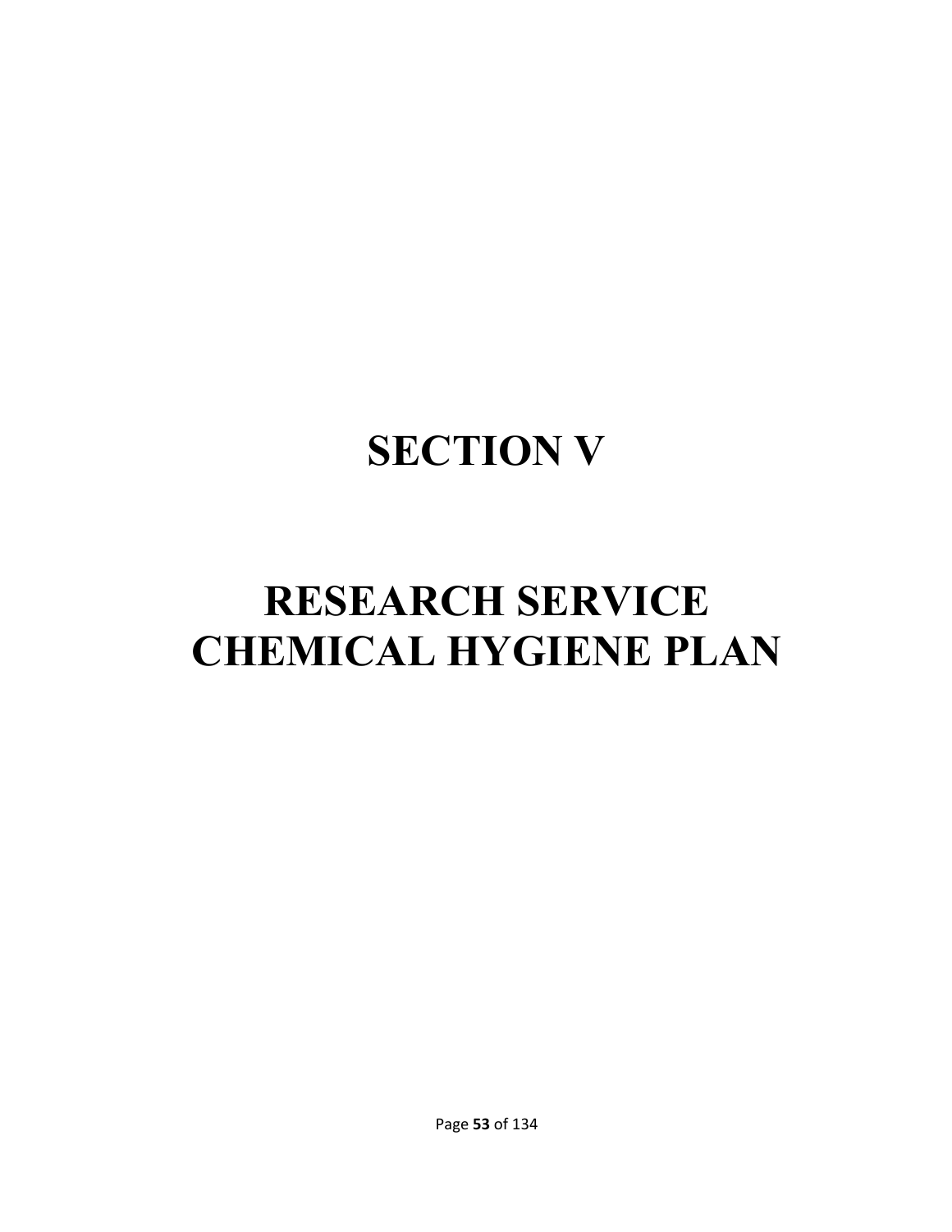# SECTION V

# RESEARCH SERVICE CHEMICAL HYGIENE PLAN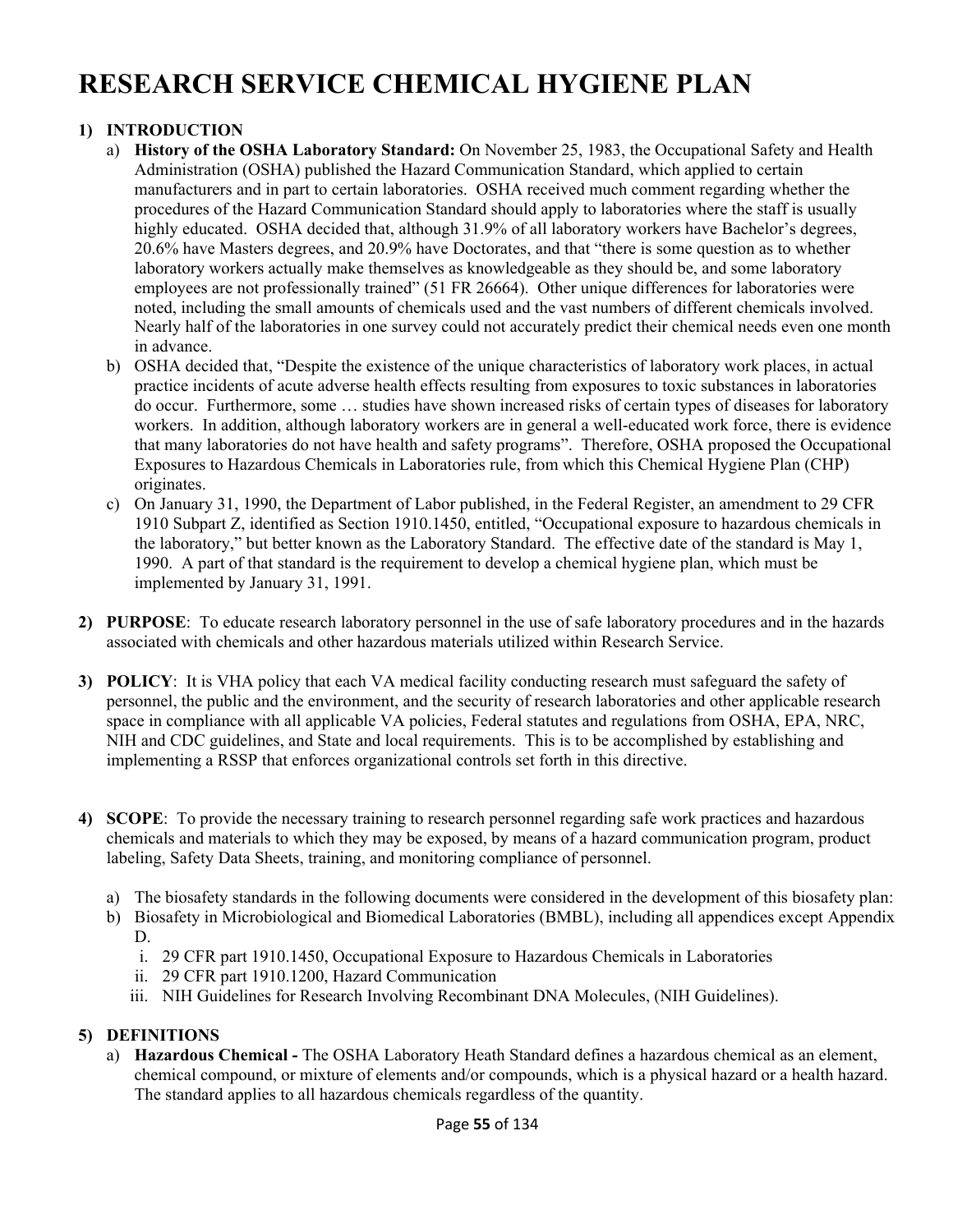# RESEARCH SERVICE CHEMICAL HYGIENE PLAN

1) **INTRODUCTION**
   a) **History of the OSHA Laboratory Standard:** On November 25, 1983, the Occupational Safety and Health Administration (OSHA) published the Hazard Communication Standard, which applied to certain manufacturers and in part to certain laboratories. OSHA received much comment regarding whether the procedures of the Hazard Communication Standard should apply to laboratories where the staff is usually highly educated. OSHA decided that, although 31.9% of all laboratory workers have Bachelor's degrees, 20.6% have Masters degrees, and 20.9% have Doctorates, and that "there is some question as to whether laboratory workers actually make themselves as knowledgeable as they should be, and some laboratory employees are not professionally trained" (51 FR 26664). Other unique differences for laboratories were noted, including the small amounts of chemicals used and the vast numbers of different chemicals involved. Nearly half of the laboratories in one survey could not accurately predict their chemical needs even one month in advance.
   b) OSHA decided that, "Despite the existence of the unique characteristics of laboratory work places, in actual practice incidents of acute adverse health effects resulting from exposures to toxic substances in laboratories do occur. Furthermore, some … studies have shown increased risks of certain types of diseases for laboratory workers. In addition, although laboratory workers are in general a well-educated work force, there is evidence that many laboratories do not have health and safety programs". Therefore, OSHA proposed the Occupational Exposures to Hazardous Chemicals in Laboratories rule, from which this Chemical Hygiene Plan (CHP) originates.
   c) On January 31, 1990, the Department of Labor published, in the Federal Register, an amendment to 29 CFR 1910 Subpart Z, identified as Section 1910.1450, entitled, "Occupational exposure to hazardous chemicals in the laboratory," but better known as the Laboratory Standard. The effective date of the standard is May 1, 1990. A part of that standard is the requirement to develop a chemical hygiene plan, which must be implemented by January 31, 1991.

2) **PURPOSE**: To educate research laboratory personnel in the use of safe laboratory procedures and in the hazards associated with chemicals and other hazardous materials utilized within Research Service.

3) **POLICY**: It is VHA policy that each VA medical facility conducting research must safeguard the safety of personnel, the public and the environment, and the security of research laboratories and other applicable research space in compliance with all applicable VA policies, Federal statutes and regulations from OSHA, EPA, NRC, NIH and CDC guidelines, and State and local requirements. This is to be accomplished by establishing and implementing a RSSP that enforces organizational controls set forth in this directive.

4) **SCOPE**: To provide the necessary training to research personnel regarding safe work practices and hazardous chemicals and materials to which they may be exposed, by means of a hazard communication program, product labeling, Safety Data Sheets, training, and monitoring compliance of personnel.
   a) The biosafety standards in the following documents were considered in the development of this biosafety plan:
   b) Biosafety in Microbiological and Biomedical Laboratories (BMBL), including all appendices except Appendix D.
      i. 29 CFR part 1910.1450, Occupational Exposure to Hazardous Chemicals in Laboratories
      ii. 29 CFR part 1910.1200, Hazard Communication
      iii. NIH Guidelines for Research Involving Recombinant DNA Molecules, (NIH Guidelines).

5) **DEFINITIONS**
   a) **Hazardous Chemical -** The OSHA Laboratory Heath Standard defines a hazardous chemical as an element, chemical compound, or mixture of elements and/or compounds, which is a physical hazard or a health hazard. The standard applies to all hazardous chemicals regardless of the quantity.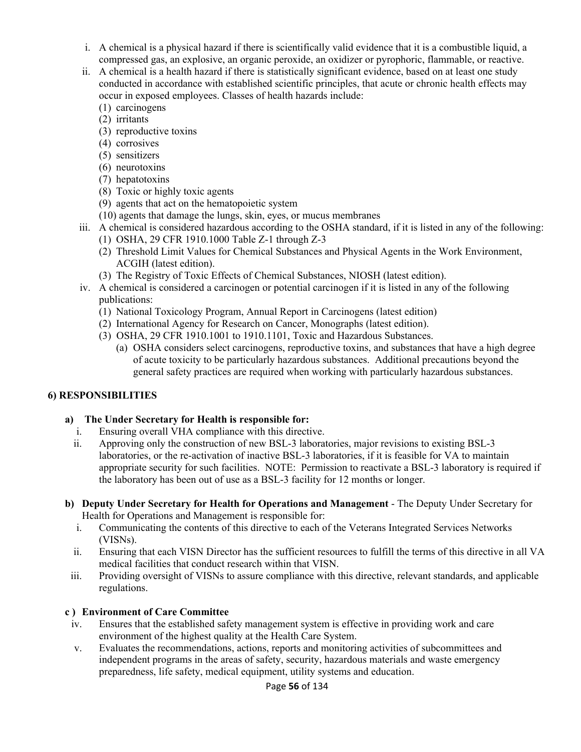i. A chemical is a physical hazard if there is scientifically valid evidence that it is a combustible liquid, a compressed gas, an explosive, an organic peroxide, an oxidizer or pyrophoric, flammable, or reactive.

ii. A chemical is a health hazard if there is statistically significant evidence, based on at least one study conducted in accordance with established scientific principles, that acute or chronic health effects may occur in exposed employees. Classes of health hazards include:

   (1) carcinogens
   (2) irritants
   (3) reproductive toxins
   (4) corrosives
   (5) sensitizers
   (6) neurotoxins
   (7) hepatotoxins
   (8) Toxic or highly toxic agents
   (9) agents that act on the hematopoietic system
   (10) agents that damage the lungs, skin, eyes, or mucus membranes

iii. A chemical is considered hazardous according to the OSHA standard, if it is listed in any of the following:

   (1) OSHA, 29 CFR 1910.1000 Table Z-1 through Z-3
   (2) Threshold Limit Values for Chemical Substances and Physical Agents in the Work Environment, ACGIH (latest edition).
   (3) The Registry of Toxic Effects of Chemical Substances, NIOSH (latest edition).

iv. A chemical is considered a carcinogen or potential carcinogen if it is listed in any of the following publications:

   (1) National Toxicology Program, Annual Report in Carcinogens (latest edition)
   (2) International Agency for Research on Cancer, Monographs (latest edition).
   (3) OSHA, 29 CFR 1910.1001 to 1910.1101, Toxic and Hazardous Substances.
      (a) OSHA considers select carcinogens, reproductive toxins, and substances that have a high degree of acute toxicity to be particularly hazardous substances. Additional precautions beyond the general safety practices are required when working with particularly hazardous substances.

## 6) RESPONSIBILITIES

**a) The Under Secretary for Health is responsible for:**

i. Ensuring overall VHA compliance with this directive.

ii. Approving only the construction of new BSL-3 laboratories, major revisions to existing BSL-3 laboratories, or the re-activation of inactive BSL-3 laboratories, if it is feasible for VA to maintain appropriate security for such facilities. NOTE: Permission to reactivate a BSL-3 laboratory is required if the laboratory has been out of use as a BSL-3 facility for 12 months or longer.

**b) Deputy Under Secretary for Health for Operations and Management** - The Deputy Under Secretary for Health for Operations and Management is responsible for:

i. Communicating the contents of this directive to each of the Veterans Integrated Services Networks (VISNs).

ii. Ensuring that each VISN Director has the sufficient resources to fulfill the terms of this directive in all VA medical facilities that conduct research within that VISN.

iii. Providing oversight of VISNs to assure compliance with this directive, relevant standards, and applicable regulations.

**c ) Environment of Care Committee**

iv. Ensures that the established safety management system is effective in providing work and care environment of the highest quality at the Health Care System.

v. Evaluates the recommendations, actions, reports and monitoring activities of subcommittees and independent programs in the areas of safety, security, hazardous materials and waste emergency preparedness, life safety, medical equipment, utility systems and education.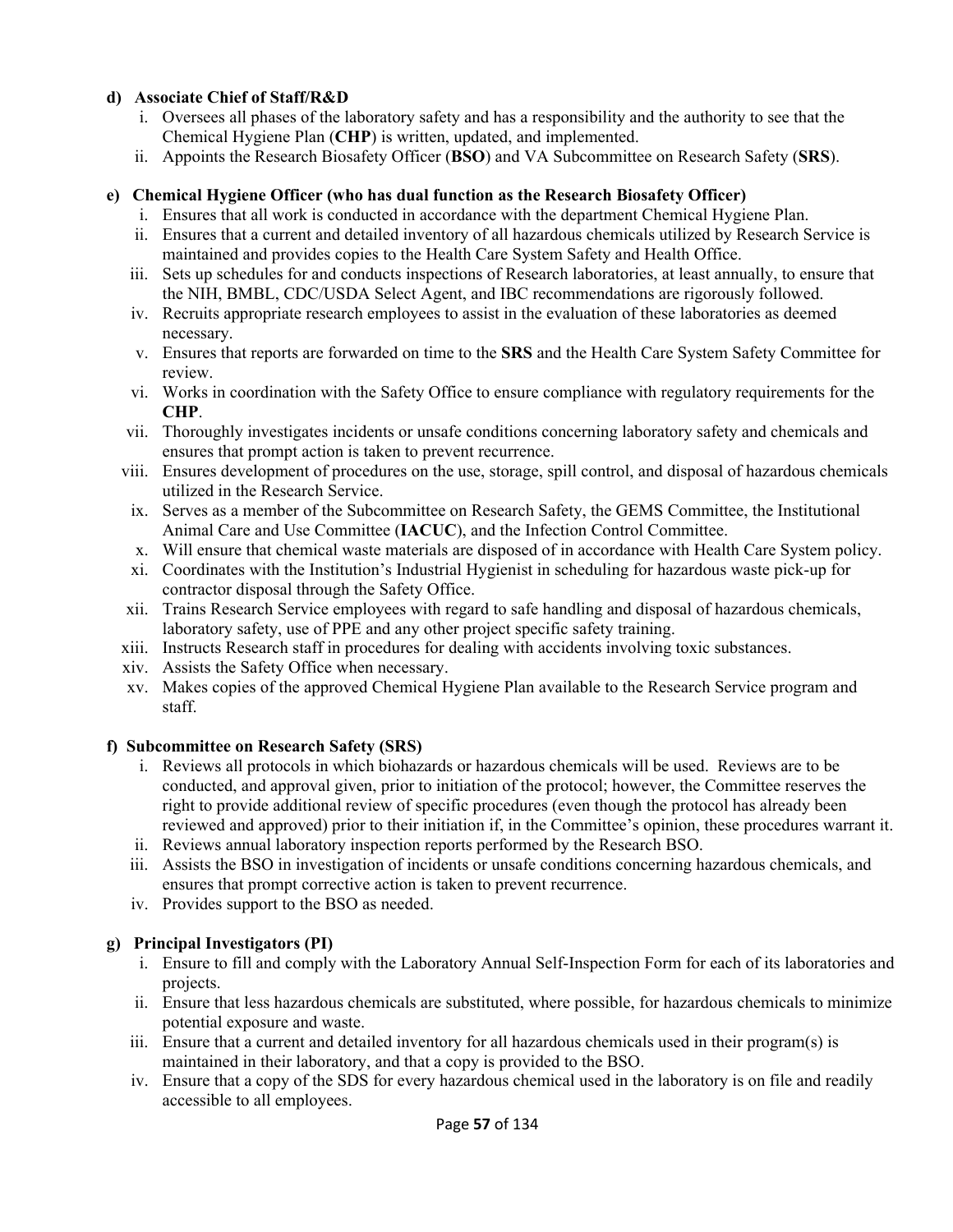**d) Associate Chief of Staff/R&D**

i. Oversees all phases of the laboratory safety and has a responsibility and the authority to see that the Chemical Hygiene Plan (**CHP**) is written, updated, and implemented.
ii. Appoints the Research Biosafety Officer (**BSO**) and VA Subcommittee on Research Safety (**SRS**).

**e) Chemical Hygiene Officer (who has dual function as the Research Biosafety Officer)**

i. Ensures that all work is conducted in accordance with the department Chemical Hygiene Plan.
ii. Ensures that a current and detailed inventory of all hazardous chemicals utilized by Research Service is maintained and provides copies to the Health Care System Safety and Health Office.
iii. Sets up schedules for and conducts inspections of Research laboratories, at least annually, to ensure that the NIH, BMBL, CDC/USDA Select Agent, and IBC recommendations are rigorously followed.
iv. Recruits appropriate research employees to assist in the evaluation of these laboratories as deemed necessary.
v. Ensures that reports are forwarded on time to the **SRS** and the Health Care System Safety Committee for review.
vi. Works in coordination with the Safety Office to ensure compliance with regulatory requirements for the **CHP**.
vii. Thoroughly investigates incidents or unsafe conditions concerning laboratory safety and chemicals and ensures that prompt action is taken to prevent recurrence.
viii. Ensures development of procedures on the use, storage, spill control, and disposal of hazardous chemicals utilized in the Research Service.
ix. Serves as a member of the Subcommittee on Research Safety, the GEMS Committee, the Institutional Animal Care and Use Committee (**IACUC**), and the Infection Control Committee.
x. Will ensure that chemical waste materials are disposed of in accordance with Health Care System policy.
xi. Coordinates with the Institution's Industrial Hygienist in scheduling for hazardous waste pick-up for contractor disposal through the Safety Office.
xii. Trains Research Service employees with regard to safe handling and disposal of hazardous chemicals, laboratory safety, use of PPE and any other project specific safety training.
xiii. Instructs Research staff in procedures for dealing with accidents involving toxic substances.
xiv. Assists the Safety Office when necessary.
xv. Makes copies of the approved Chemical Hygiene Plan available to the Research Service program and staff.

**f) Subcommittee on Research Safety (SRS)**

i. Reviews all protocols in which biohazards or hazardous chemicals will be used. Reviews are to be conducted, and approval given, prior to initiation of the protocol; however, the Committee reserves the right to provide additional review of specific procedures (even though the protocol has already been reviewed and approved) prior to their initiation if, in the Committee's opinion, these procedures warrant it.
ii. Reviews annual laboratory inspection reports performed by the Research BSO.
iii. Assists the BSO in investigation of incidents or unsafe conditions concerning hazardous chemicals, and ensures that prompt corrective action is taken to prevent recurrence.
iv. Provides support to the BSO as needed.

**g) Principal Investigators (PI)**

i. Ensure to fill and comply with the Laboratory Annual Self-Inspection Form for each of its laboratories and projects.
ii. Ensure that less hazardous chemicals are substituted, where possible, for hazardous chemicals to minimize potential exposure and waste.
iii. Ensure that a current and detailed inventory for all hazardous chemicals used in their program(s) is maintained in their laboratory, and that a copy is provided to the BSO.
iv. Ensure that a copy of the SDS for every hazardous chemical used in the laboratory is on file and readily accessible to all employees.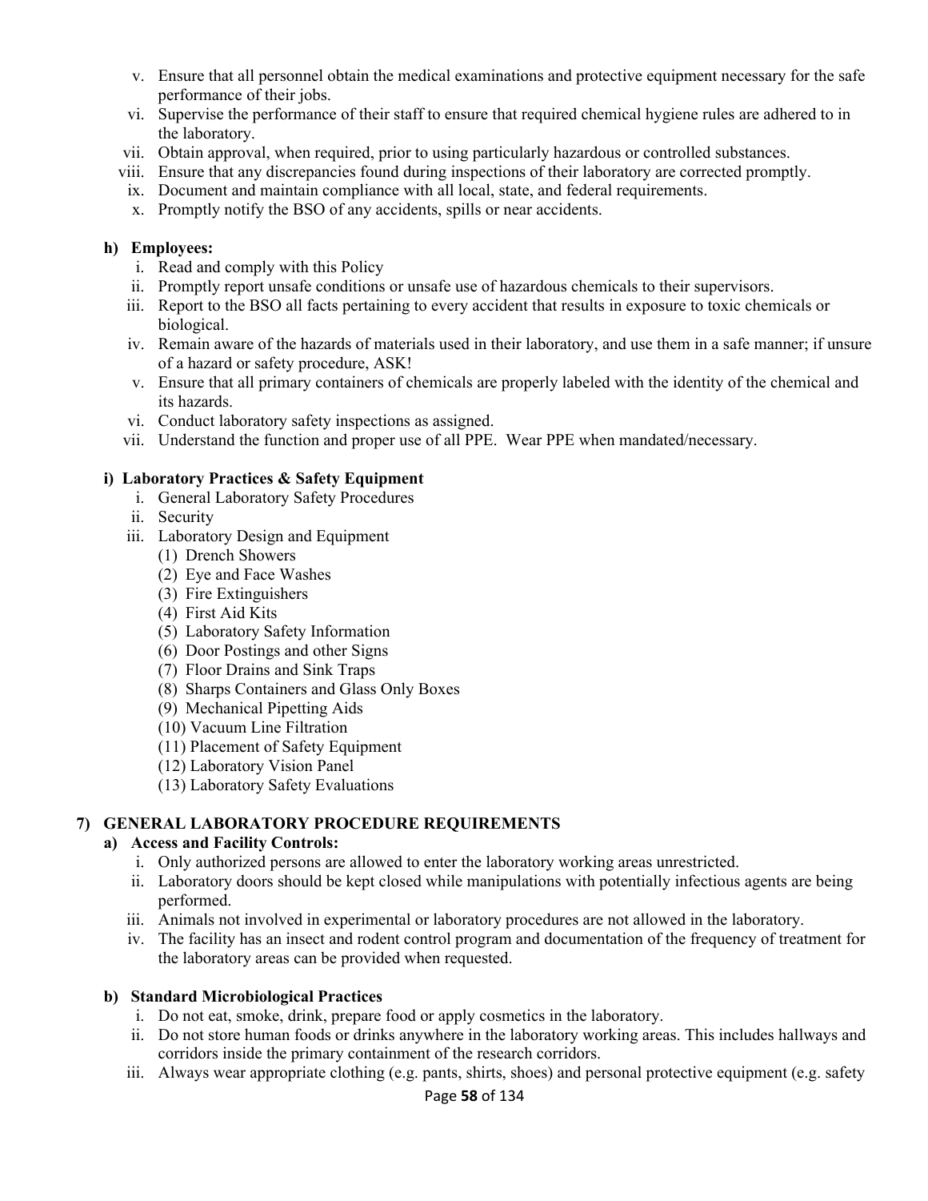v. Ensure that all personnel obtain the medical examinations and protective equipment necessary for the safe performance of their jobs.
vi. Supervise the performance of their staff to ensure that required chemical hygiene rules are adhered to in the laboratory.
vii. Obtain approval, when required, prior to using particularly hazardous or controlled substances.
viii. Ensure that any discrepancies found during inspections of their laboratory are corrected promptly.
ix. Document and maintain compliance with all local, state, and federal requirements.
x. Promptly notify the BSO of any accidents, spills or near accidents.

**h) Employees:**

i. Read and comply with this Policy
ii. Promptly report unsafe conditions or unsafe use of hazardous chemicals to their supervisors.
iii. Report to the BSO all facts pertaining to every accident that results in exposure to toxic chemicals or biological.
iv. Remain aware of the hazards of materials used in their laboratory, and use them in a safe manner; if unsure of a hazard or safety procedure, ASK!
v. Ensure that all primary containers of chemicals are properly labeled with the identity of the chemical and its hazards.
vi. Conduct laboratory safety inspections as assigned.
vii. Understand the function and proper use of all PPE. Wear PPE when mandated/necessary.

**i) Laboratory Practices & Safety Equipment**

i. General Laboratory Safety Procedures
ii. Security
iii. Laboratory Design and Equipment
   (1) Drench Showers
   (2) Eye and Face Washes
   (3) Fire Extinguishers
   (4) First Aid Kits
   (5) Laboratory Safety Information
   (6) Door Postings and other Signs
   (7) Floor Drains and Sink Traps
   (8) Sharps Containers and Glass Only Boxes
   (9) Mechanical Pipetting Aids
   (10) Vacuum Line Filtration
   (11) Placement of Safety Equipment
   (12) Laboratory Vision Panel
   (13) Laboratory Safety Evaluations

## 7) GENERAL LABORATORY PROCEDURE REQUIREMENTS

**a) Access and Facility Controls:**

i. Only authorized persons are allowed to enter the laboratory working areas unrestricted.
ii. Laboratory doors should be kept closed while manipulations with potentially infectious agents are being performed.
iii. Animals not involved in experimental or laboratory procedures are not allowed in the laboratory.
iv. The facility has an insect and rodent control program and documentation of the frequency of treatment for the laboratory areas can be provided when requested.

**b) Standard Microbiological Practices**

i. Do not eat, smoke, drink, prepare food or apply cosmetics in the laboratory.
ii. Do not store human foods or drinks anywhere in the laboratory working areas. This includes hallways and corridors inside the primary containment of the research corridors.
iii. Always wear appropriate clothing (e.g. pants, shirts, shoes) and personal protective equipment (e.g. safety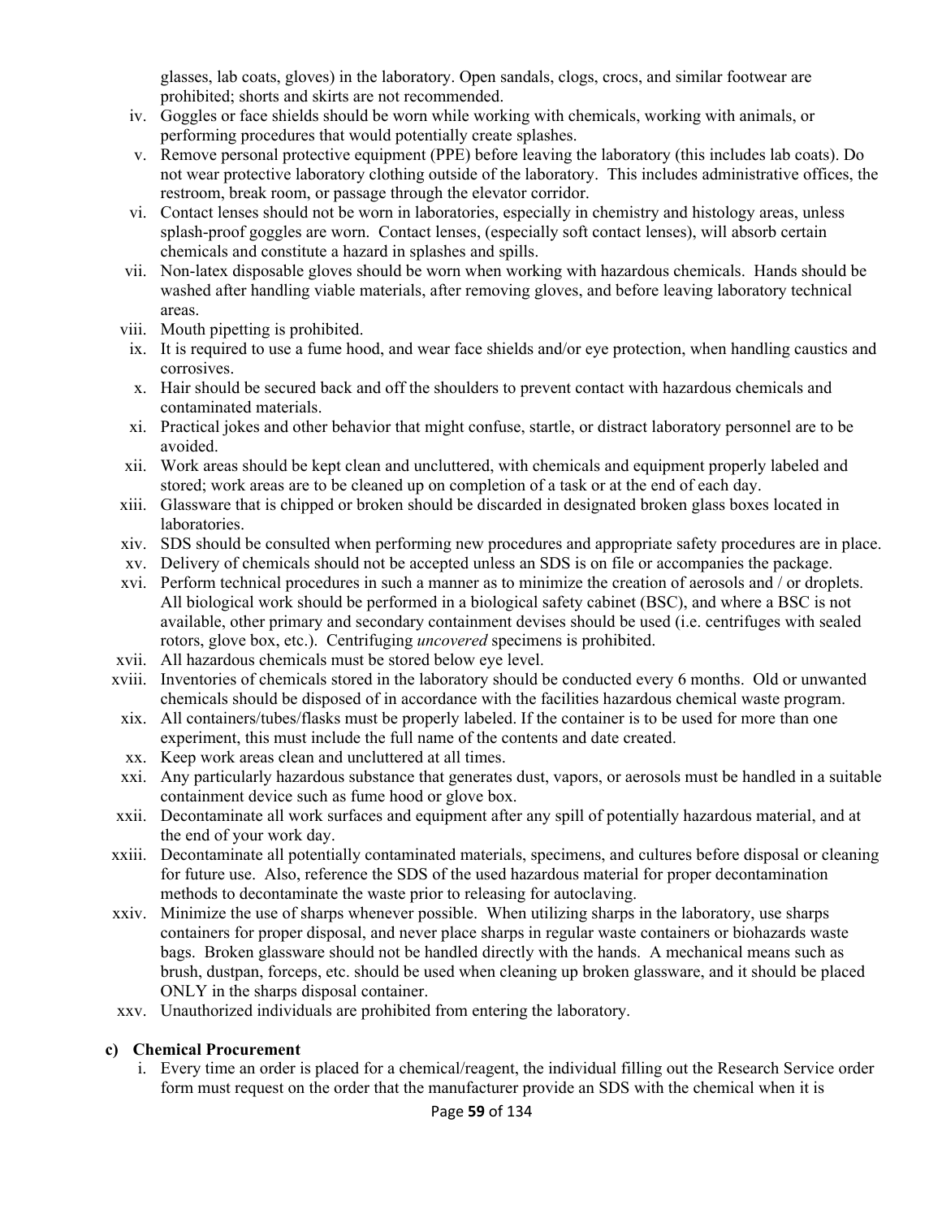glasses, lab coats, gloves) in the laboratory. Open sandals, clogs, crocs, and similar footwear are prohibited; shorts and skirts are not recommended.

iv. Goggles or face shields should be worn while working with chemicals, working with animals, or performing procedures that would potentially create splashes.

v. Remove personal protective equipment (PPE) before leaving the laboratory (this includes lab coats). Do not wear protective laboratory clothing outside of the laboratory. This includes administrative offices, the restroom, break room, or passage through the elevator corridor.

vi. Contact lenses should not be worn in laboratories, especially in chemistry and histology areas, unless splash-proof goggles are worn. Contact lenses, (especially soft contact lenses), will absorb certain chemicals and constitute a hazard in splashes and spills.

vii. Non-latex disposable gloves should be worn when working with hazardous chemicals. Hands should be washed after handling viable materials, after removing gloves, and before leaving laboratory technical areas.

viii. Mouth pipetting is prohibited.

ix. It is required to use a fume hood, and wear face shields and/or eye protection, when handling caustics and corrosives.

x. Hair should be secured back and off the shoulders to prevent contact with hazardous chemicals and contaminated materials.

xi. Practical jokes and other behavior that might confuse, startle, or distract laboratory personnel are to be avoided.

xii. Work areas should be kept clean and uncluttered, with chemicals and equipment properly labeled and stored; work areas are to be cleaned up on completion of a task or at the end of each day.

xiii. Glassware that is chipped or broken should be discarded in designated broken glass boxes located in laboratories.

xiv. SDS should be consulted when performing new procedures and appropriate safety procedures are in place.

xv. Delivery of chemicals should not be accepted unless an SDS is on file or accompanies the package.

xvi. Perform technical procedures in such a manner as to minimize the creation of aerosols and / or droplets. All biological work should be performed in a biological safety cabinet (BSC), and where a BSC is not available, other primary and secondary containment devises should be used (i.e. centrifuges with sealed rotors, glove box, etc.). Centrifuging *uncovered* specimens is prohibited.

xvii. All hazardous chemicals must be stored below eye level.

xviii. Inventories of chemicals stored in the laboratory should be conducted every 6 months. Old or unwanted chemicals should be disposed of in accordance with the facilities hazardous chemical waste program.

xix. All containers/tubes/flasks must be properly labeled. If the container is to be used for more than one experiment, this must include the full name of the contents and date created.

xx. Keep work areas clean and uncluttered at all times.

xxi. Any particularly hazardous substance that generates dust, vapors, or aerosols must be handled in a suitable containment device such as fume hood or glove box.

xxii. Decontaminate all work surfaces and equipment after any spill of potentially hazardous material, and at the end of your work day.

xxiii. Decontaminate all potentially contaminated materials, specimens, and cultures before disposal or cleaning for future use. Also, reference the SDS of the used hazardous material for proper decontamination methods to decontaminate the waste prior to releasing for autoclaving.

xxiv. Minimize the use of sharps whenever possible. When utilizing sharps in the laboratory, use sharps containers for proper disposal, and never place sharps in regular waste containers or biohazards waste bags. Broken glassware should not be handled directly with the hands. A mechanical means such as brush, dustpan, forceps, etc. should be used when cleaning up broken glassware, and it should be placed ONLY in the sharps disposal container.

xxv. Unauthorized individuals are prohibited from entering the laboratory.

**c) Chemical Procurement**

i. Every time an order is placed for a chemical/reagent, the individual filling out the Research Service order form must request on the order that the manufacturer provide an SDS with the chemical when it is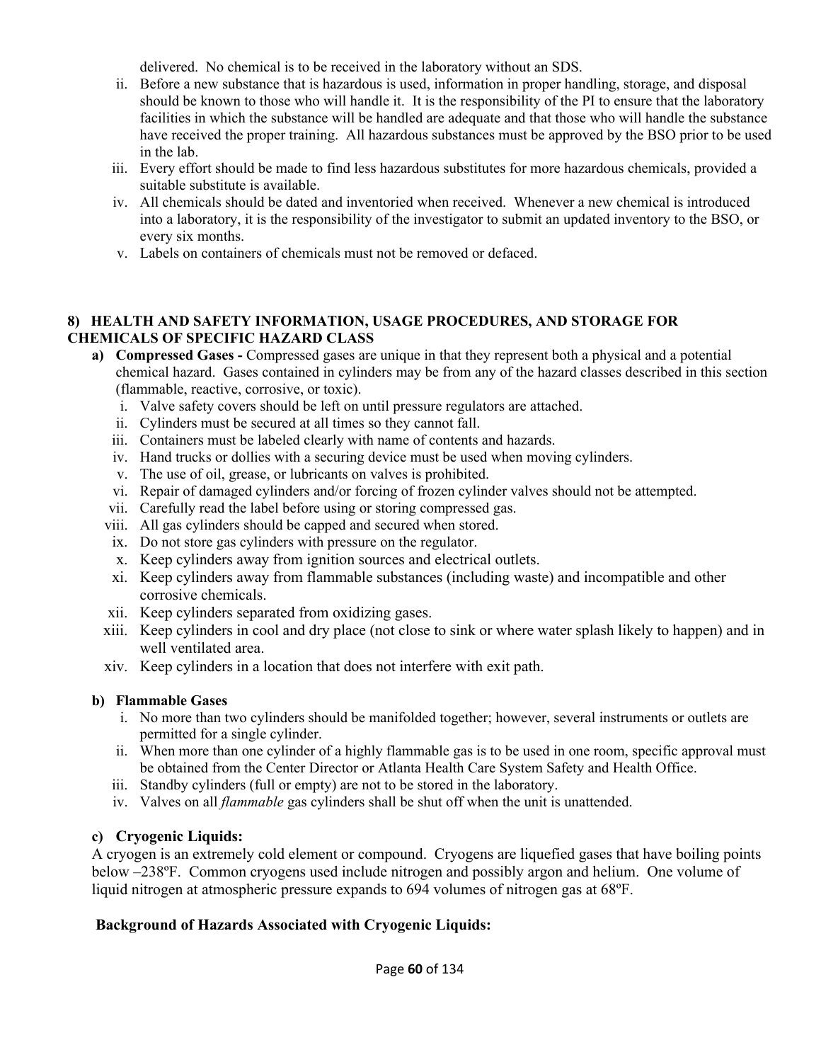delivered. No chemical is to be received in the laboratory without an SDS.

ii. Before a new substance that is hazardous is used, information in proper handling, storage, and disposal should be known to those who will handle it. It is the responsibility of the PI to ensure that the laboratory facilities in which the substance will be handled are adequate and that those who will handle the substance have received the proper training. All hazardous substances must be approved by the BSO prior to be used in the lab.

iii. Every effort should be made to find less hazardous substitutes for more hazardous chemicals, provided a suitable substitute is available.

iv. All chemicals should be dated and inventoried when received. Whenever a new chemical is introduced into a laboratory, it is the responsibility of the investigator to submit an updated inventory to the BSO, or every six months.

v. Labels on containers of chemicals must not be removed or defaced.

## 8) HEALTH AND SAFETY INFORMATION, USAGE PROCEDURES, AND STORAGE FOR CHEMICALS OF SPECIFIC HAZARD CLASS

**a) Compressed Gases -** Compressed gases are unique in that they represent both a physical and a potential chemical hazard. Gases contained in cylinders may be from any of the hazard classes described in this section (flammable, reactive, corrosive, or toxic).

i. Valve safety covers should be left on until pressure regulators are attached.
ii. Cylinders must be secured at all times so they cannot fall.
iii. Containers must be labeled clearly with name of contents and hazards.
iv. Hand trucks or dollies with a securing device must be used when moving cylinders.
v. The use of oil, grease, or lubricants on valves is prohibited.
vi. Repair of damaged cylinders and/or forcing of frozen cylinder valves should not be attempted.
vii. Carefully read the label before using or storing compressed gas.
viii. All gas cylinders should be capped and secured when stored.
ix. Do not store gas cylinders with pressure on the regulator.
x. Keep cylinders away from ignition sources and electrical outlets.
xi. Keep cylinders away from flammable substances (including waste) and incompatible and other corrosive chemicals.
xii. Keep cylinders separated from oxidizing gases.
xiii. Keep cylinders in cool and dry place (not close to sink or where water splash likely to happen) and in well ventilated area.
xiv. Keep cylinders in a location that does not interfere with exit path.

**b) Flammable Gases**

i. No more than two cylinders should be manifolded together; however, several instruments or outlets are permitted for a single cylinder.
ii. When more than one cylinder of a highly flammable gas is to be used in one room, specific approval must be obtained from the Center Director or Atlanta Health Care System Safety and Health Office.
iii. Standby cylinders (full or empty) are not to be stored in the laboratory.
iv. Valves on all *flammable* gas cylinders shall be shut off when the unit is unattended.

**c) Cryogenic Liquids:**

A cryogen is an extremely cold element or compound. Cryogens are liquefied gases that have boiling points below –238ºF. Common cryogens used include nitrogen and possibly argon and helium. One volume of liquid nitrogen at atmospheric pressure expands to 694 volumes of nitrogen gas at 68ºF.

**Background of Hazards Associated with Cryogenic Liquids:**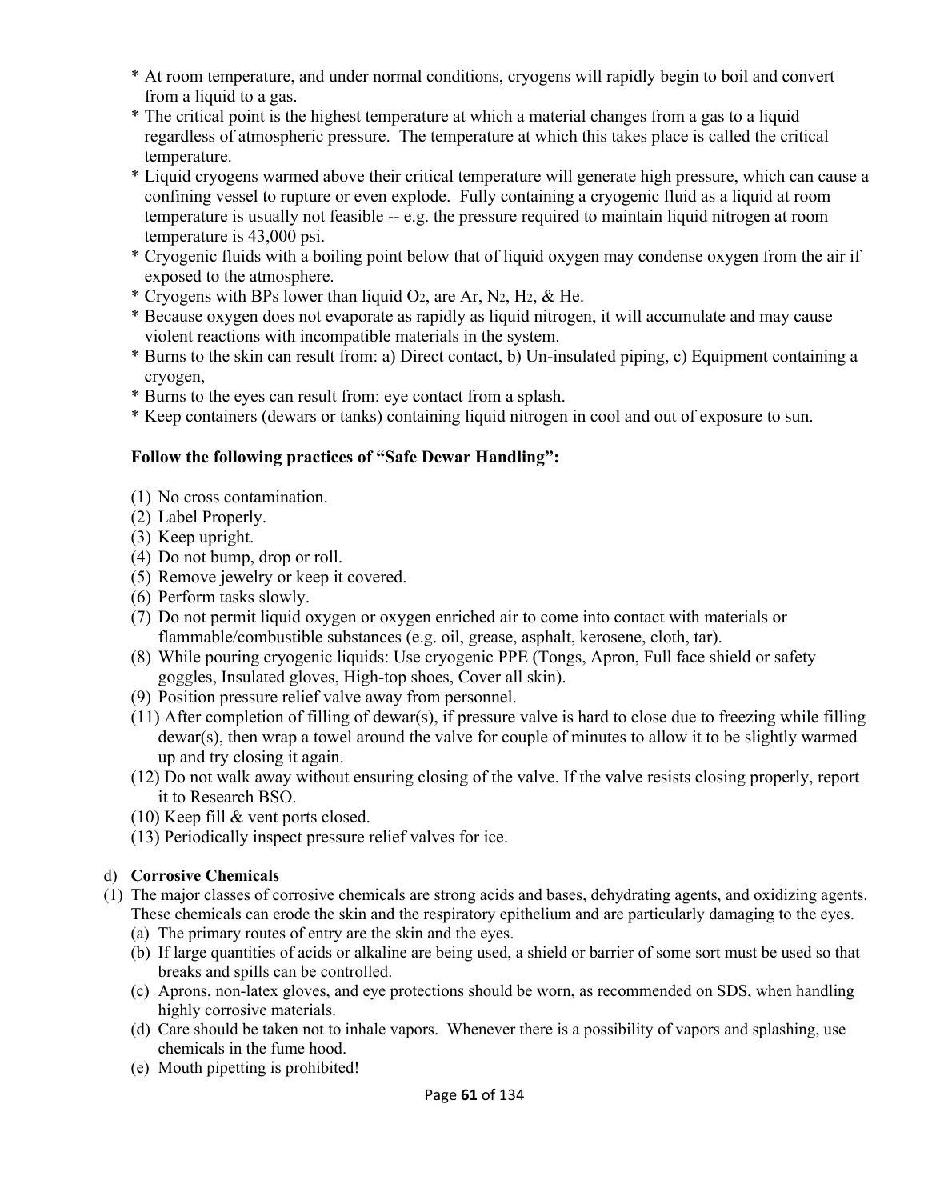* At room temperature, and under normal conditions, cryogens will rapidly begin to boil and convert from a liquid to a gas.
* The critical point is the highest temperature at which a material changes from a gas to a liquid regardless of atmospheric pressure. The temperature at which this takes place is called the critical temperature.
* Liquid cryogens warmed above their critical temperature will generate high pressure, which can cause a confining vessel to rupture or even explode. Fully containing a cryogenic fluid as a liquid at room temperature is usually not feasible -- e.g. the pressure required to maintain liquid nitrogen at room temperature is 43,000 psi.
* Cryogenic fluids with a boiling point below that of liquid oxygen may condense oxygen from the air if exposed to the atmosphere.
* Cryogens with BPs lower than liquid $O_2$, are Ar, $N_2$, $H_2$, & He.
* Because oxygen does not evaporate as rapidly as liquid nitrogen, it will accumulate and may cause violent reactions with incompatible materials in the system.
* Burns to the skin can result from: a) Direct contact, b) Un-insulated piping, c) Equipment containing a cryogen,
* Burns to the eyes can result from: eye contact from a splash.
* Keep containers (dewars or tanks) containing liquid nitrogen in cool and out of exposure to sun.

**Follow the following practices of "Safe Dewar Handling":**

(1) No cross contamination.
(2) Label Properly.
(3) Keep upright.
(4) Do not bump, drop or roll.
(5) Remove jewelry or keep it covered.
(6) Perform tasks slowly.
(7) Do not permit liquid oxygen or oxygen enriched air to come into contact with materials or flammable/combustible substances (e.g. oil, grease, asphalt, kerosene, cloth, tar).
(8) While pouring cryogenic liquids: Use cryogenic PPE (Tongs, Apron, Full face shield or safety goggles, Insulated gloves, High-top shoes, Cover all skin).
(9) Position pressure relief valve away from personnel.
(11) After completion of filling of dewar(s), if pressure valve is hard to close due to freezing while filling dewar(s), then wrap a towel around the valve for couple of minutes to allow it to be slightly warmed up and try closing it again.
(12) Do not walk away without ensuring closing of the valve. If the valve resists closing properly, report it to Research BSO.
(10) Keep fill & vent ports closed.
(13) Periodically inspect pressure relief valves for ice.

d) **Corrosive Chemicals**

(1) The major classes of corrosive chemicals are strong acids and bases, dehydrating agents, and oxidizing agents. These chemicals can erode the skin and the respiratory epithelium and are particularly damaging to the eyes.
   (a) The primary routes of entry are the skin and the eyes.
   (b) If large quantities of acids or alkaline are being used, a shield or barrier of some sort must be used so that breaks and spills can be controlled.
   (c) Aprons, non-latex gloves, and eye protections should be worn, as recommended on SDS, when handling highly corrosive materials.
   (d) Care should be taken not to inhale vapors. Whenever there is a possibility of vapors and splashing, use chemicals in the fume hood.
   (e) Mouth pipetting is prohibited!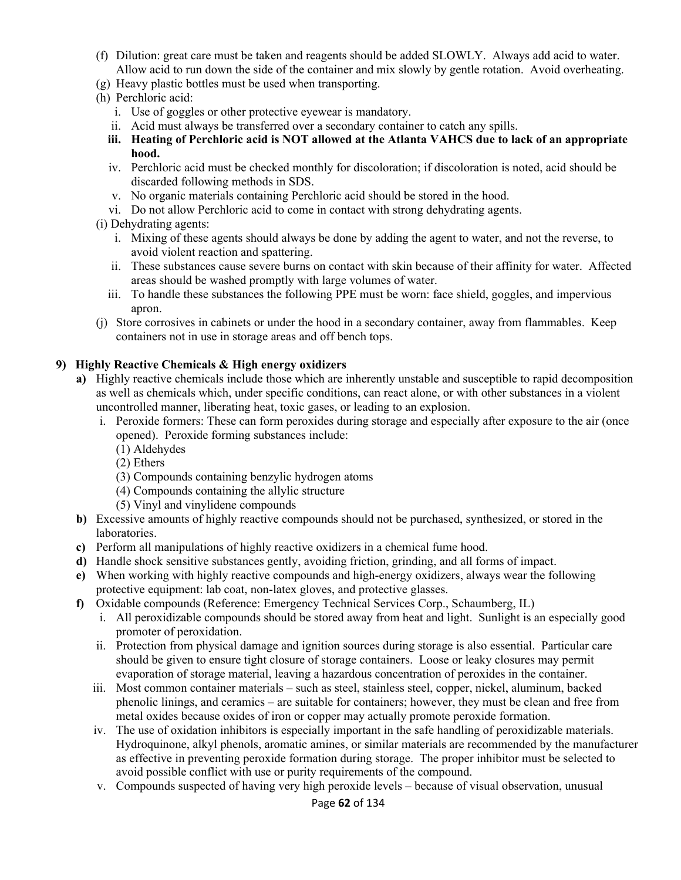(f) Dilution: great care must be taken and reagents should be added SLOWLY. Always add acid to water. Allow acid to run down the side of the container and mix slowly by gentle rotation. Avoid overheating.

(g) Heavy plastic bottles must be used when transporting.

(h) Perchloric acid:

   i. Use of goggles or other protective eyewear is mandatory.
   ii. Acid must always be transferred over a secondary container to catch any spills.
   iii. **Heating of Perchloric acid is NOT allowed at the Atlanta VAHCS due to lack of an appropriate hood.**
   iv. Perchloric acid must be checked monthly for discoloration; if discoloration is noted, acid should be discarded following methods in SDS.
   v. No organic materials containing Perchloric acid should be stored in the hood.
   vi. Do not allow Perchloric acid to come in contact with strong dehydrating agents.

(i) Dehydrating agents:

   i. Mixing of these agents should always be done by adding the agent to water, and not the reverse, to avoid violent reaction and spattering.
   ii. These substances cause severe burns on contact with skin because of their affinity for water. Affected areas should be washed promptly with large volumes of water.
   iii. To handle these substances the following PPE must be worn: face shield, goggles, and impervious apron.

(j) Store corrosives in cabinets or under the hood in a secondary container, away from flammables. Keep containers not in use in storage areas and off bench tops.

**9) Highly Reactive Chemicals & High energy oxidizers**

**a)** Highly reactive chemicals include those which are inherently unstable and susceptible to rapid decomposition as well as chemicals which, under specific conditions, can react alone, or with other substances in a violent uncontrolled manner, liberating heat, toxic gases, or leading to an explosion.

   i. Peroxide formers: These can form peroxides during storage and especially after exposure to the air (once opened). Peroxide forming substances include:
      (1) Aldehydes
      (2) Ethers
      (3) Compounds containing benzylic hydrogen atoms
      (4) Compounds containing the allylic structure
      (5) Vinyl and vinylidene compounds

**b)** Excessive amounts of highly reactive compounds should not be purchased, synthesized, or stored in the laboratories.

**c)** Perform all manipulations of highly reactive oxidizers in a chemical fume hood.

**d)** Handle shock sensitive substances gently, avoiding friction, grinding, and all forms of impact.

**e)** When working with highly reactive compounds and high-energy oxidizers, always wear the following protective equipment: lab coat, non-latex gloves, and protective glasses.

**f)** Oxidable compounds (Reference: Emergency Technical Services Corp., Schaumberg, IL)

   i. All peroxidizable compounds should be stored away from heat and light. Sunlight is an especially good promoter of peroxidation.
   ii. Protection from physical damage and ignition sources during storage is also essential. Particular care should be given to ensure tight closure of storage containers. Loose or leaky closures may permit evaporation of storage material, leaving a hazardous concentration of peroxides in the container.
   iii. Most common container materials – such as steel, stainless steel, copper, nickel, aluminum, backed phenolic linings, and ceramics – are suitable for containers; however, they must be clean and free from metal oxides because oxides of iron or copper may actually promote peroxide formation.
   iv. The use of oxidation inhibitors is especially important in the safe handling of peroxidizable materials. Hydroquinone, alkyl phenols, aromatic amines, or similar materials are recommended by the manufacturer as effective in preventing peroxide formation during storage. The proper inhibitor must be selected to avoid possible conflict with use or purity requirements of the compound.
   v. Compounds suspected of having very high peroxide levels – because of visual observation, unusual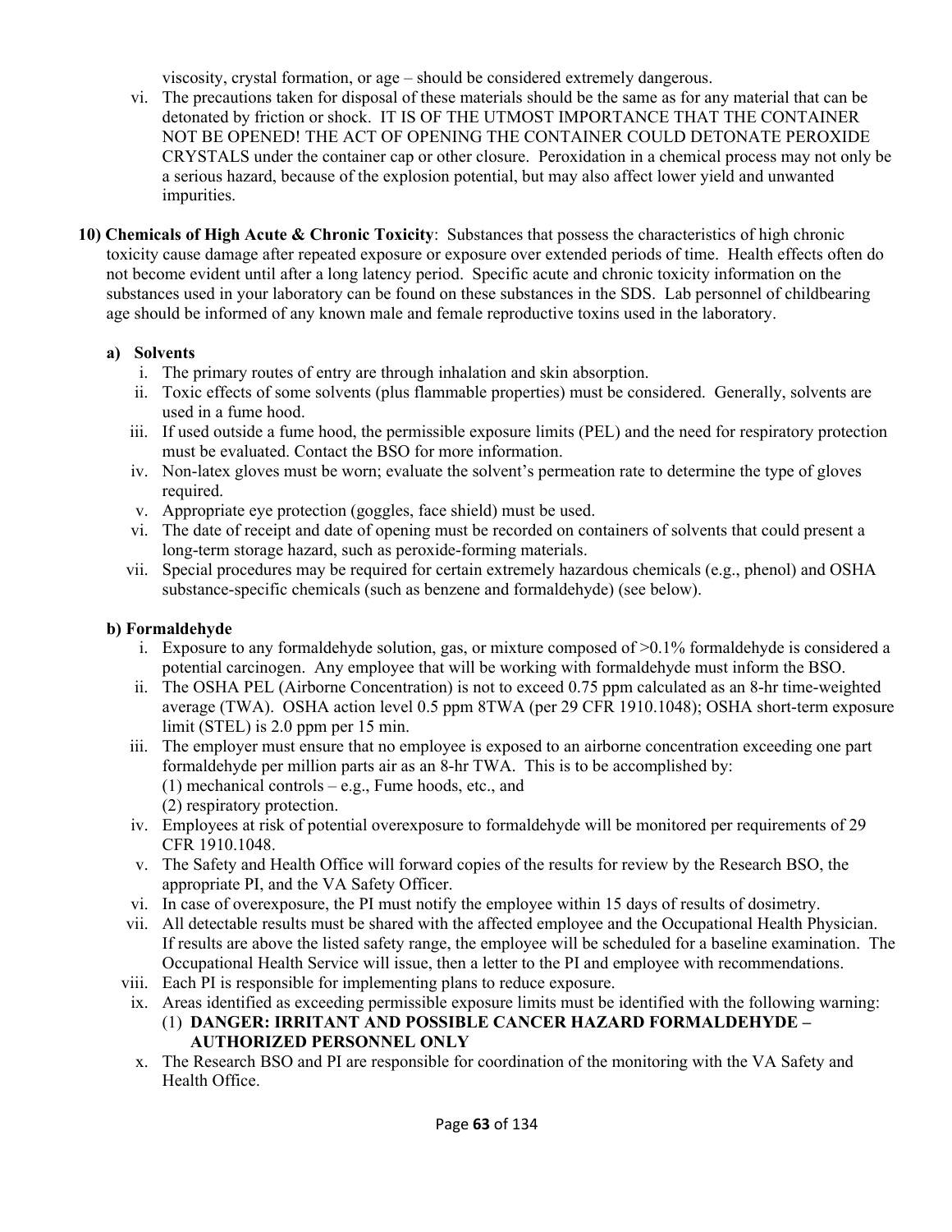viscosity, crystal formation, or age – should be considered extremely dangerous.

vi. The precautions taken for disposal of these materials should be the same as for any material that can be detonated by friction or shock. IT IS OF THE UTMOST IMPORTANCE THAT THE CONTAINER NOT BE OPENED! THE ACT OF OPENING THE CONTAINER COULD DETONATE PEROXIDE CRYSTALS under the container cap or other closure. Peroxidation in a chemical process may not only be a serious hazard, because of the explosion potential, but may also affect lower yield and unwanted impurities.

**10) Chemicals of High Acute & Chronic Toxicity**: Substances that possess the characteristics of high chronic toxicity cause damage after repeated exposure or exposure over extended periods of time. Health effects often do not become evident until after a long latency period. Specific acute and chronic toxicity information on the substances used in your laboratory can be found on these substances in the SDS. Lab personnel of childbearing age should be informed of any known male and female reproductive toxins used in the laboratory.

**a) Solvents**

i. The primary routes of entry are through inhalation and skin absorption.

ii. Toxic effects of some solvents (plus flammable properties) must be considered. Generally, solvents are used in a fume hood.

iii. If used outside a fume hood, the permissible exposure limits (PEL) and the need for respiratory protection must be evaluated. Contact the BSO for more information.

iv. Non-latex gloves must be worn; evaluate the solvent's permeation rate to determine the type of gloves required.

v. Appropriate eye protection (goggles, face shield) must be used.

vi. The date of receipt and date of opening must be recorded on containers of solvents that could present a long-term storage hazard, such as peroxide-forming materials.

vii. Special procedures may be required for certain extremely hazardous chemicals (e.g., phenol) and OSHA substance-specific chemicals (such as benzene and formaldehyde) (see below).

**b) Formaldehyde**

i. Exposure to any formaldehyde solution, gas, or mixture composed of >0.1% formaldehyde is considered a potential carcinogen. Any employee that will be working with formaldehyde must inform the BSO.

ii. The OSHA PEL (Airborne Concentration) is not to exceed 0.75 ppm calculated as an 8-hr time-weighted average (TWA). OSHA action level 0.5 ppm 8TWA (per 29 CFR 1910.1048); OSHA short-term exposure limit (STEL) is 2.0 ppm per 15 min.

iii. The employer must ensure that no employee is exposed to an airborne concentration exceeding one part formaldehyde per million parts air as an 8-hr TWA. This is to be accomplished by:
(1) mechanical controls – e.g., Fume hoods, etc., and
(2) respiratory protection.

iv. Employees at risk of potential overexposure to formaldehyde will be monitored per requirements of 29 CFR 1910.1048.

v. The Safety and Health Office will forward copies of the results for review by the Research BSO, the appropriate PI, and the VA Safety Officer.

vi. In case of overexposure, the PI must notify the employee within 15 days of results of dosimetry.

vii. All detectable results must be shared with the affected employee and the Occupational Health Physician. If results are above the listed safety range, the employee will be scheduled for a baseline examination. The Occupational Health Service will issue, then a letter to the PI and employee with recommendations.

viii. Each PI is responsible for implementing plans to reduce exposure.

ix. Areas identified as exceeding permissible exposure limits must be identified with the following warning:
(1) **DANGER: IRRITANT AND POSSIBLE CANCER HAZARD FORMALDEHYDE – AUTHORIZED PERSONNEL ONLY**

x. The Research BSO and PI are responsible for coordination of the monitoring with the VA Safety and Health Office.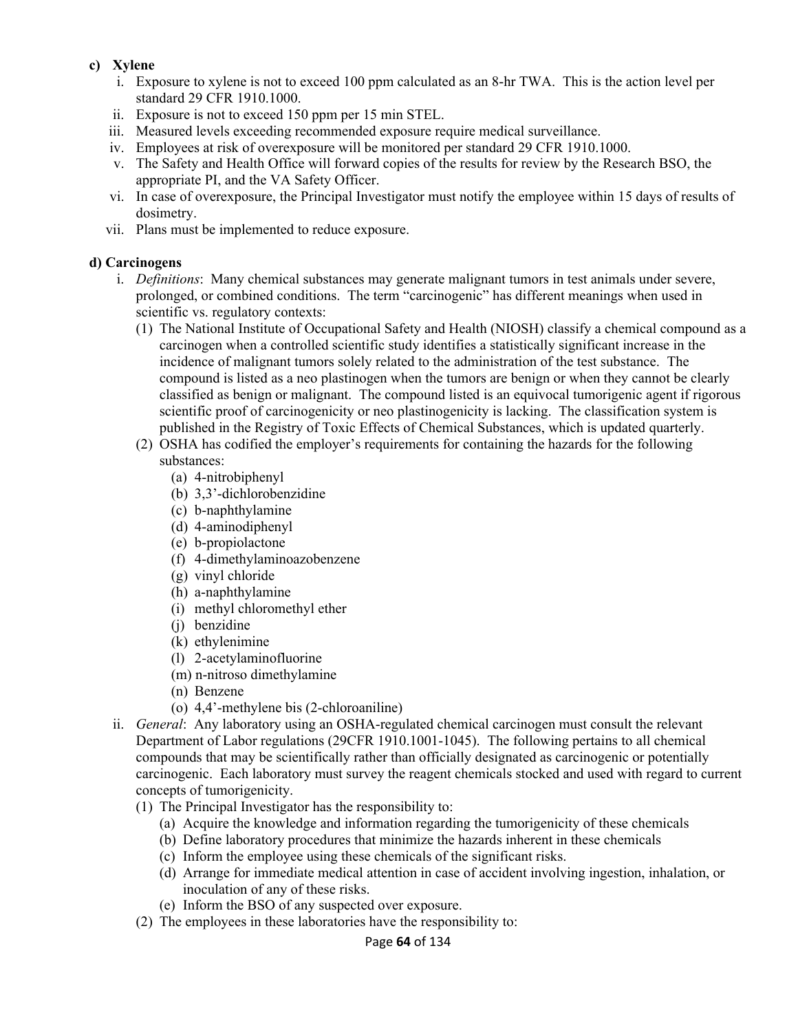**c) Xylene**

i. Exposure to xylene is not to exceed 100 ppm calculated as an 8-hr TWA. This is the action level per standard 29 CFR 1910.1000.

ii. Exposure is not to exceed 150 ppm per 15 min STEL.

iii. Measured levels exceeding recommended exposure require medical surveillance.

iv. Employees at risk of overexposure will be monitored per standard 29 CFR 1910.1000.

v. The Safety and Health Office will forward copies of the results for review by the Research BSO, the appropriate PI, and the VA Safety Officer.

vi. In case of overexposure, the Principal Investigator must notify the employee within 15 days of results of dosimetry.

vii. Plans must be implemented to reduce exposure.

**d) Carcinogens**

i. *Definitions*: Many chemical substances may generate malignant tumors in test animals under severe, prolonged, or combined conditions. The term "carcinogenic" has different meanings when used in scientific vs. regulatory contexts:

(1) The National Institute of Occupational Safety and Health (NIOSH) classify a chemical compound as a carcinogen when a controlled scientific study identifies a statistically significant increase in the incidence of malignant tumors solely related to the administration of the test substance. The compound is listed as a neo plastinogen when the tumors are benign or when they cannot be clearly classified as benign or malignant. The compound listed is an equivocal tumorigenic agent if rigorous scientific proof of carcinogenicity or neo plastinogenicity is lacking. The classification system is published in the Registry of Toxic Effects of Chemical Substances, which is updated quarterly.

(2) OSHA has codified the employer's requirements for containing the hazards for the following substances:

(a) 4-nitrobiphenyl
(b) 3,3'-dichlorobenzidine
(c) b-naphthylamine
(d) 4-aminodiphenyl
(e) b-propiolactone
(f) 4-dimethylaminoazobenzene
(g) vinyl chloride
(h) a-naphthylamine
(i) methyl chloromethyl ether
(j) benzidine
(k) ethylenimine
(l) 2-acetylaminofluorine
(m) n-nitroso dimethylamine
(n) Benzene
(o) 4,4'-methylene bis (2-chloroaniline)

ii. *General*: Any laboratory using an OSHA-regulated chemical carcinogen must consult the relevant Department of Labor regulations (29CFR 1910.1001-1045). The following pertains to all chemical compounds that may be scientifically rather than officially designated as carcinogenic or potentially carcinogenic. Each laboratory must survey the reagent chemicals stocked and used with regard to current concepts of tumorigenicity.

(1) The Principal Investigator has the responsibility to:

(a) Acquire the knowledge and information regarding the tumorigenicity of these chemicals
(b) Define laboratory procedures that minimize the hazards inherent in these chemicals
(c) Inform the employee using these chemicals of the significant risks.
(d) Arrange for immediate medical attention in case of accident involving ingestion, inhalation, or inoculation of any of these risks.
(e) Inform the BSO of any suspected over exposure.

(2) The employees in these laboratories have the responsibility to: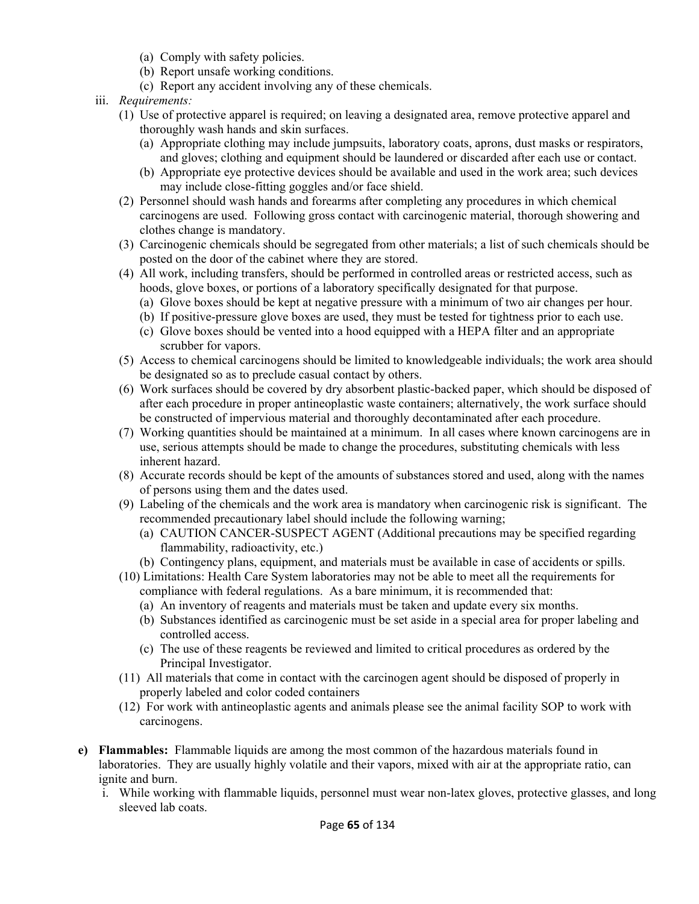- (a) Comply with safety policies.
- (b) Report unsafe working conditions.
- (c) Report any accident involving any of these chemicals.

iii. *Requirements:*

(1) Use of protective apparel is required; on leaving a designated area, remove protective apparel and thoroughly wash hands and skin surfaces.

- (a) Appropriate clothing may include jumpsuits, laboratory coats, aprons, dust masks or respirators, and gloves; clothing and equipment should be laundered or discarded after each use or contact.
- (b) Appropriate eye protective devices should be available and used in the work area; such devices may include close-fitting goggles and/or face shield.

(2) Personnel should wash hands and forearms after completing any procedures in which chemical carcinogens are used. Following gross contact with carcinogenic material, thorough showering and clothes change is mandatory.

(3) Carcinogenic chemicals should be segregated from other materials; a list of such chemicals should be posted on the door of the cabinet where they are stored.

(4) All work, including transfers, should be performed in controlled areas or restricted access, such as hoods, glove boxes, or portions of a laboratory specifically designated for that purpose.

- (a) Glove boxes should be kept at negative pressure with a minimum of two air changes per hour.
- (b) If positive-pressure glove boxes are used, they must be tested for tightness prior to each use.
- (c) Glove boxes should be vented into a hood equipped with a HEPA filter and an appropriate scrubber for vapors.

(5) Access to chemical carcinogens should be limited to knowledgeable individuals; the work area should be designated so as to preclude casual contact by others.

(6) Work surfaces should be covered by dry absorbent plastic-backed paper, which should be disposed of after each procedure in proper antineoplastic waste containers; alternatively, the work surface should be constructed of impervious material and thoroughly decontaminated after each procedure.

(7) Working quantities should be maintained at a minimum. In all cases where known carcinogens are in use, serious attempts should be made to change the procedures, substituting chemicals with less inherent hazard.

(8) Accurate records should be kept of the amounts of substances stored and used, along with the names of persons using them and the dates used.

(9) Labeling of the chemicals and the work area is mandatory when carcinogenic risk is significant. The recommended precautionary label should include the following warning;

- (a) CAUTION CANCER-SUSPECT AGENT (Additional precautions may be specified regarding flammability, radioactivity, etc.)
- (b) Contingency plans, equipment, and materials must be available in case of accidents or spills.

(10) Limitations: Health Care System laboratories may not be able to meet all the requirements for compliance with federal regulations. As a bare minimum, it is recommended that:

- (a) An inventory of reagents and materials must be taken and update every six months.
- (b) Substances identified as carcinogenic must be set aside in a special area for proper labeling and controlled access.
- (c) The use of these reagents be reviewed and limited to critical procedures as ordered by the Principal Investigator.

(11) All materials that come in contact with the carcinogen agent should be disposed of properly in properly labeled and color coded containers

(12) For work with antineoplastic agents and animals please see the animal facility SOP to work with carcinogens.

**e) Flammables:** Flammable liquids are among the most common of the hazardous materials found in laboratories. They are usually highly volatile and their vapors, mixed with air at the appropriate ratio, can ignite and burn.

i. While working with flammable liquids, personnel must wear non-latex gloves, protective glasses, and long sleeved lab coats.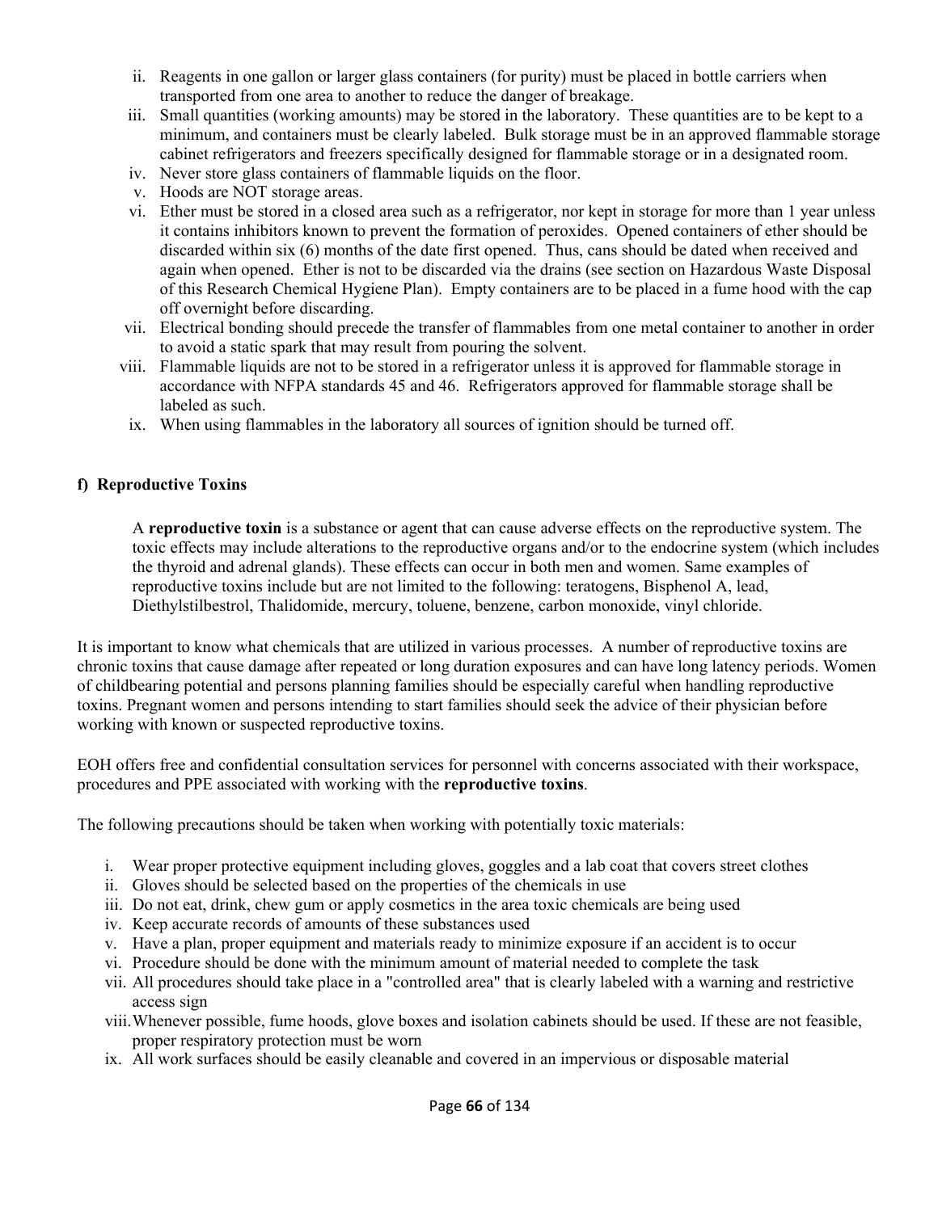ii. Reagents in one gallon or larger glass containers (for purity) must be placed in bottle carriers when transported from one area to another to reduce the danger of breakage.
iii. Small quantities (working amounts) may be stored in the laboratory. These quantities are to be kept to a minimum, and containers must be clearly labeled. Bulk storage must be in an approved flammable storage cabinet refrigerators and freezers specifically designed for flammable storage or in a designated room.
iv. Never store glass containers of flammable liquids on the floor.
v. Hoods are NOT storage areas.
vi. Ether must be stored in a closed area such as a refrigerator, nor kept in storage for more than 1 year unless it contains inhibitors known to prevent the formation of peroxides. Opened containers of ether should be discarded within six (6) months of the date first opened. Thus, cans should be dated when received and again when opened. Ether is not to be discarded via the drains (see section on Hazardous Waste Disposal of this Research Chemical Hygiene Plan). Empty containers are to be placed in a fume hood with the cap off overnight before discarding.
vii. Electrical bonding should precede the transfer of flammables from one metal container to another in order to avoid a static spark that may result from pouring the solvent.
viii. Flammable liquids are not to be stored in a refrigerator unless it is approved for flammable storage in accordance with NFPA standards 45 and 46. Refrigerators approved for flammable storage shall be labeled as such.
ix. When using flammables in the laboratory all sources of ignition should be turned off.

### f) Reproductive Toxins

A **reproductive toxin** is a substance or agent that can cause adverse effects on the reproductive system. The toxic effects may include alterations to the reproductive organs and/or to the endocrine system (which includes the thyroid and adrenal glands). These effects can occur in both men and women. Same examples of reproductive toxins include but are not limited to the following: teratogens, Bisphenol A, lead, Diethylstilbestrol, Thalidomide, mercury, toluene, benzene, carbon monoxide, vinyl chloride.

It is important to know what chemicals that are utilized in various processes. A number of reproductive toxins are chronic toxins that cause damage after repeated or long duration exposures and can have long latency periods. Women of childbearing potential and persons planning families should be especially careful when handling reproductive toxins. Pregnant women and persons intending to start families should seek the advice of their physician before working with known or suspected reproductive toxins.

EOH offers free and confidential consultation services for personnel with concerns associated with their workspace, procedures and PPE associated with working with the **reproductive toxins**.

The following precautions should be taken when working with potentially toxic materials:

i. Wear proper protective equipment including gloves, goggles and a lab coat that covers street clothes
ii. Gloves should be selected based on the properties of the chemicals in use
iii. Do not eat, drink, chew gum or apply cosmetics in the area toxic chemicals are being used
iv. Keep accurate records of amounts of these substances used
v. Have a plan, proper equipment and materials ready to minimize exposure if an accident is to occur
vi. Procedure should be done with the minimum amount of material needed to complete the task
vii. All procedures should take place in a "controlled area" that is clearly labeled with a warning and restrictive access sign
viii. Whenever possible, fume hoods, glove boxes and isolation cabinets should be used. If these are not feasible, proper respiratory protection must be worn
ix. All work surfaces should be easily cleanable and covered in an impervious or disposable material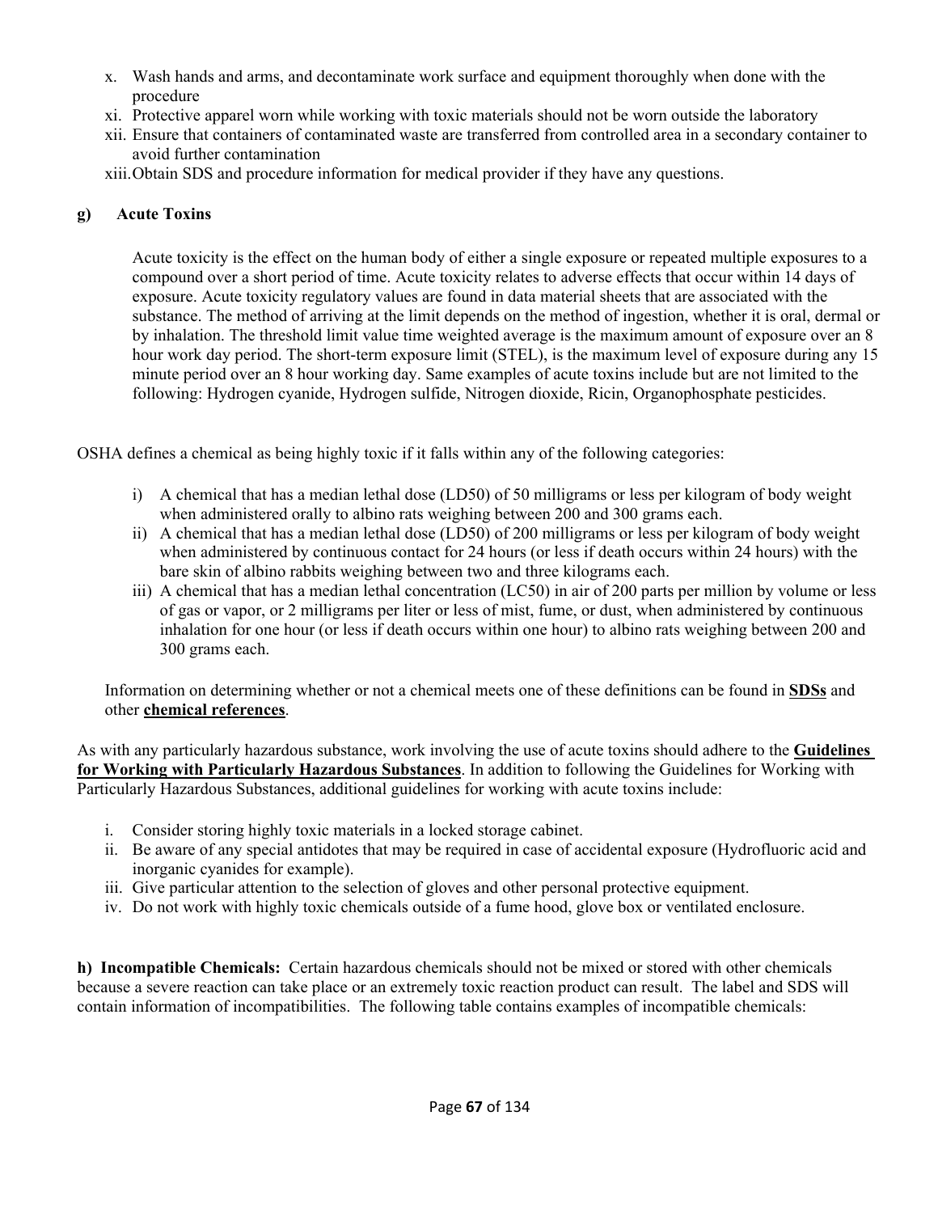x. Wash hands and arms, and decontaminate work surface and equipment thoroughly when done with the procedure
xi. Protective apparel worn while working with toxic materials should not be worn outside the laboratory
xii. Ensure that containers of contaminated waste are transferred from controlled area in a secondary container to avoid further contamination
xiii. Obtain SDS and procedure information for medical provider if they have any questions.

**g) Acute Toxins**

Acute toxicity is the effect on the human body of either a single exposure or repeated multiple exposures to a compound over a short period of time. Acute toxicity relates to adverse effects that occur within 14 days of exposure. Acute toxicity regulatory values are found in data material sheets that are associated with the substance. The method of arriving at the limit depends on the method of ingestion, whether it is oral, dermal or by inhalation. The threshold limit value time weighted average is the maximum amount of exposure over an 8 hour work day period. The short-term exposure limit (STEL), is the maximum level of exposure during any 15 minute period over an 8 hour working day. Same examples of acute toxins include but are not limited to the following: Hydrogen cyanide, Hydrogen sulfide, Nitrogen dioxide, Ricin, Organophosphate pesticides.

OSHA defines a chemical as being highly toxic if it falls within any of the following categories:

i) A chemical that has a median lethal dose (LD50) of 50 milligrams or less per kilogram of body weight when administered orally to albino rats weighing between 200 and 300 grams each.
ii) A chemical that has a median lethal dose (LD50) of 200 milligrams or less per kilogram of body weight when administered by continuous contact for 24 hours (or less if death occurs within 24 hours) with the bare skin of albino rabbits weighing between two and three kilograms each.
iii) A chemical that has a median lethal concentration (LC50) in air of 200 parts per million by volume or less of gas or vapor, or 2 milligrams per liter or less of mist, fume, or dust, when administered by continuous inhalation for one hour (or less if death occurs within one hour) to albino rats weighing between 200 and 300 grams each.

Information on determining whether or not a chemical meets one of these definitions can be found in **SDSs** and other **chemical references**.

As with any particularly hazardous substance, work involving the use of acute toxins should adhere to the **Guidelines for Working with Particularly Hazardous Substances**. In addition to following the Guidelines for Working with Particularly Hazardous Substances, additional guidelines for working with acute toxins include:

i. Consider storing highly toxic materials in a locked storage cabinet.
ii. Be aware of any special antidotes that may be required in case of accidental exposure (Hydrofluoric acid and inorganic cyanides for example).
iii. Give particular attention to the selection of gloves and other personal protective equipment.
iv. Do not work with highly toxic chemicals outside of a fume hood, glove box or ventilated enclosure.

**h) Incompatible Chemicals:** Certain hazardous chemicals should not be mixed or stored with other chemicals because a severe reaction can take place or an extremely toxic reaction product can result. The label and SDS will contain information of incompatibilities. The following table contains examples of incompatible chemicals: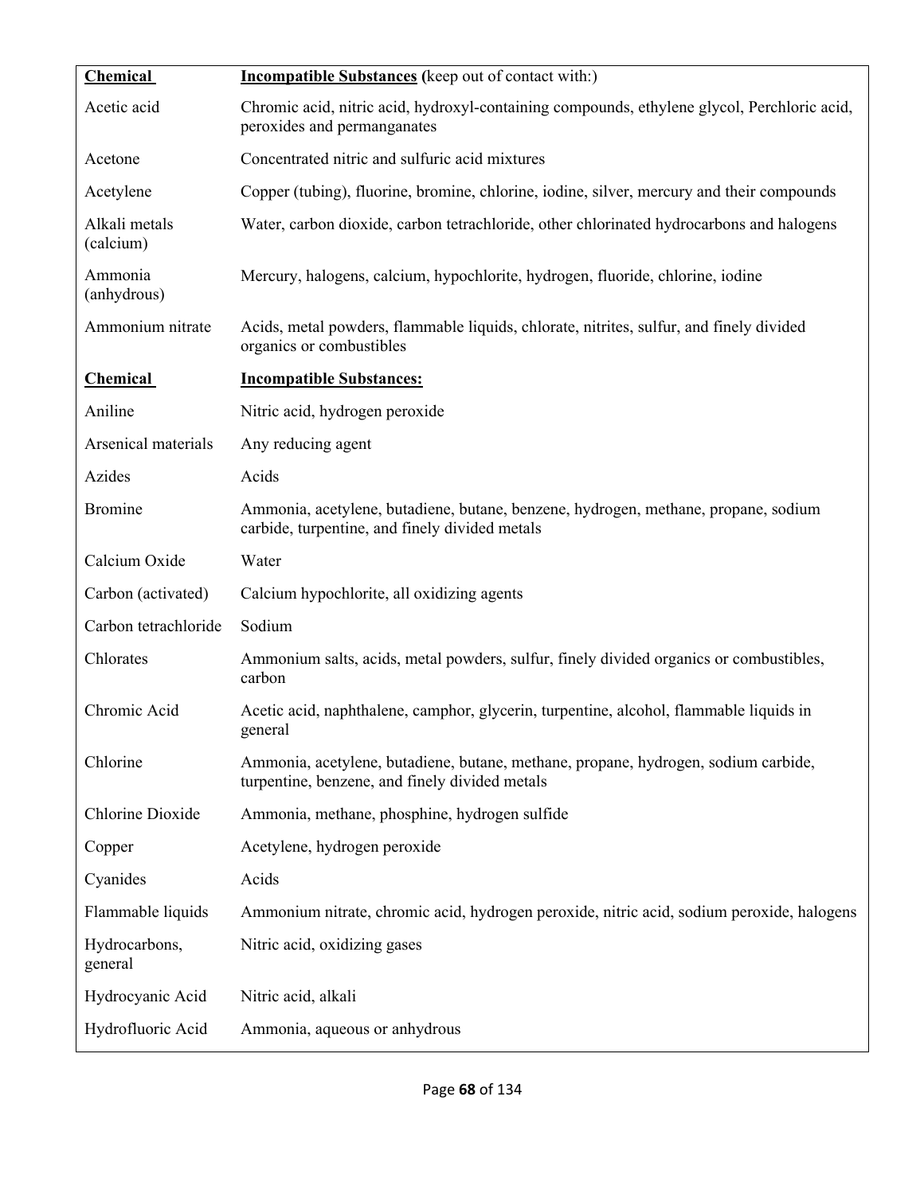| **Chemical** | **Incompatible Substances** (keep out of contact with:) |
| --- | --- |
| Acetic acid | Chromic acid, nitric acid, hydroxyl-containing compounds, ethylene glycol, Perchloric acid, peroxides and permanganates |
| Acetone | Concentrated nitric and sulfuric acid mixtures |
| Acetylene | Copper (tubing), fluorine, bromine, chlorine, iodine, silver, mercury and their compounds |
| Alkali metals (calcium) | Water, carbon dioxide, carbon tetrachloride, other chlorinated hydrocarbons and halogens |
| Ammonia (anhydrous) | Mercury, halogens, calcium, hypochlorite, hydrogen, fluoride, chlorine, iodine |
| Ammonium nitrate | Acids, metal powders, flammable liquids, chlorate, nitrites, sulfur, and finely divided organics or combustibles |
| **Chemical** | **Incompatible Substances:** |
| Aniline | Nitric acid, hydrogen peroxide |
| Arsenical materials | Any reducing agent |
| Azides | Acids |
| Bromine | Ammonia, acetylene, butadiene, butane, benzene, hydrogen, methane, propane, sodium carbide, turpentine, and finely divided metals |
| Calcium Oxide | Water |
| Carbon (activated) | Calcium hypochlorite, all oxidizing agents |
| Carbon tetrachloride | Sodium |
| Chlorates | Ammonium salts, acids, metal powders, sulfur, finely divided organics or combustibles, carbon |
| Chromic Acid | Acetic acid, naphthalene, camphor, glycerin, turpentine, alcohol, flammable liquids in general |
| Chlorine | Ammonia, acetylene, butadiene, butane, methane, propane, hydrogen, sodium carbide, turpentine, benzene, and finely divided metals |
| Chlorine Dioxide | Ammonia, methane, phosphine, hydrogen sulfide |
| Copper | Acetylene, hydrogen peroxide |
| Cyanides | Acids |
| Flammable liquids | Ammonium nitrate, chromic acid, hydrogen peroxide, nitric acid, sodium peroxide, halogens |
| Hydrocarbons, general | Nitric acid, oxidizing gases |
| Hydrocyanic Acid | Nitric acid, alkali |
| Hydrofluoric Acid | Ammonia, aqueous or anhydrous |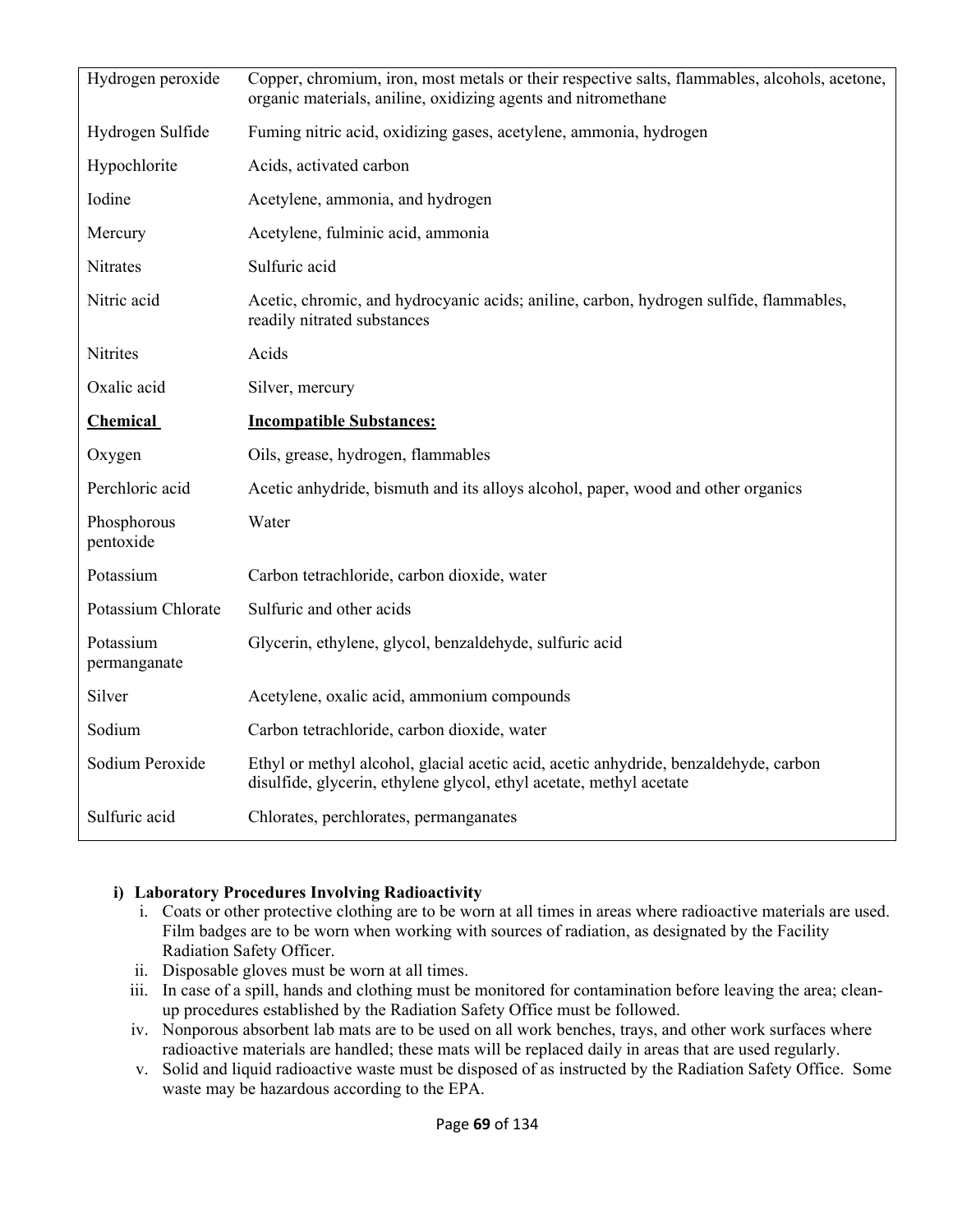| Chemical | Incompatible Substances: |
| --- | --- |
| Hydrogen peroxide | Copper, chromium, iron, most metals or their respective salts, flammables, alcohols, acetone, organic materials, aniline, oxidizing agents and nitromethane |
| Hydrogen Sulfide | Fuming nitric acid, oxidizing gases, acetylene, ammonia, hydrogen |
| Hypochlorite | Acids, activated carbon |
| Iodine | Acetylene, ammonia, and hydrogen |
| Mercury | Acetylene, fulminic acid, ammonia |
| Nitrates | Sulfuric acid |
| Nitric acid | Acetic, chromic, and hydrocyanic acids; aniline, carbon, hydrogen sulfide, flammables, readily nitrated substances |
| Nitrites | Acids |
| Oxalic acid | Silver, mercury |
| **Chemical** | **Incompatible Substances:** |
| Oxygen | Oils, grease, hydrogen, flammables |
| Perchloric acid | Acetic anhydride, bismuth and its alloys alcohol, paper, wood and other organics |
| Phosphorous pentoxide | Water |
| Potassium | Carbon tetrachloride, carbon dioxide, water |
| Potassium Chlorate | Sulfuric and other acids |
| Potassium permanganate | Glycerin, ethylene, glycol, benzaldehyde, sulfuric acid |
| Silver | Acetylene, oxalic acid, ammonium compounds |
| Sodium | Carbon tetrachloride, carbon dioxide, water |
| Sodium Peroxide | Ethyl or methyl alcohol, glacial acetic acid, acetic anhydride, benzaldehyde, carbon disulfide, glycerin, ethylene glycol, ethyl acetate, methyl acetate |
| Sulfuric acid | Chlorates, perchlorates, permanganates |

**i) Laboratory Procedures Involving Radioactivity**

i. Coats or other protective clothing are to be worn at all times in areas where radioactive materials are used. Film badges are to be worn when working with sources of radiation, as designated by the Facility Radiation Safety Officer.

ii. Disposable gloves must be worn at all times.

iii. In case of a spill, hands and clothing must be monitored for contamination before leaving the area; clean-up procedures established by the Radiation Safety Office must be followed.

iv. Nonporous absorbent lab mats are to be used on all work benches, trays, and other work surfaces where radioactive materials are handled; these mats will be replaced daily in areas that are used regularly.

v. Solid and liquid radioactive waste must be disposed of as instructed by the Radiation Safety Office. Some waste may be hazardous according to the EPA.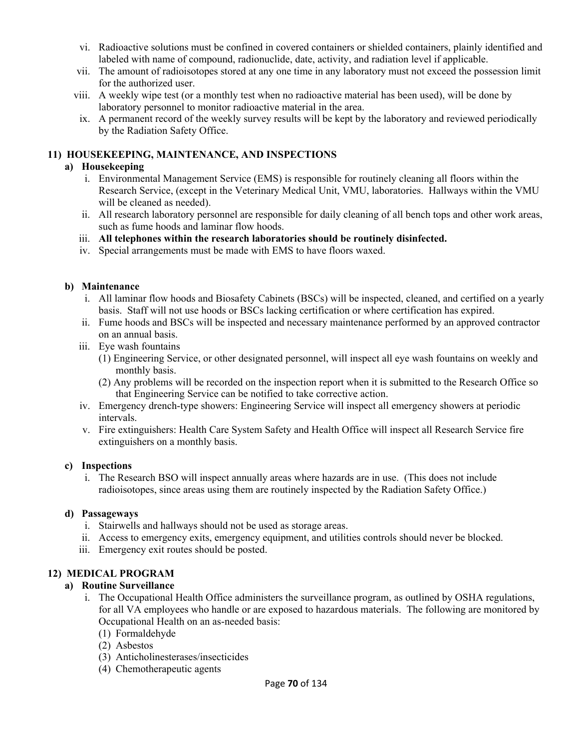vi. Radioactive solutions must be confined in covered containers or shielded containers, plainly identified and labeled with name of compound, radionuclide, date, activity, and radiation level if applicable.

vii. The amount of radioisotopes stored at any one time in any laboratory must not exceed the possession limit for the authorized user.

viii. A weekly wipe test (or a monthly test when no radioactive material has been used), will be done by laboratory personnel to monitor radioactive material in the area.

ix. A permanent record of the weekly survey results will be kept by the laboratory and reviewed periodically by the Radiation Safety Office.

## 11) HOUSEKEEPING, MAINTENANCE, AND INSPECTIONS

### a) Housekeeping

i. Environmental Management Service (EMS) is responsible for routinely cleaning all floors within the Research Service, (except in the Veterinary Medical Unit, VMU, laboratories. Hallways within the VMU will be cleaned as needed).

ii. All research laboratory personnel are responsible for daily cleaning of all bench tops and other work areas, such as fume hoods and laminar flow hoods.

iii. **All telephones within the research laboratories should be routinely disinfected.**

iv. Special arrangements must be made with EMS to have floors waxed.

### b) Maintenance

i. All laminar flow hoods and Biosafety Cabinets (BSCs) will be inspected, cleaned, and certified on a yearly basis. Staff will not use hoods or BSCs lacking certification or where certification has expired.

ii. Fume hoods and BSCs will be inspected and necessary maintenance performed by an approved contractor on an annual basis.

iii. Eye wash fountains

(1) Engineering Service, or other designated personnel, will inspect all eye wash fountains on weekly and monthly basis.

(2) Any problems will be recorded on the inspection report when it is submitted to the Research Office so that Engineering Service can be notified to take corrective action.

iv. Emergency drench-type showers: Engineering Service will inspect all emergency showers at periodic intervals.

v. Fire extinguishers: Health Care System Safety and Health Office will inspect all Research Service fire extinguishers on a monthly basis.

### c) Inspections

i. The Research BSO will inspect annually areas where hazards are in use. (This does not include radioisotopes, since areas using them are routinely inspected by the Radiation Safety Office.)

### d) Passageways

i. Stairwells and hallways should not be used as storage areas.

ii. Access to emergency exits, emergency equipment, and utilities controls should never be blocked.

iii. Emergency exit routes should be posted.

## 12) MEDICAL PROGRAM

### a) Routine Surveillance

i. The Occupational Health Office administers the surveillance program, as outlined by OSHA regulations, for all VA employees who handle or are exposed to hazardous materials. The following are monitored by Occupational Health on an as-needed basis:

(1) Formaldehyde

(2) Asbestos

(3) Anticholinesterases/insecticides

(4) Chemotherapeutic agents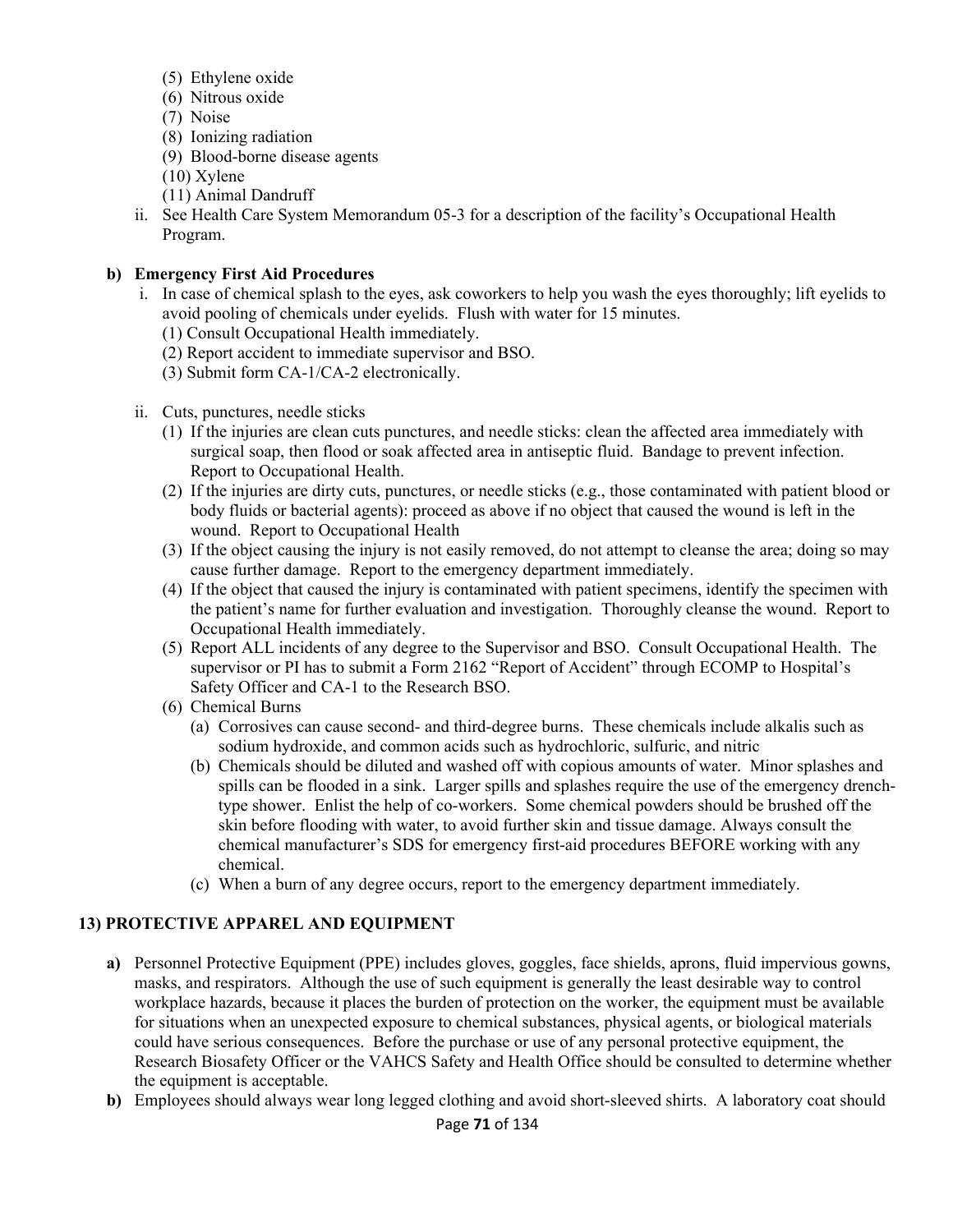(5) Ethylene oxide
(6) Nitrous oxide
(7) Noise
(8) Ionizing radiation
(9) Blood-borne disease agents
(10) Xylene
(11) Animal Dandruff

ii. See Health Care System Memorandum 05-3 for a description of the facility's Occupational Health Program.

**b) Emergency First Aid Procedures**

i. In case of chemical splash to the eyes, ask coworkers to help you wash the eyes thoroughly; lift eyelids to avoid pooling of chemicals under eyelids. Flush with water for 15 minutes.
(1) Consult Occupational Health immediately.
(2) Report accident to immediate supervisor and BSO.
(3) Submit form CA-1/CA-2 electronically.

ii. Cuts, punctures, needle sticks
(1) If the injuries are clean cuts punctures, and needle sticks: clean the affected area immediately with surgical soap, then flood or soak affected area in antiseptic fluid. Bandage to prevent infection. Report to Occupational Health.
(2) If the injuries are dirty cuts, punctures, or needle sticks (e.g., those contaminated with patient blood or body fluids or bacterial agents): proceed as above if no object that caused the wound is left in the wound. Report to Occupational Health
(3) If the object causing the injury is not easily removed, do not attempt to cleanse the area; doing so may cause further damage. Report to the emergency department immediately.
(4) If the object that caused the injury is contaminated with patient specimens, identify the specimen with the patient's name for further evaluation and investigation. Thoroughly cleanse the wound. Report to Occupational Health immediately.
(5) Report ALL incidents of any degree to the Supervisor and BSO. Consult Occupational Health. The supervisor or PI has to submit a Form 2162 "Report of Accident" through ECOMP to Hospital's Safety Officer and CA-1 to the Research BSO.
(6) Chemical Burns
(a) Corrosives can cause second- and third-degree burns. These chemicals include alkalis such as sodium hydroxide, and common acids such as hydrochloric, sulfuric, and nitric
(b) Chemicals should be diluted and washed off with copious amounts of water. Minor splashes and spills can be flooded in a sink. Larger spills and splashes require the use of the emergency drench-type shower. Enlist the help of co-workers. Some chemical powders should be brushed off the skin before flooding with water, to avoid further skin and tissue damage. Always consult the chemical manufacturer's SDS for emergency first-aid procedures BEFORE working with any chemical.
(c) When a burn of any degree occurs, report to the emergency department immediately.

## 13) PROTECTIVE APPAREL AND EQUIPMENT

**a)** Personnel Protective Equipment (PPE) includes gloves, goggles, face shields, aprons, fluid impervious gowns, masks, and respirators. Although the use of such equipment is generally the least desirable way to control workplace hazards, because it places the burden of protection on the worker, the equipment must be available for situations when an unexpected exposure to chemical substances, physical agents, or biological materials could have serious consequences. Before the purchase or use of any personal protective equipment, the Research Biosafety Officer or the VAHCS Safety and Health Office should be consulted to determine whether the equipment is acceptable.

**b)** Employees should always wear long legged clothing and avoid short-sleeved shirts. A laboratory coat should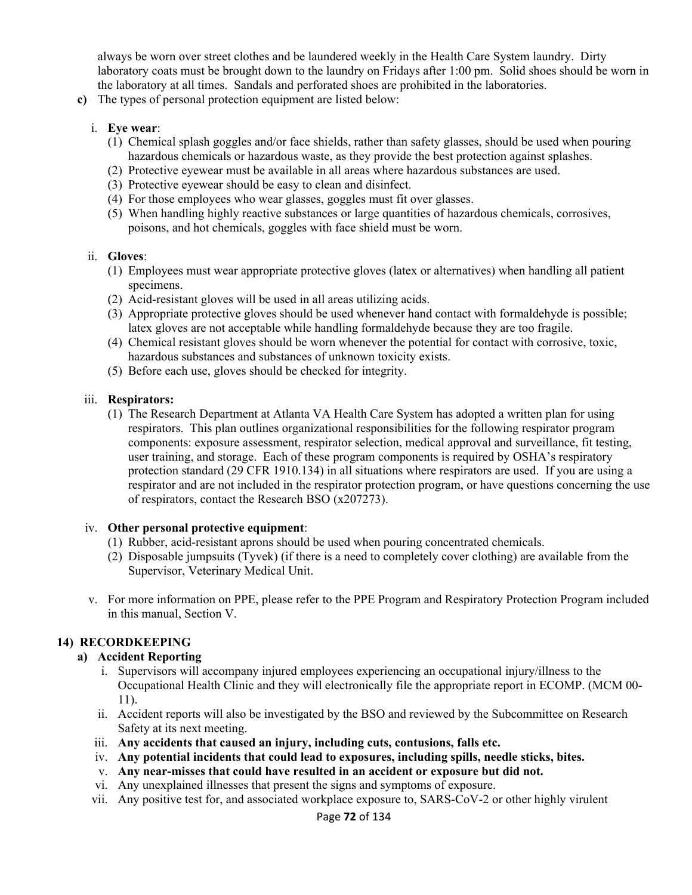always be worn over street clothes and be laundered weekly in the Health Care System laundry. Dirty laboratory coats must be brought down to the laundry on Fridays after 1:00 pm. Solid shoes should be worn in the laboratory at all times. Sandals and perforated shoes are prohibited in the laboratories.

**c)** The types of personal protection equipment are listed below:

i. **Eye wear**:

(1) Chemical splash goggles and/or face shields, rather than safety glasses, should be used when pouring hazardous chemicals or hazardous waste, as they provide the best protection against splashes.
(2) Protective eyewear must be available in all areas where hazardous substances are used.
(3) Protective eyewear should be easy to clean and disinfect.
(4) For those employees who wear glasses, goggles must fit over glasses.
(5) When handling highly reactive substances or large quantities of hazardous chemicals, corrosives, poisons, and hot chemicals, goggles with face shield must be worn.

ii. **Gloves**:

(1) Employees must wear appropriate protective gloves (latex or alternatives) when handling all patient specimens.
(2) Acid-resistant gloves will be used in all areas utilizing acids.
(3) Appropriate protective gloves should be used whenever hand contact with formaldehyde is possible; latex gloves are not acceptable while handling formaldehyde because they are too fragile.
(4) Chemical resistant gloves should be worn whenever the potential for contact with corrosive, toxic, hazardous substances and substances of unknown toxicity exists.
(5) Before each use, gloves should be checked for integrity.

iii. **Respirators:**

(1) The Research Department at Atlanta VA Health Care System has adopted a written plan for using respirators. This plan outlines organizational responsibilities for the following respirator program components: exposure assessment, respirator selection, medical approval and surveillance, fit testing, user training, and storage. Each of these program components is required by OSHA's respiratory protection standard (29 CFR 1910.134) in all situations where respirators are used. If you are using a respirator and are not included in the respirator protection program, or have questions concerning the use of respirators, contact the Research BSO (x207273).

iv. **Other personal protective equipment**:

(1) Rubber, acid-resistant aprons should be used when pouring concentrated chemicals.
(2) Disposable jumpsuits (Tyvek) (if there is a need to completely cover clothing) are available from the Supervisor, Veterinary Medical Unit.

v. For more information on PPE, please refer to the PPE Program and Respiratory Protection Program included in this manual, Section V.

## 14) RECORDKEEPING

### a) Accident Reporting

i. Supervisors will accompany injured employees experiencing an occupational injury/illness to the Occupational Health Clinic and they will electronically file the appropriate report in ECOMP. (MCM 00-11).

ii. Accident reports will also be investigated by the BSO and reviewed by the Subcommittee on Research Safety at its next meeting.

iii. **Any accidents that caused an injury, including cuts, contusions, falls etc.**

iv. **Any potential incidents that could lead to exposures, including spills, needle sticks, bites.**

v. **Any near-misses that could have resulted in an accident or exposure but did not.**

vi. Any unexplained illnesses that present the signs and symptoms of exposure.

vii. Any positive test for, and associated workplace exposure to, SARS-CoV-2 or other highly virulent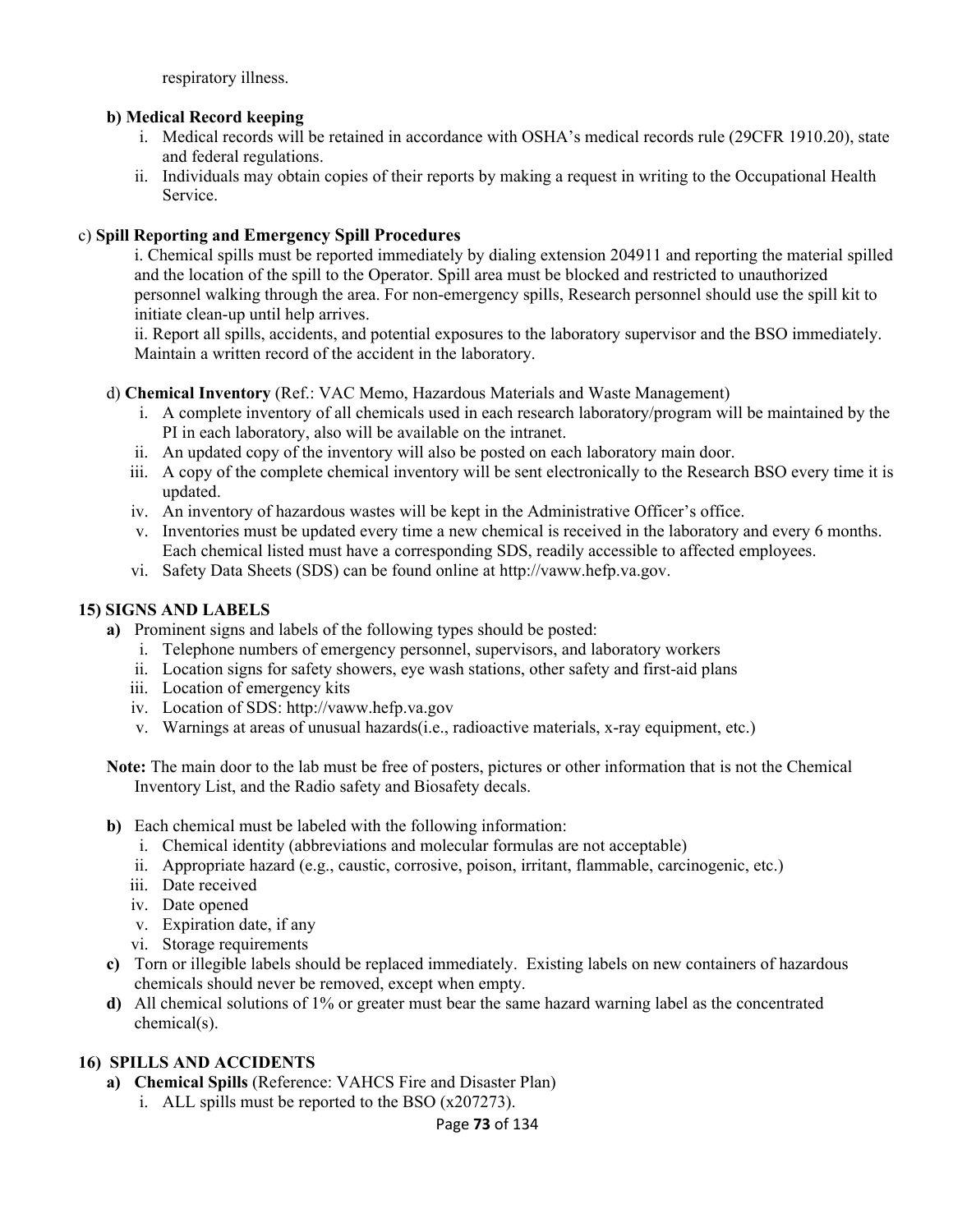respiratory illness.

**b) Medical Record keeping**

i. Medical records will be retained in accordance with OSHA's medical records rule (29CFR 1910.20), state and federal regulations.
ii. Individuals may obtain copies of their reports by making a request in writing to the Occupational Health Service.

c) **Spill Reporting and Emergency Spill Procedures**

i. Chemical spills must be reported immediately by dialing extension 204911 and reporting the material spilled and the location of the spill to the Operator. Spill area must be blocked and restricted to unauthorized personnel walking through the area. For non-emergency spills, Research personnel should use the spill kit to initiate clean-up until help arrives.
ii. Report all spills, accidents, and potential exposures to the laboratory supervisor and the BSO immediately. Maintain a written record of the accident in the laboratory.

d) **Chemical Inventory** (Ref.: VAC Memo, Hazardous Materials and Waste Management)

i. A complete inventory of all chemicals used in each research laboratory/program will be maintained by the PI in each laboratory, also will be available on the intranet.
ii. An updated copy of the inventory will also be posted on each laboratory main door.
iii. A copy of the complete chemical inventory will be sent electronically to the Research BSO every time it is updated.
iv. An inventory of hazardous wastes will be kept in the Administrative Officer's office.
v. Inventories must be updated every time a new chemical is received in the laboratory and every 6 months. Each chemical listed must have a corresponding SDS, readily accessible to affected employees.
vi. Safety Data Sheets (SDS) can be found online at http://vaww.hefp.va.gov.

## 15) SIGNS AND LABELS

**a)** Prominent signs and labels of the following types should be posted:

i. Telephone numbers of emergency personnel, supervisors, and laboratory workers
ii. Location signs for safety showers, eye wash stations, other safety and first-aid plans
iii. Location of emergency kits
iv. Location of SDS: http://vaww.hefp.va.gov
v. Warnings at areas of unusual hazards(i.e., radioactive materials, x-ray equipment, etc.)

**Note:** The main door to the lab must be free of posters, pictures or other information that is not the Chemical Inventory List, and the Radio safety and Biosafety decals.

**b)** Each chemical must be labeled with the following information:

i. Chemical identity (abbreviations and molecular formulas are not acceptable)
ii. Appropriate hazard (e.g., caustic, corrosive, poison, irritant, flammable, carcinogenic, etc.)
iii. Date received
iv. Date opened
v. Expiration date, if any
vi. Storage requirements

**c)** Torn or illegible labels should be replaced immediately. Existing labels on new containers of hazardous chemicals should never be removed, except when empty.

**d)** All chemical solutions of 1% or greater must bear the same hazard warning label as the concentrated chemical(s).

## 16) SPILLS AND ACCIDENTS

**a) Chemical Spills** (Reference: VAHCS Fire and Disaster Plan)

i. ALL spills must be reported to the BSO (x207273).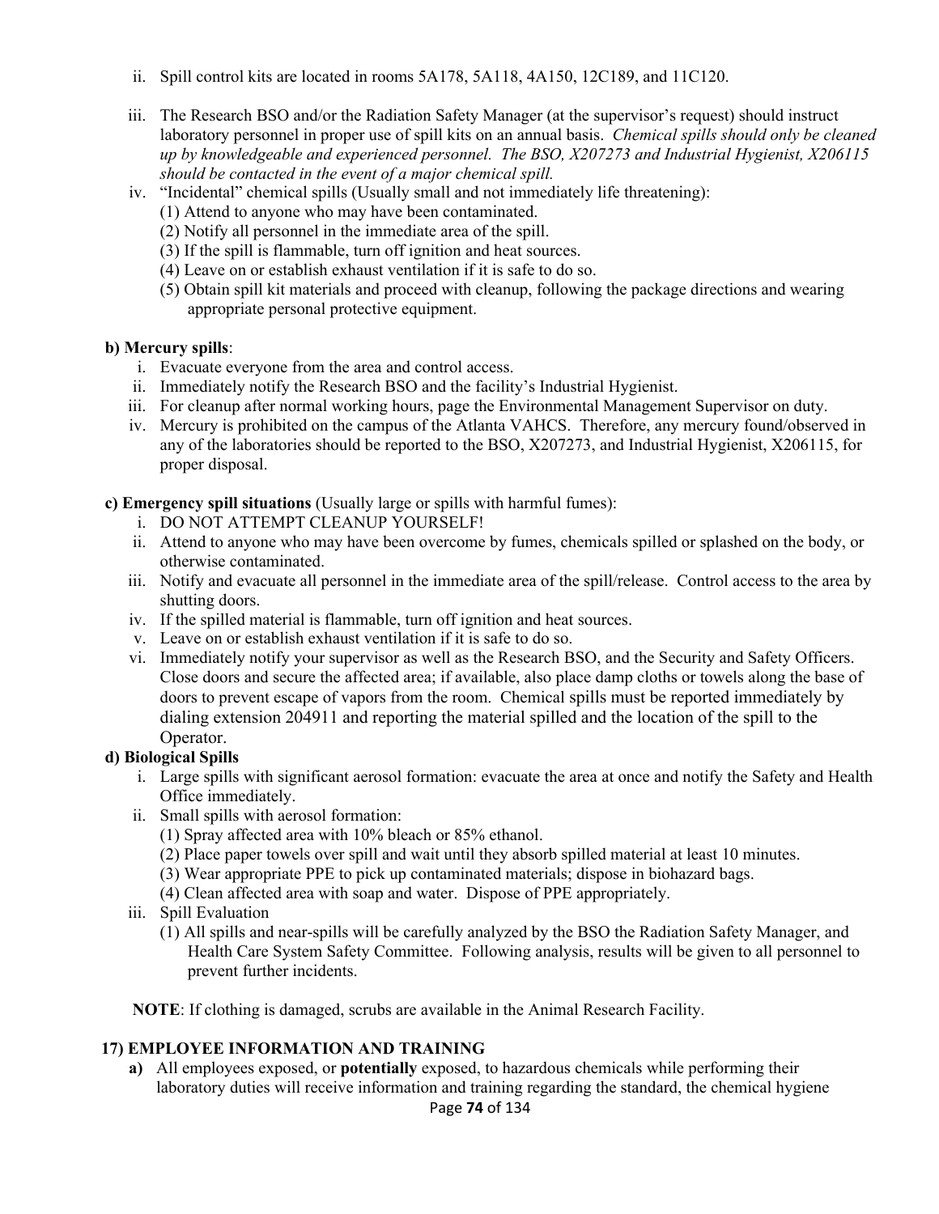ii. Spill control kits are located in rooms 5A178, 5A118, 4A150, 12C189, and 11C120.

iii. The Research BSO and/or the Radiation Safety Manager (at the supervisor's request) should instruct laboratory personnel in proper use of spill kits on an annual basis. *Chemical spills should only be cleaned up by knowledgeable and experienced personnel. The BSO, X207273 and Industrial Hygienist, X206115 should be contacted in the event of a major chemical spill.*

iv. "Incidental" chemical spills (Usually small and not immediately life threatening):
   (1) Attend to anyone who may have been contaminated.
   (2) Notify all personnel in the immediate area of the spill.
   (3) If the spill is flammable, turn off ignition and heat sources.
   (4) Leave on or establish exhaust ventilation if it is safe to do so.
   (5) Obtain spill kit materials and proceed with cleanup, following the package directions and wearing appropriate personal protective equipment.

**b) Mercury spills**:
   i. Evacuate everyone from the area and control access.
   ii. Immediately notify the Research BSO and the facility's Industrial Hygienist.
   iii. For cleanup after normal working hours, page the Environmental Management Supervisor on duty.
   iv. Mercury is prohibited on the campus of the Atlanta VAHCS. Therefore, any mercury found/observed in any of the laboratories should be reported to the BSO, X207273, and Industrial Hygienist, X206115, for proper disposal.

**c) Emergency spill situations** (Usually large or spills with harmful fumes):
   i. DO NOT ATTEMPT CLEANUP YOURSELF!
   ii. Attend to anyone who may have been overcome by fumes, chemicals spilled or splashed on the body, or otherwise contaminated.
   iii. Notify and evacuate all personnel in the immediate area of the spill/release. Control access to the area by shutting doors.
   iv. If the spilled material is flammable, turn off ignition and heat sources.
   v. Leave on or establish exhaust ventilation if it is safe to do so.
   vi. Immediately notify your supervisor as well as the Research BSO, and the Security and Safety Officers. Close doors and secure the affected area; if available, also place damp cloths or towels along the base of doors to prevent escape of vapors from the room. Chemical spills must be reported immediately by dialing extension 204911 and reporting the material spilled and the location of the spill to the Operator.

**d) Biological Spills**
   i. Large spills with significant aerosol formation: evacuate the area at once and notify the Safety and Health Office immediately.
   ii. Small spills with aerosol formation:
      (1) Spray affected area with 10% bleach or 85% ethanol.
      (2) Place paper towels over spill and wait until they absorb spilled material at least 10 minutes.
      (3) Wear appropriate PPE to pick up contaminated materials; dispose in biohazard bags.
      (4) Clean affected area with soap and water. Dispose of PPE appropriately.
   iii. Spill Evaluation
      (1) All spills and near-spills will be carefully analyzed by the BSO the Radiation Safety Manager, and Health Care System Safety Committee. Following analysis, results will be given to all personnel to prevent further incidents.

**NOTE**: If clothing is damaged, scrubs are available in the Animal Research Facility.

## 17) EMPLOYEE INFORMATION AND TRAINING

**a)** All employees exposed, or **potentially** exposed, to hazardous chemicals while performing their laboratory duties will receive information and training regarding the standard, the chemical hygiene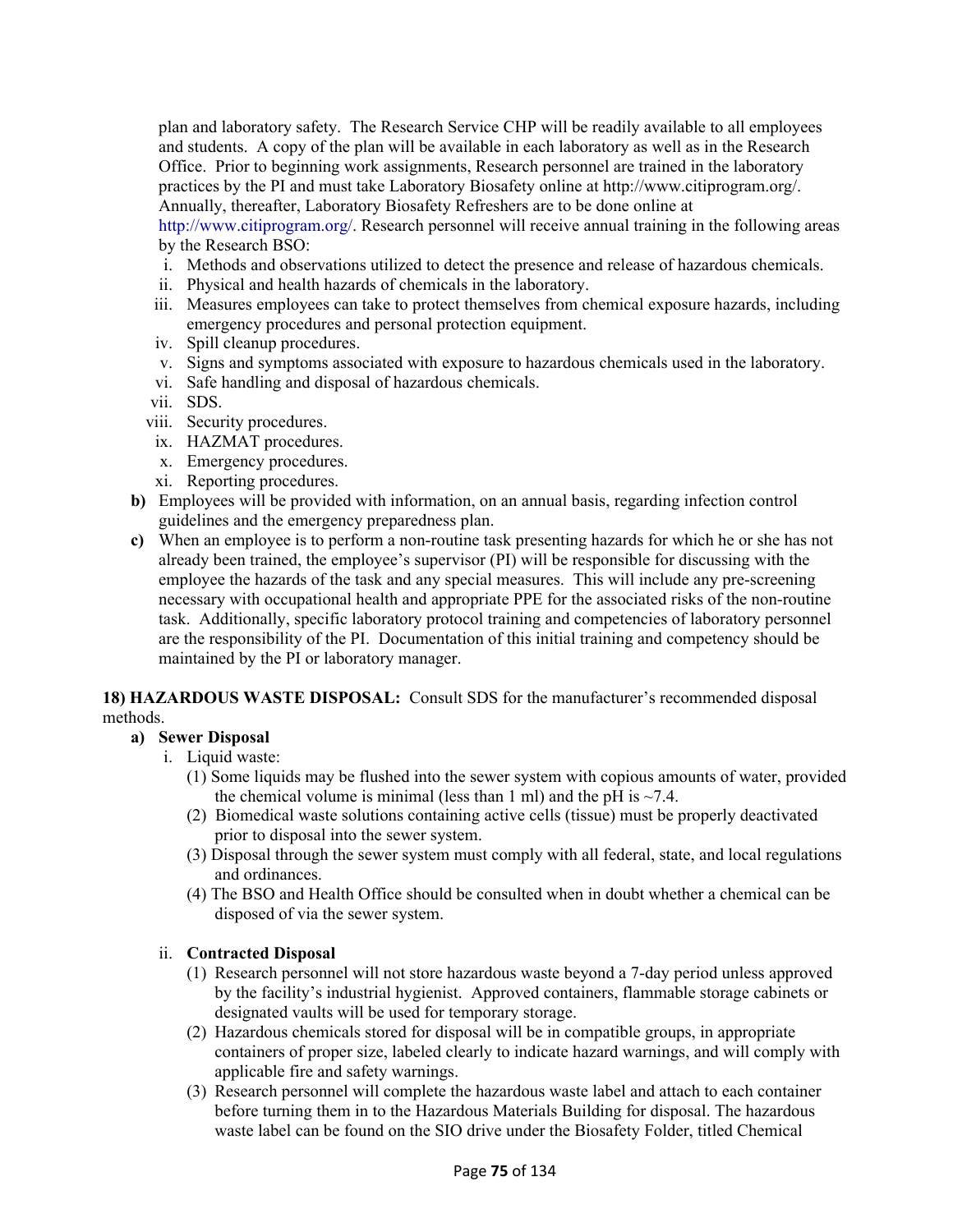plan and laboratory safety. The Research Service CHP will be readily available to all employees and students. A copy of the plan will be available in each laboratory as well as in the Research Office. Prior to beginning work assignments, Research personnel are trained in the laboratory practices by the PI and must take Laboratory Biosafety online at http://www.citiprogram.org/. Annually, thereafter, Laboratory Biosafety Refreshers are to be done online at http://www.citiprogram.org/. Research personnel will receive annual training in the following areas by the Research BSO:

i. Methods and observations utilized to detect the presence and release of hazardous chemicals.
ii. Physical and health hazards of chemicals in the laboratory.
iii. Measures employees can take to protect themselves from chemical exposure hazards, including emergency procedures and personal protection equipment.
iv. Spill cleanup procedures.
v. Signs and symptoms associated with exposure to hazardous chemicals used in the laboratory.
vi. Safe handling and disposal of hazardous chemicals.
vii. SDS.
viii. Security procedures.
ix. HAZMAT procedures.
x. Emergency procedures.
xi. Reporting procedures.

**b)** Employees will be provided with information, on an annual basis, regarding infection control guidelines and the emergency preparedness plan.

**c)** When an employee is to perform a non-routine task presenting hazards for which he or she has not already been trained, the employee's supervisor (PI) will be responsible for discussing with the employee the hazards of the task and any special measures. This will include any pre-screening necessary with occupational health and appropriate PPE for the associated risks of the non-routine task. Additionally, specific laboratory protocol training and competencies of laboratory personnel are the responsibility of the PI. Documentation of this initial training and competency should be maintained by the PI or laboratory manager.

**18) HAZARDOUS WASTE DISPOSAL:** Consult SDS for the manufacturer's recommended disposal methods.

**a) Sewer Disposal**

i. Liquid waste:

(1) Some liquids may be flushed into the sewer system with copious amounts of water, provided the chemical volume is minimal (less than 1 ml) and the pH is ~7.4.

(2) Biomedical waste solutions containing active cells (tissue) must be properly deactivated prior to disposal into the sewer system.

(3) Disposal through the sewer system must comply with all federal, state, and local regulations and ordinances.

(4) The BSO and Health Office should be consulted when in doubt whether a chemical can be disposed of via the sewer system.

ii. **Contracted Disposal**

(1) Research personnel will not store hazardous waste beyond a 7-day period unless approved by the facility's industrial hygienist. Approved containers, flammable storage cabinets or designated vaults will be used for temporary storage.

(2) Hazardous chemicals stored for disposal will be in compatible groups, in appropriate containers of proper size, labeled clearly to indicate hazard warnings, and will comply with applicable fire and safety warnings.

(3) Research personnel will complete the hazardous waste label and attach to each container before turning them in to the Hazardous Materials Building for disposal. The hazardous waste label can be found on the SIO drive under the Biosafety Folder, titled Chemical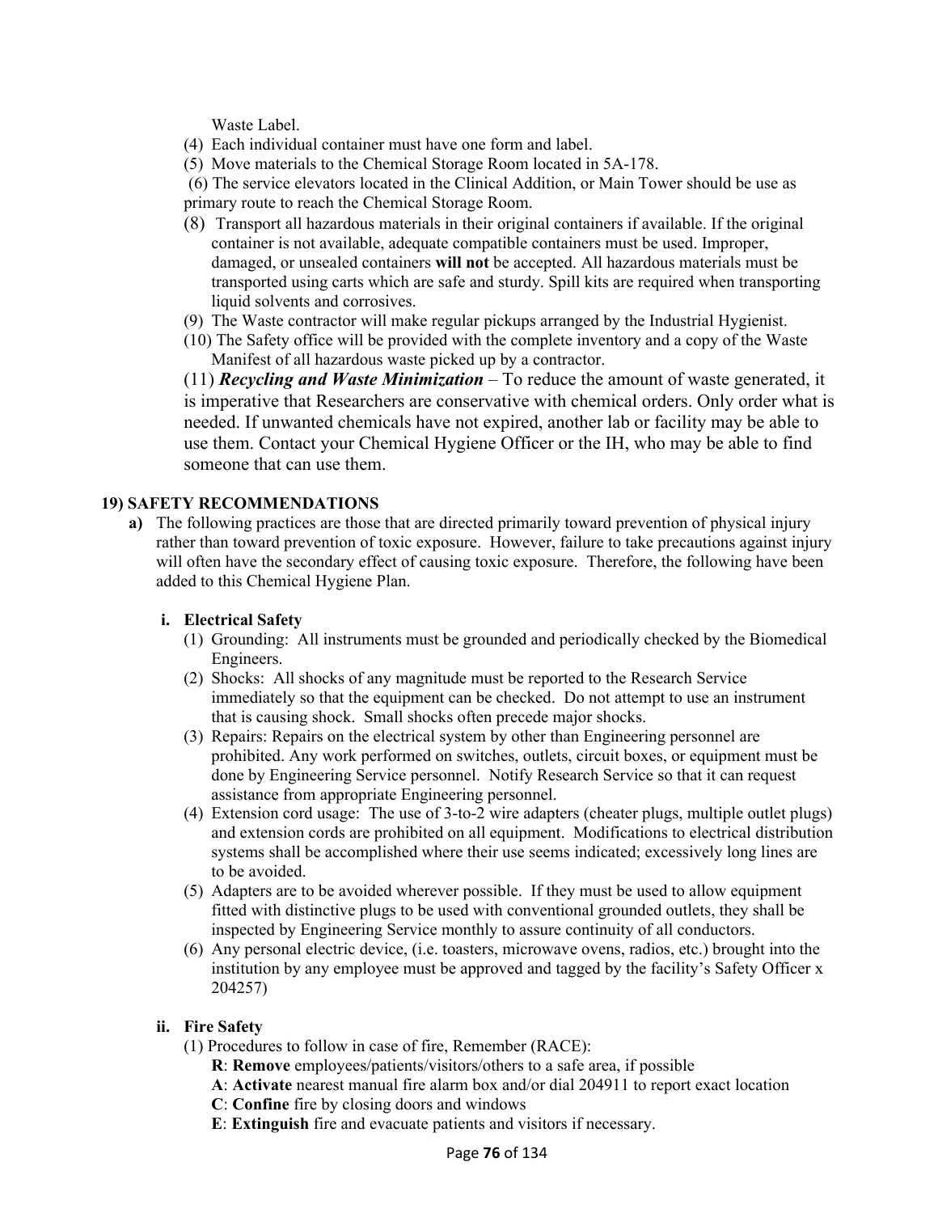Waste Label.

(4) Each individual container must have one form and label.

(5) Move materials to the Chemical Storage Room located in 5A-178.

(6) The service elevators located in the Clinical Addition, or Main Tower should be use as primary route to reach the Chemical Storage Room.

(8) Transport all hazardous materials in their original containers if available. If the original container is not available, adequate compatible containers must be used. Improper, damaged, or unsealed containers **will not** be accepted. All hazardous materials must be transported using carts which are safe and sturdy. Spill kits are required when transporting liquid solvents and corrosives.

(9) The Waste contractor will make regular pickups arranged by the Industrial Hygienist.

(10) The Safety office will be provided with the complete inventory and a copy of the Waste Manifest of all hazardous waste picked up by a contractor.

(11) ***Recycling and Waste Minimization*** – To reduce the amount of waste generated, it is imperative that Researchers are conservative with chemical orders. Only order what is needed. If unwanted chemicals have not expired, another lab or facility may be able to use them. Contact your Chemical Hygiene Officer or the IH, who may be able to find someone that can use them.

## 19) SAFETY RECOMMENDATIONS

**a)** The following practices are those that are directed primarily toward prevention of physical injury rather than toward prevention of toxic exposure. However, failure to take precautions against injury will often have the secondary effect of causing toxic exposure. Therefore, the following have been added to this Chemical Hygiene Plan.

### i. Electrical Safety

(1) Grounding: All instruments must be grounded and periodically checked by the Biomedical Engineers.

(2) Shocks: All shocks of any magnitude must be reported to the Research Service immediately so that the equipment can be checked. Do not attempt to use an instrument that is causing shock. Small shocks often precede major shocks.

(3) Repairs: Repairs on the electrical system by other than Engineering personnel are prohibited. Any work performed on switches, outlets, circuit boxes, or equipment must be done by Engineering Service personnel. Notify Research Service so that it can request assistance from appropriate Engineering personnel.

(4) Extension cord usage: The use of 3-to-2 wire adapters (cheater plugs, multiple outlet plugs) and extension cords are prohibited on all equipment. Modifications to electrical distribution systems shall be accomplished where their use seems indicated; excessively long lines are to be avoided.

(5) Adapters are to be avoided wherever possible. If they must be used to allow equipment fitted with distinctive plugs to be used with conventional grounded outlets, they shall be inspected by Engineering Service monthly to assure continuity of all conductors.

(6) Any personal electric device, (i.e. toasters, microwave ovens, radios, etc.) brought into the institution by any employee must be approved and tagged by the facility's Safety Officer x 204257)

### ii. Fire Safety

(1) Procedures to follow in case of fire, Remember (RACE):

**R**: **Remove** employees/patients/visitors/others to a safe area, if possible

**A**: **Activate** nearest manual fire alarm box and/or dial 204911 to report exact location

**C**: **Confine** fire by closing doors and windows

**E**: **Extinguish** fire and evacuate patients and visitors if necessary.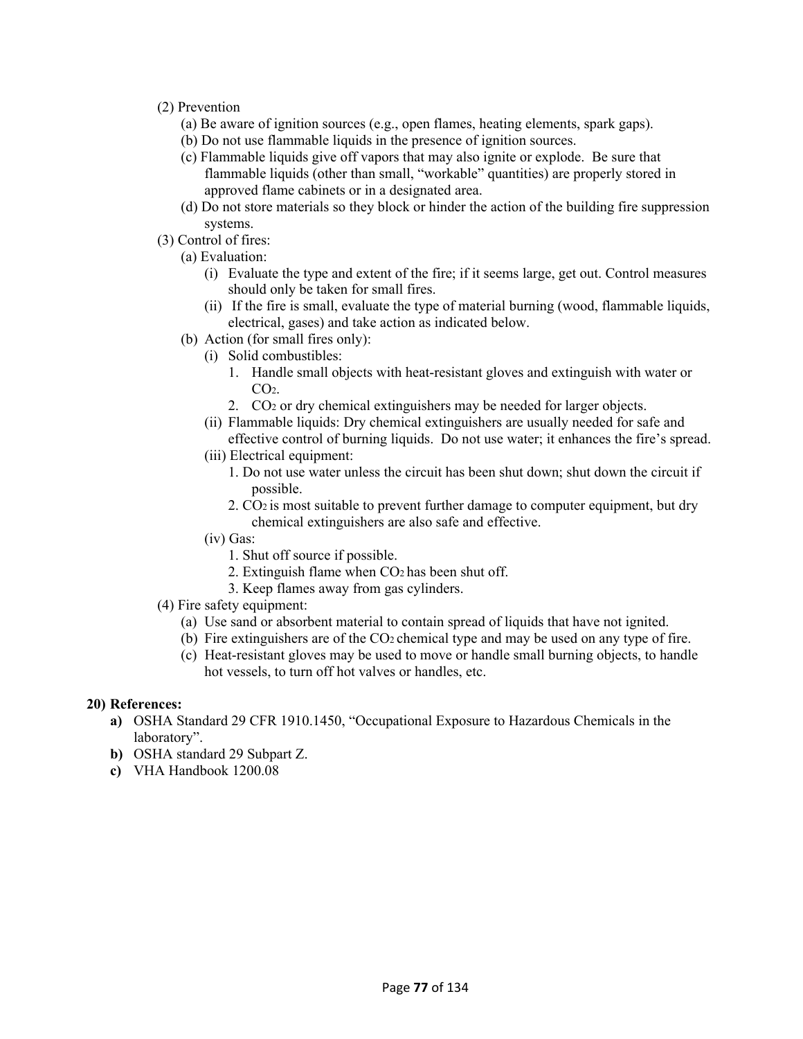(2) Prevention

(a) Be aware of ignition sources (e.g., open flames, heating elements, spark gaps).

(b) Do not use flammable liquids in the presence of ignition sources.

(c) Flammable liquids give off vapors that may also ignite or explode. Be sure that flammable liquids (other than small, "workable" quantities) are properly stored in approved flame cabinets or in a designated area.

(d) Do not store materials so they block or hinder the action of the building fire suppression systems.

(3) Control of fires:

(a) Evaluation:

(i) Evaluate the type and extent of the fire; if it seems large, get out. Control measures should only be taken for small fires.

(ii) If the fire is small, evaluate the type of material burning (wood, flammable liquids, electrical, gases) and take action as indicated below.

(b) Action (for small fires only):

(i) Solid combustibles:

1. Handle small objects with heat-resistant gloves and extinguish with water or $CO_2$.
2. $CO_2$ or dry chemical extinguishers may be needed for larger objects.

(ii) Flammable liquids: Dry chemical extinguishers are usually needed for safe and effective control of burning liquids. Do not use water; it enhances the fire's spread.

(iii) Electrical equipment:

1. Do not use water unless the circuit has been shut down; shut down the circuit if possible.
2. $CO_2$ is most suitable to prevent further damage to computer equipment, but dry chemical extinguishers are also safe and effective.

(iv) Gas:

1. Shut off source if possible.
2. Extinguish flame when $CO_2$ has been shut off.
3. Keep flames away from gas cylinders.

(4) Fire safety equipment:

(a) Use sand or absorbent material to contain spread of liquids that have not ignited.

(b) Fire extinguishers are of the $CO_2$ chemical type and may be used on any type of fire.

(c) Heat-resistant gloves may be used to move or handle small burning objects, to handle hot vessels, to turn off hot valves or handles, etc.

**20) References:**

**a)** OSHA Standard 29 CFR 1910.1450, "Occupational Exposure to Hazardous Chemicals in the laboratory".

**b)** OSHA standard 29 Subpart Z.

**c)** VHA Handbook 1200.08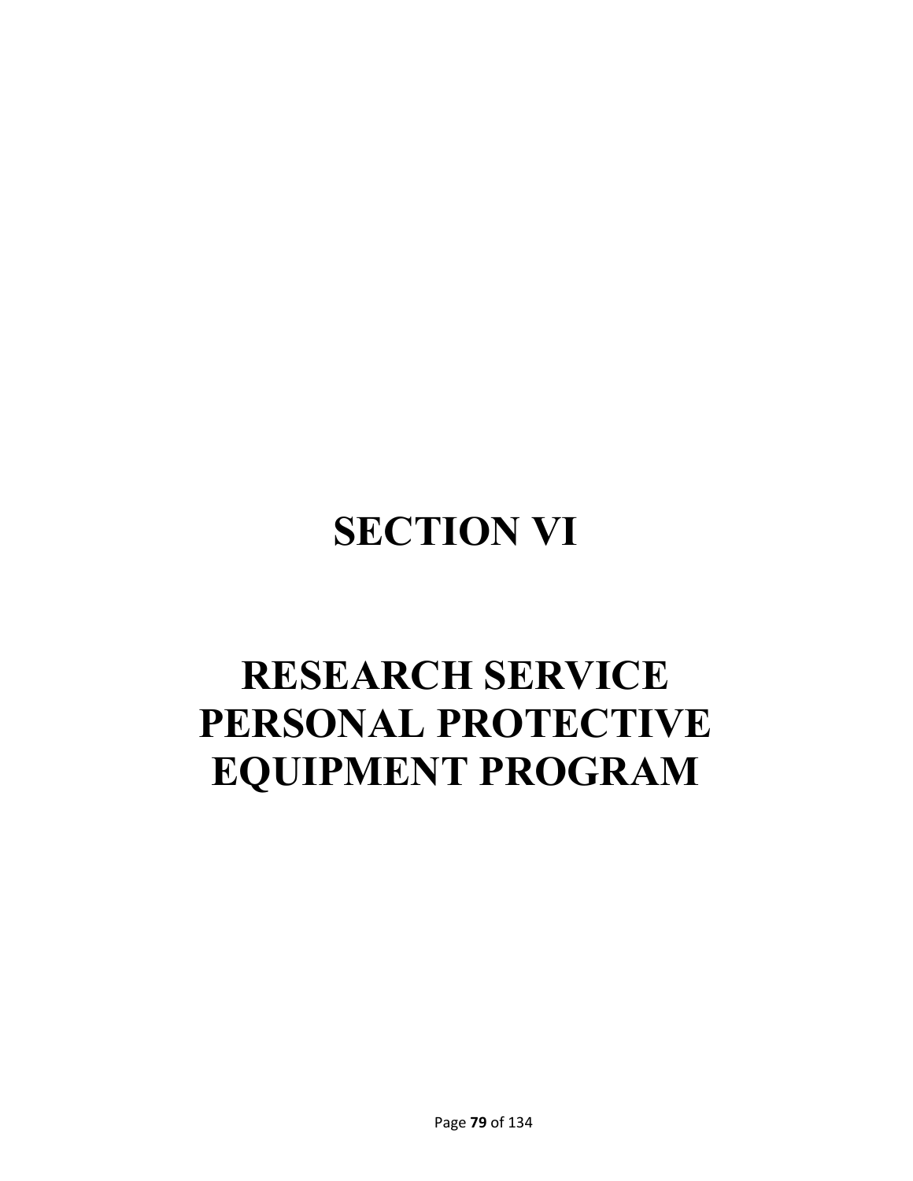# SECTION VI

# RESEARCH SERVICE PERSONAL PROTECTIVE EQUIPMENT PROGRAM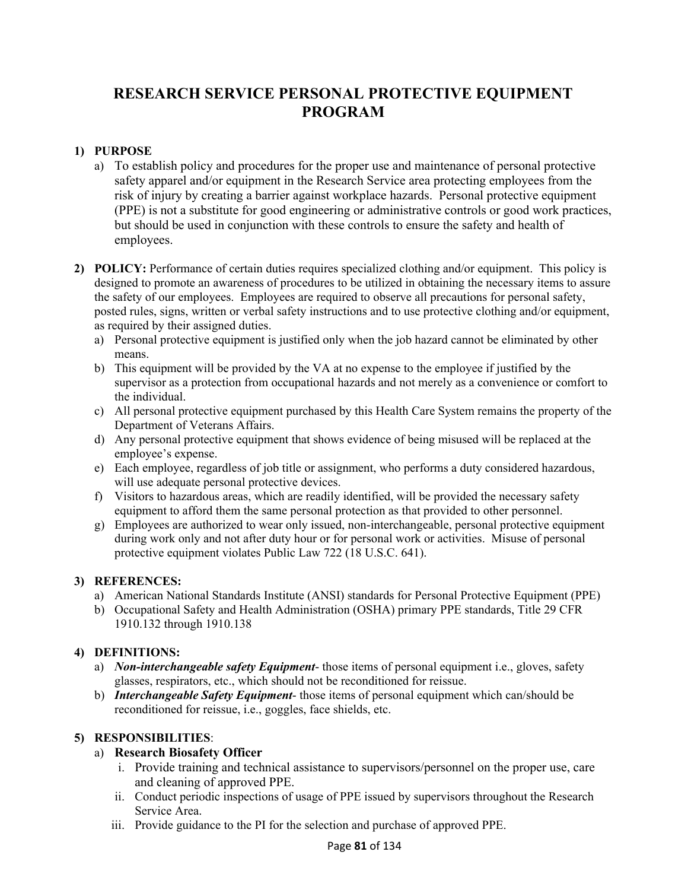# RESEARCH SERVICE PERSONAL PROTECTIVE EQUIPMENT PROGRAM

1) **PURPOSE**
   a) To establish policy and procedures for the proper use and maintenance of personal protective safety apparel and/or equipment in the Research Service area protecting employees from the risk of injury by creating a barrier against workplace hazards. Personal protective equipment (PPE) is not a substitute for good engineering or administrative controls or good work practices, but should be used in conjunction with these controls to ensure the safety and health of employees.

2) **POLICY:** Performance of certain duties requires specialized clothing and/or equipment. This policy is designed to promote an awareness of procedures to be utilized in obtaining the necessary items to assure the safety of our employees. Employees are required to observe all precautions for personal safety, posted rules, signs, written or verbal safety instructions and to use protective clothing and/or equipment, as required by their assigned duties.
   a) Personal protective equipment is justified only when the job hazard cannot be eliminated by other means.
   b) This equipment will be provided by the VA at no expense to the employee if justified by the supervisor as a protection from occupational hazards and not merely as a convenience or comfort to the individual.
   c) All personal protective equipment purchased by this Health Care System remains the property of the Department of Veterans Affairs.
   d) Any personal protective equipment that shows evidence of being misused will be replaced at the employee's expense.
   e) Each employee, regardless of job title or assignment, who performs a duty considered hazardous, will use adequate personal protective devices.
   f) Visitors to hazardous areas, which are readily identified, will be provided the necessary safety equipment to afford them the same personal protection as that provided to other personnel.
   g) Employees are authorized to wear only issued, non-interchangeable, personal protective equipment during work only and not after duty hour or for personal work or activities. Misuse of personal protective equipment violates Public Law 722 (18 U.S.C. 641).

3) **REFERENCES:**
   a) American National Standards Institute (ANSI) standards for Personal Protective Equipment (PPE)
   b) Occupational Safety and Health Administration (OSHA) primary PPE standards, Title 29 CFR 1910.132 through 1910.138

4) **DEFINITIONS:**
   a) ***Non-interchangeable safety Equipment***- those items of personal equipment i.e., gloves, safety glasses, respirators, etc., which should not be reconditioned for reissue.
   b) ***Interchangeable Safety Equipment***- those items of personal equipment which can/should be reconditioned for reissue, i.e., goggles, face shields, etc.

5) **RESPONSIBILITIES**:
   a) **Research Biosafety Officer**
      i. Provide training and technical assistance to supervisors/personnel on the proper use, care and cleaning of approved PPE.
      ii. Conduct periodic inspections of usage of PPE issued by supervisors throughout the Research Service Area.
      iii. Provide guidance to the PI for the selection and purchase of approved PPE.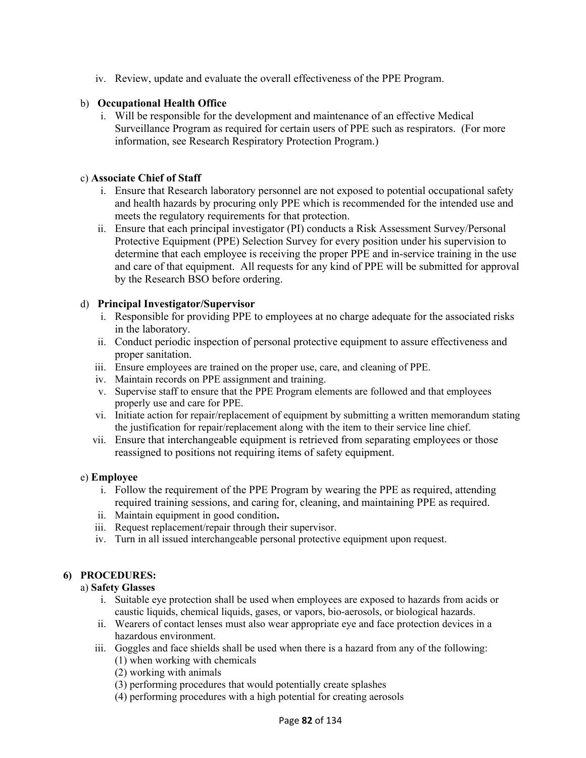iv. Review, update and evaluate the overall effectiveness of the PPE Program.

b) **Occupational Health Office**

i. Will be responsible for the development and maintenance of an effective Medical Surveillance Program as required for certain users of PPE such as respirators. (For more information, see Research Respiratory Protection Program.)

c) **Associate Chief of Staff**

i. Ensure that Research laboratory personnel are not exposed to potential occupational safety and health hazards by procuring only PPE which is recommended for the intended use and meets the regulatory requirements for that protection.
ii. Ensure that each principal investigator (PI) conducts a Risk Assessment Survey/Personal Protective Equipment (PPE) Selection Survey for every position under his supervision to determine that each employee is receiving the proper PPE and in-service training in the use and care of that equipment. All requests for any kind of PPE will be submitted for approval by the Research BSO before ordering.

d) **Principal Investigator/Supervisor**

i. Responsible for providing PPE to employees at no charge adequate for the associated risks in the laboratory.
ii. Conduct periodic inspection of personal protective equipment to assure effectiveness and proper sanitation.
iii. Ensure employees are trained on the proper use, care, and cleaning of PPE.
iv. Maintain records on PPE assignment and training.
v. Supervise staff to ensure that the PPE Program elements are followed and that employees properly use and care for PPE.
vi. Initiate action for repair/replacement of equipment by submitting a written memorandum stating the justification for repair/replacement along with the item to their service line chief.
vii. Ensure that interchangeable equipment is retrieved from separating employees or those reassigned to positions not requiring items of safety equipment.

e) **Employee**

i. Follow the requirement of the PPE Program by wearing the PPE as required, attending required training sessions, and caring for, cleaning, and maintaining PPE as required.
ii. Maintain equipment in good condition**.**
iii. Request replacement/repair through their supervisor.
iv. Turn in all issued interchangeable personal protective equipment upon request.

## 6) PROCEDURES:

a) **Safety Glasses**

i. Suitable eye protection shall be used when employees are exposed to hazards from acids or caustic liquids, chemical liquids, gases, or vapors, bio-aerosols, or biological hazards.
ii. Wearers of contact lenses must also wear appropriate eye and face protection devices in a hazardous environment.
iii. Goggles and face shields shall be used when there is a hazard from any of the following:
   (1) when working with chemicals
   (2) working with animals
   (3) performing procedures that would potentially create splashes
   (4) performing procedures with a high potential for creating aerosols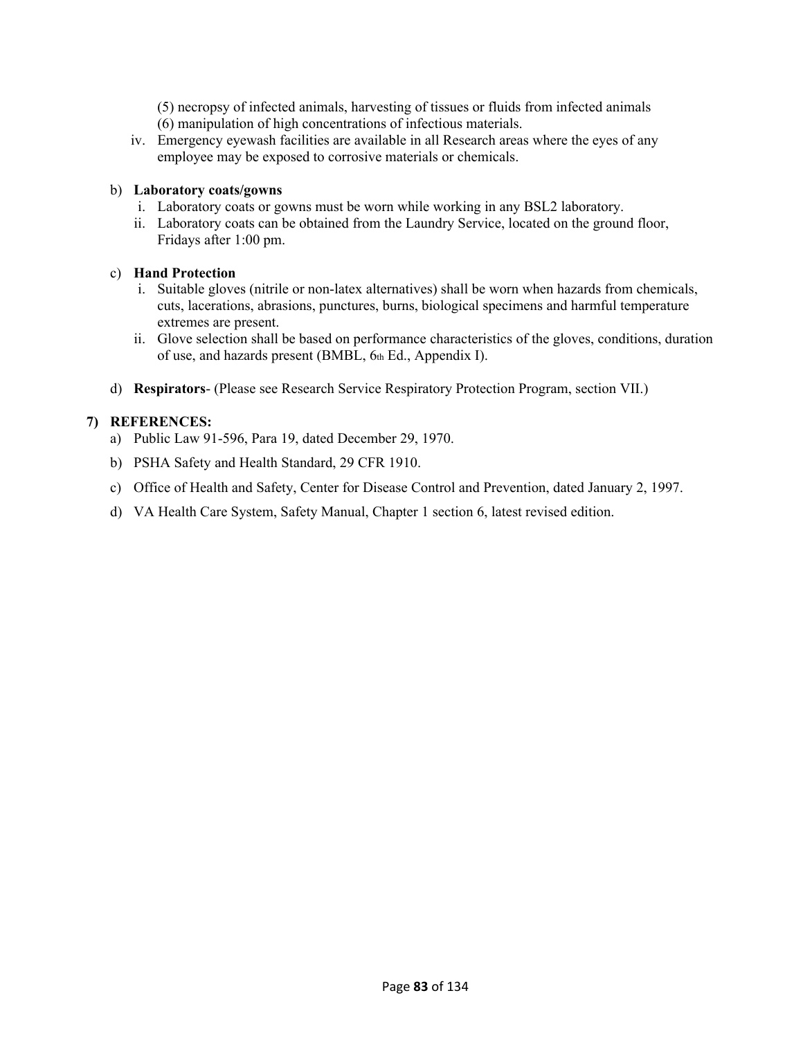(5) necropsy of infected animals, harvesting of tissues or fluids from infected animals
(6) manipulation of high concentrations of infectious materials.

iv. Emergency eyewash facilities are available in all Research areas where the eyes of any employee may be exposed to corrosive materials or chemicals.

b) **Laboratory coats/gowns**

i. Laboratory coats or gowns must be worn while working in any BSL2 laboratory.
ii. Laboratory coats can be obtained from the Laundry Service, located on the ground floor, Fridays after 1:00 pm.

c) **Hand Protection**

i. Suitable gloves (nitrile or non-latex alternatives) shall be worn when hazards from chemicals, cuts, lacerations, abrasions, punctures, burns, biological specimens and harmful temperature extremes are present.
ii. Glove selection shall be based on performance characteristics of the gloves, conditions, duration of use, and hazards present (BMBL, 6th Ed., Appendix I).

d) **Respirators**- (Please see Research Service Respiratory Protection Program, section VII.)

**7) REFERENCES:**

a) Public Law 91-596, Para 19, dated December 29, 1970.

b) PSHA Safety and Health Standard, 29 CFR 1910.

c) Office of Health and Safety, Center for Disease Control and Prevention, dated January 2, 1997.

d) VA Health Care System, Safety Manual, Chapter 1 section 6, latest revised edition.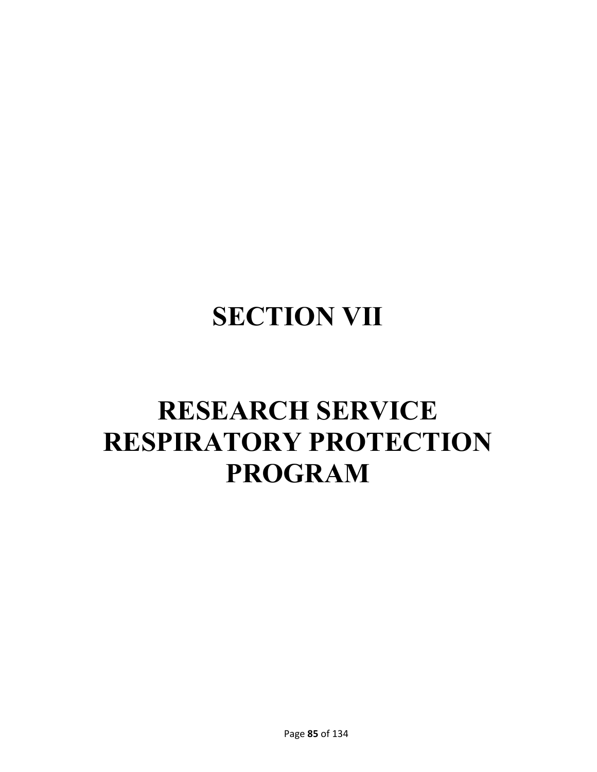# SECTION VII

# RESEARCH SERVICE RESPIRATORY PROTECTION PROGRAM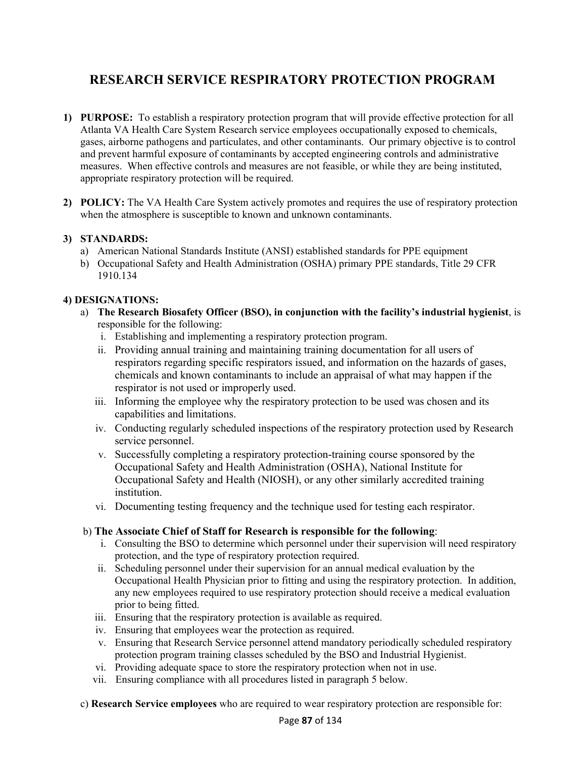# RESEARCH SERVICE RESPIRATORY PROTECTION PROGRAM

1) **PURPOSE:** To establish a respiratory protection program that will provide effective protection for all Atlanta VA Health Care System Research service employees occupationally exposed to chemicals, gases, airborne pathogens and particulates, and other contaminants. Our primary objective is to control and prevent harmful exposure of contaminants by accepted engineering controls and administrative measures. When effective controls and measures are not feasible, or while they are being instituted, appropriate respiratory protection will be required.

2) **POLICY:** The VA Health Care System actively promotes and requires the use of respiratory protection when the atmosphere is susceptible to known and unknown contaminants.

3) **STANDARDS:**
   a) American National Standards Institute (ANSI) established standards for PPE equipment
   b) Occupational Safety and Health Administration (OSHA) primary PPE standards, Title 29 CFR 1910.134

4) **DESIGNATIONS:**
   a) **The Research Biosafety Officer (BSO), in conjunction with the facility's industrial hygienist**, is responsible for the following:
      i. Establishing and implementing a respiratory protection program.
      ii. Providing annual training and maintaining training documentation for all users of respirators regarding specific respirators issued, and information on the hazards of gases, chemicals and known contaminants to include an appraisal of what may happen if the respirator is not used or improperly used.
      iii. Informing the employee why the respiratory protection to be used was chosen and its capabilities and limitations.
      iv. Conducting regularly scheduled inspections of the respiratory protection used by Research service personnel.
      v. Successfully completing a respiratory protection-training course sponsored by the Occupational Safety and Health Administration (OSHA), National Institute for Occupational Safety and Health (NIOSH), or any other similarly accredited training institution.
      vi. Documenting testing frequency and the technique used for testing each respirator.

   b) **The Associate Chief of Staff for Research is responsible for the following**:
      i. Consulting the BSO to determine which personnel under their supervision will need respiratory protection, and the type of respiratory protection required.
      ii. Scheduling personnel under their supervision for an annual medical evaluation by the Occupational Health Physician prior to fitting and using the respiratory protection. In addition, any new employees required to use respiratory protection should receive a medical evaluation prior to being fitted.
      iii. Ensuring that the respiratory protection is available as required.
      iv. Ensuring that employees wear the protection as required.
      v. Ensuring that Research Service personnel attend mandatory periodically scheduled respiratory protection program training classes scheduled by the BSO and Industrial Hygienist.
      vi. Providing adequate space to store the respiratory protection when not in use.
      vii. Ensuring compliance with all procedures listed in paragraph 5 below.

   c) **Research Service employees** who are required to wear respiratory protection are responsible for: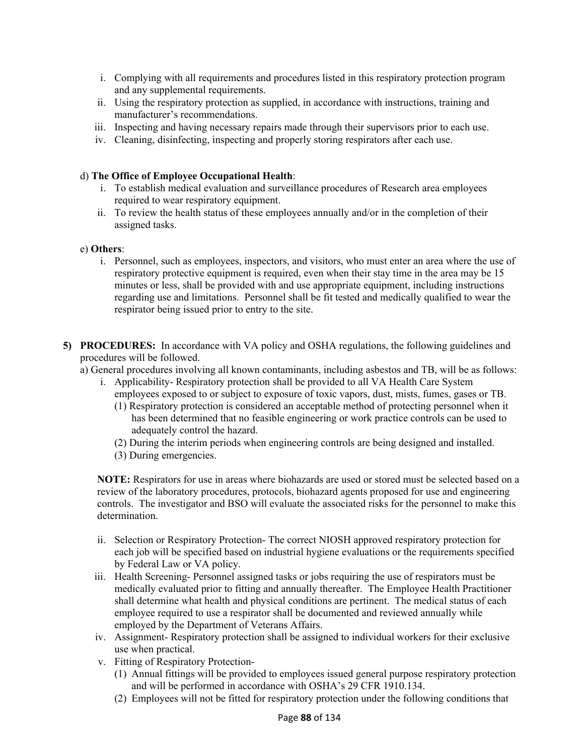i. Complying with all requirements and procedures listed in this respiratory protection program and any supplemental requirements.
ii. Using the respiratory protection as supplied, in accordance with instructions, training and manufacturer's recommendations.
iii. Inspecting and having necessary repairs made through their supervisors prior to each use.
iv. Cleaning, disinfecting, inspecting and properly storing respirators after each use.

d) **The Office of Employee Occupational Health**:

i. To establish medical evaluation and surveillance procedures of Research area employees required to wear respiratory equipment.
ii. To review the health status of these employees annually and/or in the completion of their assigned tasks.

e) **Others**:

i. Personnel, such as employees, inspectors, and visitors, who must enter an area where the use of respiratory protective equipment is required, even when their stay time in the area may be 15 minutes or less, shall be provided with and use appropriate equipment, including instructions regarding use and limitations. Personnel shall be fit tested and medically qualified to wear the respirator being issued prior to entry to the site.

**5) PROCEDURES:** In accordance with VA policy and OSHA regulations, the following guidelines and procedures will be followed.

a) General procedures involving all known contaminants, including asbestos and TB, will be as follows:

i. Applicability- Respiratory protection shall be provided to all VA Health Care System employees exposed to or subject to exposure of toxic vapors, dust, mists, fumes, gases or TB.
   (1) Respiratory protection is considered an acceptable method of protecting personnel when it has been determined that no feasible engineering or work practice controls can be used to adequately control the hazard.
   (2) During the interim periods when engineering controls are being designed and installed.
   (3) During emergencies.

**NOTE:** Respirators for use in areas where biohazards are used or stored must be selected based on a review of the laboratory procedures, protocols, biohazard agents proposed for use and engineering controls. The investigator and BSO will evaluate the associated risks for the personnel to make this determination.

ii. Selection or Respiratory Protection- The correct NIOSH approved respiratory protection for each job will be specified based on industrial hygiene evaluations or the requirements specified by Federal Law or VA policy.
iii. Health Screening- Personnel assigned tasks or jobs requiring the use of respirators must be medically evaluated prior to fitting and annually thereafter. The Employee Health Practitioner shall determine what health and physical conditions are pertinent. The medical status of each employee required to use a respirator shall be documented and reviewed annually while employed by the Department of Veterans Affairs.
iv. Assignment- Respiratory protection shall be assigned to individual workers for their exclusive use when practical.
v. Fitting of Respiratory Protection-
   (1) Annual fittings will be provided to employees issued general purpose respiratory protection and will be performed in accordance with OSHA's 29 CFR 1910.134.
   (2) Employees will not be fitted for respiratory protection under the following conditions that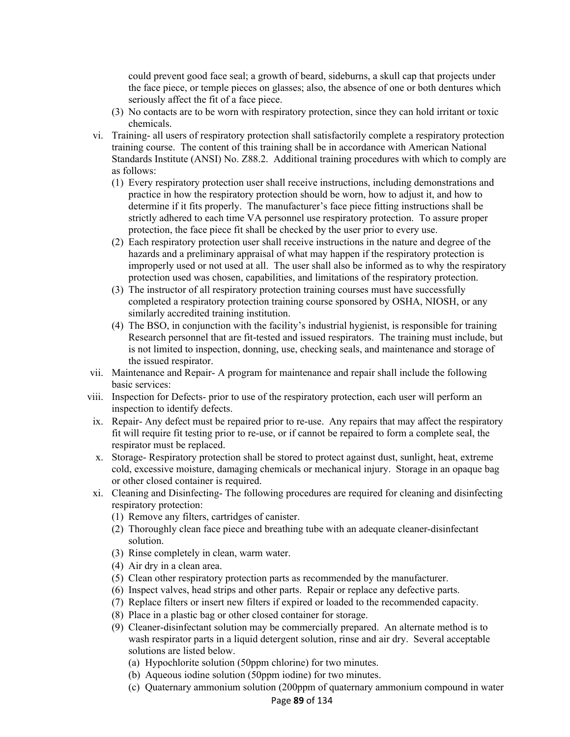could prevent good face seal; a growth of beard, sideburns, a skull cap that projects under the face piece, or temple pieces on glasses; also, the absence of one or both dentures which seriously affect the fit of a face piece.

(3) No contacts are to be worn with respiratory protection, since they can hold irritant or toxic chemicals.

vi. Training- all users of respiratory protection shall satisfactorily complete a respiratory protection training course. The content of this training shall be in accordance with American National Standards Institute (ANSI) No. Z88.2. Additional training procedures with which to comply are as follows:

(1) Every respiratory protection user shall receive instructions, including demonstrations and practice in how the respiratory protection should be worn, how to adjust it, and how to determine if it fits properly. The manufacturer's face piece fitting instructions shall be strictly adhered to each time VA personnel use respiratory protection. To assure proper protection, the face piece fit shall be checked by the user prior to every use.

(2) Each respiratory protection user shall receive instructions in the nature and degree of the hazards and a preliminary appraisal of what may happen if the respiratory protection is improperly used or not used at all. The user shall also be informed as to why the respiratory protection used was chosen, capabilities, and limitations of the respiratory protection.

(3) The instructor of all respiratory protection training courses must have successfully completed a respiratory protection training course sponsored by OSHA, NIOSH, or any similarly accredited training institution.

(4) The BSO, in conjunction with the facility's industrial hygienist, is responsible for training Research personnel that are fit-tested and issued respirators. The training must include, but is not limited to inspection, donning, use, checking seals, and maintenance and storage of the issued respirator.

vii. Maintenance and Repair- A program for maintenance and repair shall include the following basic services:

viii. Inspection for Defects- prior to use of the respiratory protection, each user will perform an inspection to identify defects.

ix. Repair- Any defect must be repaired prior to re-use. Any repairs that may affect the respiratory fit will require fit testing prior to re-use, or if cannot be repaired to form a complete seal, the respirator must be replaced.

x. Storage- Respiratory protection shall be stored to protect against dust, sunlight, heat, extreme cold, excessive moisture, damaging chemicals or mechanical injury. Storage in an opaque bag or other closed container is required.

xi. Cleaning and Disinfecting- The following procedures are required for cleaning and disinfecting respiratory protection:

(1) Remove any filters, cartridges of canister.

(2) Thoroughly clean face piece and breathing tube with an adequate cleaner-disinfectant solution.

(3) Rinse completely in clean, warm water.

(4) Air dry in a clean area.

(5) Clean other respiratory protection parts as recommended by the manufacturer.

(6) Inspect valves, head strips and other parts. Repair or replace any defective parts.

(7) Replace filters or insert new filters if expired or loaded to the recommended capacity.

(8) Place in a plastic bag or other closed container for storage.

(9) Cleaner-disinfectant solution may be commercially prepared. An alternate method is to wash respirator parts in a liquid detergent solution, rinse and air dry. Several acceptable solutions are listed below.

(a) Hypochlorite solution (50ppm chlorine) for two minutes.

(b) Aqueous iodine solution (50ppm iodine) for two minutes.

(c) Quaternary ammonium solution (200ppm of quaternary ammonium compound in water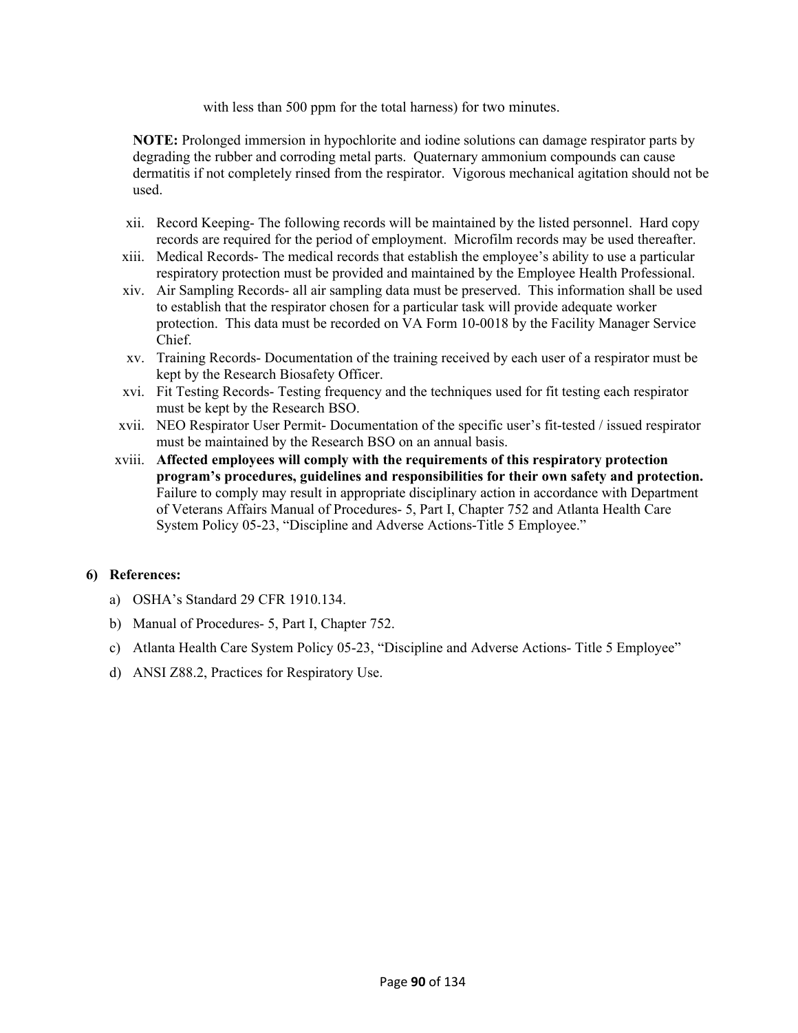with less than 500 ppm for the total harness) for two minutes.

**NOTE:** Prolonged immersion in hypochlorite and iodine solutions can damage respirator parts by degrading the rubber and corroding metal parts. Quaternary ammonium compounds can cause dermatitis if not completely rinsed from the respirator. Vigorous mechanical agitation should not be used.

xii. Record Keeping- The following records will be maintained by the listed personnel. Hard copy records are required for the period of employment. Microfilm records may be used thereafter.

xiii. Medical Records- The medical records that establish the employee's ability to use a particular respiratory protection must be provided and maintained by the Employee Health Professional.

xiv. Air Sampling Records- all air sampling data must be preserved. This information shall be used to establish that the respirator chosen for a particular task will provide adequate worker protection. This data must be recorded on VA Form 10-0018 by the Facility Manager Service Chief.

xv. Training Records- Documentation of the training received by each user of a respirator must be kept by the Research Biosafety Officer.

xvi. Fit Testing Records- Testing frequency and the techniques used for fit testing each respirator must be kept by the Research BSO.

xvii. NEO Respirator User Permit- Documentation of the specific user's fit-tested / issued respirator must be maintained by the Research BSO on an annual basis.

xviii. **Affected employees will comply with the requirements of this respiratory protection program's procedures, guidelines and responsibilities for their own safety and protection.** Failure to comply may result in appropriate disciplinary action in accordance with Department of Veterans Affairs Manual of Procedures- 5, Part I, Chapter 752 and Atlanta Health Care System Policy 05-23, "Discipline and Adverse Actions-Title 5 Employee."

**6) References:**

a) OSHA's Standard 29 CFR 1910.134.

b) Manual of Procedures- 5, Part I, Chapter 752.

c) Atlanta Health Care System Policy 05-23, "Discipline and Adverse Actions- Title 5 Employee"

d) ANSI Z88.2, Practices for Respiratory Use.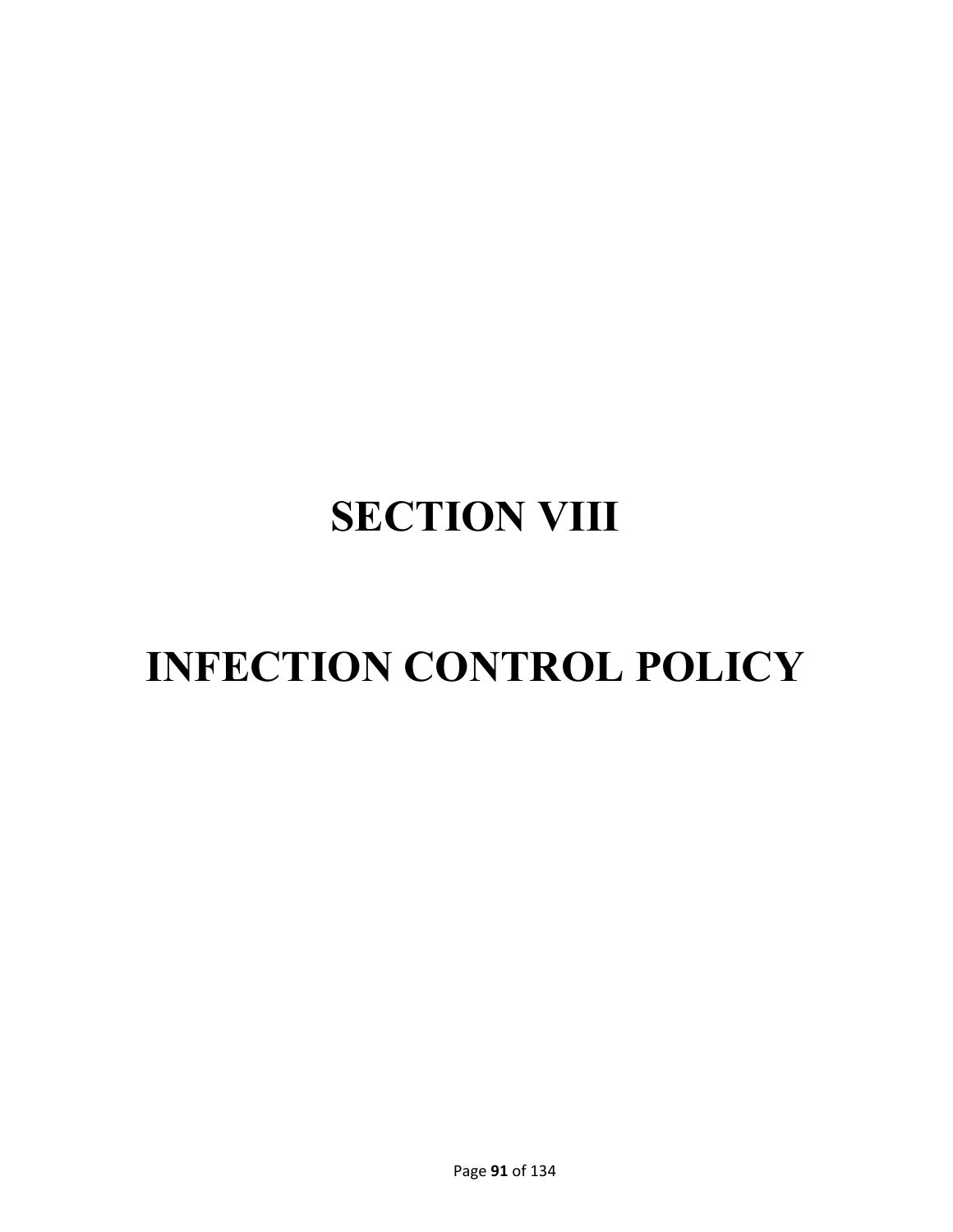# SECTION VIII

# INFECTION CONTROL POLICY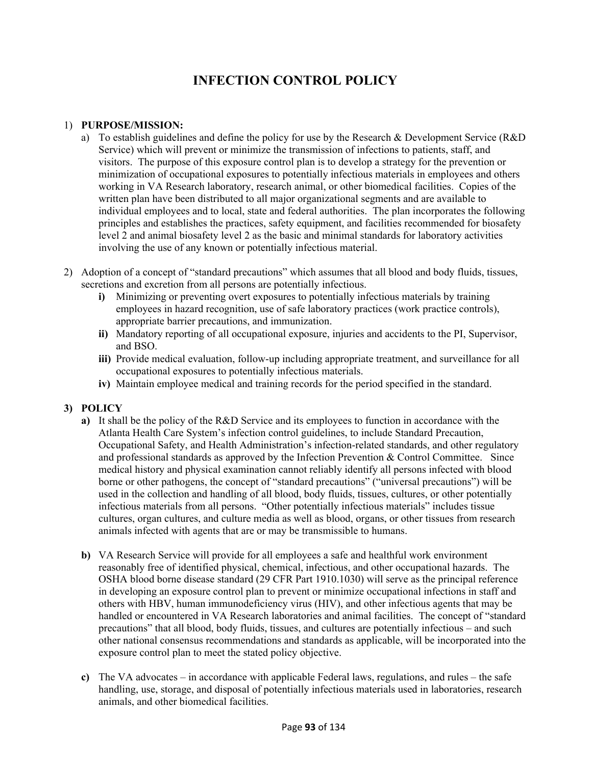# INFECTION CONTROL POLICY

1) **PURPOSE/MISSION:**
   a) To establish guidelines and define the policy for use by the Research & Development Service (R&D Service) which will prevent or minimize the transmission of infections to patients, staff, and visitors. The purpose of this exposure control plan is to develop a strategy for the prevention or minimization of occupational exposures to potentially infectious materials in employees and others working in VA Research laboratory, research animal, or other biomedical facilities. Copies of the written plan have been distributed to all major organizational segments and are available to individual employees and to local, state and federal authorities. The plan incorporates the following principles and establishes the practices, safety equipment, and facilities recommended for biosafety level 2 and animal biosafety level 2 as the basic and minimal standards for laboratory activities involving the use of any known or potentially infectious material.

2) Adoption of a concept of "standard precautions" which assumes that all blood and body fluids, tissues, secretions and excretion from all persons are potentially infectious.
   **i)** Minimizing or preventing overt exposures to potentially infectious materials by training employees in hazard recognition, use of safe laboratory practices (work practice controls), appropriate barrier precautions, and immunization.
   **ii)** Mandatory reporting of all occupational exposure, injuries and accidents to the PI, Supervisor, and BSO.
   **iii)** Provide medical evaluation, follow-up including appropriate treatment, and surveillance for all occupational exposures to potentially infectious materials.
   **iv)** Maintain employee medical and training records for the period specified in the standard.

3) **POLICY**
   **a)** It shall be the policy of the R&D Service and its employees to function in accordance with the Atlanta Health Care System's infection control guidelines, to include Standard Precaution, Occupational Safety, and Health Administration's infection-related standards, and other regulatory and professional standards as approved by the Infection Prevention & Control Committee. Since medical history and physical examination cannot reliably identify all persons infected with blood borne or other pathogens, the concept of "standard precautions" ("universal precautions") will be used in the collection and handling of all blood, body fluids, tissues, cultures, or other potentially infectious materials from all persons. "Other potentially infectious materials" includes tissue cultures, organ cultures, and culture media as well as blood, organs, or other tissues from research animals infected with agents that are or may be transmissible to humans.

   **b)** VA Research Service will provide for all employees a safe and healthful work environment reasonably free of identified physical, chemical, infectious, and other occupational hazards. The OSHA blood borne disease standard (29 CFR Part 1910.1030) will serve as the principal reference in developing an exposure control plan to prevent or minimize occupational infections in staff and others with HBV, human immunodeficiency virus (HIV), and other infectious agents that may be handled or encountered in VA Research laboratories and animal facilities. The concept of "standard precautions" that all blood, body fluids, tissues, and cultures are potentially infectious – and such other national consensus recommendations and standards as applicable, will be incorporated into the exposure control plan to meet the stated policy objective.

   **c)** The VA advocates – in accordance with applicable Federal laws, regulations, and rules – the safe handling, use, storage, and disposal of potentially infectious materials used in laboratories, research animals, and other biomedical facilities.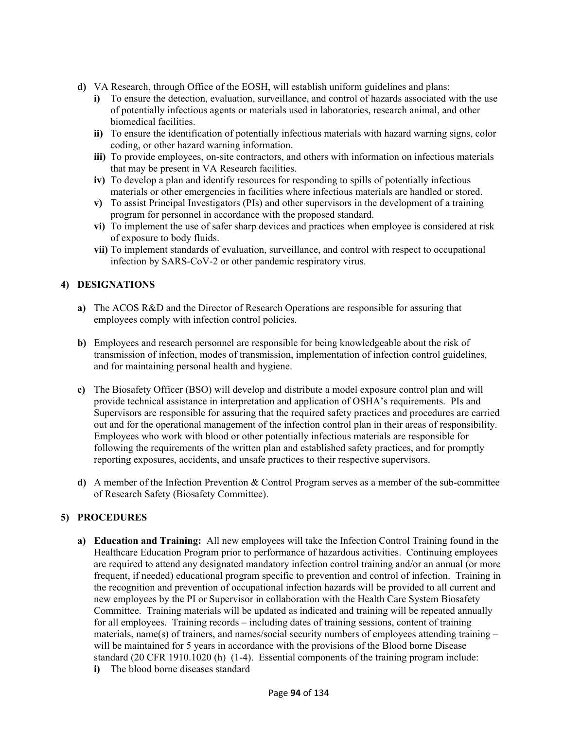**d)** VA Research, through Office of the EOSH, will establish uniform guidelines and plans:

- **i)** To ensure the detection, evaluation, surveillance, and control of hazards associated with the use of potentially infectious agents or materials used in laboratories, research animal, and other biomedical facilities.
- **ii)** To ensure the identification of potentially infectious materials with hazard warning signs, color coding, or other hazard warning information.
- **iii)** To provide employees, on-site contractors, and others with information on infectious materials that may be present in VA Research facilities.
- **iv)** To develop a plan and identify resources for responding to spills of potentially infectious materials or other emergencies in facilities where infectious materials are handled or stored.
- **v)** To assist Principal Investigators (PIs) and other supervisors in the development of a training program for personnel in accordance with the proposed standard.
- **vi)** To implement the use of safer sharp devices and practices when employee is considered at risk of exposure to body fluids.
- **vii)** To implement standards of evaluation, surveillance, and control with respect to occupational infection by SARS-CoV-2 or other pandemic respiratory virus.

## 4) DESIGNATIONS

**a)** The ACOS R&D and the Director of Research Operations are responsible for assuring that employees comply with infection control policies.

**b)** Employees and research personnel are responsible for being knowledgeable about the risk of transmission of infection, modes of transmission, implementation of infection control guidelines, and for maintaining personal health and hygiene.

**c)** The Biosafety Officer (BSO) will develop and distribute a model exposure control plan and will provide technical assistance in interpretation and application of OSHA's requirements. PIs and Supervisors are responsible for assuring that the required safety practices and procedures are carried out and for the operational management of the infection control plan in their areas of responsibility. Employees who work with blood or other potentially infectious materials are responsible for following the requirements of the written plan and established safety practices, and for promptly reporting exposures, accidents, and unsafe practices to their respective supervisors.

**d)** A member of the Infection Prevention & Control Program serves as a member of the sub-committee of Research Safety (Biosafety Committee).

## 5) PROCEDURES

**a) Education and Training:** All new employees will take the Infection Control Training found in the Healthcare Education Program prior to performance of hazardous activities. Continuing employees are required to attend any designated mandatory infection control training and/or an annual (or more frequent, if needed) educational program specific to prevention and control of infection. Training in the recognition and prevention of occupational infection hazards will be provided to all current and new employees by the PI or Supervisor in collaboration with the Health Care System Biosafety Committee. Training materials will be updated as indicated and training will be repeated annually for all employees. Training records – including dates of training sessions, content of training materials, name(s) of trainers, and names/social security numbers of employees attending training – will be maintained for 5 years in accordance with the provisions of the Blood borne Disease standard (20 CFR 1910.1020 (h) (1-4). Essential components of the training program include:

- **i)** The blood borne diseases standard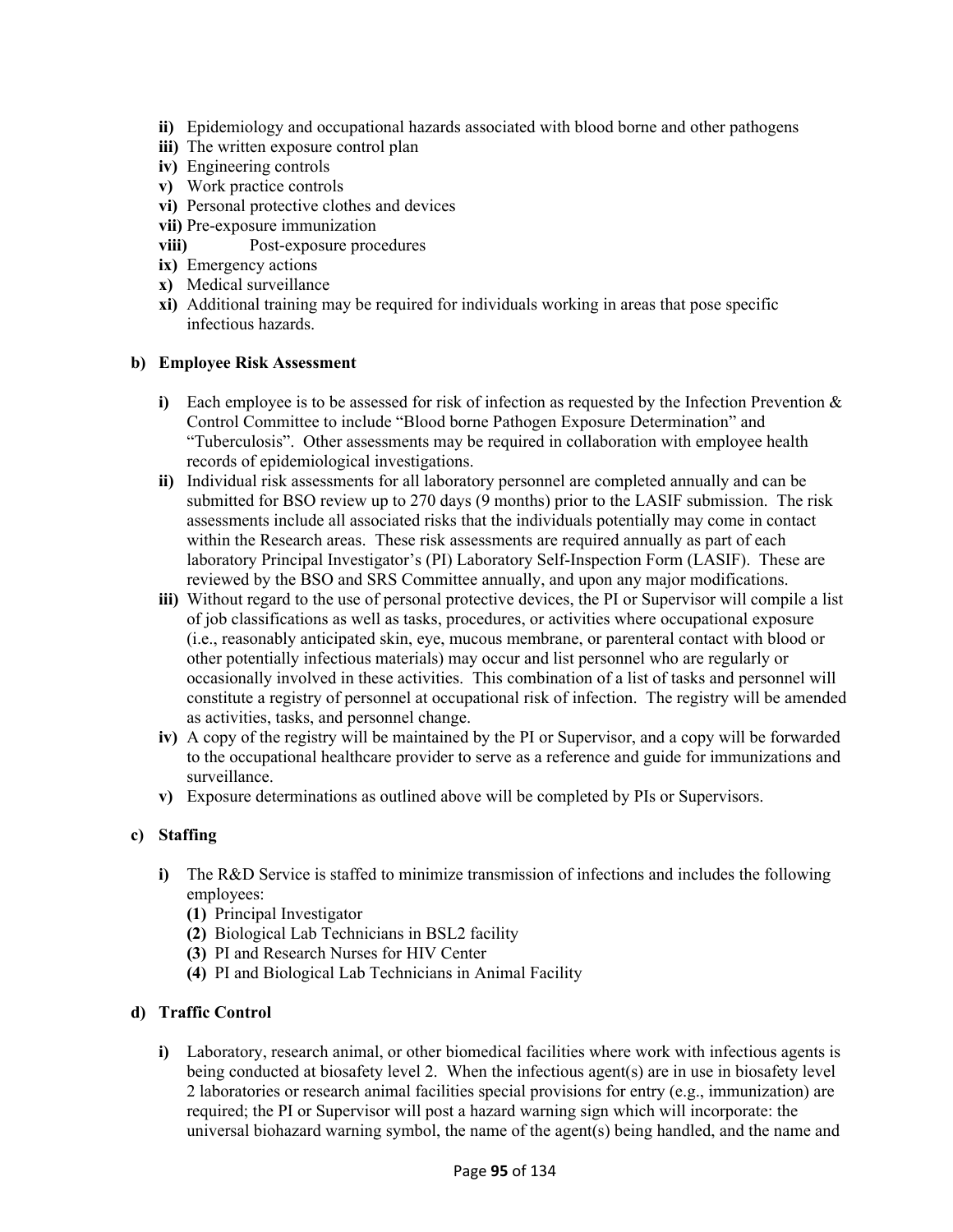**ii)** Epidemiology and occupational hazards associated with blood borne and other pathogens
**iii)** The written exposure control plan
**iv)** Engineering controls
**v)** Work practice controls
**vi)** Personal protective clothes and devices
**vii)** Pre-exposure immunization
**viii)** Post-exposure procedures
**ix)** Emergency actions
**x)** Medical surveillance
**xi)** Additional training may be required for individuals working in areas that pose specific infectious hazards.

**b) Employee Risk Assessment**

**i)** Each employee is to be assessed for risk of infection as requested by the Infection Prevention & Control Committee to include "Blood borne Pathogen Exposure Determination" and "Tuberculosis". Other assessments may be required in collaboration with employee health records of epidemiological investigations.

**ii)** Individual risk assessments for all laboratory personnel are completed annually and can be submitted for BSO review up to 270 days (9 months) prior to the LASIF submission. The risk assessments include all associated risks that the individuals potentially may come in contact within the Research areas. These risk assessments are required annually as part of each laboratory Principal Investigator's (PI) Laboratory Self-Inspection Form (LASIF). These are reviewed by the BSO and SRS Committee annually, and upon any major modifications.

**iii)** Without regard to the use of personal protective devices, the PI or Supervisor will compile a list of job classifications as well as tasks, procedures, or activities where occupational exposure (i.e., reasonably anticipated skin, eye, mucous membrane, or parenteral contact with blood or other potentially infectious materials) may occur and list personnel who are regularly or occasionally involved in these activities. This combination of a list of tasks and personnel will constitute a registry of personnel at occupational risk of infection. The registry will be amended as activities, tasks, and personnel change.

**iv)** A copy of the registry will be maintained by the PI or Supervisor, and a copy will be forwarded to the occupational healthcare provider to serve as a reference and guide for immunizations and surveillance.

**v)** Exposure determinations as outlined above will be completed by PIs or Supervisors.

**c) Staffing**

**i)** The R&D Service is staffed to minimize transmission of infections and includes the following employees:
**(1)** Principal Investigator
**(2)** Biological Lab Technicians in BSL2 facility
**(3)** PI and Research Nurses for HIV Center
**(4)** PI and Biological Lab Technicians in Animal Facility

**d) Traffic Control**

**i)** Laboratory, research animal, or other biomedical facilities where work with infectious agents is being conducted at biosafety level 2. When the infectious agent(s) are in use in biosafety level 2 laboratories or research animal facilities special provisions for entry (e.g., immunization) are required; the PI or Supervisor will post a hazard warning sign which will incorporate: the universal biohazard warning symbol, the name of the agent(s) being handled, and the name and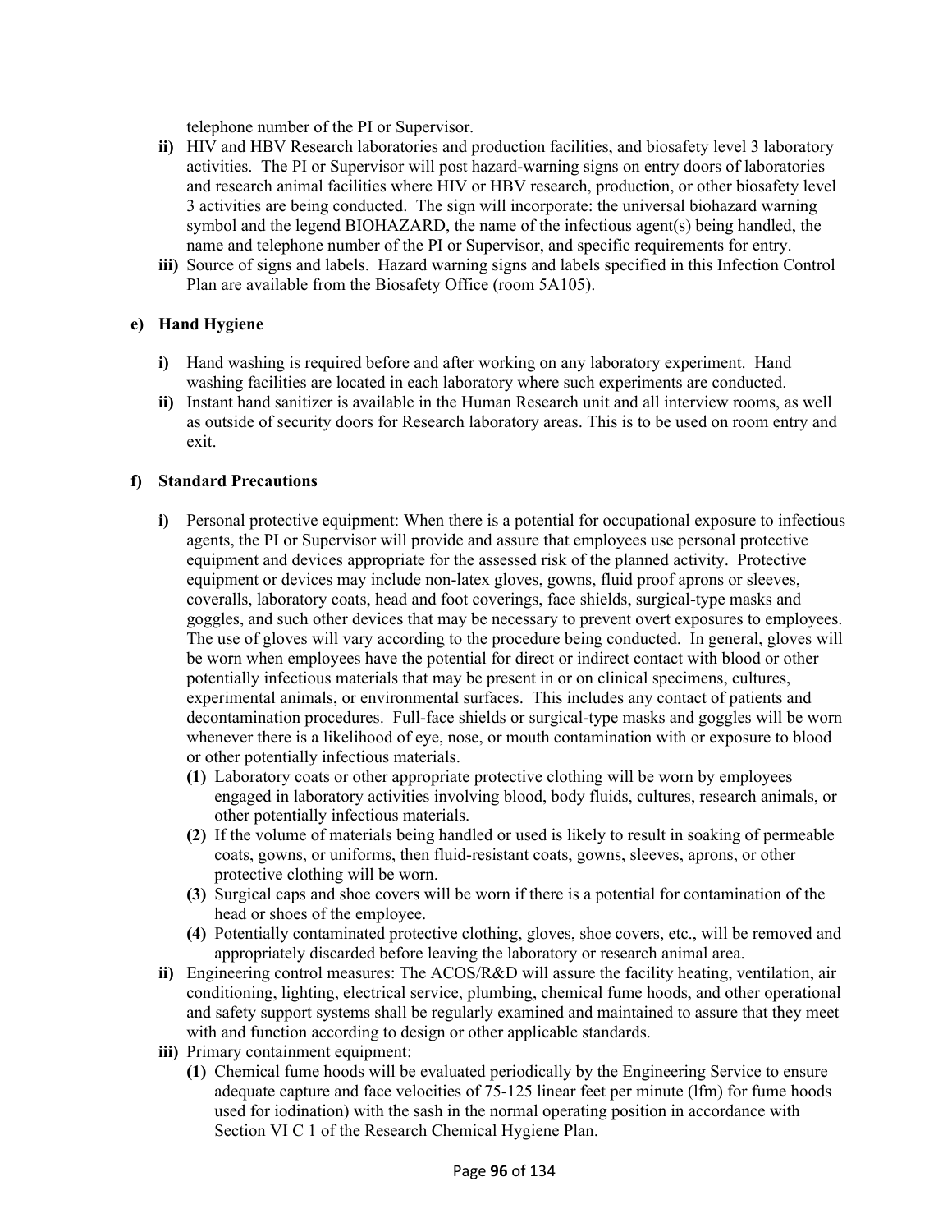telephone number of the PI or Supervisor.

- **ii)** HIV and HBV Research laboratories and production facilities, and biosafety level 3 laboratory activities. The PI or Supervisor will post hazard-warning signs on entry doors of laboratories and research animal facilities where HIV or HBV research, production, or other biosafety level 3 activities are being conducted. The sign will incorporate: the universal biohazard warning symbol and the legend BIOHAZARD, the name of the infectious agent(s) being handled, the name and telephone number of the PI or Supervisor, and specific requirements for entry.
- **iii)** Source of signs and labels. Hazard warning signs and labels specified in this Infection Control Plan are available from the Biosafety Office (room 5A105).

**e) Hand Hygiene**

- **i)** Hand washing is required before and after working on any laboratory experiment. Hand washing facilities are located in each laboratory where such experiments are conducted.
- **ii)** Instant hand sanitizer is available in the Human Research unit and all interview rooms, as well as outside of security doors for Research laboratory areas. This is to be used on room entry and exit.

**f) Standard Precautions**

- **i)** Personal protective equipment: When there is a potential for occupational exposure to infectious agents, the PI or Supervisor will provide and assure that employees use personal protective equipment and devices appropriate for the assessed risk of the planned activity. Protective equipment or devices may include non-latex gloves, gowns, fluid proof aprons or sleeves, coveralls, laboratory coats, head and foot coverings, face shields, surgical-type masks and goggles, and such other devices that may be necessary to prevent overt exposures to employees. The use of gloves will vary according to the procedure being conducted. In general, gloves will be worn when employees have the potential for direct or indirect contact with blood or other potentially infectious materials that may be present in or on clinical specimens, cultures, experimental animals, or environmental surfaces. This includes any contact of patients and decontamination procedures. Full-face shields or surgical-type masks and goggles will be worn whenever there is a likelihood of eye, nose, or mouth contamination with or exposure to blood or other potentially infectious materials.
  - **(1)** Laboratory coats or other appropriate protective clothing will be worn by employees engaged in laboratory activities involving blood, body fluids, cultures, research animals, or other potentially infectious materials.
  - **(2)** If the volume of materials being handled or used is likely to result in soaking of permeable coats, gowns, or uniforms, then fluid-resistant coats, gowns, sleeves, aprons, or other protective clothing will be worn.
  - **(3)** Surgical caps and shoe covers will be worn if there is a potential for contamination of the head or shoes of the employee.
  - **(4)** Potentially contaminated protective clothing, gloves, shoe covers, etc., will be removed and appropriately discarded before leaving the laboratory or research animal area.
- **ii)** Engineering control measures: The ACOS/R&D will assure the facility heating, ventilation, air conditioning, lighting, electrical service, plumbing, chemical fume hoods, and other operational and safety support systems shall be regularly examined and maintained to assure that they meet with and function according to design or other applicable standards.
- **iii)** Primary containment equipment:
  - **(1)** Chemical fume hoods will be evaluated periodically by the Engineering Service to ensure adequate capture and face velocities of 75-125 linear feet per minute (lfm) for fume hoods used for iodination) with the sash in the normal operating position in accordance with Section VI C 1 of the Research Chemical Hygiene Plan.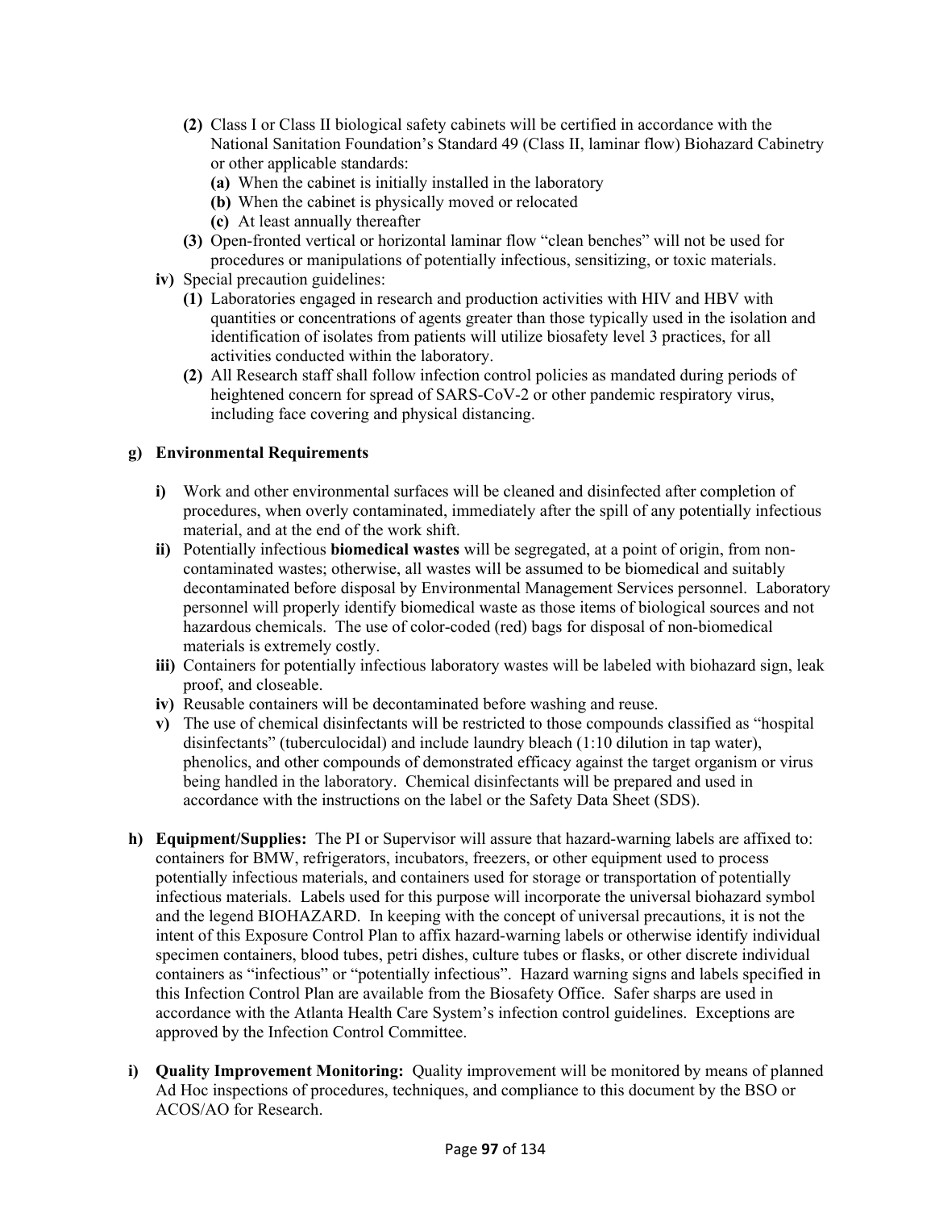- **(2)** Class I or Class II biological safety cabinets will be certified in accordance with the National Sanitation Foundation's Standard 49 (Class II, laminar flow) Biohazard Cabinetry or other applicable standards:
  - **(a)** When the cabinet is initially installed in the laboratory
  - **(b)** When the cabinet is physically moved or relocated
  - **(c)** At least annually thereafter
- **(3)** Open-fronted vertical or horizontal laminar flow "clean benches" will not be used for procedures or manipulations of potentially infectious, sensitizing, or toxic materials.

**iv)** Special precaution guidelines:

- **(1)** Laboratories engaged in research and production activities with HIV and HBV with quantities or concentrations of agents greater than those typically used in the isolation and identification of isolates from patients will utilize biosafety level 3 practices, for all activities conducted within the laboratory.
- **(2)** All Research staff shall follow infection control policies as mandated during periods of heightened concern for spread of SARS-CoV-2 or other pandemic respiratory virus, including face covering and physical distancing.

**g) Environmental Requirements**

- **i)** Work and other environmental surfaces will be cleaned and disinfected after completion of procedures, when overly contaminated, immediately after the spill of any potentially infectious material, and at the end of the work shift.
- **ii)** Potentially infectious **biomedical wastes** will be segregated, at a point of origin, from non-contaminated wastes; otherwise, all wastes will be assumed to be biomedical and suitably decontaminated before disposal by Environmental Management Services personnel. Laboratory personnel will properly identify biomedical waste as those items of biological sources and not hazardous chemicals. The use of color-coded (red) bags for disposal of non-biomedical materials is extremely costly.
- **iii)** Containers for potentially infectious laboratory wastes will be labeled with biohazard sign, leak proof, and closeable.
- **iv)** Reusable containers will be decontaminated before washing and reuse.
- **v)** The use of chemical disinfectants will be restricted to those compounds classified as "hospital disinfectants" (tuberculocidal) and include laundry bleach (1:10 dilution in tap water), phenolics, and other compounds of demonstrated efficacy against the target organism or virus being handled in the laboratory. Chemical disinfectants will be prepared and used in accordance with the instructions on the label or the Safety Data Sheet (SDS).

**h) Equipment/Supplies:** The PI or Supervisor will assure that hazard-warning labels are affixed to: containers for BMW, refrigerators, incubators, freezers, or other equipment used to process potentially infectious materials, and containers used for storage or transportation of potentially infectious materials. Labels used for this purpose will incorporate the universal biohazard symbol and the legend BIOHAZARD. In keeping with the concept of universal precautions, it is not the intent of this Exposure Control Plan to affix hazard-warning labels or otherwise identify individual specimen containers, blood tubes, petri dishes, culture tubes or flasks, or other discrete individual containers as "infectious" or "potentially infectious". Hazard warning signs and labels specified in this Infection Control Plan are available from the Biosafety Office. Safer sharps are used in accordance with the Atlanta Health Care System's infection control guidelines. Exceptions are approved by the Infection Control Committee.

**i) Quality Improvement Monitoring:** Quality improvement will be monitored by means of planned Ad Hoc inspections of procedures, techniques, and compliance to this document by the BSO or ACOS/AO for Research.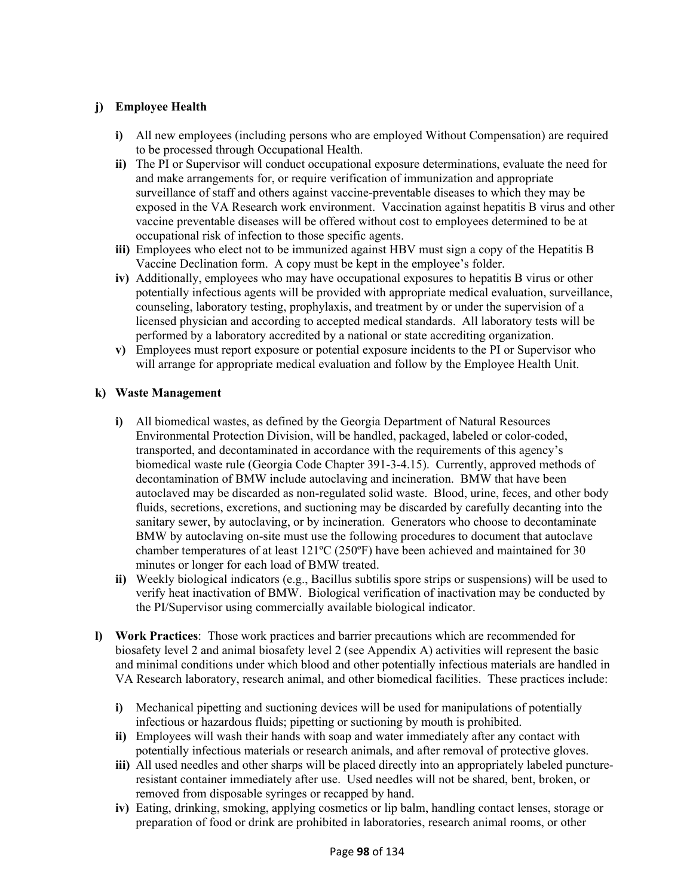**j) Employee Health**

- **i)** All new employees (including persons who are employed Without Compensation) are required to be processed through Occupational Health.
- **ii)** The PI or Supervisor will conduct occupational exposure determinations, evaluate the need for and make arrangements for, or require verification of immunization and appropriate surveillance of staff and others against vaccine-preventable diseases to which they may be exposed in the VA Research work environment. Vaccination against hepatitis B virus and other vaccine preventable diseases will be offered without cost to employees determined to be at occupational risk of infection to those specific agents.
- **iii)** Employees who elect not to be immunized against HBV must sign a copy of the Hepatitis B Vaccine Declination form. A copy must be kept in the employee's folder.
- **iv)** Additionally, employees who may have occupational exposures to hepatitis B virus or other potentially infectious agents will be provided with appropriate medical evaluation, surveillance, counseling, laboratory testing, prophylaxis, and treatment by or under the supervision of a licensed physician and according to accepted medical standards. All laboratory tests will be performed by a laboratory accredited by a national or state accrediting organization.
- **v)** Employees must report exposure or potential exposure incidents to the PI or Supervisor who will arrange for appropriate medical evaluation and follow by the Employee Health Unit.

**k) Waste Management**

- **i)** All biomedical wastes, as defined by the Georgia Department of Natural Resources Environmental Protection Division, will be handled, packaged, labeled or color-coded, transported, and decontaminated in accordance with the requirements of this agency's biomedical waste rule (Georgia Code Chapter 391-3-4.15). Currently, approved methods of decontamination of BMW include autoclaving and incineration. BMW that have been autoclaved may be discarded as non-regulated solid waste. Blood, urine, feces, and other body fluids, secretions, excretions, and suctioning may be discarded by carefully decanting into the sanitary sewer, by autoclaving, or by incineration. Generators who choose to decontaminate BMW by autoclaving on-site must use the following procedures to document that autoclave chamber temperatures of at least 121ºC (250ºF) have been achieved and maintained for 30 minutes or longer for each load of BMW treated.
- **ii)** Weekly biological indicators (e.g., Bacillus subtilis spore strips or suspensions) will be used to verify heat inactivation of BMW. Biological verification of inactivation may be conducted by the PI/Supervisor using commercially available biological indicator.

**l) Work Practices**: Those work practices and barrier precautions which are recommended for biosafety level 2 and animal biosafety level 2 (see Appendix A) activities will represent the basic and minimal conditions under which blood and other potentially infectious materials are handled in VA Research laboratory, research animal, and other biomedical facilities. These practices include:

- **i)** Mechanical pipetting and suctioning devices will be used for manipulations of potentially infectious or hazardous fluids; pipetting or suctioning by mouth is prohibited.
- **ii)** Employees will wash their hands with soap and water immediately after any contact with potentially infectious materials or research animals, and after removal of protective gloves.
- **iii)** All used needles and other sharps will be placed directly into an appropriately labeled puncture-resistant container immediately after use. Used needles will not be shared, bent, broken, or removed from disposable syringes or recapped by hand.
- **iv)** Eating, drinking, smoking, applying cosmetics or lip balm, handling contact lenses, storage or preparation of food or drink are prohibited in laboratories, research animal rooms, or other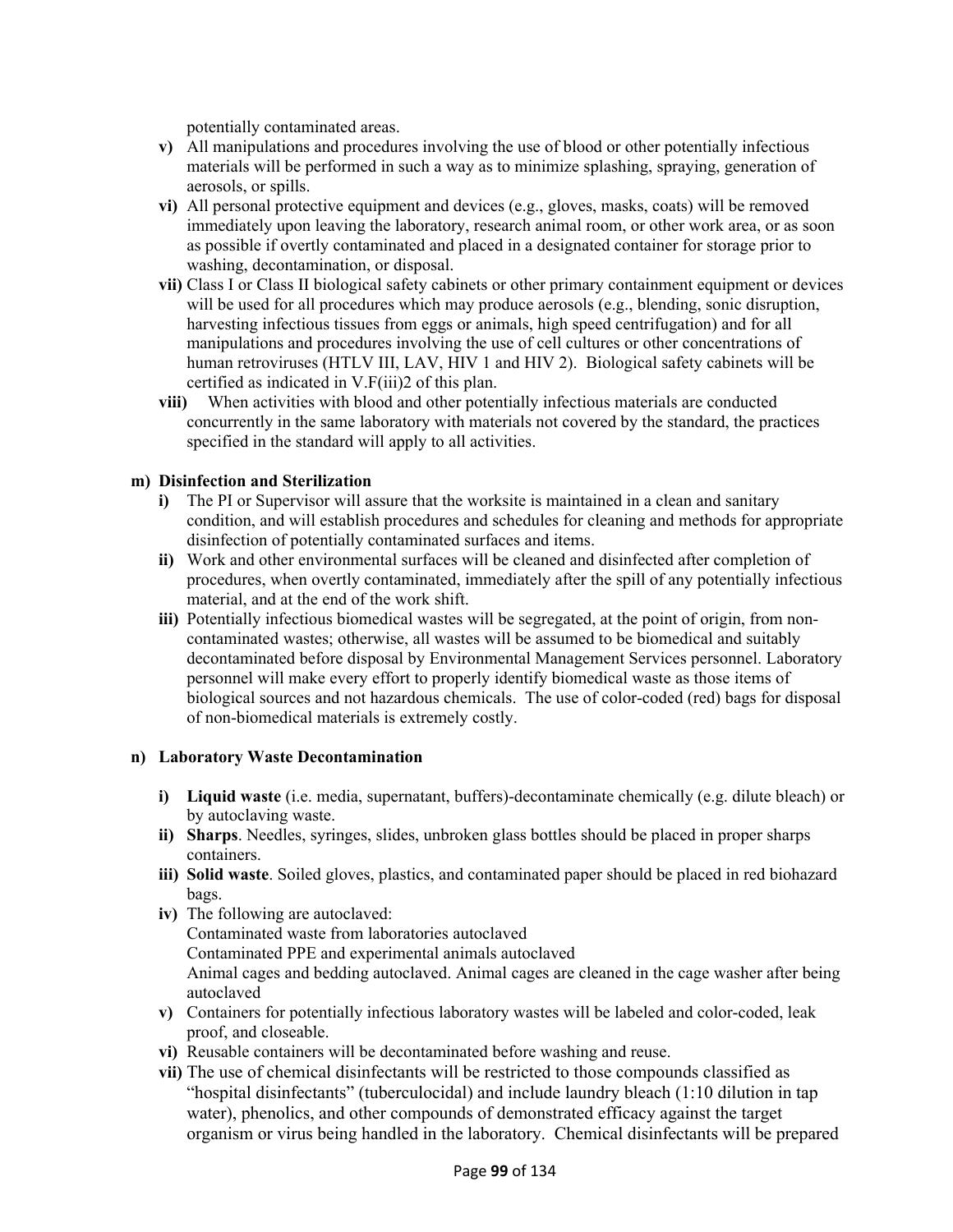potentially contaminated areas.

- **v)** All manipulations and procedures involving the use of blood or other potentially infectious materials will be performed in such a way as to minimize splashing, spraying, generation of aerosols, or spills.
- **vi)** All personal protective equipment and devices (e.g., gloves, masks, coats) will be removed immediately upon leaving the laboratory, research animal room, or other work area, or as soon as possible if overtly contaminated and placed in a designated container for storage prior to washing, decontamination, or disposal.
- **vii)** Class I or Class II biological safety cabinets or other primary containment equipment or devices will be used for all procedures which may produce aerosols (e.g., blending, sonic disruption, harvesting infectious tissues from eggs or animals, high speed centrifugation) and for all manipulations and procedures involving the use of cell cultures or other concentrations of human retroviruses (HTLV III, LAV, HIV 1 and HIV 2). Biological safety cabinets will be certified as indicated in V.F(iii)2 of this plan.
- **viii)** When activities with blood and other potentially infectious materials are conducted concurrently in the same laboratory with materials not covered by the standard, the practices specified in the standard will apply to all activities.

**m) Disinfection and Sterilization**

- **i)** The PI or Supervisor will assure that the worksite is maintained in a clean and sanitary condition, and will establish procedures and schedules for cleaning and methods for appropriate disinfection of potentially contaminated surfaces and items.
- **ii)** Work and other environmental surfaces will be cleaned and disinfected after completion of procedures, when overtly contaminated, immediately after the spill of any potentially infectious material, and at the end of the work shift.
- **iii)** Potentially infectious biomedical wastes will be segregated, at the point of origin, from non-contaminated wastes; otherwise, all wastes will be assumed to be biomedical and suitably decontaminated before disposal by Environmental Management Services personnel. Laboratory personnel will make every effort to properly identify biomedical waste as those items of biological sources and not hazardous chemicals. The use of color-coded (red) bags for disposal of non-biomedical materials is extremely costly.

**n) Laboratory Waste Decontamination**

- **i) Liquid waste** (i.e. media, supernatant, buffers)-decontaminate chemically (e.g. dilute bleach) or by autoclaving waste.
- **ii) Sharps**. Needles, syringes, slides, unbroken glass bottles should be placed in proper sharps containers.
- **iii) Solid waste**. Soiled gloves, plastics, and contaminated paper should be placed in red biohazard bags.
- **iv)** The following are autoclaved:
  Contaminated waste from laboratories autoclaved
  Contaminated PPE and experimental animals autoclaved
  Animal cages and bedding autoclaved. Animal cages are cleaned in the cage washer after being autoclaved
- **v)** Containers for potentially infectious laboratory wastes will be labeled and color-coded, leak proof, and closeable.
- **vi)** Reusable containers will be decontaminated before washing and reuse.
- **vii)** The use of chemical disinfectants will be restricted to those compounds classified as "hospital disinfectants" (tuberculocidal) and include laundry bleach (1:10 dilution in tap water), phenolics, and other compounds of demonstrated efficacy against the target organism or virus being handled in the laboratory. Chemical disinfectants will be prepared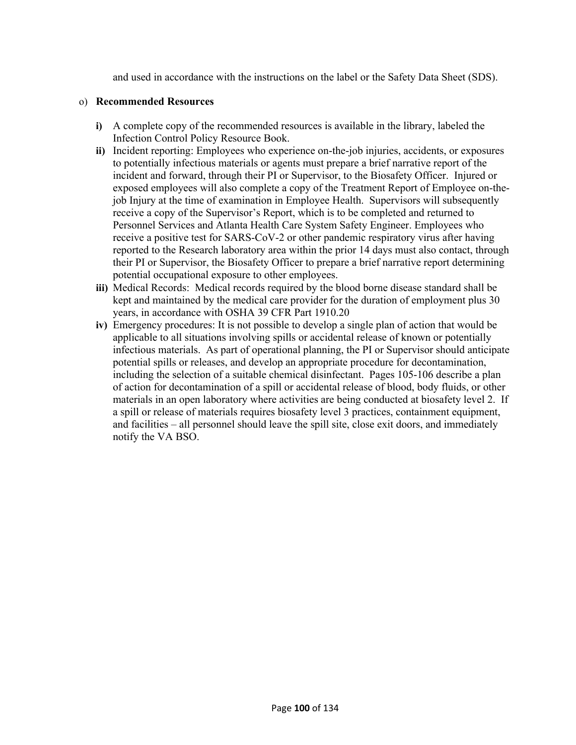and used in accordance with the instructions on the label or the Safety Data Sheet (SDS).

o) **Recommended Resources**

- **i)** A complete copy of the recommended resources is available in the library, labeled the Infection Control Policy Resource Book.
- **ii)** Incident reporting: Employees who experience on-the-job injuries, accidents, or exposures to potentially infectious materials or agents must prepare a brief narrative report of the incident and forward, through their PI or Supervisor, to the Biosafety Officer. Injured or exposed employees will also complete a copy of the Treatment Report of Employee on-the-job Injury at the time of examination in Employee Health. Supervisors will subsequently receive a copy of the Supervisor's Report, which is to be completed and returned to Personnel Services and Atlanta Health Care System Safety Engineer. Employees who receive a positive test for SARS-CoV-2 or other pandemic respiratory virus after having reported to the Research laboratory area within the prior 14 days must also contact, through their PI or Supervisor, the Biosafety Officer to prepare a brief narrative report determining potential occupational exposure to other employees.
- **iii)** Medical Records: Medical records required by the blood borne disease standard shall be kept and maintained by the medical care provider for the duration of employment plus 30 years, in accordance with OSHA 39 CFR Part 1910.20
- **iv)** Emergency procedures: It is not possible to develop a single plan of action that would be applicable to all situations involving spills or accidental release of known or potentially infectious materials. As part of operational planning, the PI or Supervisor should anticipate potential spills or releases, and develop an appropriate procedure for decontamination, including the selection of a suitable chemical disinfectant. Pages 105-106 describe a plan of action for decontamination of a spill or accidental release of blood, body fluids, or other materials in an open laboratory where activities are being conducted at biosafety level 2. If a spill or release of materials requires biosafety level 3 practices, containment equipment, and facilities – all personnel should leave the spill site, close exit doors, and immediately notify the VA BSO.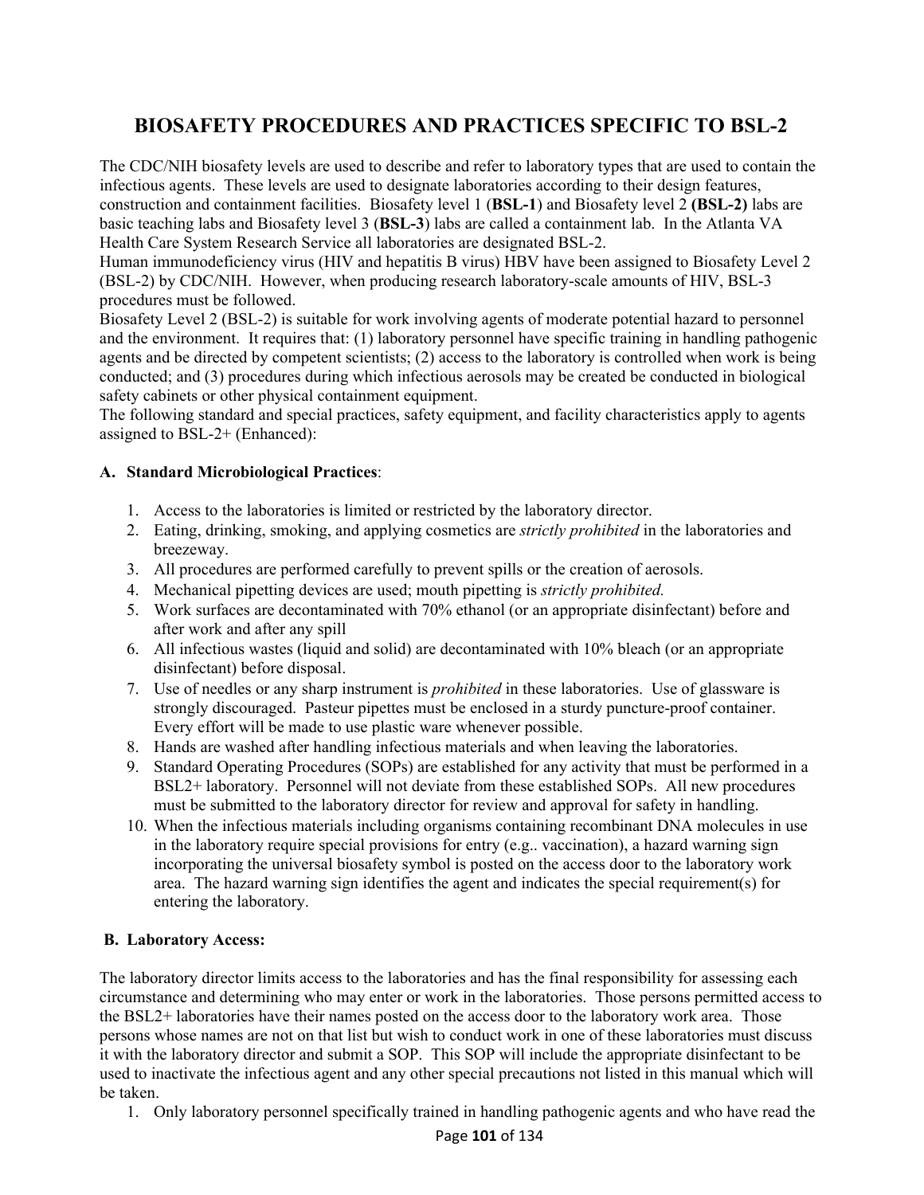# BIOSAFETY PROCEDURES AND PRACTICES SPECIFIC TO BSL-2

The CDC/NIH biosafety levels are used to describe and refer to laboratory types that are used to contain the infectious agents. These levels are used to designate laboratories according to their design features, construction and containment facilities. Biosafety level 1 (**BSL-1**) and Biosafety level 2 **(BSL-2)** labs are basic teaching labs and Biosafety level 3 (**BSL-3**) labs are called a containment lab. In the Atlanta VA Health Care System Research Service all laboratories are designated BSL-2.

Human immunodeficiency virus (HIV and hepatitis B virus) HBV have been assigned to Biosafety Level 2 (BSL-2) by CDC/NIH. However, when producing research laboratory-scale amounts of HIV, BSL-3 procedures must be followed.

Biosafety Level 2 (BSL-2) is suitable for work involving agents of moderate potential hazard to personnel and the environment. It requires that: (1) laboratory personnel have specific training in handling pathogenic agents and be directed by competent scientists; (2) access to the laboratory is controlled when work is being conducted; and (3) procedures during which infectious aerosols may be created be conducted in biological safety cabinets or other physical containment equipment.

The following standard and special practices, safety equipment, and facility characteristics apply to agents assigned to BSL-2+ (Enhanced):

**A. Standard Microbiological Practices**:

1. Access to the laboratories is limited or restricted by the laboratory director.
2. Eating, drinking, smoking, and applying cosmetics are *strictly prohibited* in the laboratories and breezeway.
3. All procedures are performed carefully to prevent spills or the creation of aerosols.
4. Mechanical pipetting devices are used; mouth pipetting is *strictly prohibited.*
5. Work surfaces are decontaminated with 70% ethanol (or an appropriate disinfectant) before and after work and after any spill
6. All infectious wastes (liquid and solid) are decontaminated with 10% bleach (or an appropriate disinfectant) before disposal.
7. Use of needles or any sharp instrument is *prohibited* in these laboratories. Use of glassware is strongly discouraged. Pasteur pipettes must be enclosed in a sturdy puncture-proof container. Every effort will be made to use plastic ware whenever possible.
8. Hands are washed after handling infectious materials and when leaving the laboratories.
9. Standard Operating Procedures (SOPs) are established for any activity that must be performed in a BSL2+ laboratory. Personnel will not deviate from these established SOPs. All new procedures must be submitted to the laboratory director for review and approval for safety in handling.
10. When the infectious materials including organisms containing recombinant DNA molecules in use in the laboratory require special provisions for entry (e.g.. vaccination), a hazard warning sign incorporating the universal biosafety symbol is posted on the access door to the laboratory work area. The hazard warning sign identifies the agent and indicates the special requirement(s) for entering the laboratory.

**B. Laboratory Access:**

The laboratory director limits access to the laboratories and has the final responsibility for assessing each circumstance and determining who may enter or work in the laboratories. Those persons permitted access to the BSL2+ laboratories have their names posted on the access door to the laboratory work area. Those persons whose names are not on that list but wish to conduct work in one of these laboratories must discuss it with the laboratory director and submit a SOP. This SOP will include the appropriate disinfectant to be used to inactivate the infectious agent and any other special precautions not listed in this manual which will be taken.

1. Only laboratory personnel specifically trained in handling pathogenic agents and who have read the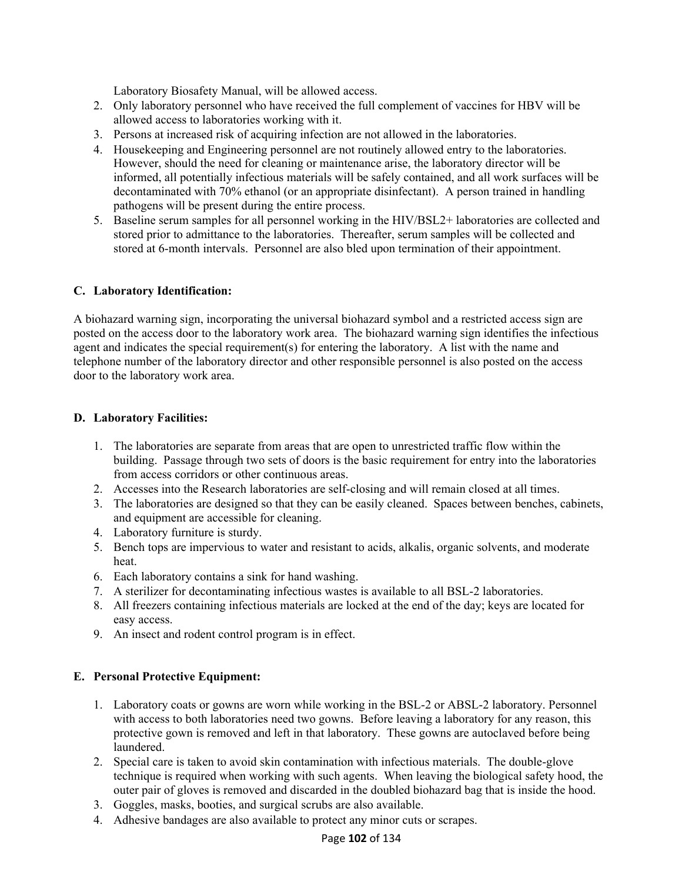Laboratory Biosafety Manual, will be allowed access.

2. Only laboratory personnel who have received the full complement of vaccines for HBV will be allowed access to laboratories working with it.
3. Persons at increased risk of acquiring infection are not allowed in the laboratories.
4. Housekeeping and Engineering personnel are not routinely allowed entry to the laboratories. However, should the need for cleaning or maintenance arise, the laboratory director will be informed, all potentially infectious materials will be safely contained, and all work surfaces will be decontaminated with 70% ethanol (or an appropriate disinfectant). A person trained in handling pathogens will be present during the entire process.
5. Baseline serum samples for all personnel working in the HIV/BSL2+ laboratories are collected and stored prior to admittance to the laboratories. Thereafter, serum samples will be collected and stored at 6-month intervals. Personnel are also bled upon termination of their appointment.

### C. Laboratory Identification:

A biohazard warning sign, incorporating the universal biohazard symbol and a restricted access sign are posted on the access door to the laboratory work area. The biohazard warning sign identifies the infectious agent and indicates the special requirement(s) for entering the laboratory. A list with the name and telephone number of the laboratory director and other responsible personnel is also posted on the access door to the laboratory work area.

### D. Laboratory Facilities:

1. The laboratories are separate from areas that are open to unrestricted traffic flow within the building. Passage through two sets of doors is the basic requirement for entry into the laboratories from access corridors or other continuous areas.
2. Accesses into the Research laboratories are self-closing and will remain closed at all times.
3. The laboratories are designed so that they can be easily cleaned. Spaces between benches, cabinets, and equipment are accessible for cleaning.
4. Laboratory furniture is sturdy.
5. Bench tops are impervious to water and resistant to acids, alkalis, organic solvents, and moderate heat.
6. Each laboratory contains a sink for hand washing.
7. A sterilizer for decontaminating infectious wastes is available to all BSL-2 laboratories.
8. All freezers containing infectious materials are locked at the end of the day; keys are located for easy access.
9. An insect and rodent control program is in effect.

### E. Personal Protective Equipment:

1. Laboratory coats or gowns are worn while working in the BSL-2 or ABSL-2 laboratory. Personnel with access to both laboratories need two gowns. Before leaving a laboratory for any reason, this protective gown is removed and left in that laboratory. These gowns are autoclaved before being laundered.
2. Special care is taken to avoid skin contamination with infectious materials. The double-glove technique is required when working with such agents. When leaving the biological safety hood, the outer pair of gloves is removed and discarded in the doubled biohazard bag that is inside the hood.
3. Goggles, masks, booties, and surgical scrubs are also available.
4. Adhesive bandages are also available to protect any minor cuts or scrapes.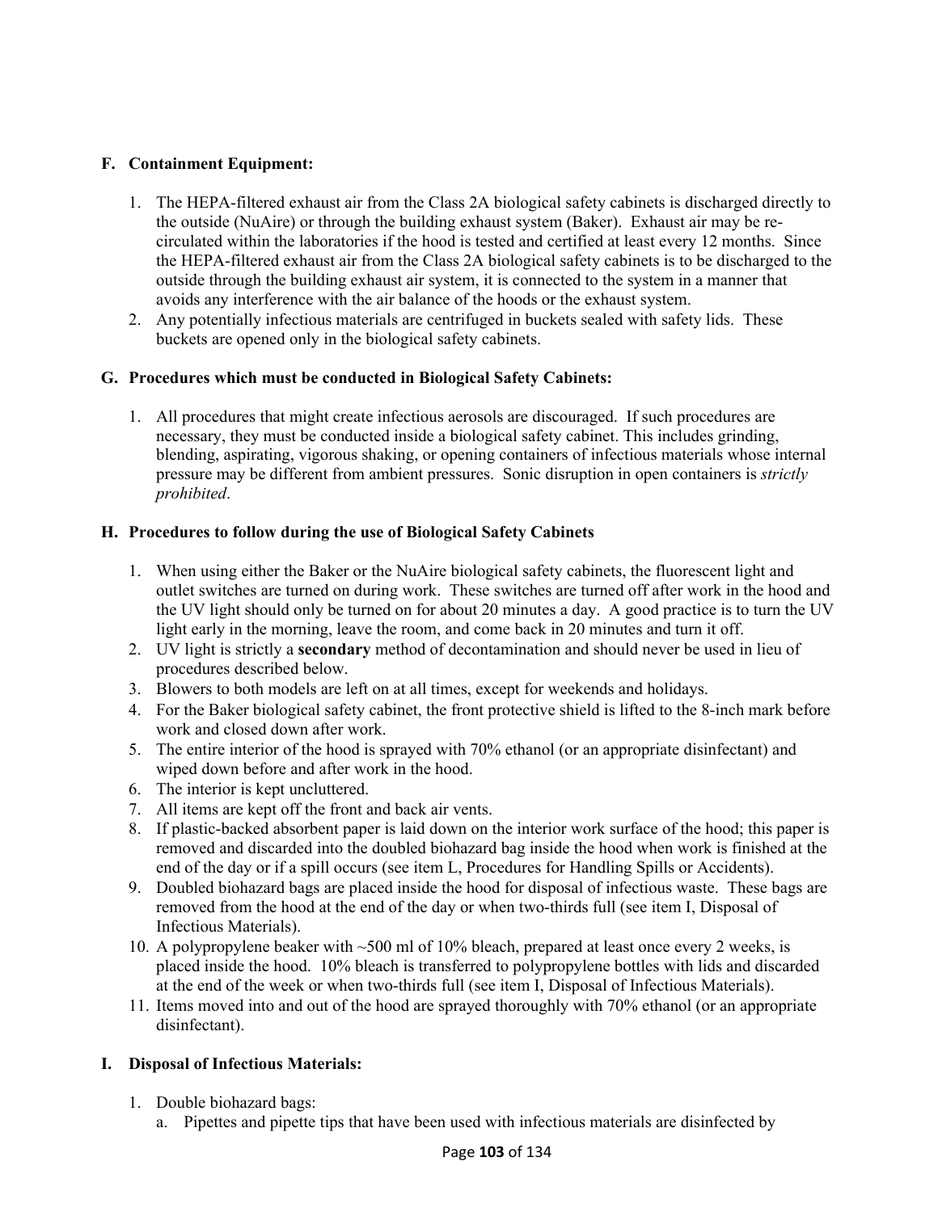### F. Containment Equipment:

1. The HEPA-filtered exhaust air from the Class 2A biological safety cabinets is discharged directly to the outside (NuAire) or through the building exhaust system (Baker). Exhaust air may be re-circulated within the laboratories if the hood is tested and certified at least every 12 months. Since the HEPA-filtered exhaust air from the Class 2A biological safety cabinets is to be discharged to the outside through the building exhaust air system, it is connected to the system in a manner that avoids any interference with the air balance of the hoods or the exhaust system.
2. Any potentially infectious materials are centrifuged in buckets sealed with safety lids. These buckets are opened only in the biological safety cabinets.

### G. Procedures which must be conducted in Biological Safety Cabinets:

1. All procedures that might create infectious aerosols are discouraged. If such procedures are necessary, they must be conducted inside a biological safety cabinet. This includes grinding, blending, aspirating, vigorous shaking, or opening containers of infectious materials whose internal pressure may be different from ambient pressures. Sonic disruption in open containers is *strictly prohibited*.

### H. Procedures to follow during the use of Biological Safety Cabinets

1. When using either the Baker or the NuAire biological safety cabinets, the fluorescent light and outlet switches are turned on during work. These switches are turned off after work in the hood and the UV light should only be turned on for about 20 minutes a day. A good practice is to turn the UV light early in the morning, leave the room, and come back in 20 minutes and turn it off.
2. UV light is strictly a **secondary** method of decontamination and should never be used in lieu of procedures described below.
3. Blowers to both models are left on at all times, except for weekends and holidays.
4. For the Baker biological safety cabinet, the front protective shield is lifted to the 8-inch mark before work and closed down after work.
5. The entire interior of the hood is sprayed with 70% ethanol (or an appropriate disinfectant) and wiped down before and after work in the hood.
6. The interior is kept uncluttered.
7. All items are kept off the front and back air vents.
8. If plastic-backed absorbent paper is laid down on the interior work surface of the hood; this paper is removed and discarded into the doubled biohazard bag inside the hood when work is finished at the end of the day or if a spill occurs (see item L, Procedures for Handling Spills or Accidents).
9. Doubled biohazard bags are placed inside the hood for disposal of infectious waste. These bags are removed from the hood at the end of the day or when two-thirds full (see item I, Disposal of Infectious Materials).
10. A polypropylene beaker with ~500 ml of 10% bleach, prepared at least once every 2 weeks, is placed inside the hood. 10% bleach is transferred to polypropylene bottles with lids and discarded at the end of the week or when two-thirds full (see item I, Disposal of Infectious Materials).
11. Items moved into and out of the hood are sprayed thoroughly with 70% ethanol (or an appropriate disinfectant).

### I. Disposal of Infectious Materials:

1. Double biohazard bags:
   a. Pipettes and pipette tips that have been used with infectious materials are disinfected by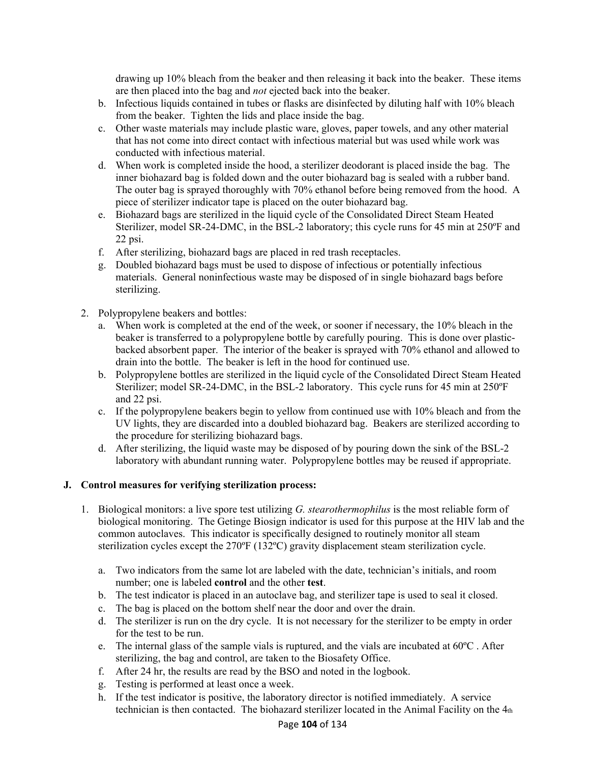drawing up 10% bleach from the beaker and then releasing it back into the beaker. These items are then placed into the bag and *not* ejected back into the beaker.

b. Infectious liquids contained in tubes or flasks are disinfected by diluting half with 10% bleach from the beaker. Tighten the lids and place inside the bag.
c. Other waste materials may include plastic ware, gloves, paper towels, and any other material that has not come into direct contact with infectious material but was used while work was conducted with infectious material.
d. When work is completed inside the hood, a sterilizer deodorant is placed inside the bag. The inner biohazard bag is folded down and the outer biohazard bag is sealed with a rubber band. The outer bag is sprayed thoroughly with 70% ethanol before being removed from the hood. A piece of sterilizer indicator tape is placed on the outer biohazard bag.
e. Biohazard bags are sterilized in the liquid cycle of the Consolidated Direct Steam Heated Sterilizer, model SR-24-DMC, in the BSL-2 laboratory; this cycle runs for 45 min at 250ºF and 22 psi.
f. After sterilizing, biohazard bags are placed in red trash receptacles.
g. Doubled biohazard bags must be used to dispose of infectious or potentially infectious materials. General noninfectious waste may be disposed of in single biohazard bags before sterilizing.

2. Polypropylene beakers and bottles:
   a. When work is completed at the end of the week, or sooner if necessary, the 10% bleach in the beaker is transferred to a polypropylene bottle by carefully pouring. This is done over plastic-backed absorbent paper. The interior of the beaker is sprayed with 70% ethanol and allowed to drain into the bottle. The beaker is left in the hood for continued use.
   b. Polypropylene bottles are sterilized in the liquid cycle of the Consolidated Direct Steam Heated Sterilizer; model SR-24-DMC, in the BSL-2 laboratory. This cycle runs for 45 min at 250ºF and 22 psi.
   c. If the polypropylene beakers begin to yellow from continued use with 10% bleach and from the UV lights, they are discarded into a doubled biohazard bag. Beakers are sterilized according to the procedure for sterilizing biohazard bags.
   d. After sterilizing, the liquid waste may be disposed of by pouring down the sink of the BSL-2 laboratory with abundant running water. Polypropylene bottles may be reused if appropriate.

**J. Control measures for verifying sterilization process:**

1. Biological monitors: a live spore test utilizing *G. stearothermophilus* is the most reliable form of biological monitoring. The Getinge Biosign indicator is used for this purpose at the HIV lab and the common autoclaves. This indicator is specifically designed to routinely monitor all steam sterilization cycles except the 270ºF (132ºC) gravity displacement steam sterilization cycle.

   a. Two indicators from the same lot are labeled with the date, technician's initials, and room number; one is labeled **control** and the other **test**.
   b. The test indicator is placed in an autoclave bag, and sterilizer tape is used to seal it closed.
   c. The bag is placed on the bottom shelf near the door and over the drain.
   d. The sterilizer is run on the dry cycle. It is not necessary for the sterilizer to be empty in order for the test to be run.
   e. The internal glass of the sample vials is ruptured, and the vials are incubated at 60ºC . After sterilizing, the bag and control, are taken to the Biosafety Office.
   f. After 24 hr, the results are read by the BSO and noted in the logbook.
   g. Testing is performed at least once a week.
   h. If the test indicator is positive, the laboratory director is notified immediately. A service technician is then contacted. The biohazard sterilizer located in the Animal Facility on the 4th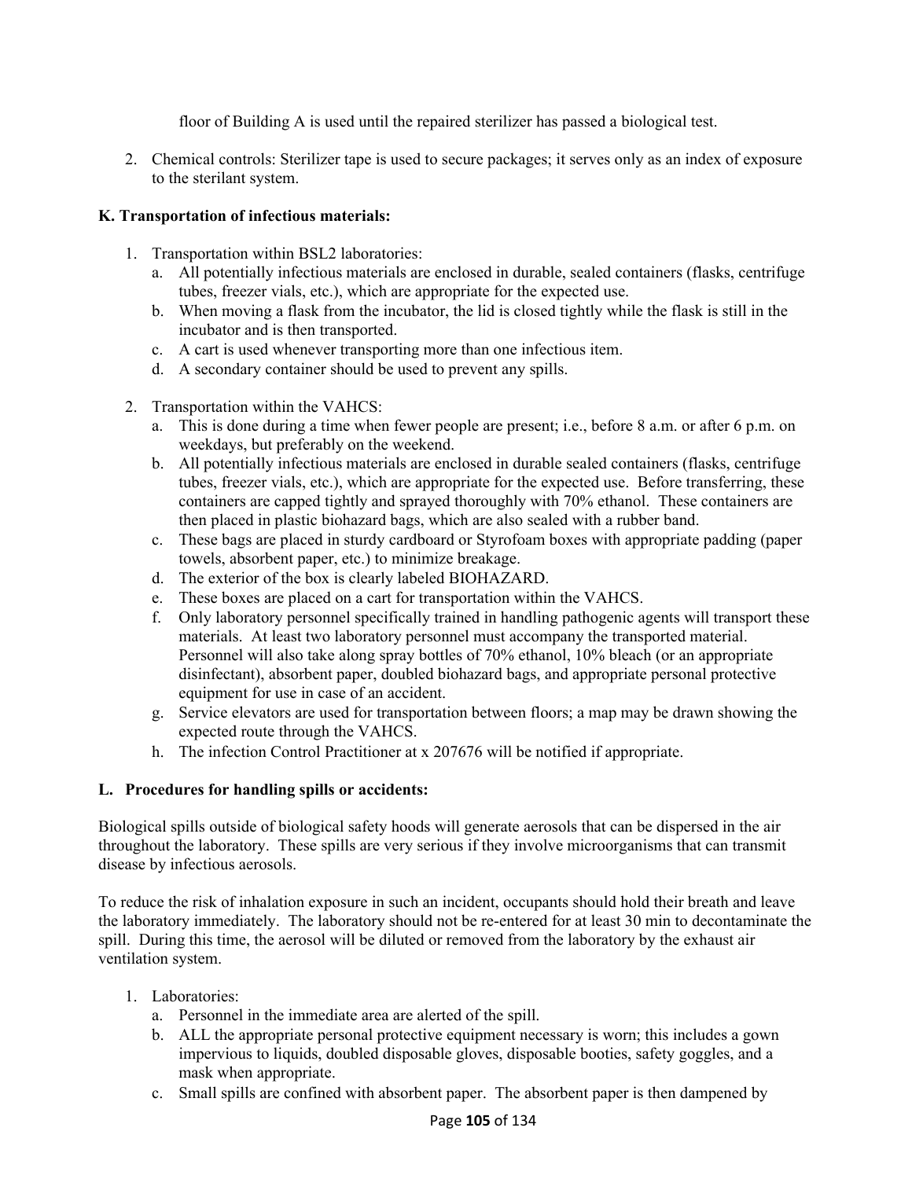floor of Building A is used until the repaired sterilizer has passed a biological test.

2. Chemical controls: Sterilizer tape is used to secure packages; it serves only as an index of exposure to the sterilant system.

**K. Transportation of infectious materials:**

1. Transportation within BSL2 laboratories:
   a. All potentially infectious materials are enclosed in durable, sealed containers (flasks, centrifuge tubes, freezer vials, etc.), which are appropriate for the expected use.
   b. When moving a flask from the incubator, the lid is closed tightly while the flask is still in the incubator and is then transported.
   c. A cart is used whenever transporting more than one infectious item.
   d. A secondary container should be used to prevent any spills.

2. Transportation within the VAHCS:
   a. This is done during a time when fewer people are present; i.e., before 8 a.m. or after 6 p.m. on weekdays, but preferably on the weekend.
   b. All potentially infectious materials are enclosed in durable sealed containers (flasks, centrifuge tubes, freezer vials, etc.), which are appropriate for the expected use. Before transferring, these containers are capped tightly and sprayed thoroughly with 70% ethanol. These containers are then placed in plastic biohazard bags, which are also sealed with a rubber band.
   c. These bags are placed in sturdy cardboard or Styrofoam boxes with appropriate padding (paper towels, absorbent paper, etc.) to minimize breakage.
   d. The exterior of the box is clearly labeled BIOHAZARD.
   e. These boxes are placed on a cart for transportation within the VAHCS.
   f. Only laboratory personnel specifically trained in handling pathogenic agents will transport these materials. At least two laboratory personnel must accompany the transported material. Personnel will also take along spray bottles of 70% ethanol, 10% bleach (or an appropriate disinfectant), absorbent paper, doubled biohazard bags, and appropriate personal protective equipment for use in case of an accident.
   g. Service elevators are used for transportation between floors; a map may be drawn showing the expected route through the VAHCS.
   h. The infection Control Practitioner at x 207676 will be notified if appropriate.

**L. Procedures for handling spills or accidents:**

Biological spills outside of biological safety hoods will generate aerosols that can be dispersed in the air throughout the laboratory. These spills are very serious if they involve microorganisms that can transmit disease by infectious aerosols.

To reduce the risk of inhalation exposure in such an incident, occupants should hold their breath and leave the laboratory immediately. The laboratory should not be re-entered for at least 30 min to decontaminate the spill. During this time, the aerosol will be diluted or removed from the laboratory by the exhaust air ventilation system.

1. Laboratories:
   a. Personnel in the immediate area are alerted of the spill.
   b. ALL the appropriate personal protective equipment necessary is worn; this includes a gown impervious to liquids, doubled disposable gloves, disposable booties, safety goggles, and a mask when appropriate.
   c. Small spills are confined with absorbent paper. The absorbent paper is then dampened by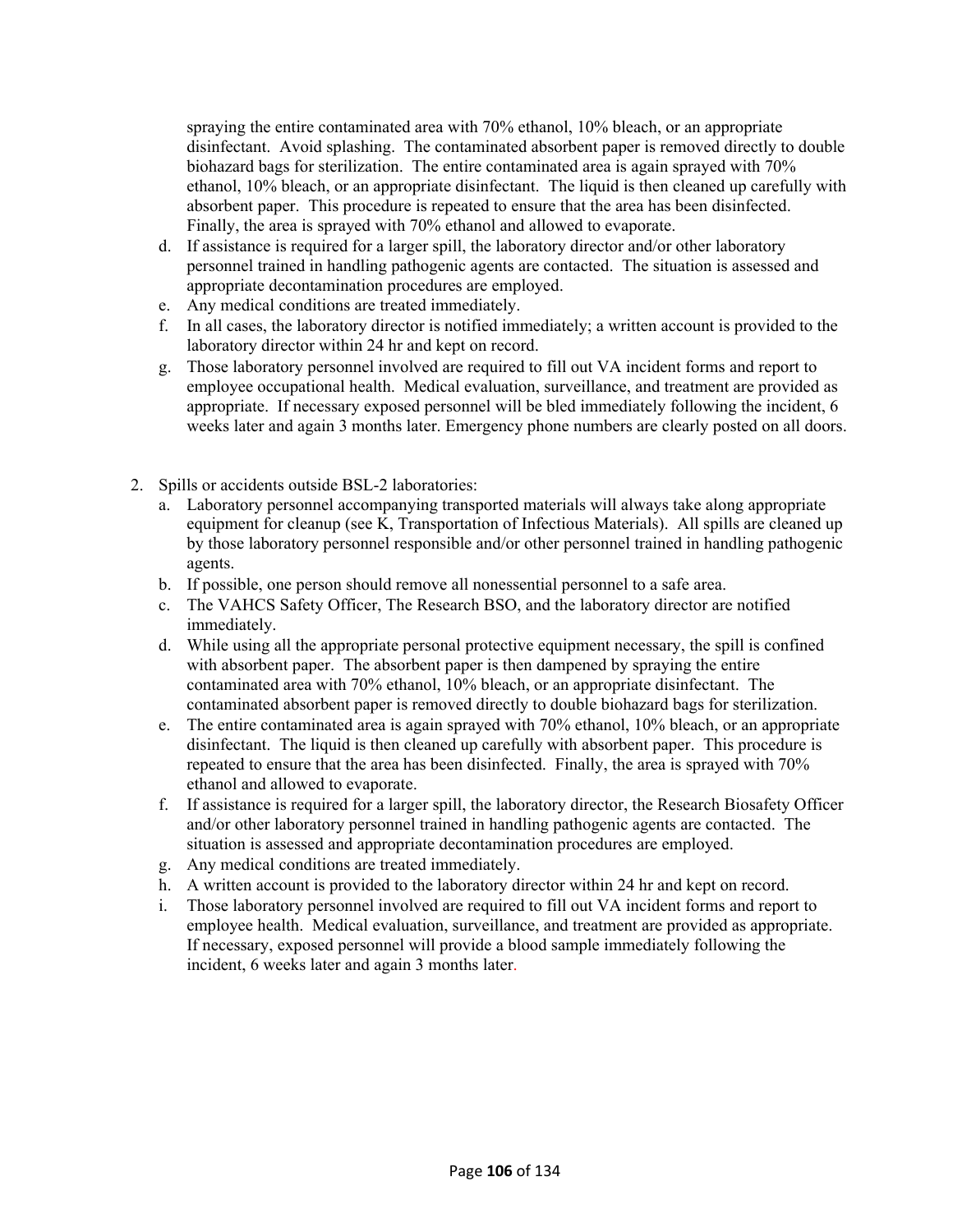spraying the entire contaminated area with 70% ethanol, 10% bleach, or an appropriate disinfectant. Avoid splashing. The contaminated absorbent paper is removed directly to double biohazard bags for sterilization. The entire contaminated area is again sprayed with 70% ethanol, 10% bleach, or an appropriate disinfectant. The liquid is then cleaned up carefully with absorbent paper. This procedure is repeated to ensure that the area has been disinfected. Finally, the area is sprayed with 70% ethanol and allowed to evaporate.

   d. If assistance is required for a larger spill, the laboratory director and/or other laboratory personnel trained in handling pathogenic agents are contacted. The situation is assessed and appropriate decontamination procedures are employed.
   e. Any medical conditions are treated immediately.
   f. In all cases, the laboratory director is notified immediately; a written account is provided to the laboratory director within 24 hr and kept on record.
   g. Those laboratory personnel involved are required to fill out VA incident forms and report to employee occupational health. Medical evaluation, surveillance, and treatment are provided as appropriate. If necessary exposed personnel will be bled immediately following the incident, 6 weeks later and again 3 months later. Emergency phone numbers are clearly posted on all doors.

2. Spills or accidents outside BSL-2 laboratories:
   a. Laboratory personnel accompanying transported materials will always take along appropriate equipment for cleanup (see K, Transportation of Infectious Materials). All spills are cleaned up by those laboratory personnel responsible and/or other personnel trained in handling pathogenic agents.
   b. If possible, one person should remove all nonessential personnel to a safe area.
   c. The VAHCS Safety Officer, The Research BSO, and the laboratory director are notified immediately.
   d. While using all the appropriate personal protective equipment necessary, the spill is confined with absorbent paper. The absorbent paper is then dampened by spraying the entire contaminated area with 70% ethanol, 10% bleach, or an appropriate disinfectant. The contaminated absorbent paper is removed directly to double biohazard bags for sterilization.
   e. The entire contaminated area is again sprayed with 70% ethanol, 10% bleach, or an appropriate disinfectant. The liquid is then cleaned up carefully with absorbent paper. This procedure is repeated to ensure that the area has been disinfected. Finally, the area is sprayed with 70% ethanol and allowed to evaporate.
   f. If assistance is required for a larger spill, the laboratory director, the Research Biosafety Officer and/or other laboratory personnel trained in handling pathogenic agents are contacted. The situation is assessed and appropriate decontamination procedures are employed.
   g. Any medical conditions are treated immediately.
   h. A written account is provided to the laboratory director within 24 hr and kept on record.
   i. Those laboratory personnel involved are required to fill out VA incident forms and report to employee health. Medical evaluation, surveillance, and treatment are provided as appropriate. If necessary, exposed personnel will provide a blood sample immediately following the incident, 6 weeks later and again 3 months later.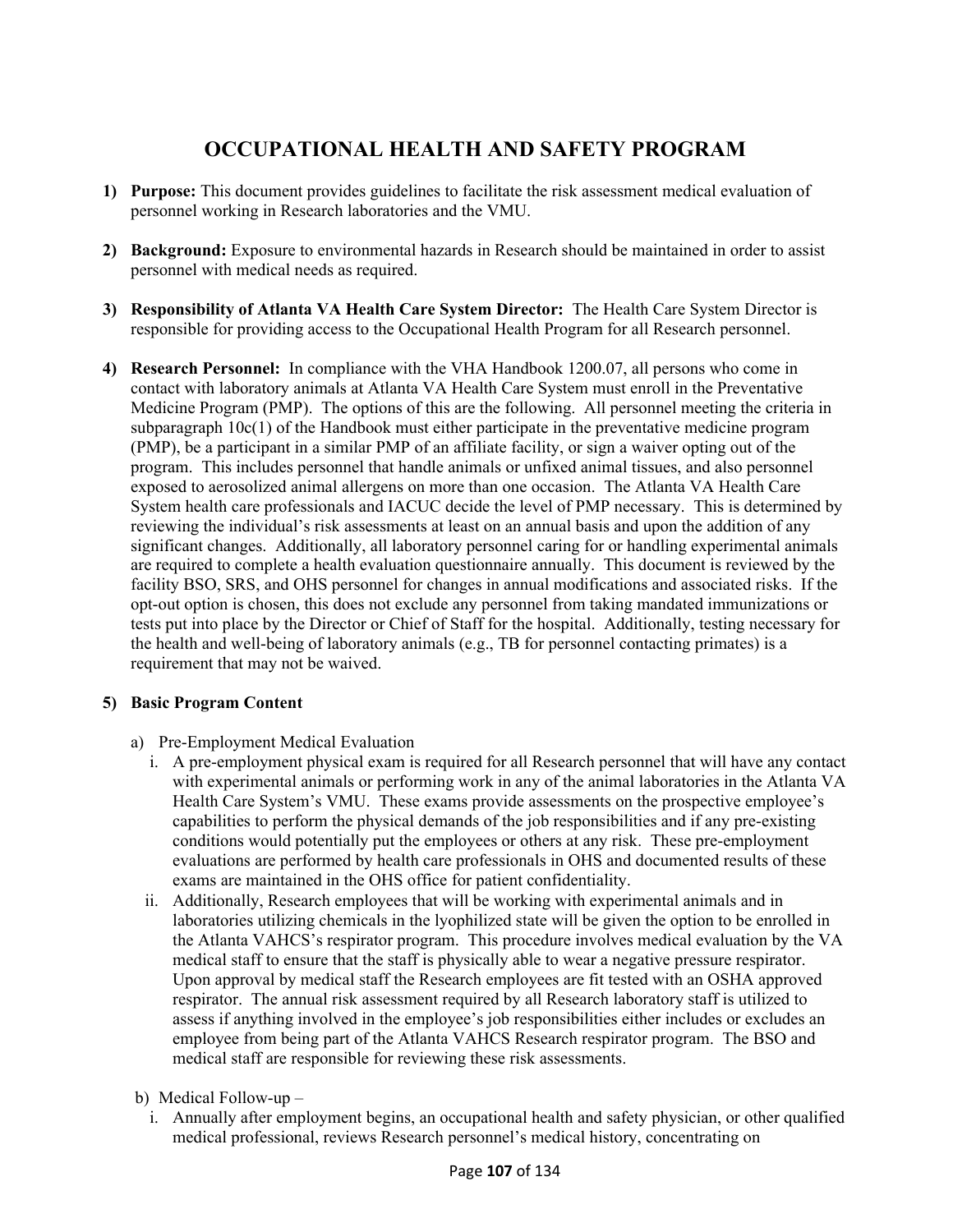# OCCUPATIONAL HEALTH AND SAFETY PROGRAM

1) **Purpose:** This document provides guidelines to facilitate the risk assessment medical evaluation of personnel working in Research laboratories and the VMU.

2) **Background:** Exposure to environmental hazards in Research should be maintained in order to assist personnel with medical needs as required.

3) **Responsibility of Atlanta VA Health Care System Director:** The Health Care System Director is responsible for providing access to the Occupational Health Program for all Research personnel.

4) **Research Personnel:** In compliance with the VHA Handbook 1200.07, all persons who come in contact with laboratory animals at Atlanta VA Health Care System must enroll in the Preventative Medicine Program (PMP). The options of this are the following. All personnel meeting the criteria in subparagraph 10c(1) of the Handbook must either participate in the preventative medicine program (PMP), be a participant in a similar PMP of an affiliate facility, or sign a waiver opting out of the program. This includes personnel that handle animals or unfixed animal tissues, and also personnel exposed to aerosolized animal allergens on more than one occasion. The Atlanta VA Health Care System health care professionals and IACUC decide the level of PMP necessary. This is determined by reviewing the individual's risk assessments at least on an annual basis and upon the addition of any significant changes. Additionally, all laboratory personnel caring for or handling experimental animals are required to complete a health evaluation questionnaire annually. This document is reviewed by the facility BSO, SRS, and OHS personnel for changes in annual modifications and associated risks. If the opt-out option is chosen, this does not exclude any personnel from taking mandated immunizations or tests put into place by the Director or Chief of Staff for the hospital. Additionally, testing necessary for the health and well-being of laboratory animals (e.g., TB for personnel contacting primates) is a requirement that may not be waived.

5) **Basic Program Content**

   a) Pre-Employment Medical Evaluation

      i. A pre-employment physical exam is required for all Research personnel that will have any contact with experimental animals or performing work in any of the animal laboratories in the Atlanta VA Health Care System's VMU. These exams provide assessments on the prospective employee's capabilities to perform the physical demands of the job responsibilities and if any pre-existing conditions would potentially put the employees or others at any risk. These pre-employment evaluations are performed by health care professionals in OHS and documented results of these exams are maintained in the OHS office for patient confidentiality.

      ii. Additionally, Research employees that will be working with experimental animals and in laboratories utilizing chemicals in the lyophilized state will be given the option to be enrolled in the Atlanta VAHCS's respirator program. This procedure involves medical evaluation by the VA medical staff to ensure that the staff is physically able to wear a negative pressure respirator. Upon approval by medical staff the Research employees are fit tested with an OSHA approved respirator. The annual risk assessment required by all Research laboratory staff is utilized to assess if anything involved in the employee's job responsibilities either includes or excludes an employee from being part of the Atlanta VAHCS Research respirator program. The BSO and medical staff are responsible for reviewing these risk assessments.

   b) Medical Follow-up –

      i. Annually after employment begins, an occupational health and safety physician, or other qualified medical professional, reviews Research personnel's medical history, concentrating on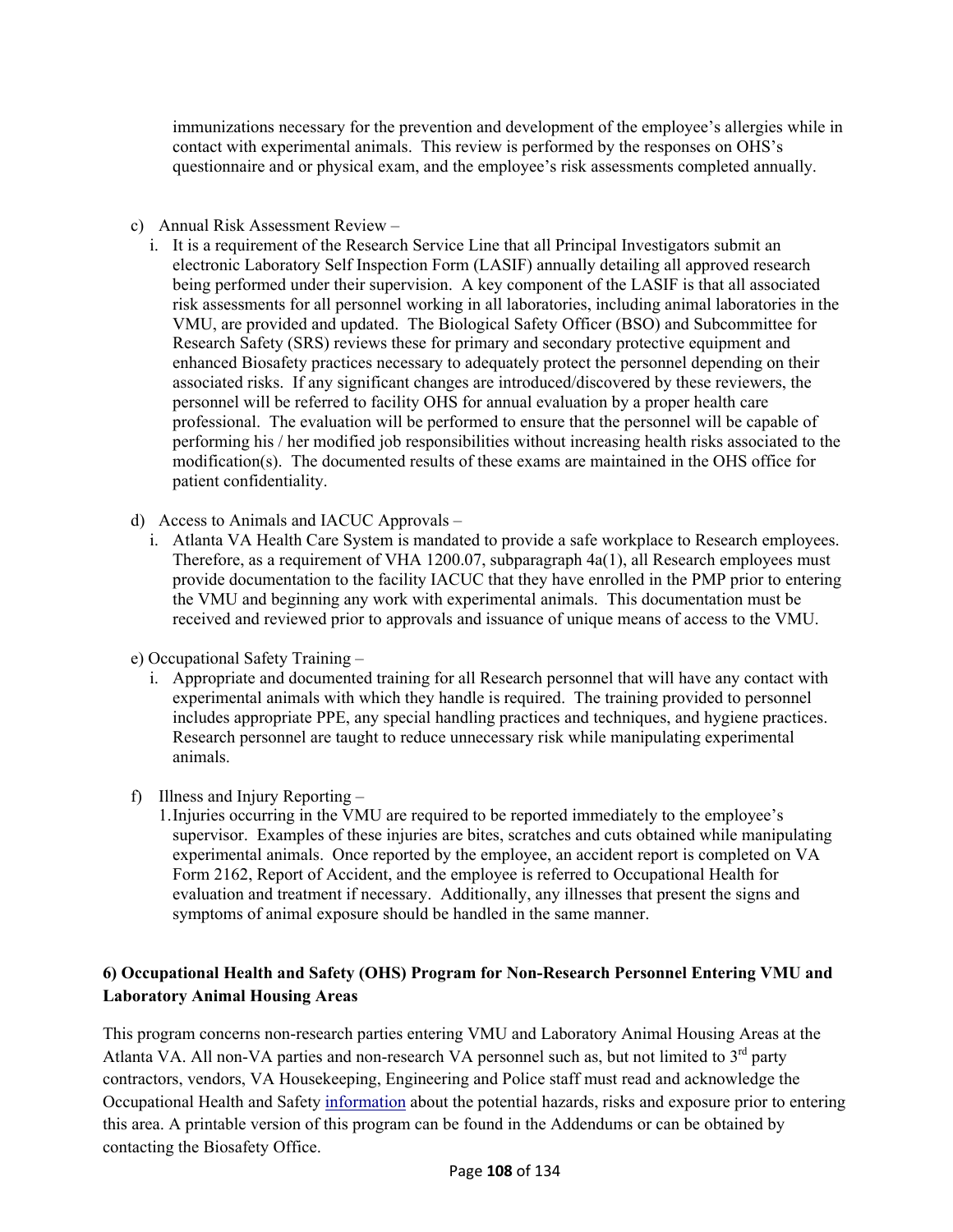immunizations necessary for the prevention and development of the employee's allergies while in contact with experimental animals. This review is performed by the responses on OHS's questionnaire and or physical exam, and the employee's risk assessments completed annually.

c) Annual Risk Assessment Review –

   i. It is a requirement of the Research Service Line that all Principal Investigators submit an electronic Laboratory Self Inspection Form (LASIF) annually detailing all approved research being performed under their supervision. A key component of the LASIF is that all associated risk assessments for all personnel working in all laboratories, including animal laboratories in the VMU, are provided and updated. The Biological Safety Officer (BSO) and Subcommittee for Research Safety (SRS) reviews these for primary and secondary protective equipment and enhanced Biosafety practices necessary to adequately protect the personnel depending on their associated risks. If any significant changes are introduced/discovered by these reviewers, the personnel will be referred to facility OHS for annual evaluation by a proper health care professional. The evaluation will be performed to ensure that the personnel will be capable of performing his / her modified job responsibilities without increasing health risks associated to the modification(s). The documented results of these exams are maintained in the OHS office for patient confidentiality.

d) Access to Animals and IACUC Approvals –

   i. Atlanta VA Health Care System is mandated to provide a safe workplace to Research employees. Therefore, as a requirement of VHA 1200.07, subparagraph 4a(1), all Research employees must provide documentation to the facility IACUC that they have enrolled in the PMP prior to entering the VMU and beginning any work with experimental animals. This documentation must be received and reviewed prior to approvals and issuance of unique means of access to the VMU.

e) Occupational Safety Training –

   i. Appropriate and documented training for all Research personnel that will have any contact with experimental animals with which they handle is required. The training provided to personnel includes appropriate PPE, any special handling practices and techniques, and hygiene practices. Research personnel are taught to reduce unnecessary risk while manipulating experimental animals.

f) Illness and Injury Reporting –

   1. Injuries occurring in the VMU are required to be reported immediately to the employee's supervisor. Examples of these injuries are bites, scratches and cuts obtained while manipulating experimental animals. Once reported by the employee, an accident report is completed on VA Form 2162, Report of Accident, and the employee is referred to Occupational Health for evaluation and treatment if necessary. Additionally, any illnesses that present the signs and symptoms of animal exposure should be handled in the same manner.

**6) Occupational Health and Safety (OHS) Program for Non-Research Personnel Entering VMU and Laboratory Animal Housing Areas**

This program concerns non-research parties entering VMU and Laboratory Animal Housing Areas at the Atlanta VA. All non-VA parties and non-research VA personnel such as, but not limited to 3rd party contractors, vendors, VA Housekeeping, Engineering and Police staff must read and acknowledge the Occupational Health and Safety information about the potential hazards, risks and exposure prior to entering this area. A printable version of this program can be found in the Addendums or can be obtained by contacting the Biosafety Office.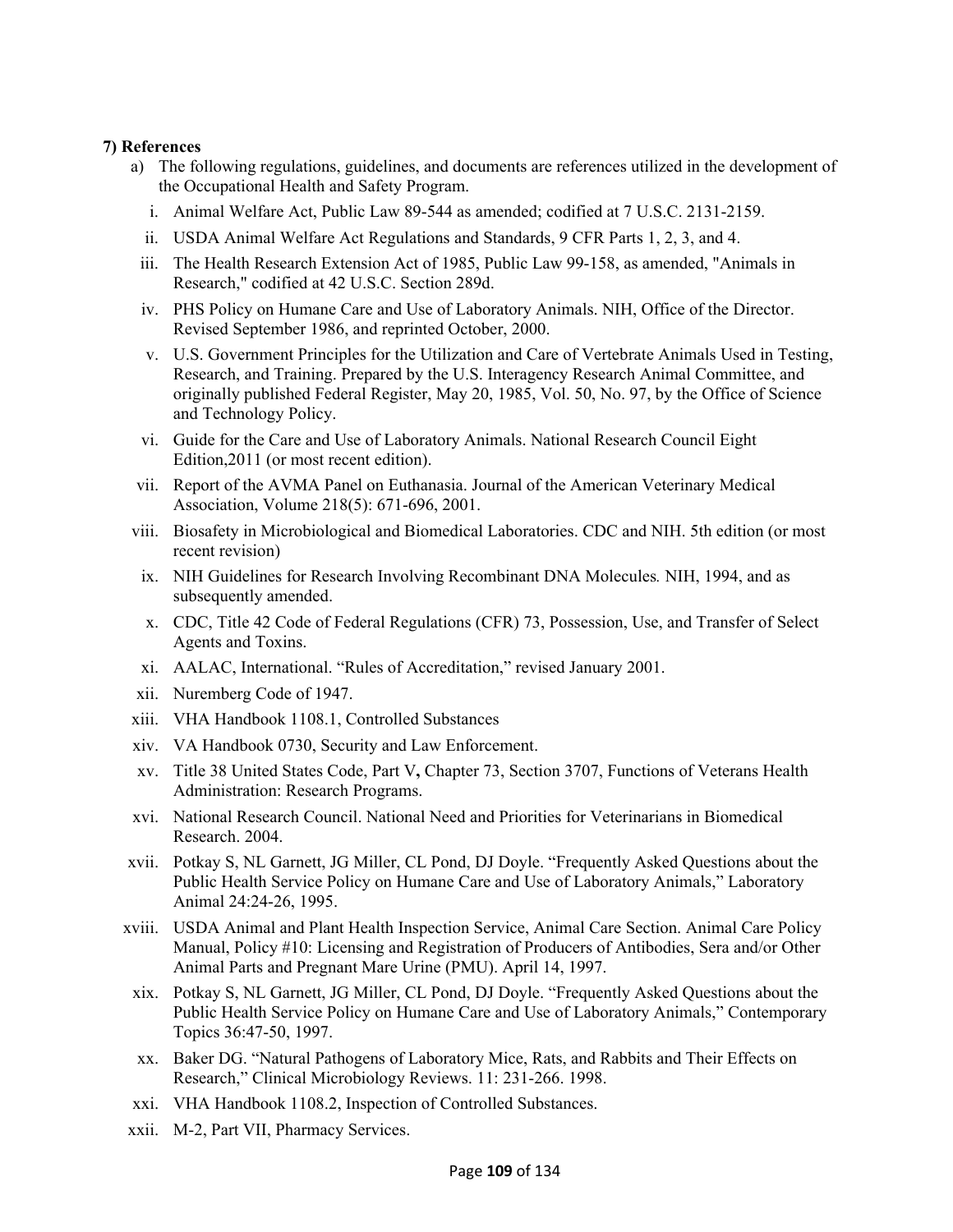**7) References**

a) The following regulations, guidelines, and documents are references utilized in the development of the Occupational Health and Safety Program.

i. Animal Welfare Act, Public Law 89-544 as amended; codified at 7 U.S.C. 2131-2159.

ii. USDA Animal Welfare Act Regulations and Standards, 9 CFR Parts 1, 2, 3, and 4.

iii. The Health Research Extension Act of 1985, Public Law 99-158, as amended, "Animals in Research," codified at 42 U.S.C. Section 289d.

iv. PHS Policy on Humane Care and Use of Laboratory Animals. NIH, Office of the Director. Revised September 1986, and reprinted October, 2000.

v. U.S. Government Principles for the Utilization and Care of Vertebrate Animals Used in Testing, Research, and Training. Prepared by the U.S. Interagency Research Animal Committee, and originally published Federal Register, May 20, 1985, Vol. 50, No. 97, by the Office of Science and Technology Policy.

vi. Guide for the Care and Use of Laboratory Animals. National Research Council Eight Edition,2011 (or most recent edition).

vii. Report of the AVMA Panel on Euthanasia. Journal of the American Veterinary Medical Association, Volume 218(5): 671-696, 2001.

viii. Biosafety in Microbiological and Biomedical Laboratories. CDC and NIH. 5th edition (or most recent revision)

ix. NIH Guidelines for Research Involving Recombinant DNA Molecules*.* NIH, 1994, and as subsequently amended.

x. CDC, Title 42 Code of Federal Regulations (CFR) 73, Possession, Use, and Transfer of Select Agents and Toxins.

xi. AALAC, International. "Rules of Accreditation," revised January 2001.

xii. Nuremberg Code of 1947.

xiii. VHA Handbook 1108.1, Controlled Substances

xiv. VA Handbook 0730, Security and Law Enforcement.

xv. Title 38 United States Code, Part V**,** Chapter 73, Section 3707, Functions of Veterans Health Administration: Research Programs.

xvi. National Research Council. National Need and Priorities for Veterinarians in Biomedical Research. 2004.

xvii. Potkay S, NL Garnett, JG Miller, CL Pond, DJ Doyle. "Frequently Asked Questions about the Public Health Service Policy on Humane Care and Use of Laboratory Animals," Laboratory Animal 24:24-26, 1995.

xviii. USDA Animal and Plant Health Inspection Service, Animal Care Section. Animal Care Policy Manual, Policy #10: Licensing and Registration of Producers of Antibodies, Sera and/or Other Animal Parts and Pregnant Mare Urine (PMU). April 14, 1997.

xix. Potkay S, NL Garnett, JG Miller, CL Pond, DJ Doyle. "Frequently Asked Questions about the Public Health Service Policy on Humane Care and Use of Laboratory Animals," Contemporary Topics 36:47-50, 1997.

xx. Baker DG. "Natural Pathogens of Laboratory Mice, Rats, and Rabbits and Their Effects on Research," Clinical Microbiology Reviews. 11: 231-266. 1998.

xxi. VHA Handbook 1108.2, Inspection of Controlled Substances.

xxii. M-2, Part VII, Pharmacy Services.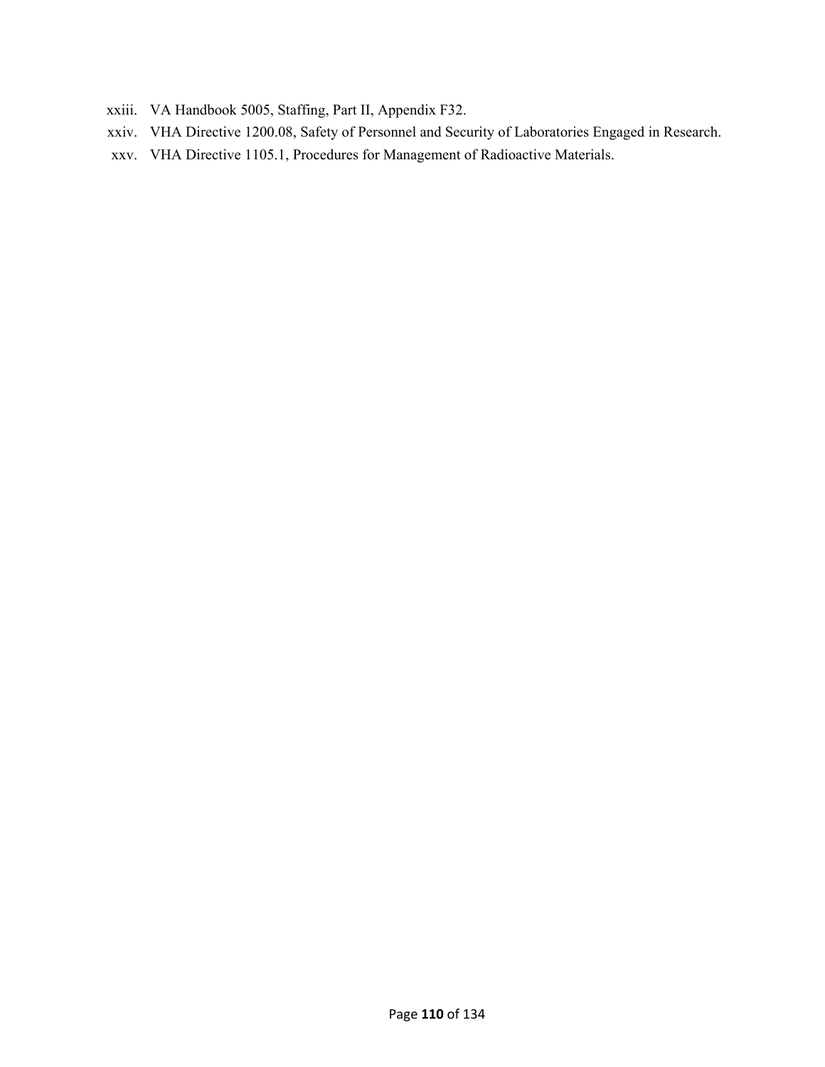xxiii. VA Handbook 5005, Staffing, Part II, Appendix F32.

xxiv. VHA Directive 1200.08, Safety of Personnel and Security of Laboratories Engaged in Research.

xxv. VHA Directive 1105.1, Procedures for Management of Radioactive Materials.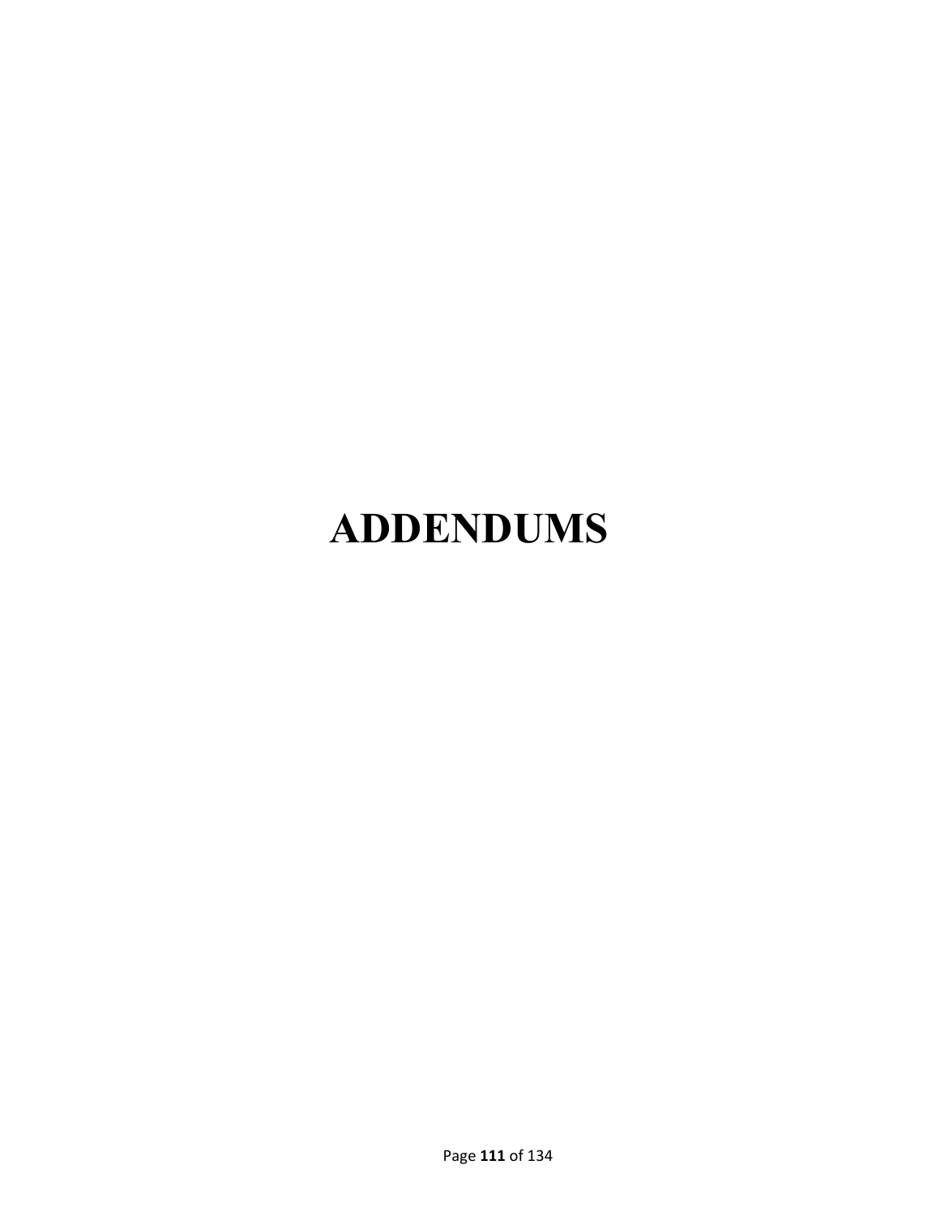# ADDENDUMS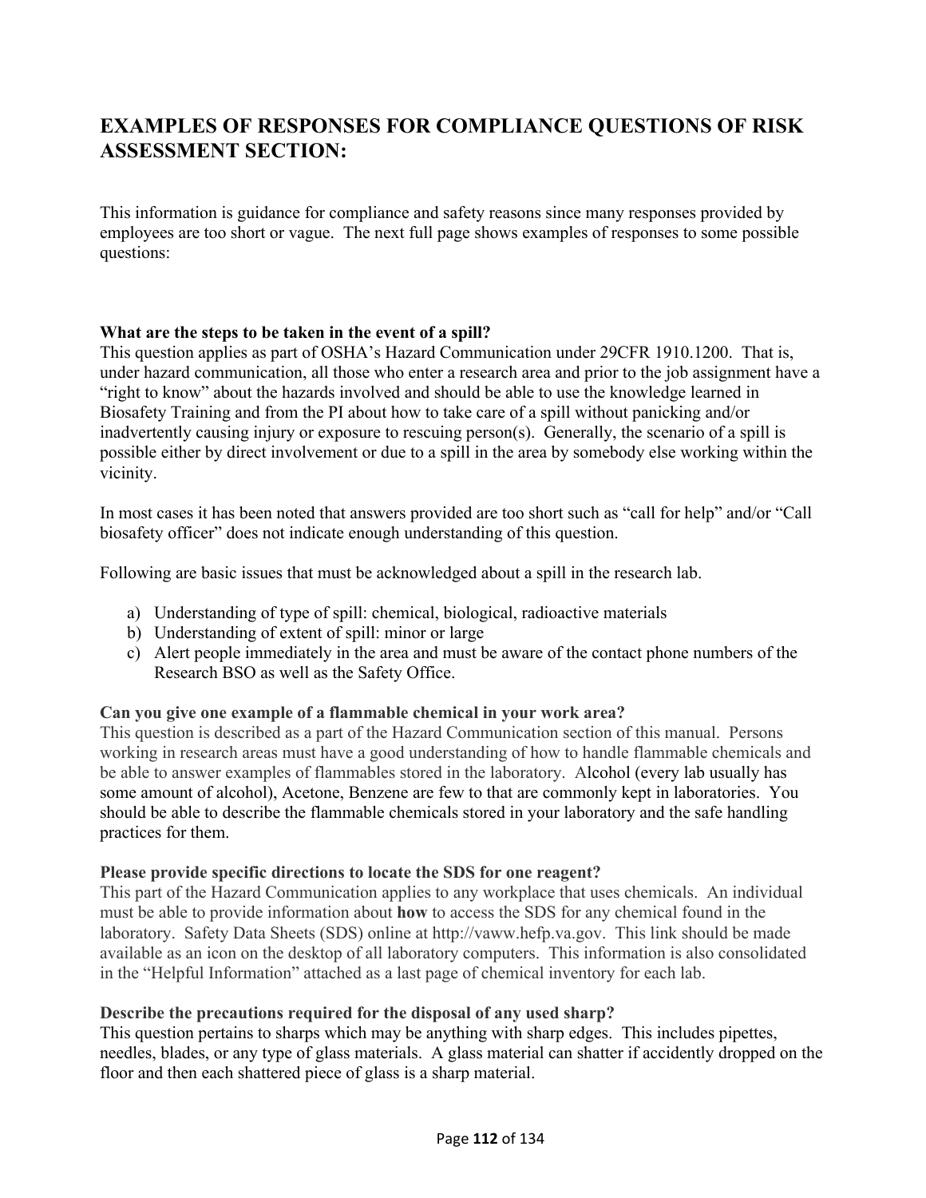## EXAMPLES OF RESPONSES FOR COMPLIANCE QUESTIONS OF RISK ASSESSMENT SECTION:

This information is guidance for compliance and safety reasons since many responses provided by employees are too short or vague. The next full page shows examples of responses to some possible questions:

**What are the steps to be taken in the event of a spill?**
This question applies as part of OSHA's Hazard Communication under 29CFR 1910.1200. That is, under hazard communication, all those who enter a research area and prior to the job assignment have a "right to know" about the hazards involved and should be able to use the knowledge learned in Biosafety Training and from the PI about how to take care of a spill without panicking and/or inadvertently causing injury or exposure to rescuing person(s). Generally, the scenario of a spill is possible either by direct involvement or due to a spill in the area by somebody else working within the vicinity.

In most cases it has been noted that answers provided are too short such as "call for help" and/or "Call biosafety officer" does not indicate enough understanding of this question.

Following are basic issues that must be acknowledged about a spill in the research lab.

a) Understanding of type of spill: chemical, biological, radioactive materials
b) Understanding of extent of spill: minor or large
c) Alert people immediately in the area and must be aware of the contact phone numbers of the Research BSO as well as the Safety Office.

**Can you give one example of a flammable chemical in your work area?**
This question is described as a part of the Hazard Communication section of this manual. Persons working in research areas must have a good understanding of how to handle flammable chemicals and be able to answer examples of flammables stored in the laboratory. Alcohol (every lab usually has some amount of alcohol), Acetone, Benzene are few to that are commonly kept in laboratories. You should be able to describe the flammable chemicals stored in your laboratory and the safe handling practices for them.

**Please provide specific directions to locate the SDS for one reagent?**
This part of the Hazard Communication applies to any workplace that uses chemicals. An individual must be able to provide information about **how** to access the SDS for any chemical found in the laboratory. Safety Data Sheets (SDS) online at http://vaww.hefp.va.gov. This link should be made available as an icon on the desktop of all laboratory computers. This information is also consolidated in the "Helpful Information" attached as a last page of chemical inventory for each lab.

**Describe the precautions required for the disposal of any used sharp?**
This question pertains to sharps which may be anything with sharp edges. This includes pipettes, needles, blades, or any type of glass materials. A glass material can shatter if accidently dropped on the floor and then each shattered piece of glass is a sharp material.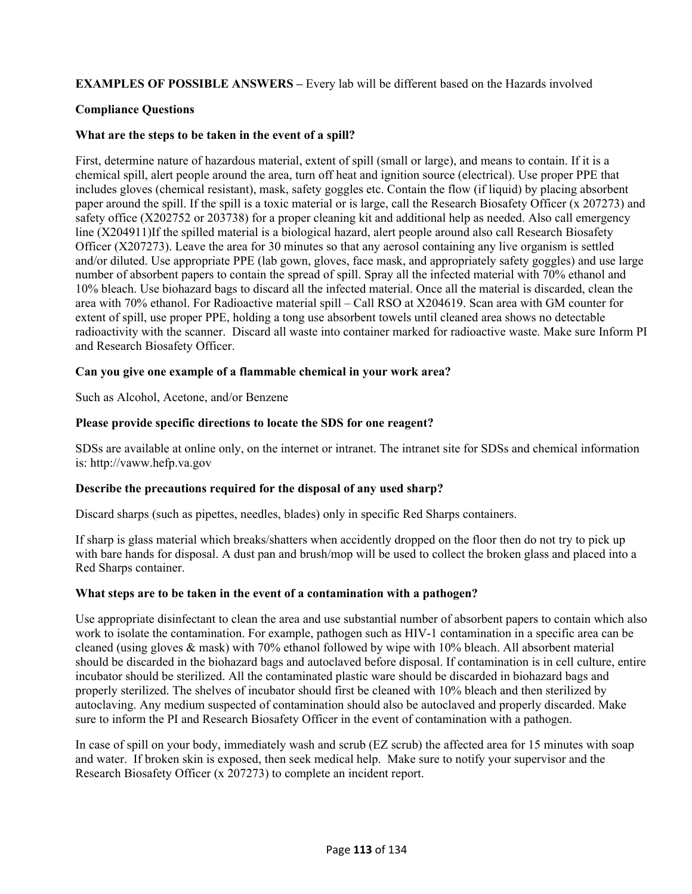**EXAMPLES OF POSSIBLE ANSWERS –** Every lab will be different based on the Hazards involved

**Compliance Questions**

**What are the steps to be taken in the event of a spill?**

First, determine nature of hazardous material, extent of spill (small or large), and means to contain. If it is a chemical spill, alert people around the area, turn off heat and ignition source (electrical). Use proper PPE that includes gloves (chemical resistant), mask, safety goggles etc. Contain the flow (if liquid) by placing absorbent paper around the spill. If the spill is a toxic material or is large, call the Research Biosafety Officer (x 207273) and safety office (X202752 or 203738) for a proper cleaning kit and additional help as needed. Also call emergency line (X204911)If the spilled material is a biological hazard, alert people around also call Research Biosafety Officer (X207273). Leave the area for 30 minutes so that any aerosol containing any live organism is settled and/or diluted. Use appropriate PPE (lab gown, gloves, face mask, and appropriately safety goggles) and use large number of absorbent papers to contain the spread of spill. Spray all the infected material with 70% ethanol and 10% bleach. Use biohazard bags to discard all the infected material. Once all the material is discarded, clean the area with 70% ethanol. For Radioactive material spill – Call RSO at X204619. Scan area with GM counter for extent of spill, use proper PPE, holding a tong use absorbent towels until cleaned area shows no detectable radioactivity with the scanner. Discard all waste into container marked for radioactive waste. Make sure Inform PI and Research Biosafety Officer.

**Can you give one example of a flammable chemical in your work area?**

Such as Alcohol, Acetone, and/or Benzene

**Please provide specific directions to locate the SDS for one reagent?**

SDSs are available at online only, on the internet or intranet. The intranet site for SDSs and chemical information is: http://vaww.hefp.va.gov

**Describe the precautions required for the disposal of any used sharp?**

Discard sharps (such as pipettes, needles, blades) only in specific Red Sharps containers.

If sharp is glass material which breaks/shatters when accidently dropped on the floor then do not try to pick up with bare hands for disposal. A dust pan and brush/mop will be used to collect the broken glass and placed into a Red Sharps container.

**What steps are to be taken in the event of a contamination with a pathogen?**

Use appropriate disinfectant to clean the area and use substantial number of absorbent papers to contain which also work to isolate the contamination. For example, pathogen such as HIV-1 contamination in a specific area can be cleaned (using gloves & mask) with 70% ethanol followed by wipe with 10% bleach. All absorbent material should be discarded in the biohazard bags and autoclaved before disposal. If contamination is in cell culture, entire incubator should be sterilized. All the contaminated plastic ware should be discarded in biohazard bags and properly sterilized. The shelves of incubator should first be cleaned with 10% bleach and then sterilized by autoclaving. Any medium suspected of contamination should also be autoclaved and properly discarded. Make sure to inform the PI and Research Biosafety Officer in the event of contamination with a pathogen.

In case of spill on your body, immediately wash and scrub (EZ scrub) the affected area for 15 minutes with soap and water. If broken skin is exposed, then seek medical help. Make sure to notify your supervisor and the Research Biosafety Officer (x 207273) to complete an incident report.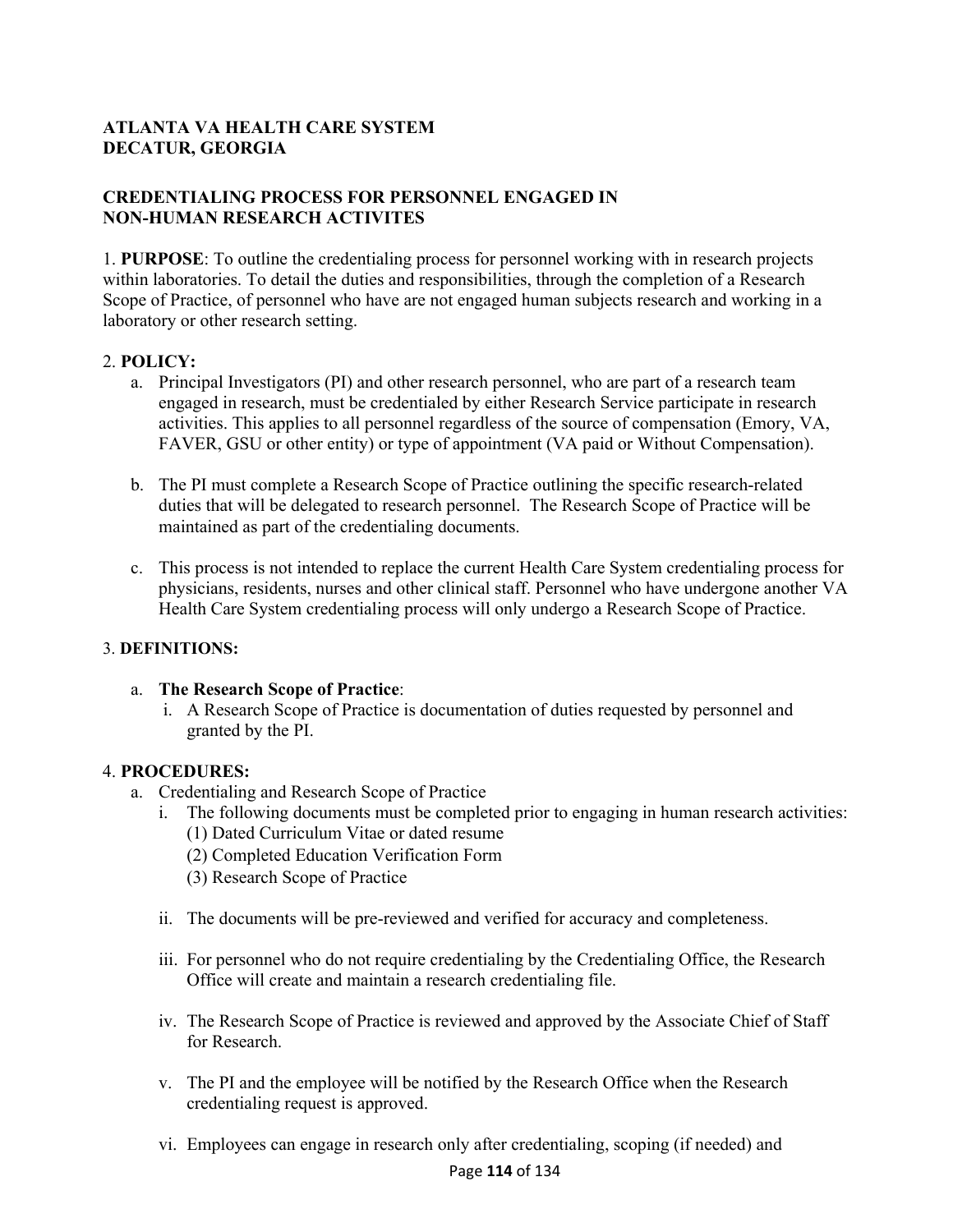**ATLANTA VA HEALTH CARE SYSTEM**
**DECATUR, GEORGIA**

**CREDENTIALING PROCESS FOR PERSONNEL ENGAGED IN NON-HUMAN RESEARCH ACTIVITES**

1. **PURPOSE**: To outline the credentialing process for personnel working with in research projects within laboratories. To detail the duties and responsibilities, through the completion of a Research Scope of Practice, of personnel who have are not engaged human subjects research and working in a laboratory or other research setting.

2. **POLICY:**
   a. Principal Investigators (PI) and other research personnel, who are part of a research team engaged in research, must be credentialed by either Research Service participate in research activities. This applies to all personnel regardless of the source of compensation (Emory, VA, FAVER, GSU or other entity) or type of appointment (VA paid or Without Compensation).

   b. The PI must complete a Research Scope of Practice outlining the specific research-related duties that will be delegated to research personnel. The Research Scope of Practice will be maintained as part of the credentialing documents.

   c. This process is not intended to replace the current Health Care System credentialing process for physicians, residents, nurses and other clinical staff. Personnel who have undergone another VA Health Care System credentialing process will only undergo a Research Scope of Practice.

3. **DEFINITIONS:**

   a. **The Research Scope of Practice**:
      i. A Research Scope of Practice is documentation of duties requested by personnel and granted by the PI.

4. **PROCEDURES:**
   a. Credentialing and Research Scope of Practice
      i. The following documents must be completed prior to engaging in human research activities:
         (1) Dated Curriculum Vitae or dated resume
         (2) Completed Education Verification Form
         (3) Research Scope of Practice

      ii. The documents will be pre-reviewed and verified for accuracy and completeness.

      iii. For personnel who do not require credentialing by the Credentialing Office, the Research Office will create and maintain a research credentialing file.

      iv. The Research Scope of Practice is reviewed and approved by the Associate Chief of Staff for Research.

      v. The PI and the employee will be notified by the Research Office when the Research credentialing request is approved.

      vi. Employees can engage in research only after credentialing, scoping (if needed) and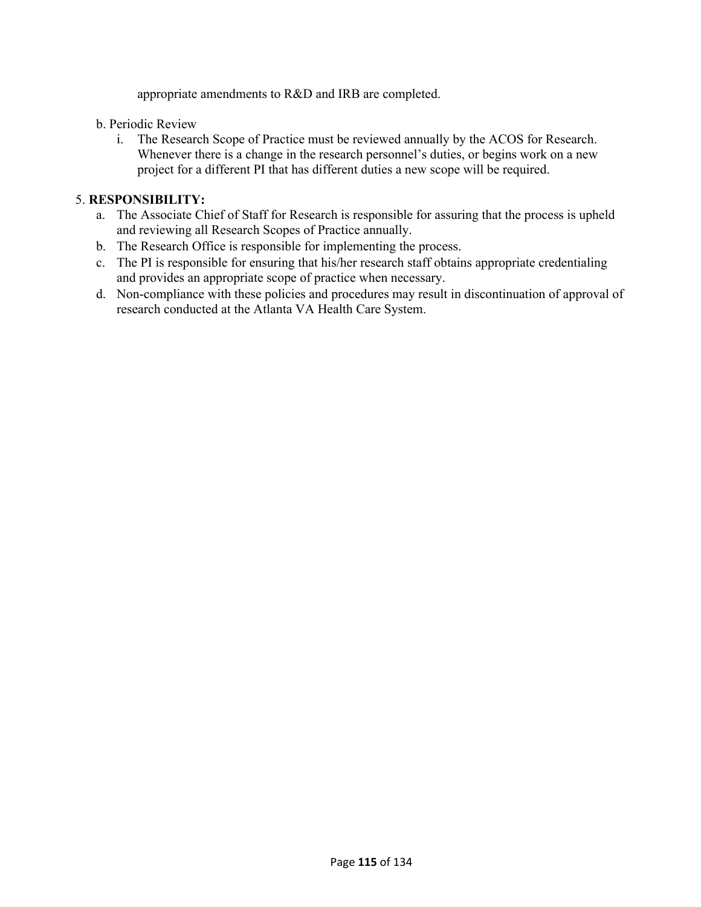appropriate amendments to R&D and IRB are completed.

b. Periodic Review

  i. The Research Scope of Practice must be reviewed annually by the ACOS for Research. Whenever there is a change in the research personnel's duties, or begins work on a new project for a different PI that has different duties a new scope will be required.

5. **RESPONSIBILITY:**

  a. The Associate Chief of Staff for Research is responsible for assuring that the process is upheld and reviewing all Research Scopes of Practice annually.
  b. The Research Office is responsible for implementing the process.
  c. The PI is responsible for ensuring that his/her research staff obtains appropriate credentialing and provides an appropriate scope of practice when necessary.
  d. Non-compliance with these policies and procedures may result in discontinuation of approval of research conducted at the Atlanta VA Health Care System.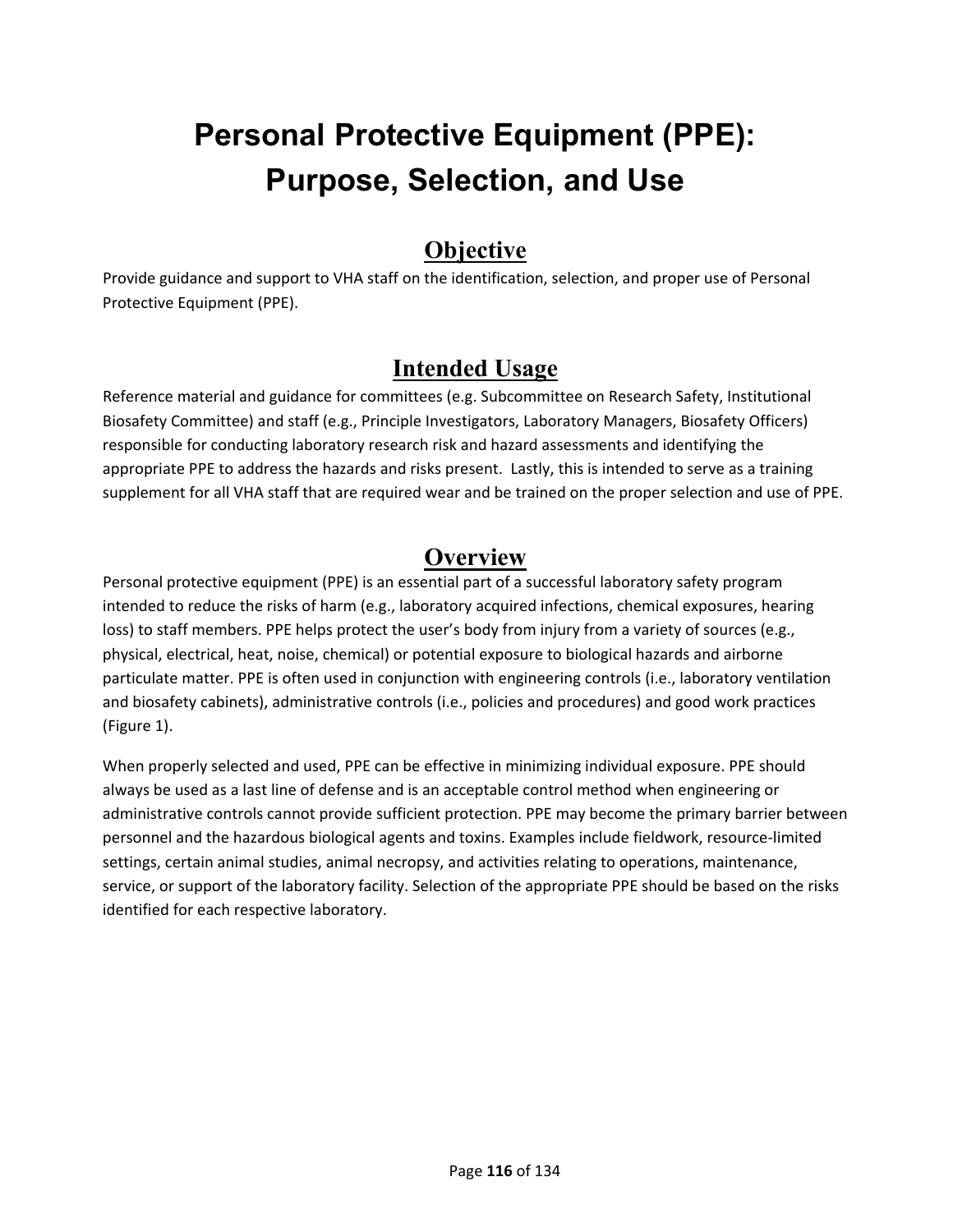# Personal Protective Equipment (PPE): Purpose, Selection, and Use

## Objective

Provide guidance and support to VHA staff on the identification, selection, and proper use of Personal Protective Equipment (PPE).

## Intended Usage

Reference material and guidance for committees (e.g. Subcommittee on Research Safety, Institutional Biosafety Committee) and staff (e.g., Principle Investigators, Laboratory Managers, Biosafety Officers) responsible for conducting laboratory research risk and hazard assessments and identifying the appropriate PPE to address the hazards and risks present. Lastly, this is intended to serve as a training supplement for all VHA staff that are required wear and be trained on the proper selection and use of PPE.

## Overview

Personal protective equipment (PPE) is an essential part of a successful laboratory safety program intended to reduce the risks of harm (e.g., laboratory acquired infections, chemical exposures, hearing loss) to staff members. PPE helps protect the user's body from injury from a variety of sources (e.g., physical, electrical, heat, noise, chemical) or potential exposure to biological hazards and airborne particulate matter. PPE is often used in conjunction with engineering controls (i.e., laboratory ventilation and biosafety cabinets), administrative controls (i.e., policies and procedures) and good work practices (Figure 1).

When properly selected and used, PPE can be effective in minimizing individual exposure. PPE should always be used as a last line of defense and is an acceptable control method when engineering or administrative controls cannot provide sufficient protection. PPE may become the primary barrier between personnel and the hazardous biological agents and toxins. Examples include fieldwork, resource-limited settings, certain animal studies, animal necropsy, and activities relating to operations, maintenance, service, or support of the laboratory facility. Selection of the appropriate PPE should be based on the risks identified for each respective laboratory.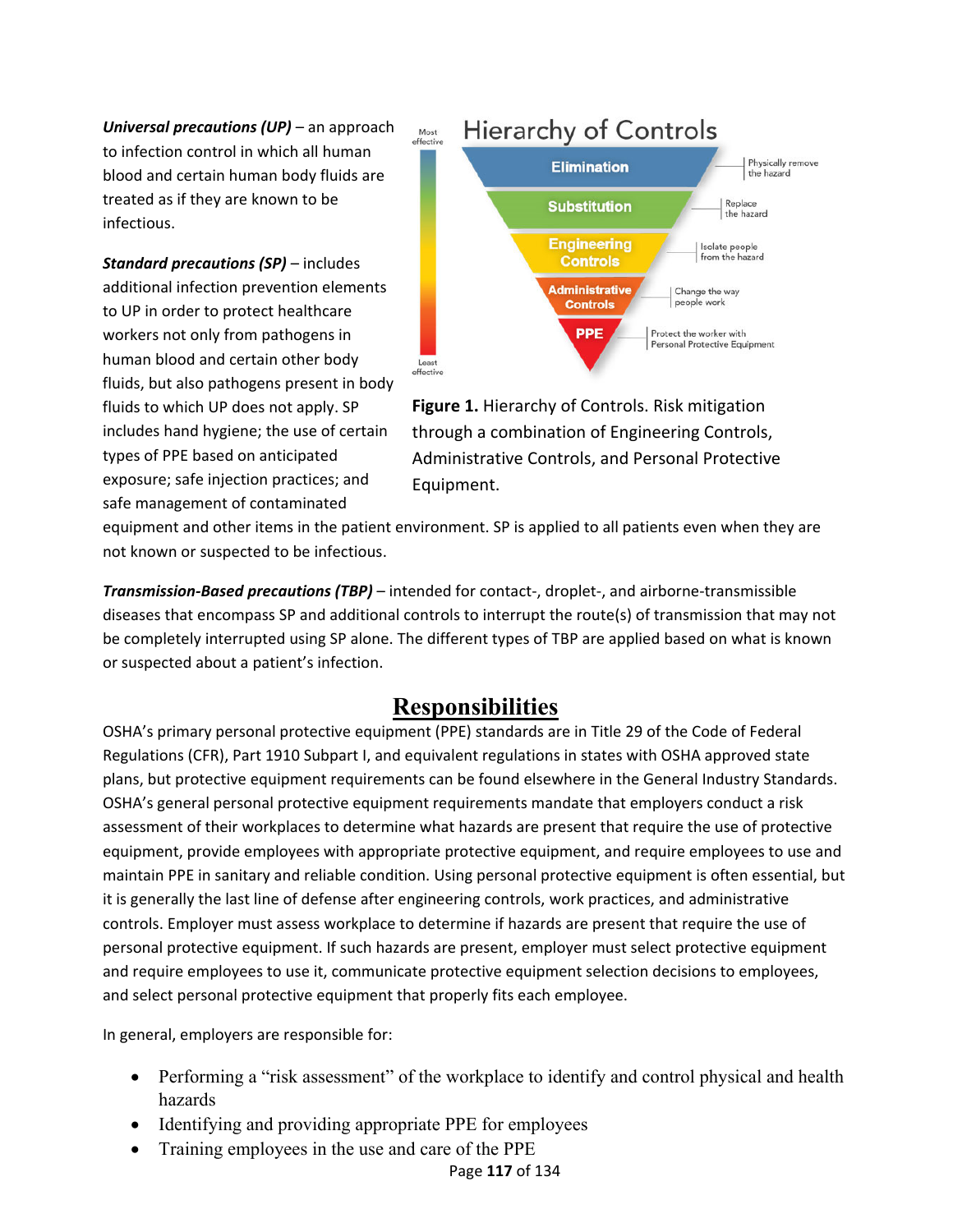***Universal precautions (UP)*** – an approach to infection control in which all human blood and certain human body fluids are treated as if they are known to be infectious.

***Standard precautions (SP)*** – includes additional infection prevention elements to UP in order to protect healthcare workers not only from pathogens in human blood and certain other body fluids, but also pathogens present in body fluids to which UP does not apply. SP includes hand hygiene; the use of certain types of PPE based on anticipated exposure; safe injection practices; and safe management of contaminated equipment and other items in the patient environment. SP is applied to all patients even when they are not known or suspected to be infectious.

**Figure 1.** Hierarchy of Controls. Risk mitigation through a combination of Engineering Controls, Administrative Controls, and Personal Protective Equipment.

***Transmission-Based precautions (TBP)*** – intended for contact-, droplet-, and airborne-transmissible diseases that encompass SP and additional controls to interrupt the route(s) of transmission that may not be completely interrupted using SP alone. The different types of TBP are applied based on what is known or suspected about a patient's infection.

## Responsibilities

OSHA's primary personal protective equipment (PPE) standards are in Title 29 of the Code of Federal Regulations (CFR), Part 1910 Subpart I, and equivalent regulations in states with OSHA approved state plans, but protective equipment requirements can be found elsewhere in the General Industry Standards. OSHA's general personal protective equipment requirements mandate that employers conduct a risk assessment of their workplaces to determine what hazards are present that require the use of protective equipment, provide employees with appropriate protective equipment, and require employees to use and maintain PPE in sanitary and reliable condition. Using personal protective equipment is often essential, but it is generally the last line of defense after engineering controls, work practices, and administrative controls. Employer must assess workplace to determine if hazards are present that require the use of personal protective equipment. If such hazards are present, employer must select protective equipment and require employees to use it, communicate protective equipment selection decisions to employees, and select personal protective equipment that properly fits each employee.

In general, employers are responsible for:

- Performing a "risk assessment" of the workplace to identify and control physical and health hazards
- Identifying and providing appropriate PPE for employees
- Training employees in the use and care of the PPE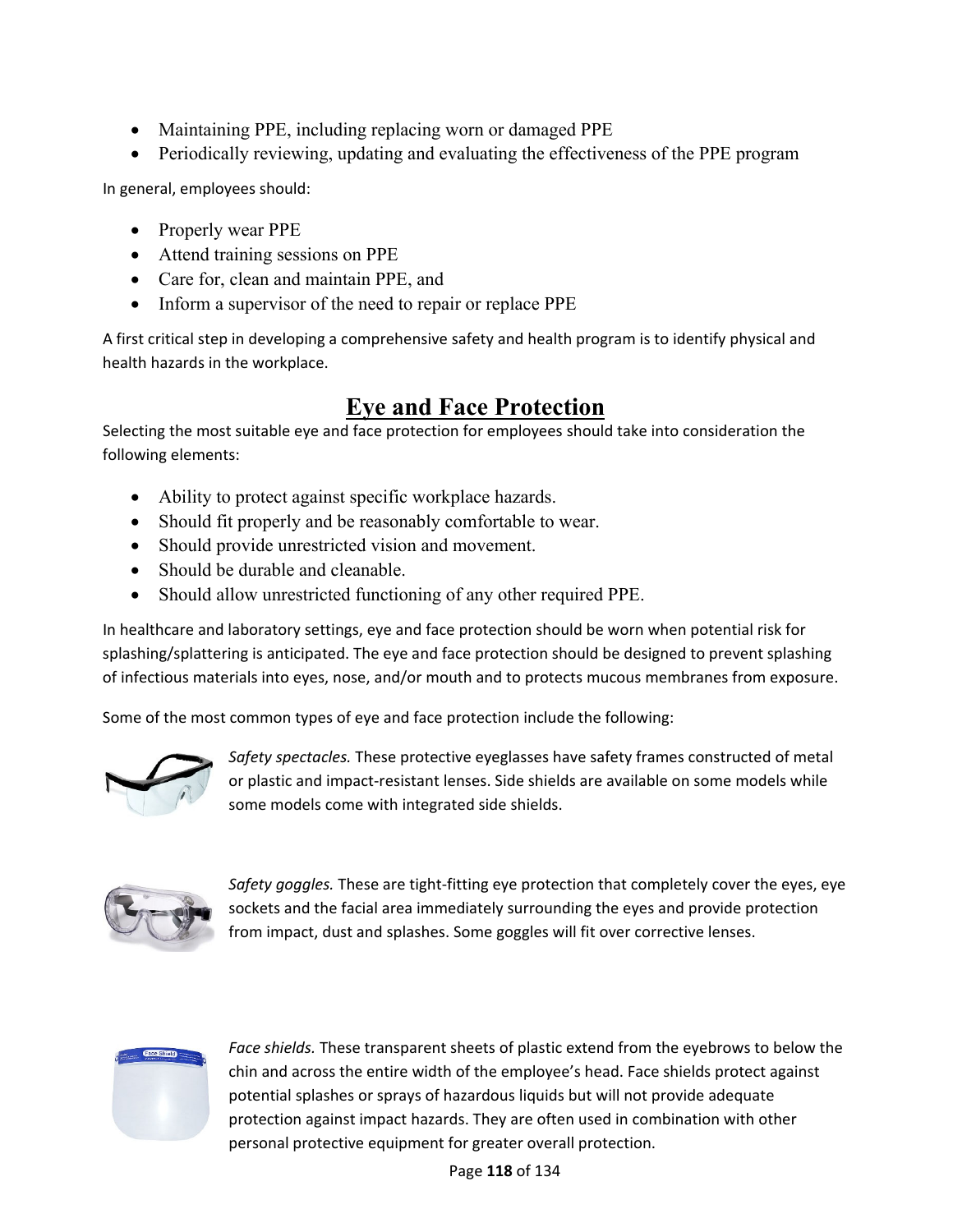- Maintaining PPE, including replacing worn or damaged PPE
- Periodically reviewing, updating and evaluating the effectiveness of the PPE program

In general, employees should:

- Properly wear PPE
- Attend training sessions on PPE
- Care for, clean and maintain PPE, and
- Inform a supervisor of the need to repair or replace PPE

A first critical step in developing a comprehensive safety and health program is to identify physical and health hazards in the workplace.

## Eye and Face Protection

Selecting the most suitable eye and face protection for employees should take into consideration the following elements:

- Ability to protect against specific workplace hazards.
- Should fit properly and be reasonably comfortable to wear.
- Should provide unrestricted vision and movement.
- Should be durable and cleanable.
- Should allow unrestricted functioning of any other required PPE.

In healthcare and laboratory settings, eye and face protection should be worn when potential risk for splashing/splattering is anticipated. The eye and face protection should be designed to prevent splashing of infectious materials into eyes, nose, and/or mouth and to protects mucous membranes from exposure.

Some of the most common types of eye and face protection include the following:

*Safety spectacles.* These protective eyeglasses have safety frames constructed of metal or plastic and impact-resistant lenses. Side shields are available on some models while some models come with integrated side shields.

*Safety goggles.* These are tight-fitting eye protection that completely cover the eyes, eye sockets and the facial area immediately surrounding the eyes and provide protection from impact, dust and splashes. Some goggles will fit over corrective lenses.

*Face shields.* These transparent sheets of plastic extend from the eyebrows to below the chin and across the entire width of the employee's head. Face shields protect against potential splashes or sprays of hazardous liquids but will not provide adequate protection against impact hazards. They are often used in combination with other personal protective equipment for greater overall protection.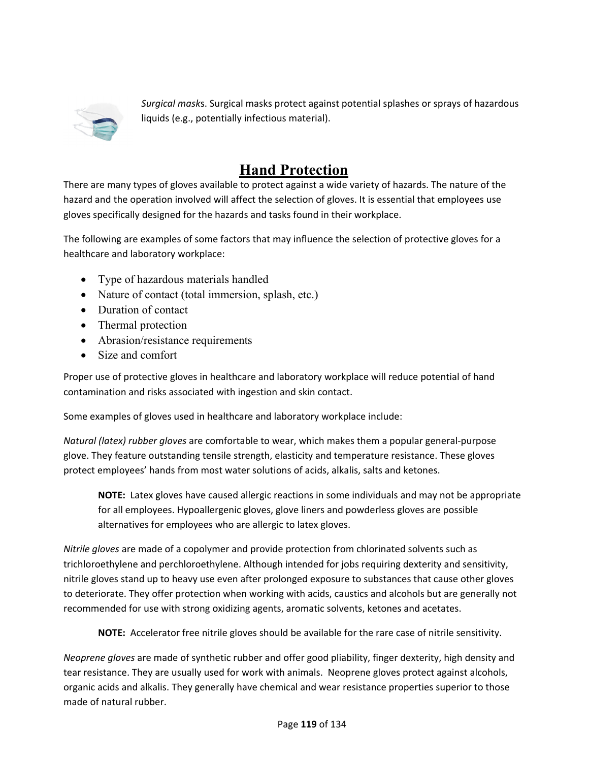*Surgical masks*. Surgical masks protect against potential splashes or sprays of hazardous liquids (e.g., potentially infectious material).

## Hand Protection

There are many types of gloves available to protect against a wide variety of hazards. The nature of the hazard and the operation involved will affect the selection of gloves. It is essential that employees use gloves specifically designed for the hazards and tasks found in their workplace.

The following are examples of some factors that may influence the selection of protective gloves for a healthcare and laboratory workplace:

- Type of hazardous materials handled
- Nature of contact (total immersion, splash, etc.)
- Duration of contact
- Thermal protection
- Abrasion/resistance requirements
- Size and comfort

Proper use of protective gloves in healthcare and laboratory workplace will reduce potential of hand contamination and risks associated with ingestion and skin contact.

Some examples of gloves used in healthcare and laboratory workplace include:

*Natural (latex) rubber gloves* are comfortable to wear, which makes them a popular general-purpose glove. They feature outstanding tensile strength, elasticity and temperature resistance. These gloves protect employees' hands from most water solutions of acids, alkalis, salts and ketones.

> **NOTE:** Latex gloves have caused allergic reactions in some individuals and may not be appropriate for all employees. Hypoallergenic gloves, glove liners and powderless gloves are possible alternatives for employees who are allergic to latex gloves.

*Nitrile gloves* are made of a copolymer and provide protection from chlorinated solvents such as trichloroethylene and perchloroethylene. Although intended for jobs requiring dexterity and sensitivity, nitrile gloves stand up to heavy use even after prolonged exposure to substances that cause other gloves to deteriorate. They offer protection when working with acids, caustics and alcohols but are generally not recommended for use with strong oxidizing agents, aromatic solvents, ketones and acetates.

> **NOTE:** Accelerator free nitrile gloves should be available for the rare case of nitrile sensitivity.

*Neoprene gloves* are made of synthetic rubber and offer good pliability, finger dexterity, high density and tear resistance. They are usually used for work with animals. Neoprene gloves protect against alcohols, organic acids and alkalis. They generally have chemical and wear resistance properties superior to those made of natural rubber.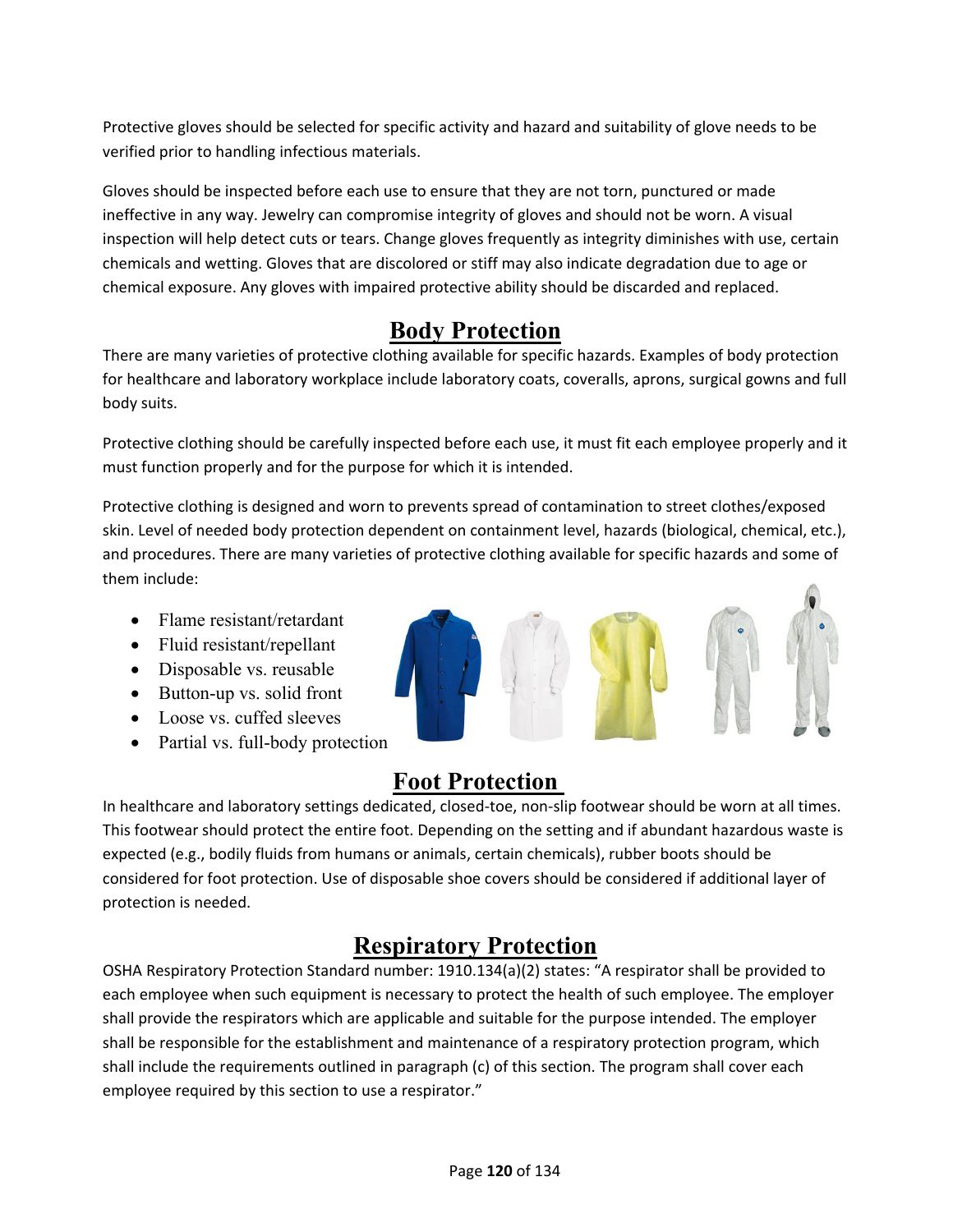Protective gloves should be selected for specific activity and hazard and suitability of glove needs to be verified prior to handling infectious materials.

Gloves should be inspected before each use to ensure that they are not torn, punctured or made ineffective in any way. Jewelry can compromise integrity of gloves and should not be worn. A visual inspection will help detect cuts or tears. Change gloves frequently as integrity diminishes with use, certain chemicals and wetting. Gloves that are discolored or stiff may also indicate degradation due to age or chemical exposure. Any gloves with impaired protective ability should be discarded and replaced.

## Body Protection

There are many varieties of protective clothing available for specific hazards. Examples of body protection for healthcare and laboratory workplace include laboratory coats, coveralls, aprons, surgical gowns and full body suits.

Protective clothing should be carefully inspected before each use, it must fit each employee properly and it must function properly and for the purpose for which it is intended.

Protective clothing is designed and worn to prevents spread of contamination to street clothes/exposed skin. Level of needed body protection dependent on containment level, hazards (biological, chemical, etc.), and procedures. There are many varieties of protective clothing available for specific hazards and some of them include:

- Flame resistant/retardant
- Fluid resistant/repellant
- Disposable vs. reusable
- Button-up vs. solid front
- Loose vs. cuffed sleeves
- Partial vs. full-body protection

## Foot Protection

In healthcare and laboratory settings dedicated, closed-toe, non-slip footwear should be worn at all times. This footwear should protect the entire foot. Depending on the setting and if abundant hazardous waste is expected (e.g., bodily fluids from humans or animals, certain chemicals), rubber boots should be considered for foot protection. Use of disposable shoe covers should be considered if additional layer of protection is needed.

## Respiratory Protection

OSHA Respiratory Protection Standard number: 1910.134(a)(2) states: "A respirator shall be provided to each employee when such equipment is necessary to protect the health of such employee. The employer shall provide the respirators which are applicable and suitable for the purpose intended. The employer shall be responsible for the establishment and maintenance of a respiratory protection program, which shall include the requirements outlined in paragraph (c) of this section. The program shall cover each employee required by this section to use a respirator."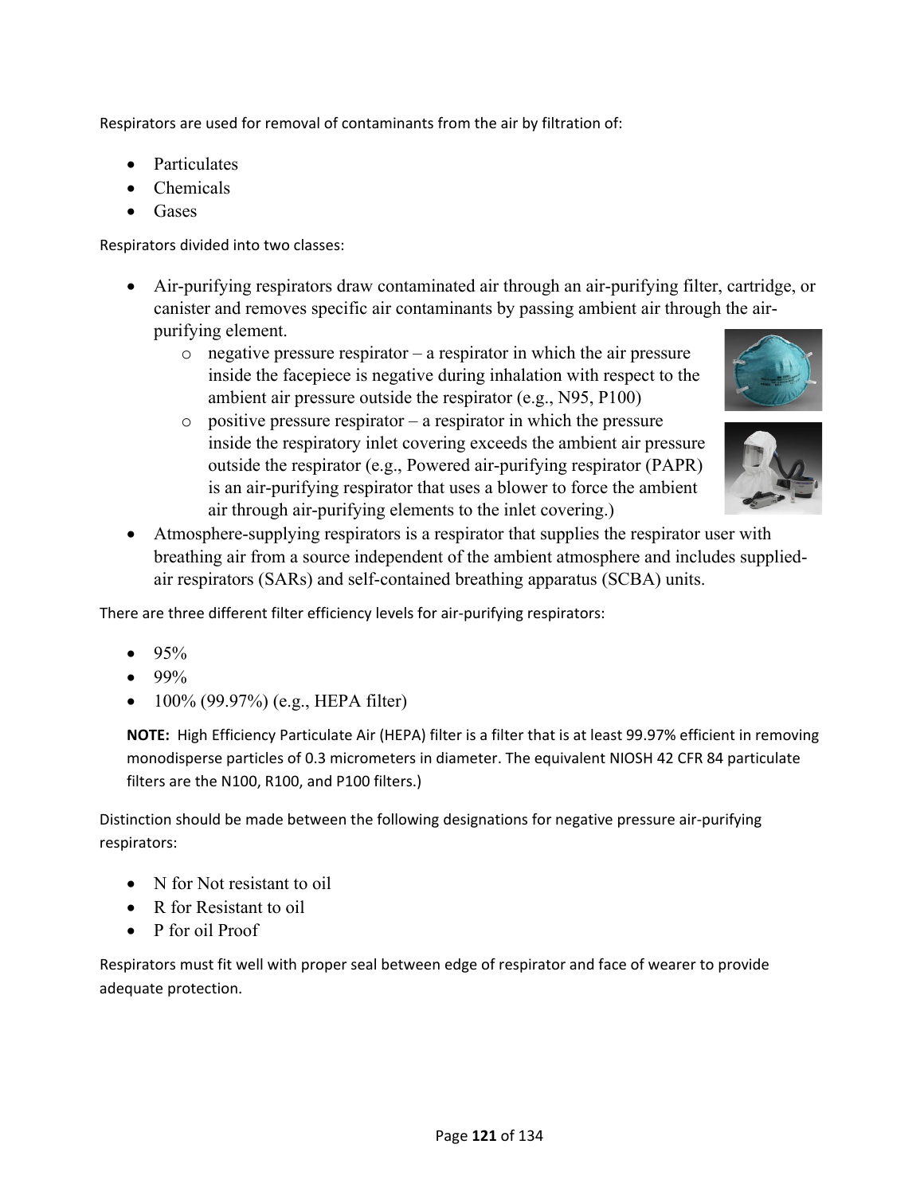Respirators are used for removal of contaminants from the air by filtration of:

- Particulates
- Chemicals
- Gases

Respirators divided into two classes:

- Air-purifying respirators draw contaminated air through an air-purifying filter, cartridge, or canister and removes specific air contaminants by passing ambient air through the air-purifying element.
  - negative pressure respirator – a respirator in which the air pressure inside the facepiece is negative during inhalation with respect to the ambient air pressure outside the respirator (e.g., N95, P100)
  - positive pressure respirator – a respirator in which the pressure inside the respiratory inlet covering exceeds the ambient air pressure outside the respirator (e.g., Powered air-purifying respirator (PAPR) is an air-purifying respirator that uses a blower to force the ambient air through air-purifying elements to the inlet covering.)
- Atmosphere-supplying respirators is a respirator that supplies the respirator user with breathing air from a source independent of the ambient atmosphere and includes supplied-air respirators (SARs) and self-contained breathing apparatus (SCBA) units.

There are three different filter efficiency levels for air-purifying respirators:

- 95%
- 99%
- 100% (99.97%) (e.g., HEPA filter)

**NOTE:** High Efficiency Particulate Air (HEPA) filter is a filter that is at least 99.97% efficient in removing monodisperse particles of 0.3 micrometers in diameter. The equivalent NIOSH 42 CFR 84 particulate filters are the N100, R100, and P100 filters.)

Distinction should be made between the following designations for negative pressure air-purifying respirators:

- N for Not resistant to oil
- R for Resistant to oil
- P for oil Proof

Respirators must fit well with proper seal between edge of respirator and face of wearer to provide adequate protection.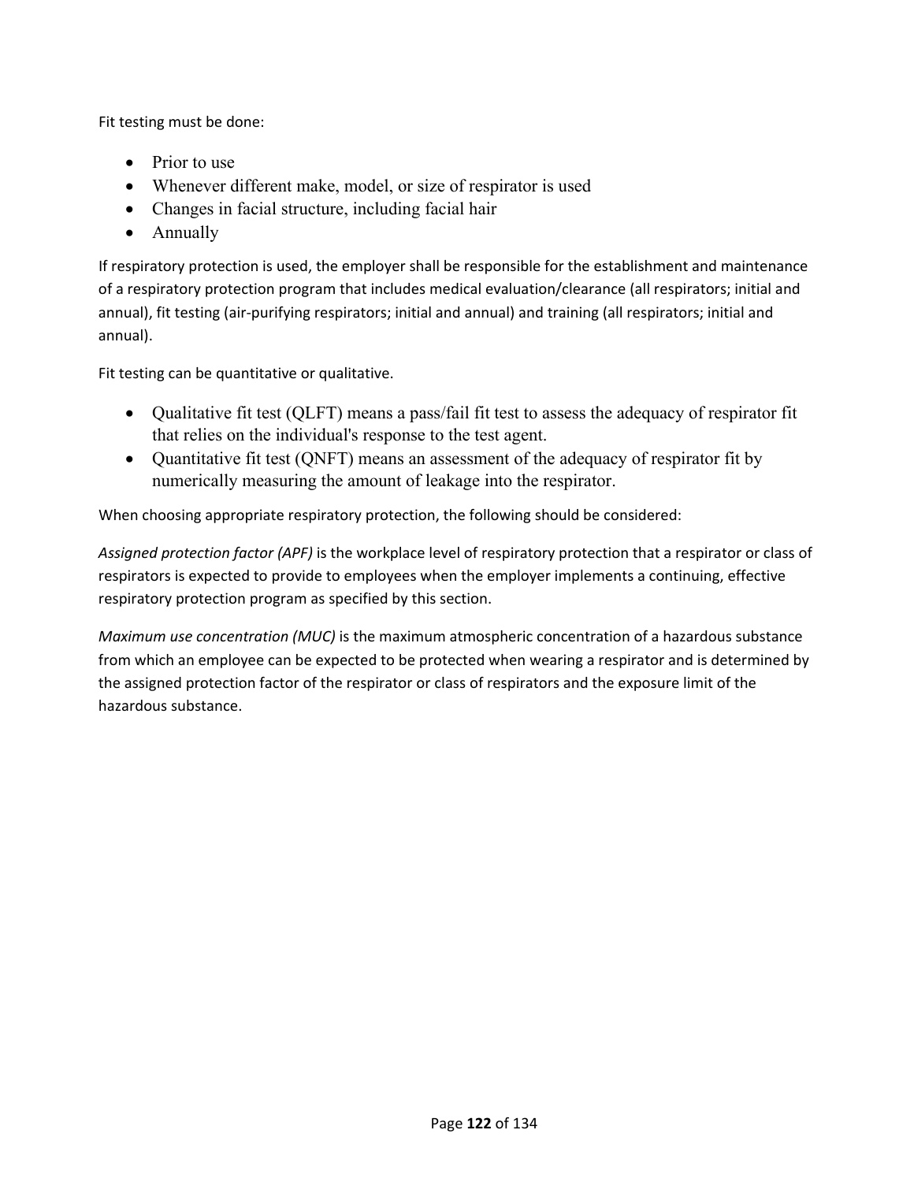Fit testing must be done:

- Prior to use
- Whenever different make, model, or size of respirator is used
- Changes in facial structure, including facial hair
- Annually

If respiratory protection is used, the employer shall be responsible for the establishment and maintenance of a respiratory protection program that includes medical evaluation/clearance (all respirators; initial and annual), fit testing (air-purifying respirators; initial and annual) and training (all respirators; initial and annual).

Fit testing can be quantitative or qualitative.

- Qualitative fit test (QLFT) means a pass/fail fit test to assess the adequacy of respirator fit that relies on the individual's response to the test agent.
- Quantitative fit test (QNFT) means an assessment of the adequacy of respirator fit by numerically measuring the amount of leakage into the respirator.

When choosing appropriate respiratory protection, the following should be considered:

*Assigned protection factor (APF)* is the workplace level of respiratory protection that a respirator or class of respirators is expected to provide to employees when the employer implements a continuing, effective respiratory protection program as specified by this section.

*Maximum use concentration (MUC)* is the maximum atmospheric concentration of a hazardous substance from which an employee can be expected to be protected when wearing a respirator and is determined by the assigned protection factor of the respirator or class of respirators and the exposure limit of the hazardous substance.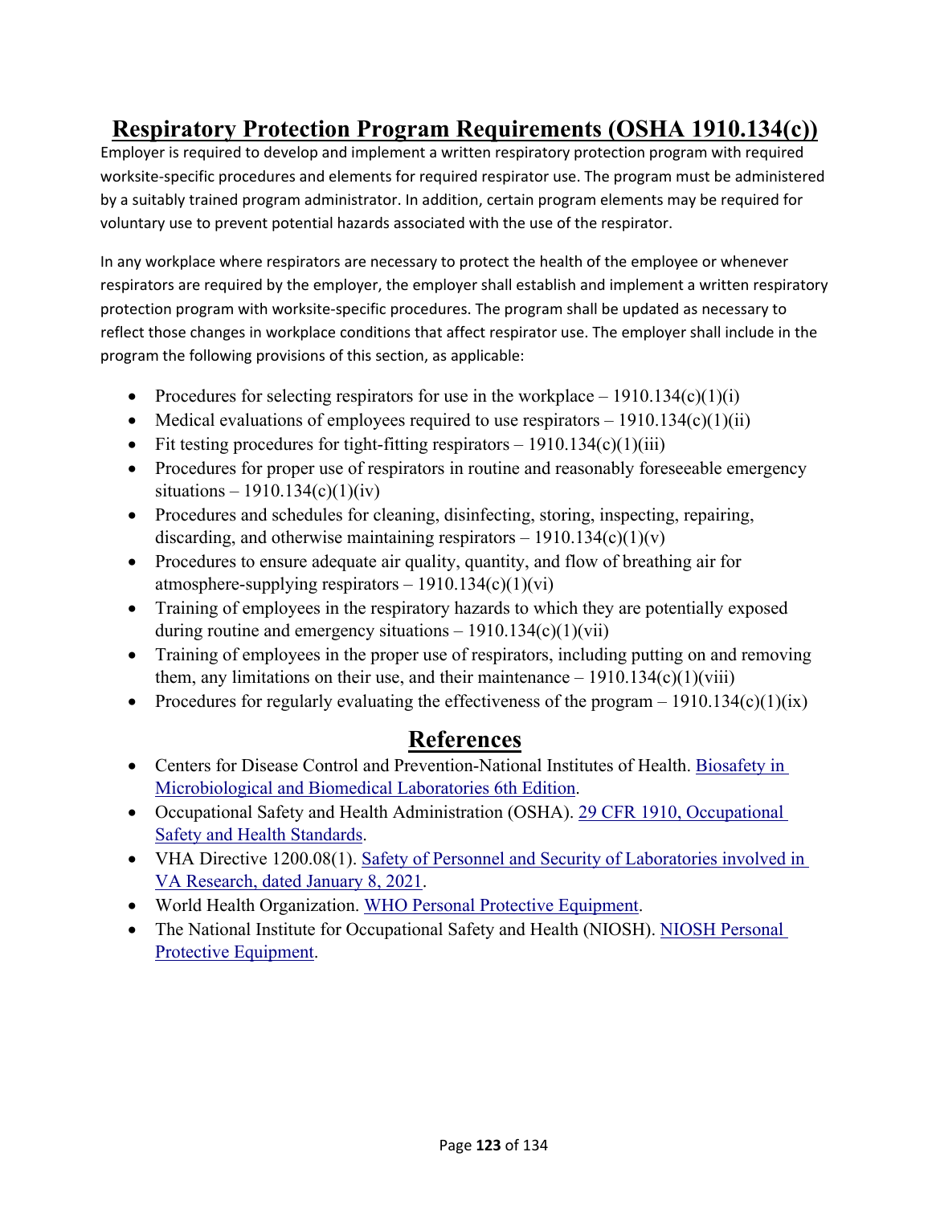# Respiratory Protection Program Requirements (OSHA 1910.134(c))

Employer is required to develop and implement a written respiratory protection program with required worksite-specific procedures and elements for required respirator use. The program must be administered by a suitably trained program administrator. In addition, certain program elements may be required for voluntary use to prevent potential hazards associated with the use of the respirator.

In any workplace where respirators are necessary to protect the health of the employee or whenever respirators are required by the employer, the employer shall establish and implement a written respiratory protection program with worksite-specific procedures. The program shall be updated as necessary to reflect those changes in workplace conditions that affect respirator use. The employer shall include in the program the following provisions of this section, as applicable:

- Procedures for selecting respirators for use in the workplace – 1910.134(c)(1)(i)
- Medical evaluations of employees required to use respirators – 1910.134(c)(1)(ii)
- Fit testing procedures for tight-fitting respirators – 1910.134(c)(1)(iii)
- Procedures for proper use of respirators in routine and reasonably foreseeable emergency situations – 1910.134(c)(1)(iv)
- Procedures and schedules for cleaning, disinfecting, storing, inspecting, repairing, discarding, and otherwise maintaining respirators – 1910.134(c)(1)(v)
- Procedures to ensure adequate air quality, quantity, and flow of breathing air for atmosphere-supplying respirators – 1910.134(c)(1)(vi)
- Training of employees in the respiratory hazards to which they are potentially exposed during routine and emergency situations – 1910.134(c)(1)(vii)
- Training of employees in the proper use of respirators, including putting on and removing them, any limitations on their use, and their maintenance – 1910.134(c)(1)(viii)
- Procedures for regularly evaluating the effectiveness of the program – 1910.134(c)(1)(ix)

## References

- Centers for Disease Control and Prevention-National Institutes of Health. Biosafety in Microbiological and Biomedical Laboratories 6th Edition.
- Occupational Safety and Health Administration (OSHA). 29 CFR 1910, Occupational Safety and Health Standards.
- VHA Directive 1200.08(1). Safety of Personnel and Security of Laboratories involved in VA Research, dated January 8, 2021.
- World Health Organization. WHO Personal Protective Equipment.
- The National Institute for Occupational Safety and Health (NIOSH). NIOSH Personal Protective Equipment.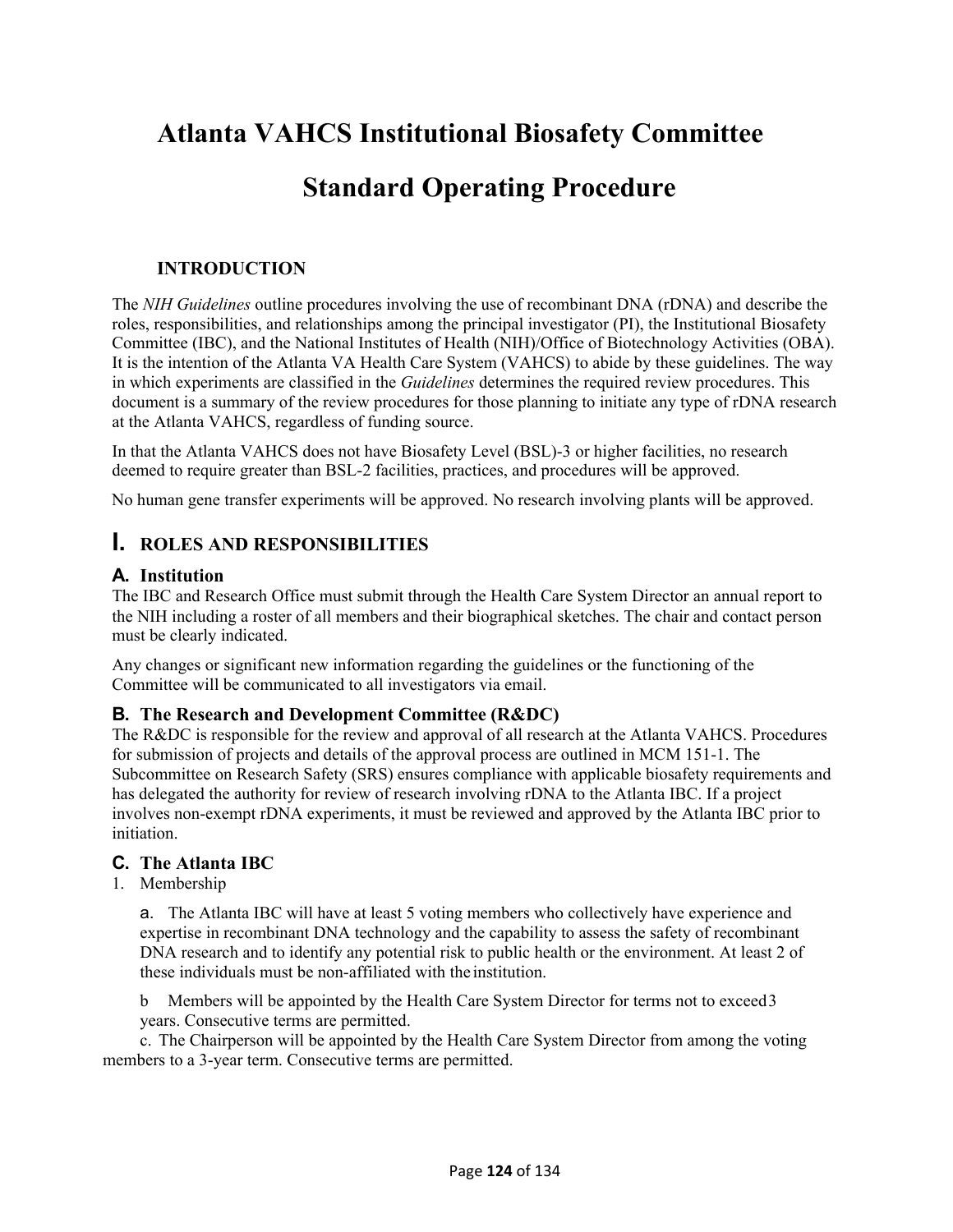# Atlanta VAHCS Institutional Biosafety Committee

# Standard Operating Procedure

## INTRODUCTION

The *NIH Guidelines* outline procedures involving the use of recombinant DNA (rDNA) and describe the roles, responsibilities, and relationships among the principal investigator (PI), the Institutional Biosafety Committee (IBC), and the National Institutes of Health (NIH)/Office of Biotechnology Activities (OBA). It is the intention of the Atlanta VA Health Care System (VAHCS) to abide by these guidelines. The way in which experiments are classified in the *Guidelines* determines the required review procedures. This document is a summary of the review procedures for those planning to initiate any type of rDNA research at the Atlanta VAHCS, regardless of funding source.

In that the Atlanta VAHCS does not have Biosafety Level (BSL)-3 or higher facilities, no research deemed to require greater than BSL-2 facilities, practices, and procedures will be approved.

No human gene transfer experiments will be approved. No research involving plants will be approved.

## I. ROLES AND RESPONSIBILITIES

### A. Institution

The IBC and Research Office must submit through the Health Care System Director an annual report to the NIH including a roster of all members and their biographical sketches. The chair and contact person must be clearly indicated.

Any changes or significant new information regarding the guidelines or the functioning of the Committee will be communicated to all investigators via email.

### B. The Research and Development Committee (R&DC)

The R&DC is responsible for the review and approval of all research at the Atlanta VAHCS. Procedures for submission of projects and details of the approval process are outlined in MCM 151-1. The Subcommittee on Research Safety (SRS) ensures compliance with applicable biosafety requirements and has delegated the authority for review of research involving rDNA to the Atlanta IBC. If a project involves non-exempt rDNA experiments, it must be reviewed and approved by the Atlanta IBC prior to initiation.

### C. The Atlanta IBC

1. Membership

   a. The Atlanta IBC will have at least 5 voting members who collectively have experience and expertise in recombinant DNA technology and the capability to assess the safety of recombinant DNA research and to identify any potential risk to public health or the environment. At least 2 of these individuals must be non-affiliated with the institution.

   b Members will be appointed by the Health Care System Director for terms not to exceed 3 years. Consecutive terms are permitted.

   c. The Chairperson will be appointed by the Health Care System Director from among the voting members to a 3-year term. Consecutive terms are permitted.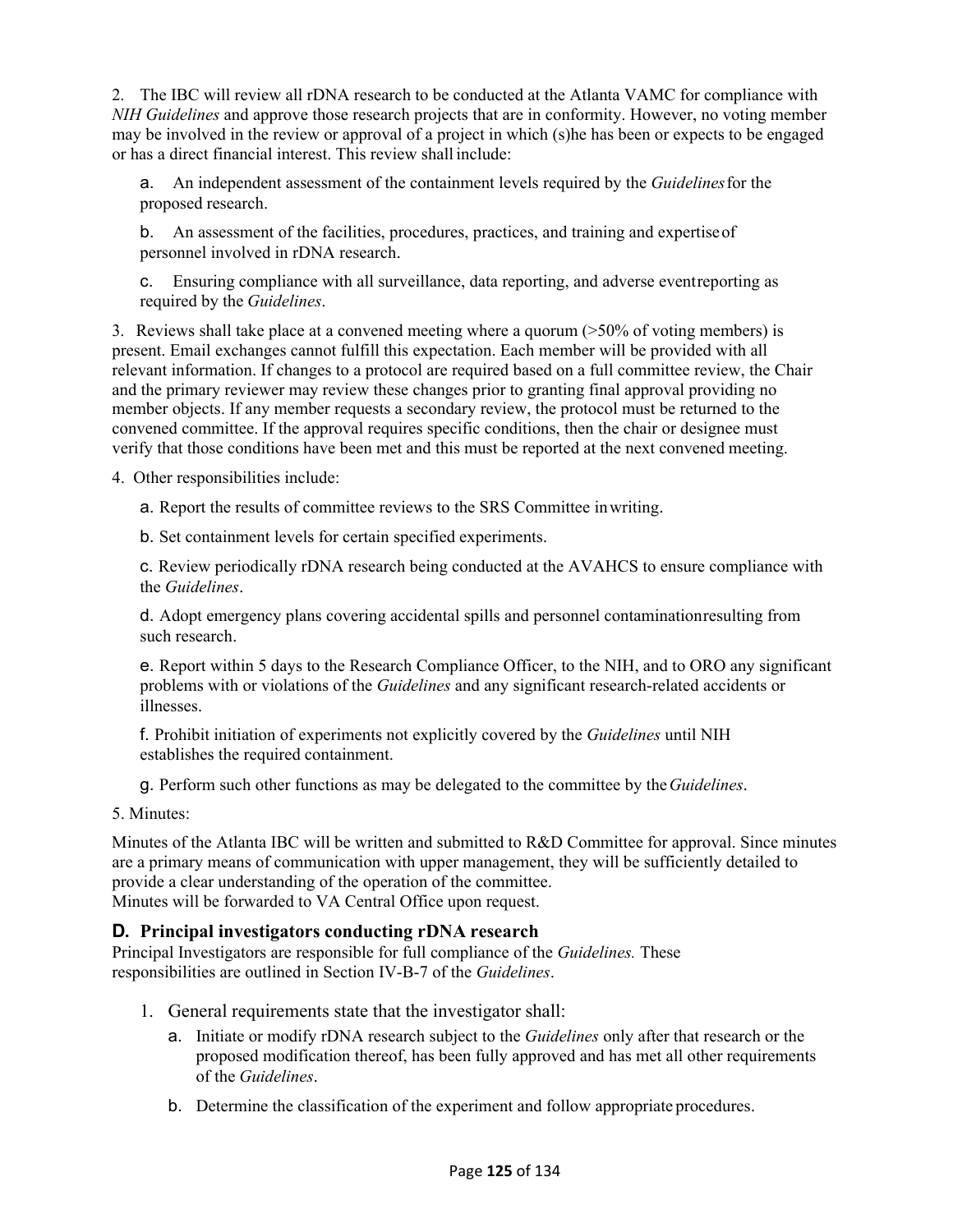2. The IBC will review all rDNA research to be conducted at the Atlanta VAMC for compliance with *NIH Guidelines* and approve those research projects that are in conformity. However, no voting member may be involved in the review or approval of a project in which (s)he has been or expects to be engaged or has a direct financial interest. This review shall include:

  a. An independent assessment of the containment levels required by the *Guidelines* for the proposed research.

  b. An assessment of the facilities, procedures, practices, and training and expertise of personnel involved in rDNA research.

  c. Ensuring compliance with all surveillance, data reporting, and adverse event reporting as required by the *Guidelines*.

3. Reviews shall take place at a convened meeting where a quorum (>50% of voting members) is present. Email exchanges cannot fulfill this expectation. Each member will be provided with all relevant information. If changes to a protocol are required based on a full committee review, the Chair and the primary reviewer may review these changes prior to granting final approval providing no member objects. If any member requests a secondary review, the protocol must be returned to the convened committee. If the approval requires specific conditions, then the chair or designee must verify that those conditions have been met and this must be reported at the next convened meeting.

4. Other responsibilities include:

  a. Report the results of committee reviews to the SRS Committee in writing.

  b. Set containment levels for certain specified experiments.

  c. Review periodically rDNA research being conducted at the AVAHCS to ensure compliance with the *Guidelines*.

  d. Adopt emergency plans covering accidental spills and personnel contamination resulting from such research.

  e. Report within 5 days to the Research Compliance Officer, to the NIH, and to ORO any significant problems with or violations of the *Guidelines* and any significant research-related accidents or illnesses.

  f. Prohibit initiation of experiments not explicitly covered by the *Guidelines* until NIH establishes the required containment.

  g. Perform such other functions as may be delegated to the committee by the *Guidelines*.

5. Minutes:

Minutes of the Atlanta IBC will be written and submitted to R&D Committee for approval. Since minutes are a primary means of communication with upper management, they will be sufficiently detailed to provide a clear understanding of the operation of the committee.
Minutes will be forwarded to VA Central Office upon request.

### D. Principal investigators conducting rDNA research

Principal Investigators are responsible for full compliance of the *Guidelines.* These responsibilities are outlined in Section IV-B-7 of the *Guidelines*.

1. General requirements state that the investigator shall:
   a. Initiate or modify rDNA research subject to the *Guidelines* only after that research or the proposed modification thereof, has been fully approved and has met all other requirements of the *Guidelines*.
   b. Determine the classification of the experiment and follow appropriate procedures.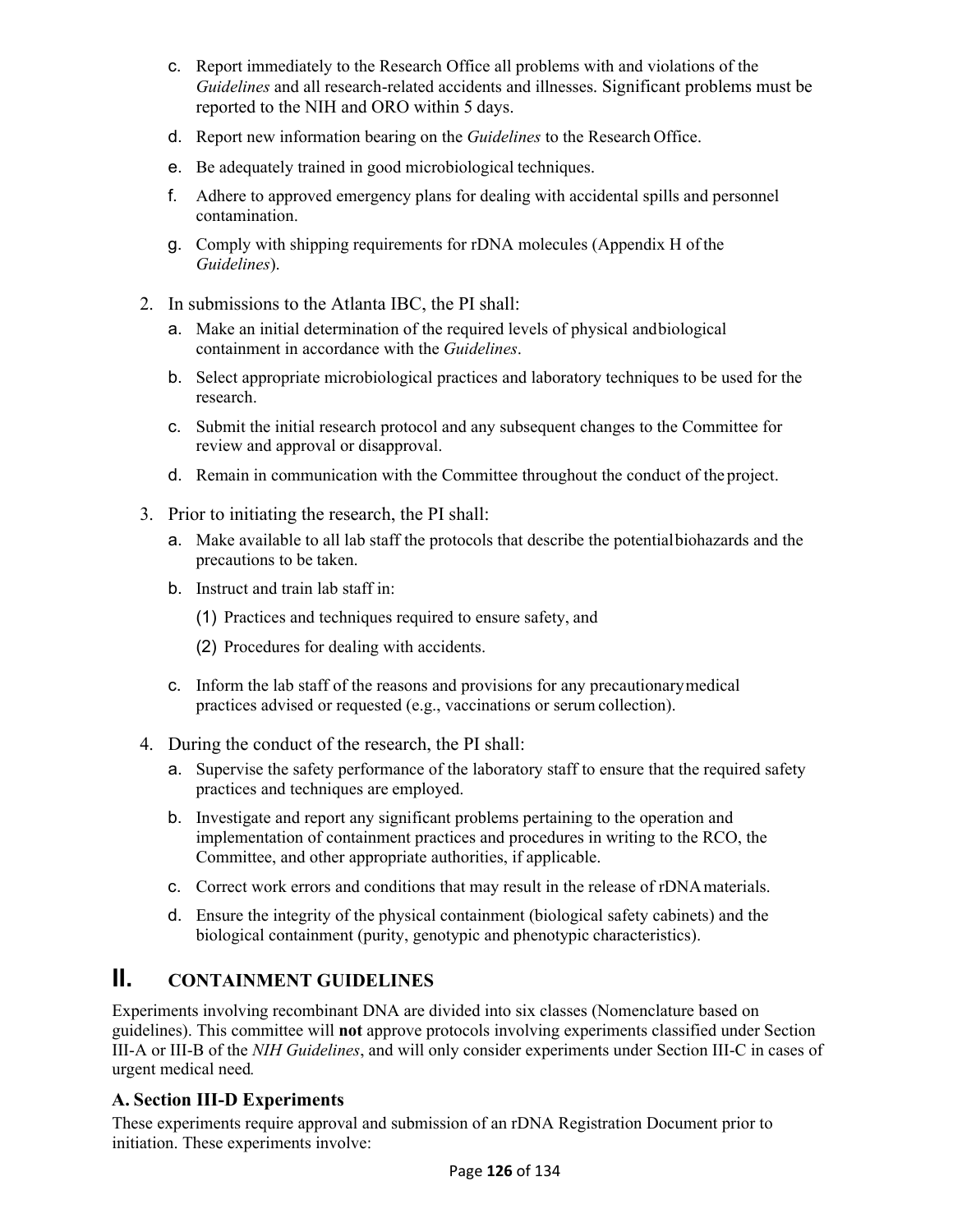c. Report immediately to the Research Office all problems with and violations of the *Guidelines* and all research-related accidents and illnesses. Significant problems must be reported to the NIH and ORO within 5 days.

d. Report new information bearing on the *Guidelines* to the Research Office.

e. Be adequately trained in good microbiological techniques.

f. Adhere to approved emergency plans for dealing with accidental spills and personnel contamination.

g. Comply with shipping requirements for rDNA molecules (Appendix H of the *Guidelines*).

2. In submissions to the Atlanta IBC, the PI shall:

   a. Make an initial determination of the required levels of physical and biological containment in accordance with the *Guidelines*.

   b. Select appropriate microbiological practices and laboratory techniques to be used for the research.

   c. Submit the initial research protocol and any subsequent changes to the Committee for review and approval or disapproval.

   d. Remain in communication with the Committee throughout the conduct of the project.

3. Prior to initiating the research, the PI shall:

   a. Make available to all lab staff the protocols that describe the potential biohazards and the precautions to be taken.

   b. Instruct and train lab staff in:

      (1) Practices and techniques required to ensure safety, and

      (2) Procedures for dealing with accidents.

   c. Inform the lab staff of the reasons and provisions for any precautionary medical practices advised or requested (e.g., vaccinations or serum collection).

4. During the conduct of the research, the PI shall:

   a. Supervise the safety performance of the laboratory staff to ensure that the required safety practices and techniques are employed.

   b. Investigate and report any significant problems pertaining to the operation and implementation of containment practices and procedures in writing to the RCO, the Committee, and other appropriate authorities, if applicable.

   c. Correct work errors and conditions that may result in the release of rDNA materials.

   d. Ensure the integrity of the physical containment (biological safety cabinets) and the biological containment (purity, genotypic and phenotypic characteristics).

# II. CONTAINMENT GUIDELINES

Experiments involving recombinant DNA are divided into six classes (Nomenclature based on guidelines). This committee will **not** approve protocols involving experiments classified under Section III-A or III-B of the *NIH Guidelines*, and will only consider experiments under Section III-C in cases of urgent medical need.

## A. Section III-D Experiments

These experiments require approval and submission of an rDNA Registration Document prior to initiation. These experiments involve: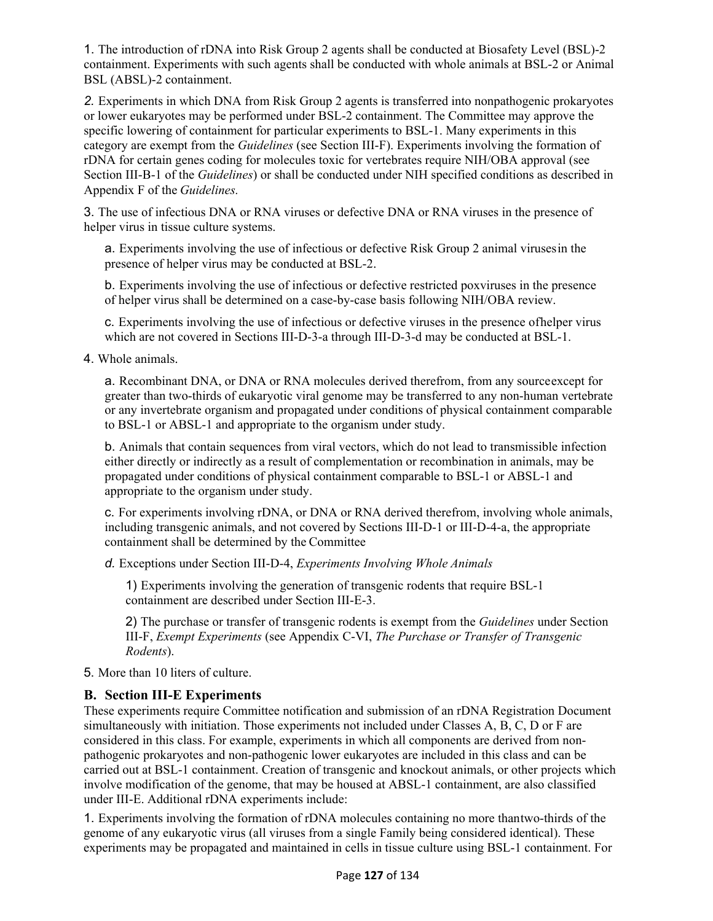1. The introduction of rDNA into Risk Group 2 agents shall be conducted at Biosafety Level (BSL)-2 containment. Experiments with such agents shall be conducted with whole animals at BSL-2 or Animal BSL (ABSL)-2 containment.

*2.* Experiments in which DNA from Risk Group 2 agents is transferred into nonpathogenic prokaryotes or lower eukaryotes may be performed under BSL-2 containment. The Committee may approve the specific lowering of containment for particular experiments to BSL-1. Many experiments in this category are exempt from the *Guidelines* (see Section III-F). Experiments involving the formation of rDNA for certain genes coding for molecules toxic for vertebrates require NIH/OBA approval (see Section III-B-1 of the *Guidelines*) or shall be conducted under NIH specified conditions as described in Appendix F of the *Guidelines.*

3. The use of infectious DNA or RNA viruses or defective DNA or RNA viruses in the presence of helper virus in tissue culture systems.

a. Experiments involving the use of infectious or defective Risk Group 2 animal virusesin the presence of helper virus may be conducted at BSL-2.

b. Experiments involving the use of infectious or defective restricted poxviruses in the presence of helper virus shall be determined on a case-by-case basis following NIH/OBA review.

c. Experiments involving the use of infectious or defective viruses in the presence ofhelper virus which are not covered in Sections III-D-3-a through III-D-3-d may be conducted at BSL-1.

4. Whole animals.

a. Recombinant DNA, or DNA or RNA molecules derived therefrom, from any sourceexcept for greater than two-thirds of eukaryotic viral genome may be transferred to any non-human vertebrate or any invertebrate organism and propagated under conditions of physical containment comparable to BSL-1 or ABSL-1 and appropriate to the organism under study.

b. Animals that contain sequences from viral vectors, which do not lead to transmissible infection either directly or indirectly as a result of complementation or recombination in animals, may be propagated under conditions of physical containment comparable to BSL-1 or ABSL-1 and appropriate to the organism under study.

c. For experiments involving rDNA, or DNA or RNA derived therefrom, involving whole animals, including transgenic animals, and not covered by Sections III-D-1 or III-D-4-a, the appropriate containment shall be determined by the Committee

*d.* Exceptions under Section III-D-4, *Experiments Involving Whole Animals*

1) Experiments involving the generation of transgenic rodents that require BSL-1 containment are described under Section III-E-3.

2) The purchase or transfer of transgenic rodents is exempt from the *Guidelines* under Section III-F, *Exempt Experiments* (see Appendix C-VI, *The Purchase or Transfer of Transgenic Rodents*).

5. More than 10 liters of culture.

### B. Section III-E Experiments

These experiments require Committee notification and submission of an rDNA Registration Document simultaneously with initiation. Those experiments not included under Classes A, B, C, D or F are considered in this class. For example, experiments in which all components are derived from non-pathogenic prokaryotes and non-pathogenic lower eukaryotes are included in this class and can be carried out at BSL-1 containment. Creation of transgenic and knockout animals, or other projects which involve modification of the genome, that may be housed at ABSL-1 containment, are also classified under III-E. Additional rDNA experiments include:

1. Experiments involving the formation of rDNA molecules containing no more thantwo-thirds of the genome of any eukaryotic virus (all viruses from a single Family being considered identical). These experiments may be propagated and maintained in cells in tissue culture using BSL-1 containment. For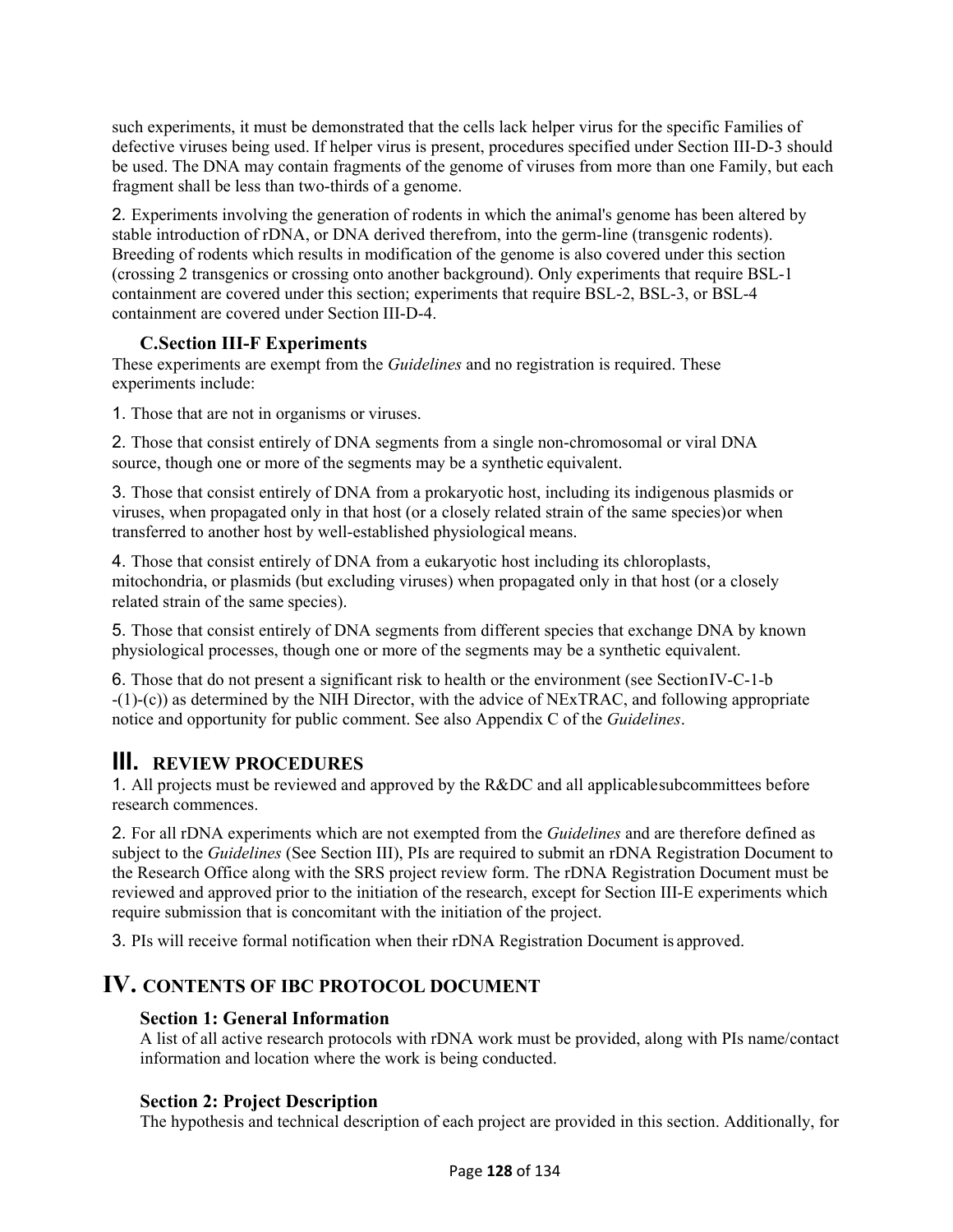such experiments, it must be demonstrated that the cells lack helper virus for the specific Families of defective viruses being used. If helper virus is present, procedures specified under Section III-D-3 should be used. The DNA may contain fragments of the genome of viruses from more than one Family, but each fragment shall be less than two-thirds of a genome.

2. Experiments involving the generation of rodents in which the animal's genome has been altered by stable introduction of rDNA, or DNA derived therefrom, into the germ-line (transgenic rodents). Breeding of rodents which results in modification of the genome is also covered under this section (crossing 2 transgenics or crossing onto another background). Only experiments that require BSL-1 containment are covered under this section; experiments that require BSL-2, BSL-3, or BSL-4 containment are covered under Section III-D-4.

### C.Section III-F Experiments

These experiments are exempt from the *Guidelines* and no registration is required. These experiments include:

1. Those that are not in organisms or viruses.

2. Those that consist entirely of DNA segments from a single non-chromosomal or viral DNA source, though one or more of the segments may be a synthetic equivalent.

3. Those that consist entirely of DNA from a prokaryotic host, including its indigenous plasmids or viruses, when propagated only in that host (or a closely related strain of the same species)or when transferred to another host by well-established physiological means.

4. Those that consist entirely of DNA from a eukaryotic host including its chloroplasts, mitochondria, or plasmids (but excluding viruses) when propagated only in that host (or a closely related strain of the same species).

5. Those that consist entirely of DNA segments from different species that exchange DNA by known physiological processes, though one or more of the segments may be a synthetic equivalent.

6. Those that do not present a significant risk to health or the environment (see SectionIV-C-1-b -(1)-(c)) as determined by the NIH Director, with the advice of NExTRAC, and following appropriate notice and opportunity for public comment. See also Appendix C of the *Guidelines*.

## III. REVIEW PROCEDURES

1. All projects must be reviewed and approved by the R&DC and all applicablesubcommittees before research commences.

2. For all rDNA experiments which are not exempted from the *Guidelines* and are therefore defined as subject to the *Guidelines* (See Section III), PIs are required to submit an rDNA Registration Document to the Research Office along with the SRS project review form. The rDNA Registration Document must be reviewed and approved prior to the initiation of the research, except for Section III-E experiments which require submission that is concomitant with the initiation of the project.

3. PIs will receive formal notification when their rDNA Registration Document is approved.

## IV. CONTENTS OF IBC PROTOCOL DOCUMENT

### Section 1: General Information

A list of all active research protocols with rDNA work must be provided, along with PIs name/contact information and location where the work is being conducted.

### Section 2: Project Description

The hypothesis and technical description of each project are provided in this section. Additionally, for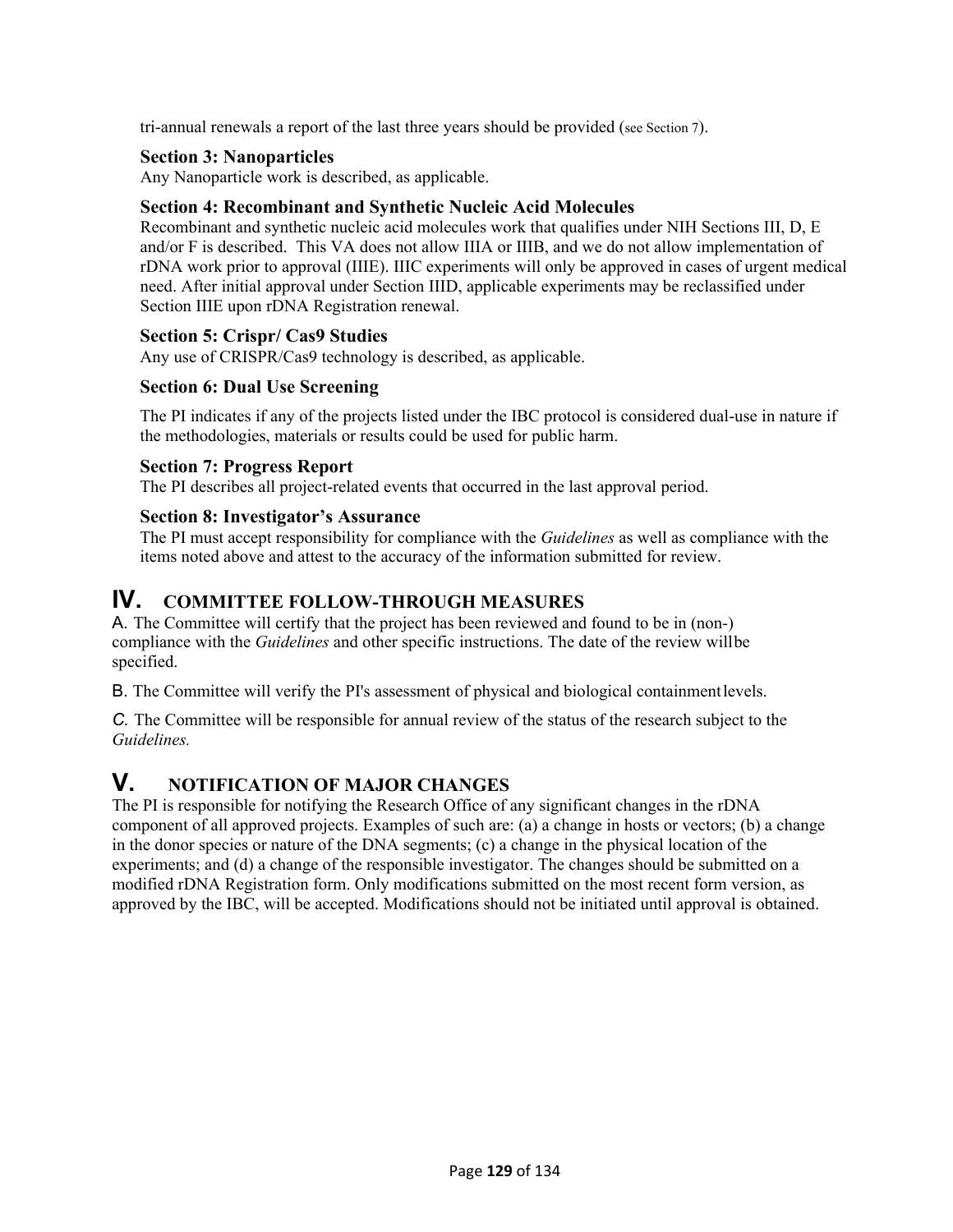tri-annual renewals a report of the last three years should be provided (see Section 7).

### Section 3: Nanoparticles

Any Nanoparticle work is described, as applicable.

### Section 4: Recombinant and Synthetic Nucleic Acid Molecules

Recombinant and synthetic nucleic acid molecules work that qualifies under NIH Sections III, D, E and/or F is described. This VA does not allow IIIA or IIIB, and we do not allow implementation of rDNA work prior to approval (IIIE). IIIC experiments will only be approved in cases of urgent medical need. After initial approval under Section IIID, applicable experiments may be reclassified under Section IIIE upon rDNA Registration renewal.

### Section 5: Crispr/ Cas9 Studies

Any use of CRISPR/Cas9 technology is described, as applicable.

### Section 6: Dual Use Screening

The PI indicates if any of the projects listed under the IBC protocol is considered dual-use in nature if the methodologies, materials or results could be used for public harm.

### Section 7: Progress Report

The PI describes all project-related events that occurred in the last approval period.

### Section 8: Investigator's Assurance

The PI must accept responsibility for compliance with the *Guidelines* as well as compliance with the items noted above and attest to the accuracy of the information submitted for review.

## IV. COMMITTEE FOLLOW-THROUGH MEASURES

A. The Committee will certify that the project has been reviewed and found to be in (non-) compliance with the *Guidelines* and other specific instructions. The date of the review will be specified.

B. The Committee will verify the PI's assessment of physical and biological containment levels.

*C.* The Committee will be responsible for annual review of the status of the research subject to the *Guidelines.*

## V. NOTIFICATION OF MAJOR CHANGES

The PI is responsible for notifying the Research Office of any significant changes in the rDNA component of all approved projects. Examples of such are: (a) a change in hosts or vectors; (b) a change in the donor species or nature of the DNA segments; (c) a change in the physical location of the experiments; and (d) a change of the responsible investigator. The changes should be submitted on a modified rDNA Registration form. Only modifications submitted on the most recent form version, as approved by the IBC, will be accepted. Modifications should not be initiated until approval is obtained.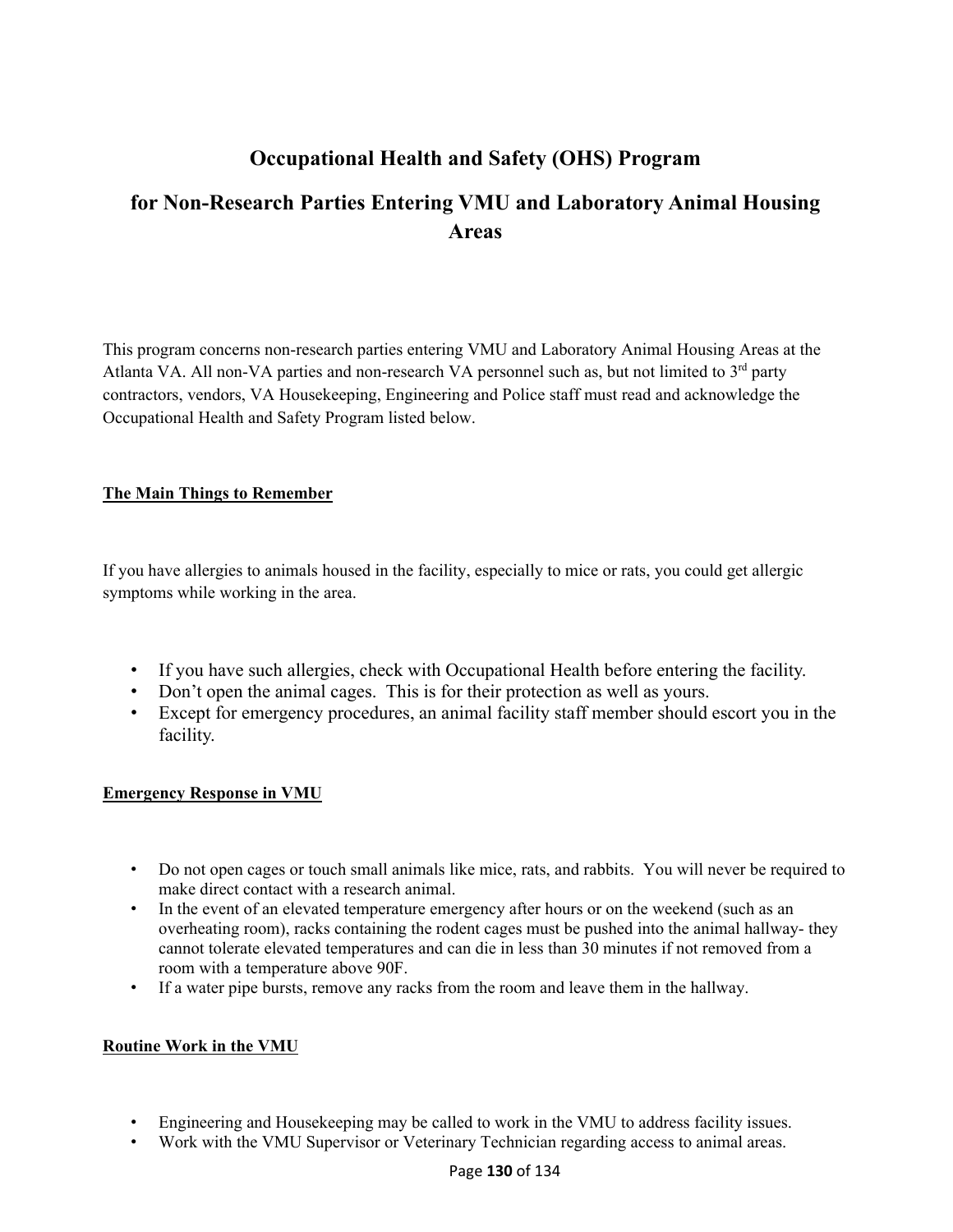# Occupational Health and Safety (OHS) Program

# for Non-Research Parties Entering VMU and Laboratory Animal Housing Areas

This program concerns non-research parties entering VMU and Laboratory Animal Housing Areas at the Atlanta VA. All non-VA parties and non-research VA personnel such as, but not limited to 3rd party contractors, vendors, VA Housekeeping, Engineering and Police staff must read and acknowledge the Occupational Health and Safety Program listed below.

## The Main Things to Remember

If you have allergies to animals housed in the facility, especially to mice or rats, you could get allergic symptoms while working in the area.

- If you have such allergies, check with Occupational Health before entering the facility.
- Don't open the animal cages. This is for their protection as well as yours.
- Except for emergency procedures, an animal facility staff member should escort you in the facility.

## Emergency Response in VMU

- Do not open cages or touch small animals like mice, rats, and rabbits. You will never be required to make direct contact with a research animal.
- In the event of an elevated temperature emergency after hours or on the weekend (such as an overheating room), racks containing the rodent cages must be pushed into the animal hallway- they cannot tolerate elevated temperatures and can die in less than 30 minutes if not removed from a room with a temperature above 90F.
- If a water pipe bursts, remove any racks from the room and leave them in the hallway.

## Routine Work in the VMU

- Engineering and Housekeeping may be called to work in the VMU to address facility issues.
- Work with the VMU Supervisor or Veterinary Technician regarding access to animal areas.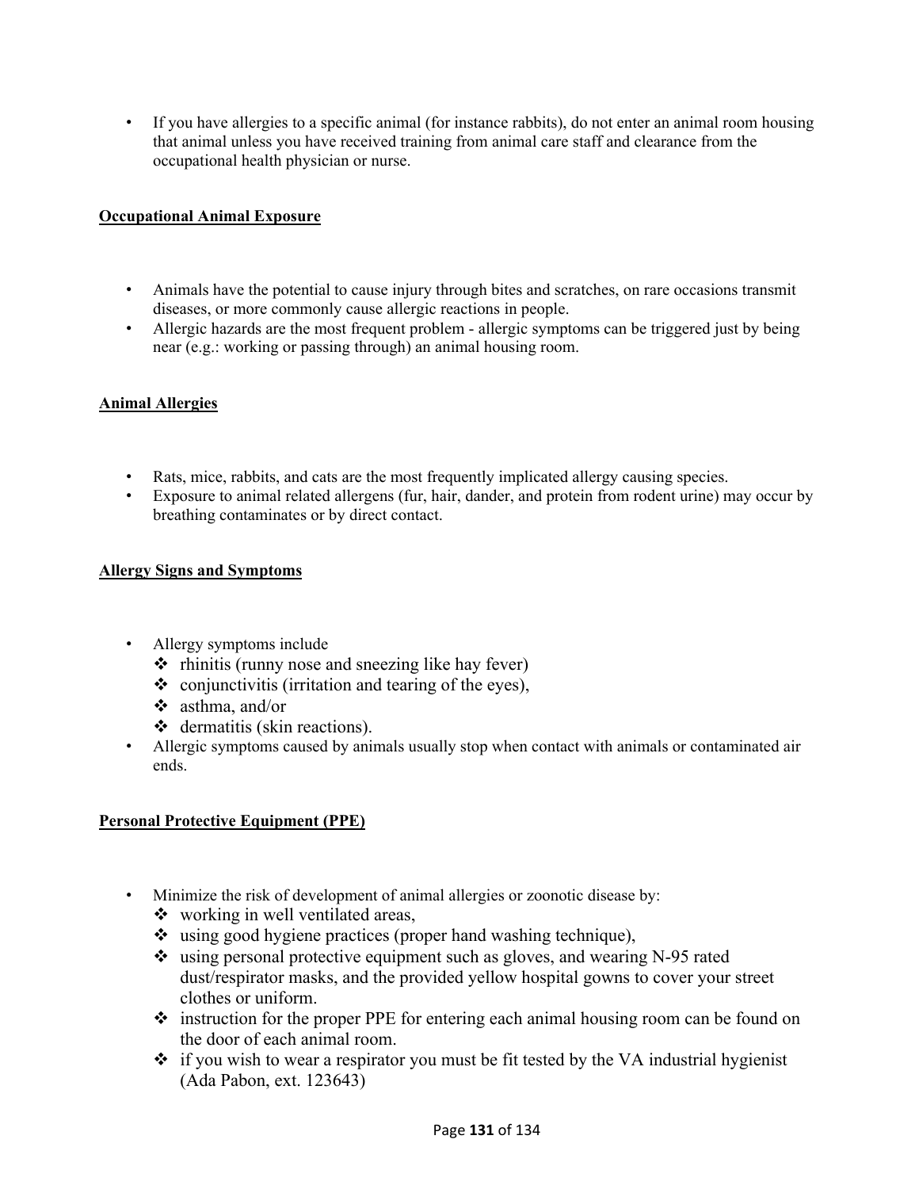- If you have allergies to a specific animal (for instance rabbits), do not enter an animal room housing that animal unless you have received training from animal care staff and clearance from the occupational health physician or nurse.

**Occupational Animal Exposure**

- Animals have the potential to cause injury through bites and scratches, on rare occasions transmit diseases, or more commonly cause allergic reactions in people.
- Allergic hazards are the most frequent problem - allergic symptoms can be triggered just by being near (e.g.: working or passing through) an animal housing room.

**Animal Allergies**

- Rats, mice, rabbits, and cats are the most frequently implicated allergy causing species.
- Exposure to animal related allergens (fur, hair, dander, and protein from rodent urine) may occur by breathing contaminates or by direct contact.

**Allergy Signs and Symptoms**

- Allergy symptoms include
  - rhinitis (runny nose and sneezing like hay fever)
  - conjunctivitis (irritation and tearing of the eyes),
  - asthma, and/or
  - dermatitis (skin reactions).
- Allergic symptoms caused by animals usually stop when contact with animals or contaminated air ends.

**Personal Protective Equipment (PPE)**

- Minimize the risk of development of animal allergies or zoonotic disease by:
  - working in well ventilated areas,
  - using good hygiene practices (proper hand washing technique),
  - using personal protective equipment such as gloves, and wearing N-95 rated dust/respirator masks, and the provided yellow hospital gowns to cover your street clothes or uniform.
  - instruction for the proper PPE for entering each animal housing room can be found on the door of each animal room.
  - if you wish to wear a respirator you must be fit tested by the VA industrial hygienist (Ada Pabon, ext. 123643)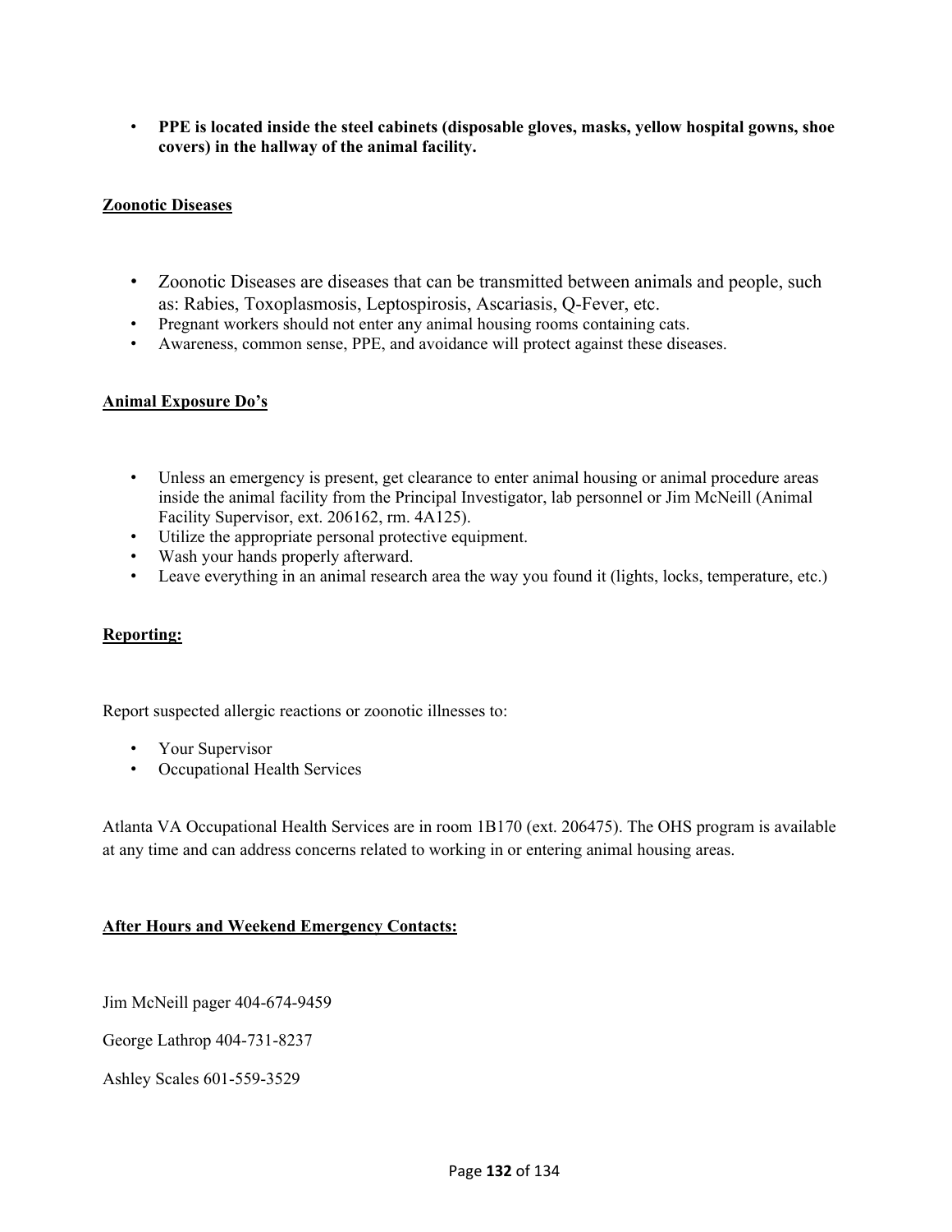- **PPE is located inside the steel cabinets (disposable gloves, masks, yellow hospital gowns, shoe covers) in the hallway of the animal facility.**

**<u>Zoonotic Diseases</u>**

- Zoonotic Diseases are diseases that can be transmitted between animals and people, such as: Rabies, Toxoplasmosis, Leptospirosis, Ascariasis, Q-Fever, etc.
- Pregnant workers should not enter any animal housing rooms containing cats.
- Awareness, common sense, PPE, and avoidance will protect against these diseases.

**<u>Animal Exposure Do's</u>**

- Unless an emergency is present, get clearance to enter animal housing or animal procedure areas inside the animal facility from the Principal Investigator, lab personnel or Jim McNeill (Animal Facility Supervisor, ext. 206162, rm. 4A125).
- Utilize the appropriate personal protective equipment.
- Wash your hands properly afterward.
- Leave everything in an animal research area the way you found it (lights, locks, temperature, etc.)

**<u>Reporting:</u>**

Report suspected allergic reactions or zoonotic illnesses to:

- Your Supervisor
- Occupational Health Services

Atlanta VA Occupational Health Services are in room 1B170 (ext. 206475). The OHS program is available at any time and can address concerns related to working in or entering animal housing areas.

**<u>After Hours and Weekend Emergency Contacts:</u>**

Jim McNeill pager 404-674-9459

George Lathrop 404-731-8237

Ashley Scales 601-559-3529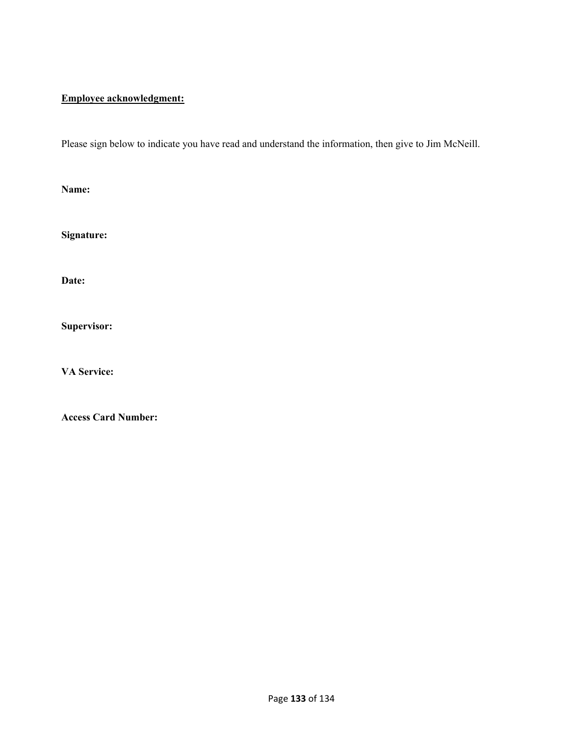**Employee acknowledgment:**

Please sign below to indicate you have read and understand the information, then give to Jim McNeill.

**Name:**

**Signature:**

**Date:**

**Supervisor:**

**VA Service:**

**Access Card Number:**